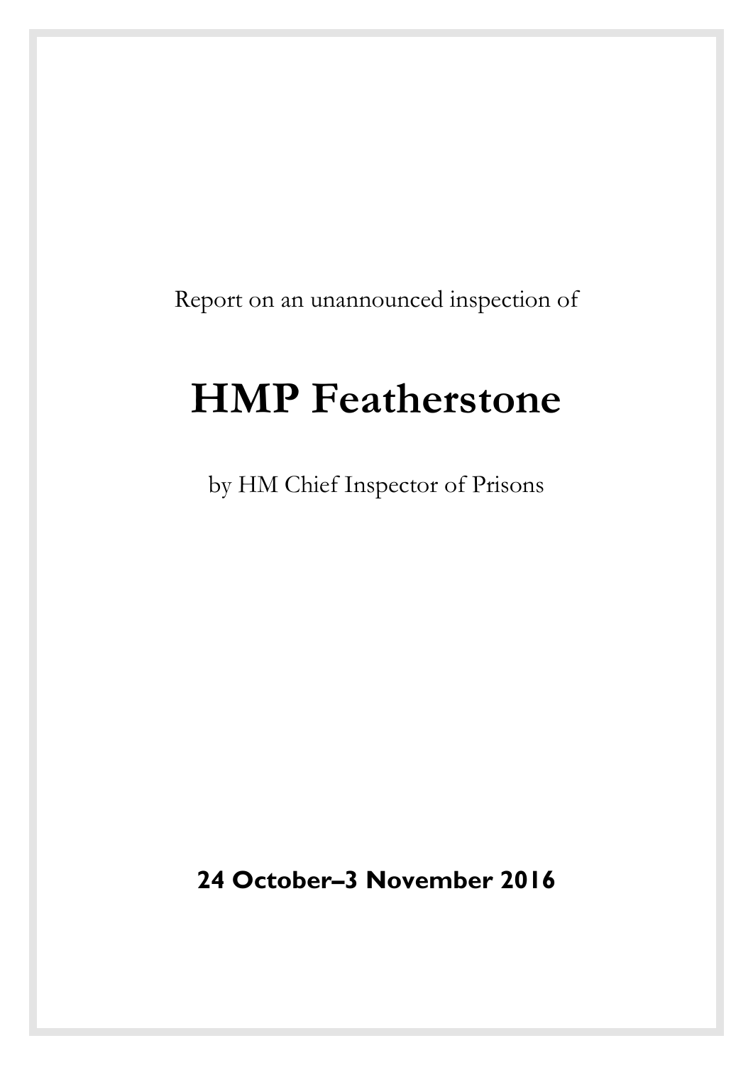Report on an unannounced inspection of

# HMP Featherstone

by HM Chief Inspector of Prisons

**24 October–3 November 2016**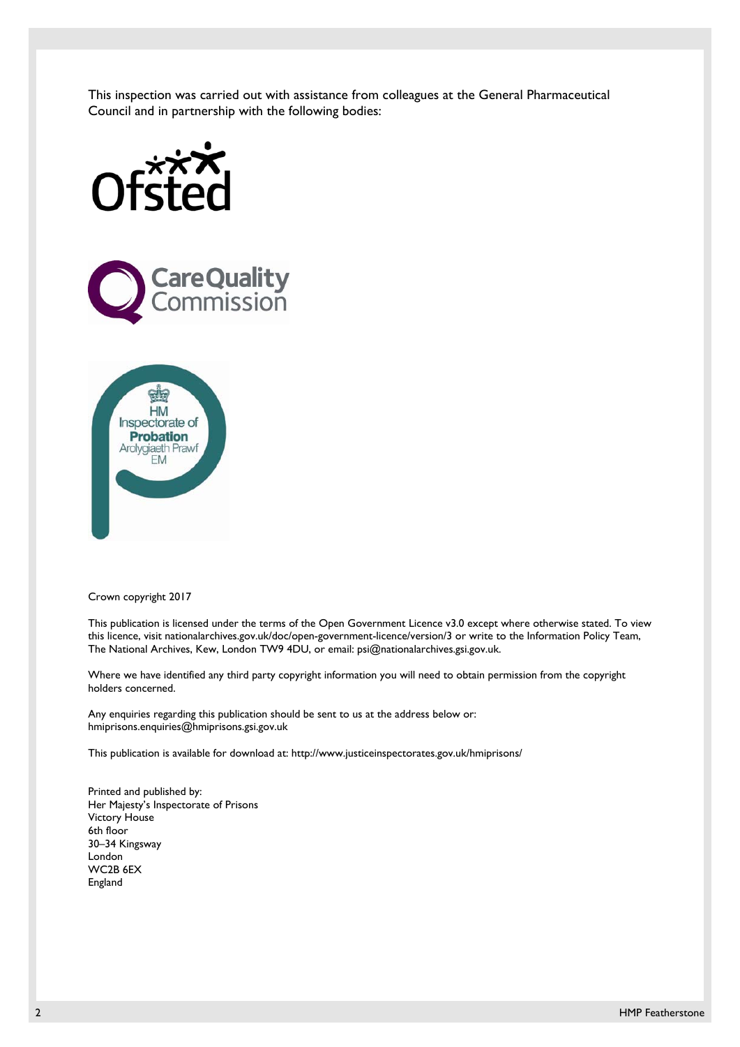This inspection was carried out with assistance from colleagues at the General Pharmaceutical Council and in partnership with the following bodies:

Crown copyright 2017

This publication is licensed under the terms of the Open Government Licence v3.0 except where otherwise stated. To view this licence, visit nationalarchives.gov.uk/doc/open-government-licence/version/3 or write to the Information Policy Team, The National Archives, Kew, London TW9 4DU, or email: psi@nationalarchives.gsi.gov.uk.

Where we have identified any third party copyright information you will need to obtain permission from the copyright holders concerned.

Any enquiries regarding this publication should be sent to us at the address below or: hmiprisons.enquiries@hmiprisons.gsi.gov.uk

This publication is available for download at: http://www.justiceinspectorates.gov.uk/hmiprisons/

Printed and published by:
Her Majesty's Inspectorate of Prisons
Victory House
6th floor
30–34 Kingsway
London
WC2B 6EX
England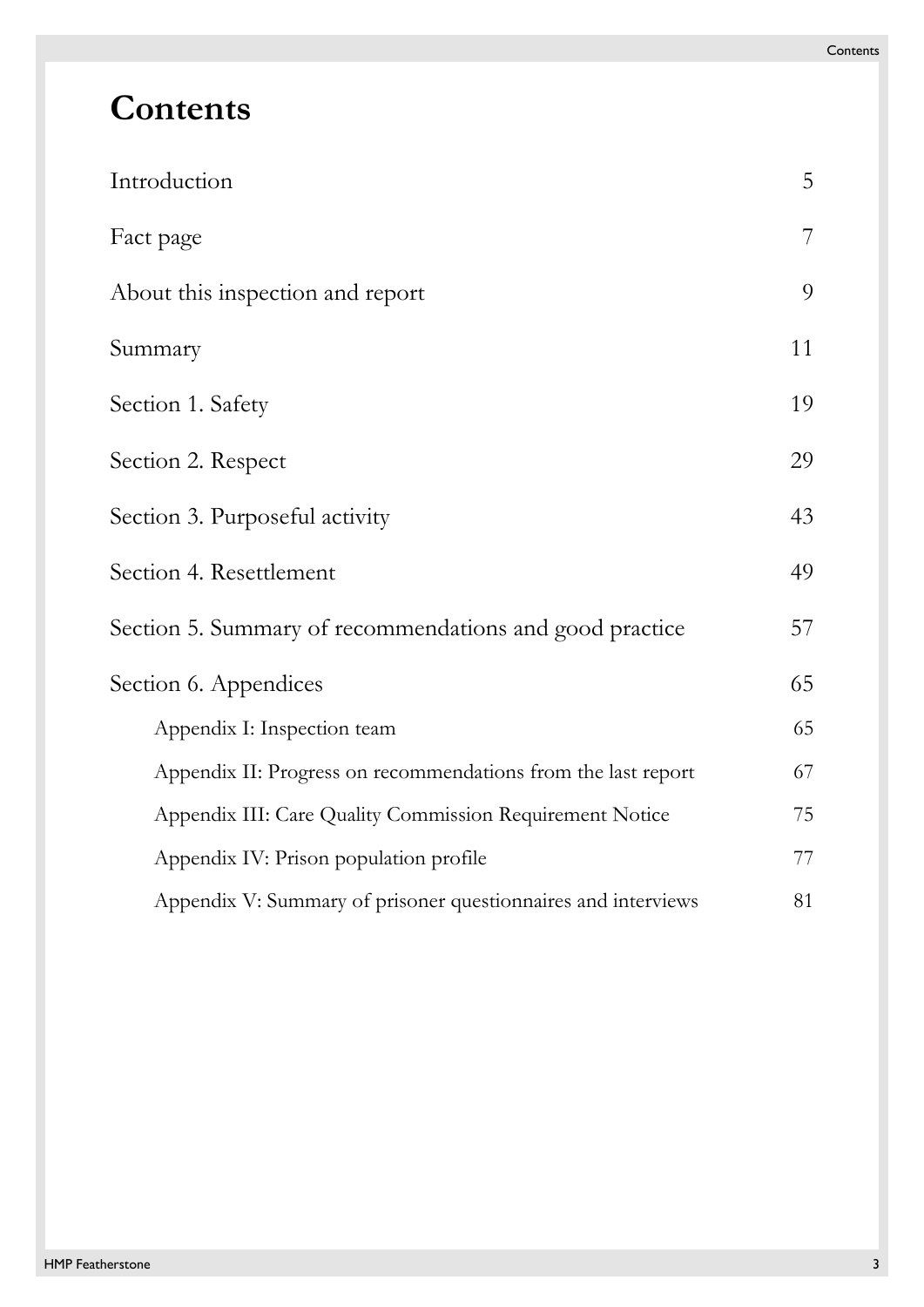# Contents

| | |
|---|---|
| Introduction | 5 |
| Fact page | 7 |
| About this inspection and report | 9 |
| Summary | 11 |
| Section 1. Safety | 19 |
| Section 2. Respect | 29 |
| Section 3. Purposeful activity | 43 |
| Section 4. Resettlement | 49 |
| Section 5. Summary of recommendations and good practice | 57 |
| Section 6. Appendices | 65 |
| Appendix I: Inspection team | 65 |
| Appendix II: Progress on recommendations from the last report | 67 |
| Appendix III: Care Quality Commission Requirement Notice | 75 |
| Appendix IV: Prison population profile | 77 |
| Appendix V: Summary of prisoner questionnaires and interviews | 81 |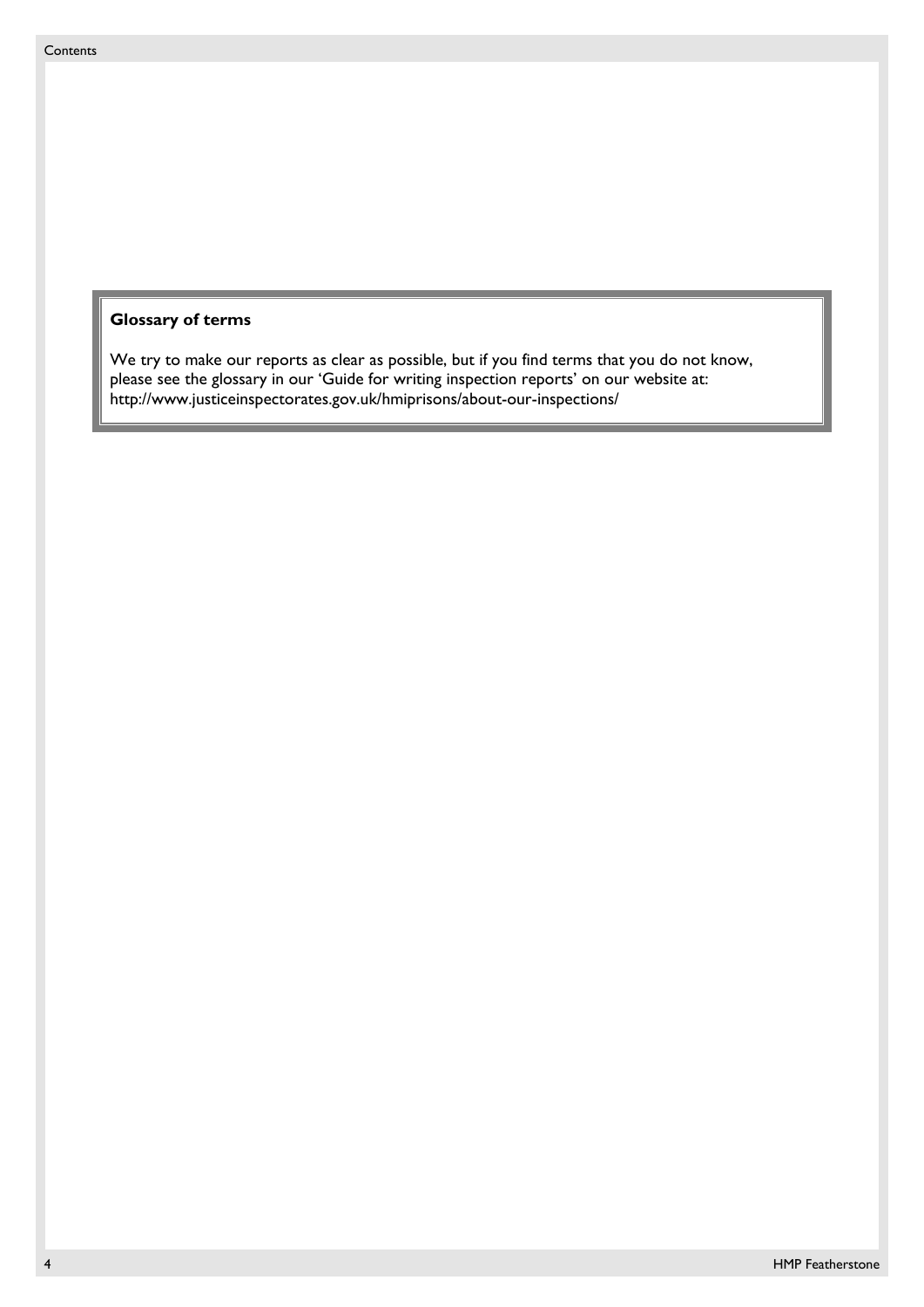**Glossary of terms**

We try to make our reports as clear as possible, but if you find terms that you do not know, please see the glossary in our 'Guide for writing inspection reports' on our website at: http://www.justiceinspectorates.gov.uk/hmiprisons/about-our-inspections/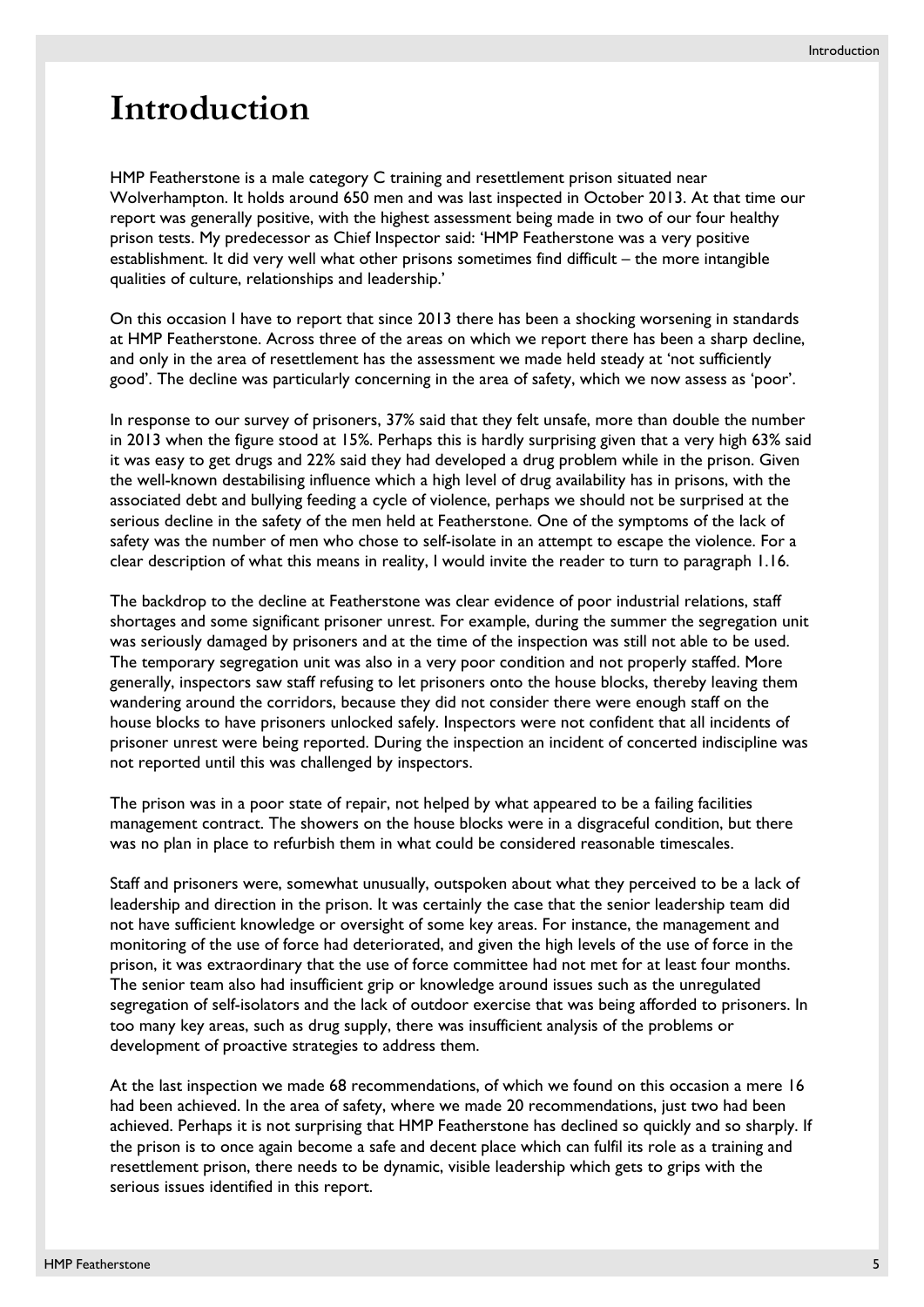# Introduction

HMP Featherstone is a male category C training and resettlement prison situated near Wolverhampton. It holds around 650 men and was last inspected in October 2013. At that time our report was generally positive, with the highest assessment being made in two of our four healthy prison tests. My predecessor as Chief Inspector said: 'HMP Featherstone was a very positive establishment. It did very well what other prisons sometimes find difficult – the more intangible qualities of culture, relationships and leadership.'

On this occasion I have to report that since 2013 there has been a shocking worsening in standards at HMP Featherstone. Across three of the areas on which we report there has been a sharp decline, and only in the area of resettlement has the assessment we made held steady at 'not sufficiently good'. The decline was particularly concerning in the area of safety, which we now assess as 'poor'.

In response to our survey of prisoners, 37% said that they felt unsafe, more than double the number in 2013 when the figure stood at 15%. Perhaps this is hardly surprising given that a very high 63% said it was easy to get drugs and 22% said they had developed a drug problem while in the prison. Given the well-known destabilising influence which a high level of drug availability has in prisons, with the associated debt and bullying feeding a cycle of violence, perhaps we should not be surprised at the serious decline in the safety of the men held at Featherstone. One of the symptoms of the lack of safety was the number of men who chose to self-isolate in an attempt to escape the violence. For a clear description of what this means in reality, I would invite the reader to turn to paragraph 1.16.

The backdrop to the decline at Featherstone was clear evidence of poor industrial relations, staff shortages and some significant prisoner unrest. For example, during the summer the segregation unit was seriously damaged by prisoners and at the time of the inspection was still not able to be used. The temporary segregation unit was also in a very poor condition and not properly staffed. More generally, inspectors saw staff refusing to let prisoners onto the house blocks, thereby leaving them wandering around the corridors, because they did not consider there were enough staff on the house blocks to have prisoners unlocked safely. Inspectors were not confident that all incidents of prisoner unrest were being reported. During the inspection an incident of concerted indiscipline was not reported until this was challenged by inspectors.

The prison was in a poor state of repair, not helped by what appeared to be a failing facilities management contract. The showers on the house blocks were in a disgraceful condition, but there was no plan in place to refurbish them in what could be considered reasonable timescales.

Staff and prisoners were, somewhat unusually, outspoken about what they perceived to be a lack of leadership and direction in the prison. It was certainly the case that the senior leadership team did not have sufficient knowledge or oversight of some key areas. For instance, the management and monitoring of the use of force had deteriorated, and given the high levels of the use of force in the prison, it was extraordinary that the use of force committee had not met for at least four months. The senior team also had insufficient grip or knowledge around issues such as the unregulated segregation of self-isolators and the lack of outdoor exercise that was being afforded to prisoners. In too many key areas, such as drug supply, there was insufficient analysis of the problems or development of proactive strategies to address them.

At the last inspection we made 68 recommendations, of which we found on this occasion a mere 16 had been achieved. In the area of safety, where we made 20 recommendations, just two had been achieved. Perhaps it is not surprising that HMP Featherstone has declined so quickly and so sharply. If the prison is to once again become a safe and decent place which can fulfil its role as a training and resettlement prison, there needs to be dynamic, visible leadership which gets to grips with the serious issues identified in this report.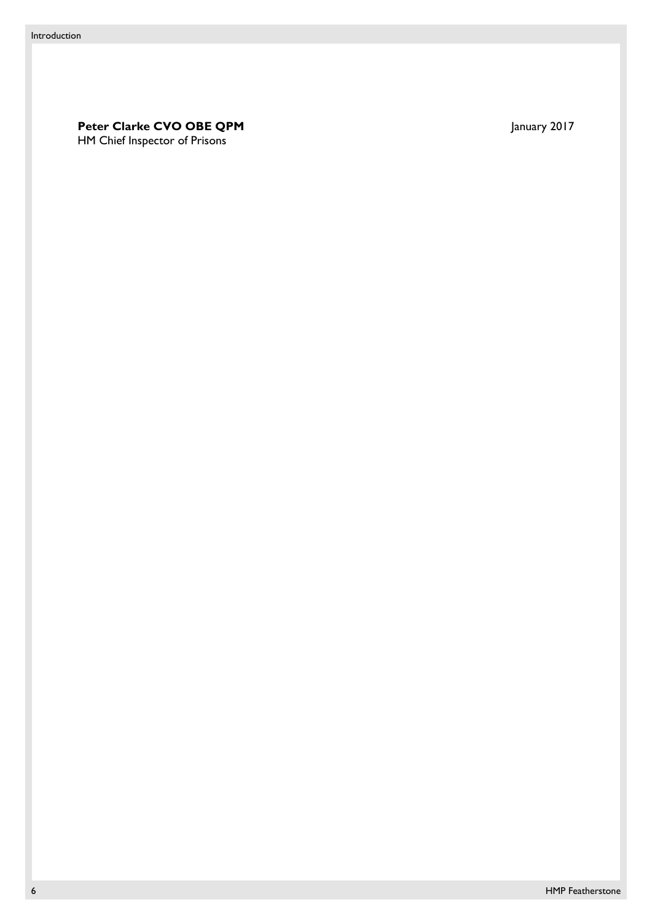**Peter Clarke CVO OBE QPM**
HM Chief Inspector of Prisons

January 2017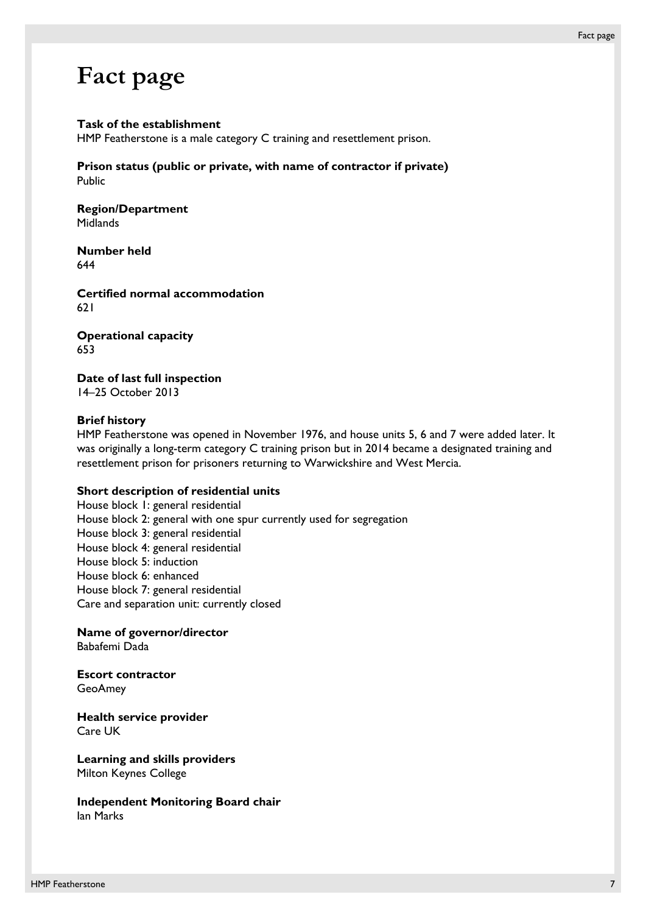# Fact page

**Task of the establishment**
HMP Featherstone is a male category C training and resettlement prison.

**Prison status (public or private, with name of contractor if private)**
Public

**Region/Department**
Midlands

**Number held**
644

**Certified normal accommodation**
621

**Operational capacity**
653

**Date of last full inspection**
14–25 October 2013

**Brief history**
HMP Featherstone was opened in November 1976, and house units 5, 6 and 7 were added later. It was originally a long-term category C training prison but in 2014 became a designated training and resettlement prison for prisoners returning to Warwickshire and West Mercia.

**Short description of residential units**
House block 1: general residential
House block 2: general with one spur currently used for segregation
House block 3: general residential
House block 4: general residential
House block 5: induction
House block 6: enhanced
House block 7: general residential
Care and separation unit: currently closed

**Name of governor/director**
Babafemi Dada

**Escort contractor**
GeoAmey

**Health service provider**
Care UK

**Learning and skills providers**
Milton Keynes College

**Independent Monitoring Board chair**
Ian Marks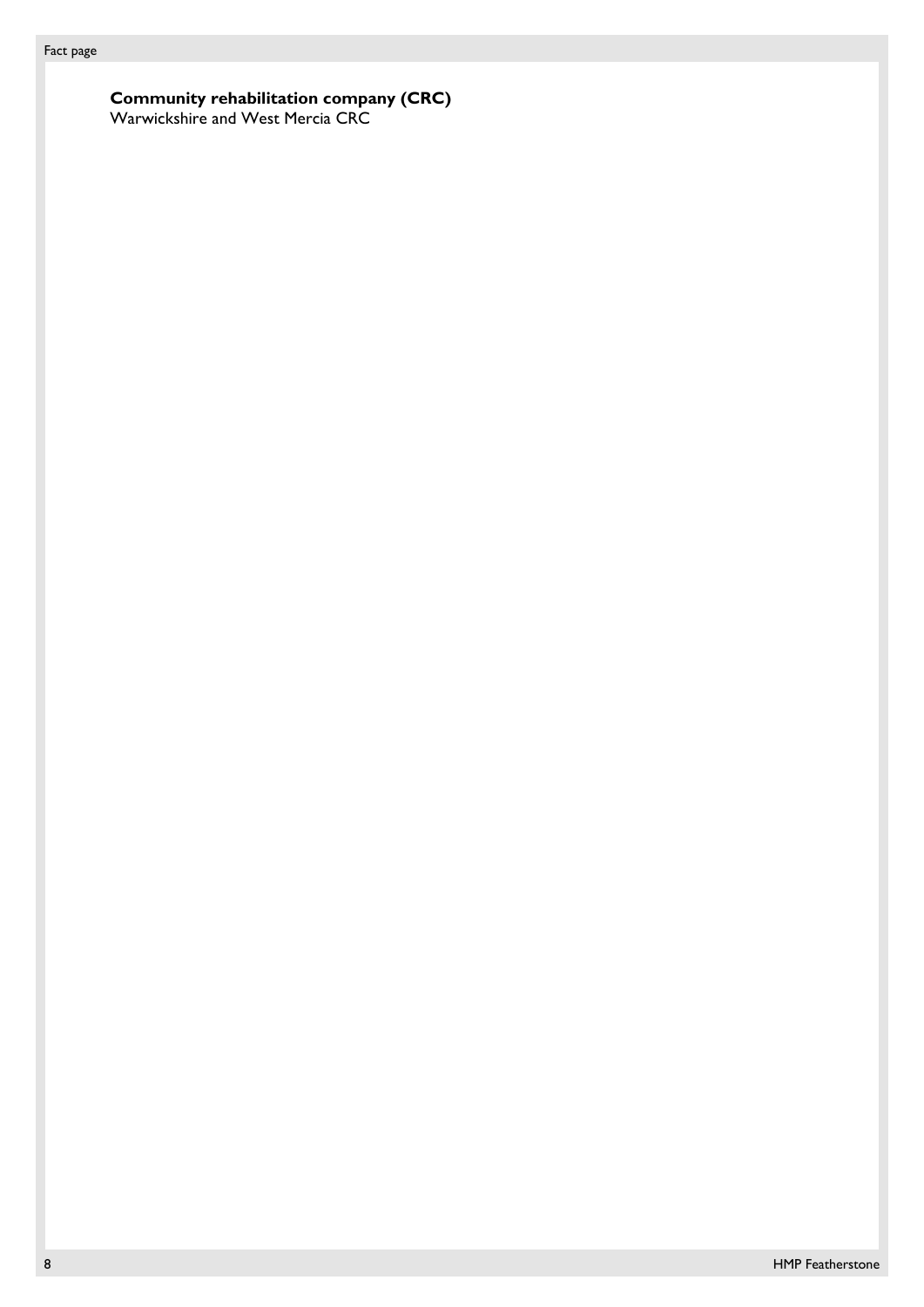**Community rehabilitation company (CRC)**
Warwickshire and West Mercia CRC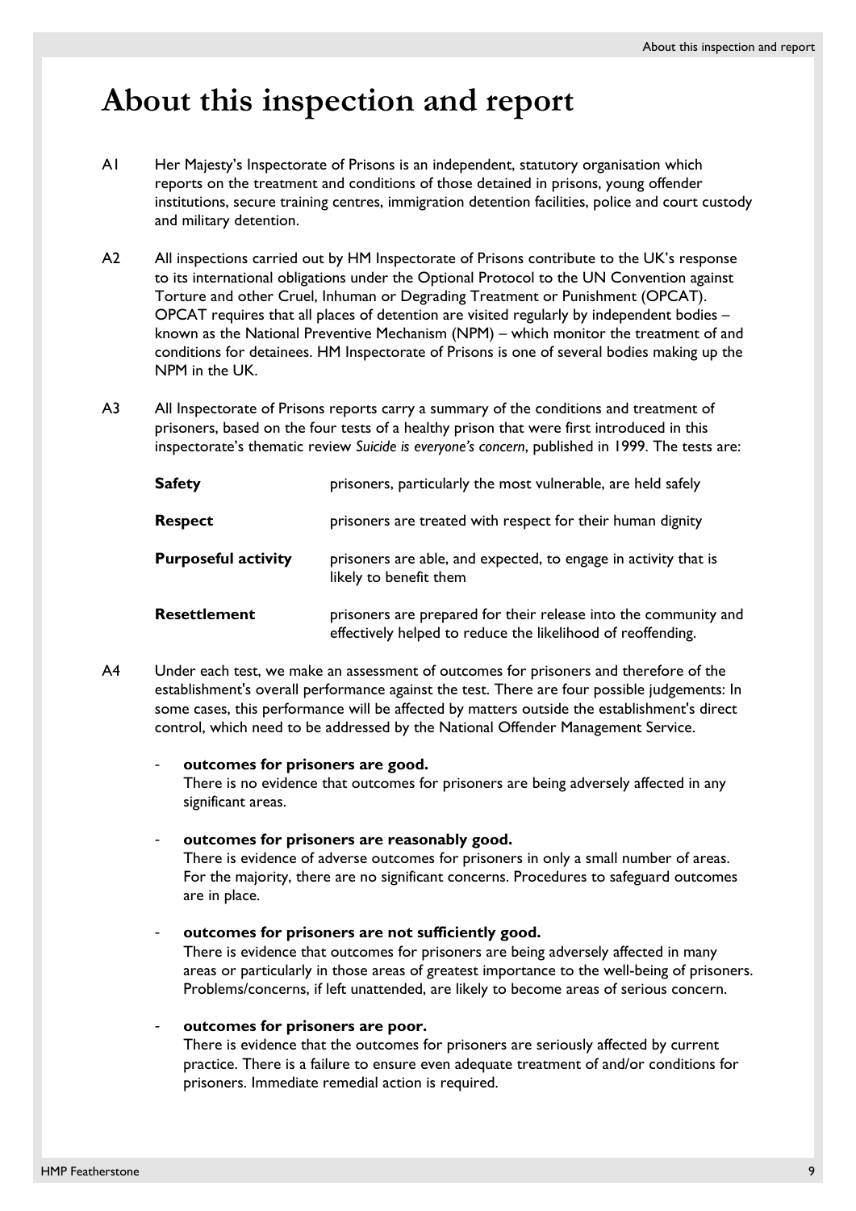# About this inspection and report

A1 Her Majesty's Inspectorate of Prisons is an independent, statutory organisation which reports on the treatment and conditions of those detained in prisons, young offender institutions, secure training centres, immigration detention facilities, police and court custody and military detention.

A2 All inspections carried out by HM Inspectorate of Prisons contribute to the UK's response to its international obligations under the Optional Protocol to the UN Convention against Torture and other Cruel, Inhuman or Degrading Treatment or Punishment (OPCAT). OPCAT requires that all places of detention are visited regularly by independent bodies – known as the National Preventive Mechanism (NPM) – which monitor the treatment of and conditions for detainees. HM Inspectorate of Prisons is one of several bodies making up the NPM in the UK.

A3 All Inspectorate of Prisons reports carry a summary of the conditions and treatment of prisoners, based on the four tests of a healthy prison that were first introduced in this inspectorate's thematic review *Suicide is everyone's concern*, published in 1999. The tests are:

| | |
|---|---|
| **Safety** | prisoners, particularly the most vulnerable, are held safely |
| **Respect** | prisoners are treated with respect for their human dignity |
| **Purposeful activity** | prisoners are able, and expected, to engage in activity that is likely to benefit them |
| **Resettlement** | prisoners are prepared for their release into the community and effectively helped to reduce the likelihood of reoffending. |

A4 Under each test, we make an assessment of outcomes for prisoners and therefore of the establishment's overall performance against the test. There are four possible judgements: In some cases, this performance will be affected by matters outside the establishment's direct control, which need to be addressed by the National Offender Management Service.

- **outcomes for prisoners are good.**
  There is no evidence that outcomes for prisoners are being adversely affected in any significant areas.

- **outcomes for prisoners are reasonably good.**
  There is evidence of adverse outcomes for prisoners in only a small number of areas. For the majority, there are no significant concerns. Procedures to safeguard outcomes are in place.

- **outcomes for prisoners are not sufficiently good.**
  There is evidence that outcomes for prisoners are being adversely affected in many areas or particularly in those areas of greatest importance to the well-being of prisoners. Problems/concerns, if left unattended, are likely to become areas of serious concern.

- **outcomes for prisoners are poor.**
  There is evidence that the outcomes for prisoners are seriously affected by current practice. There is a failure to ensure even adequate treatment of and/or conditions for prisoners. Immediate remedial action is required.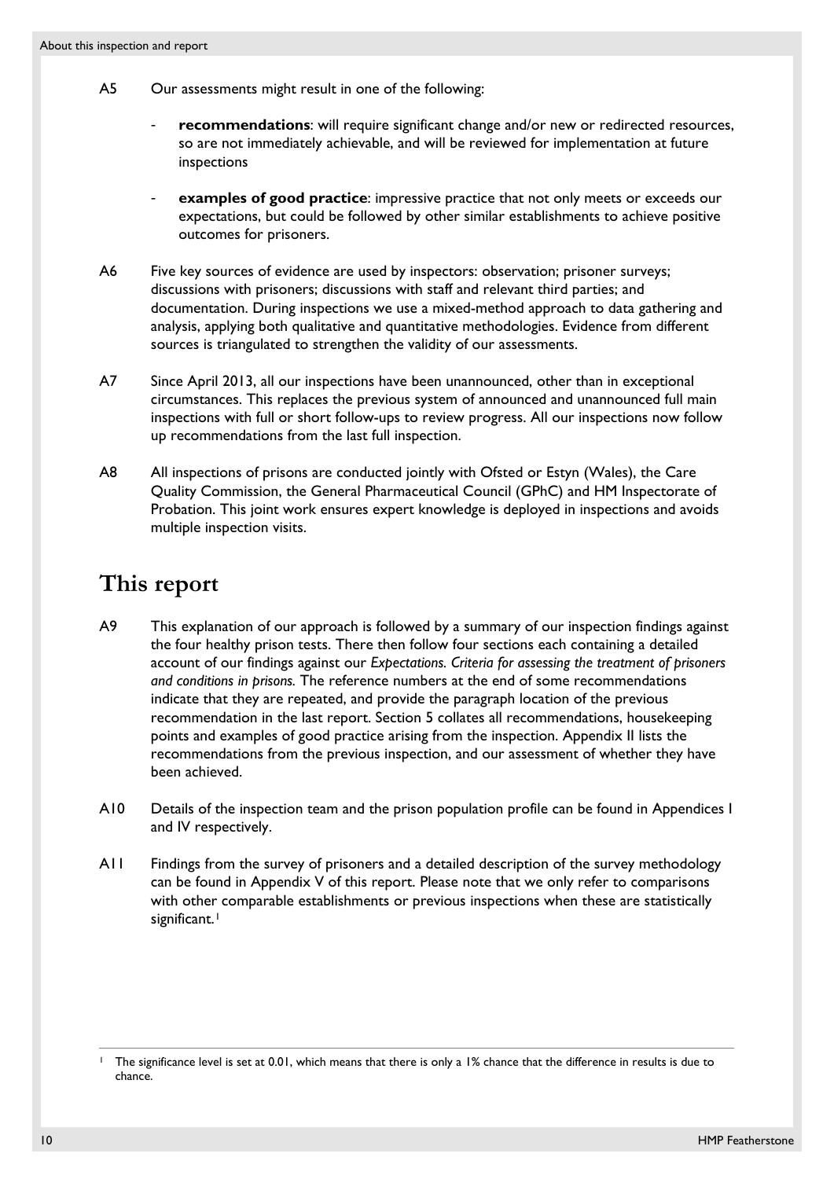A5 Our assessments might result in one of the following:

- **recommendations**: will require significant change and/or new or redirected resources, so are not immediately achievable, and will be reviewed for implementation at future inspections
- **examples of good practice**: impressive practice that not only meets or exceeds our expectations, but could be followed by other similar establishments to achieve positive outcomes for prisoners.

A6 Five key sources of evidence are used by inspectors: observation; prisoner surveys; discussions with prisoners; discussions with staff and relevant third parties; and documentation. During inspections we use a mixed-method approach to data gathering and analysis, applying both qualitative and quantitative methodologies. Evidence from different sources is triangulated to strengthen the validity of our assessments.

A7 Since April 2013, all our inspections have been unannounced, other than in exceptional circumstances. This replaces the previous system of announced and unannounced full main inspections with full or short follow-ups to review progress. All our inspections now follow up recommendations from the last full inspection.

A8 All inspections of prisons are conducted jointly with Ofsted or Estyn (Wales), the Care Quality Commission, the General Pharmaceutical Council (GPhC) and HM Inspectorate of Probation. This joint work ensures expert knowledge is deployed in inspections and avoids multiple inspection visits.

## This report

A9 This explanation of our approach is followed by a summary of our inspection findings against the four healthy prison tests. There then follow four sections each containing a detailed account of our findings against our *Expectations. Criteria for assessing the treatment of prisoners and conditions in prisons.* The reference numbers at the end of some recommendations indicate that they are repeated, and provide the paragraph location of the previous recommendation in the last report. Section 5 collates all recommendations, housekeeping points and examples of good practice arising from the inspection. Appendix II lists the recommendations from the previous inspection, and our assessment of whether they have been achieved.

A10 Details of the inspection team and the prison population profile can be found in Appendices I and IV respectively.

A11 Findings from the survey of prisoners and a detailed description of the survey methodology can be found in Appendix V of this report. Please note that we only refer to comparisons with other comparable establishments or previous inspections when these are statistically significant.[1]

[1] The significance level is set at 0.01, which means that there is only a 1% chance that the difference in results is due to chance.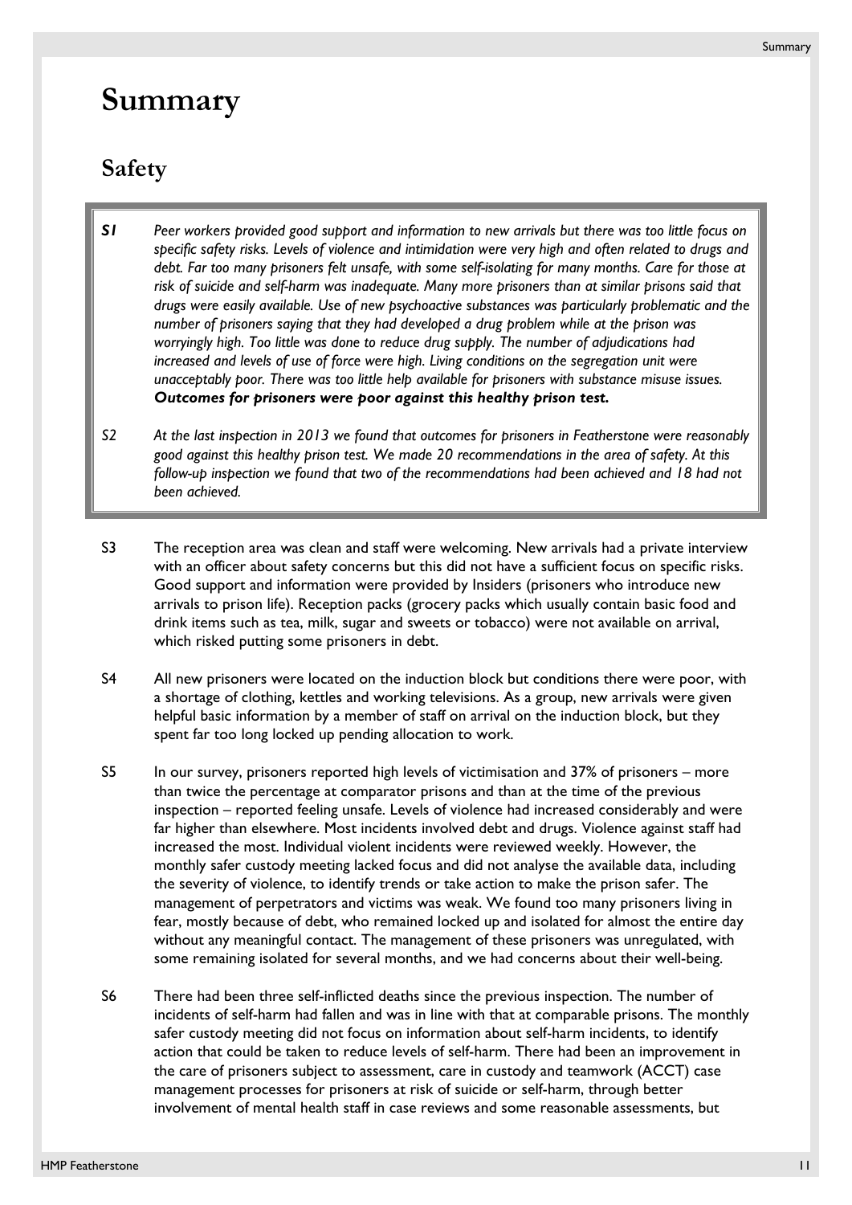# Summary

## Safety

***S1*** *Peer workers provided good support and information to new arrivals but there was too little focus on specific safety risks. Levels of violence and intimidation were very high and often related to drugs and debt. Far too many prisoners felt unsafe, with some self-isolating for many months. Care for those at risk of suicide and self-harm was inadequate. Many more prisoners than at similar prisons said that drugs were easily available. Use of new psychoactive substances was particularly problematic and the number of prisoners saying that they had developed a drug problem while at the prison was worryingly high. Too little was done to reduce drug supply. The number of adjudications had increased and levels of use of force were high. Living conditions on the segregation unit were unacceptably poor. There was too little help available for prisoners with substance misuse issues.* ***Outcomes for prisoners were poor against this healthy prison test.***

*S2* *At the last inspection in 2013 we found that outcomes for prisoners in Featherstone were reasonably good against this healthy prison test. We made 20 recommendations in the area of safety. At this follow-up inspection we found that two of the recommendations had been achieved and 18 had not been achieved.*

S3 The reception area was clean and staff were welcoming. New arrivals had a private interview with an officer about safety concerns but this did not have a sufficient focus on specific risks. Good support and information were provided by Insiders (prisoners who introduce new arrivals to prison life). Reception packs (grocery packs which usually contain basic food and drink items such as tea, milk, sugar and sweets or tobacco) were not available on arrival, which risked putting some prisoners in debt.

S4 All new prisoners were located on the induction block but conditions there were poor, with a shortage of clothing, kettles and working televisions. As a group, new arrivals were given helpful basic information by a member of staff on arrival on the induction block, but they spent far too long locked up pending allocation to work.

S5 In our survey, prisoners reported high levels of victimisation and 37% of prisoners – more than twice the percentage at comparator prisons and than at the time of the previous inspection – reported feeling unsafe. Levels of violence had increased considerably and were far higher than elsewhere. Most incidents involved debt and drugs. Violence against staff had increased the most. Individual violent incidents were reviewed weekly. However, the monthly safer custody meeting lacked focus and did not analyse the available data, including the severity of violence, to identify trends or take action to make the prison safer. The management of perpetrators and victims was weak. We found too many prisoners living in fear, mostly because of debt, who remained locked up and isolated for almost the entire day without any meaningful contact. The management of these prisoners was unregulated, with some remaining isolated for several months, and we had concerns about their well-being.

S6 There had been three self-inflicted deaths since the previous inspection. The number of incidents of self-harm had fallen and was in line with that at comparable prisons. The monthly safer custody meeting did not focus on information about self-harm incidents, to identify action that could be taken to reduce levels of self-harm. There had been an improvement in the care of prisoners subject to assessment, care in custody and teamwork (ACCT) case management processes for prisoners at risk of suicide or self-harm, through better involvement of mental health staff in case reviews and some reasonable assessments, but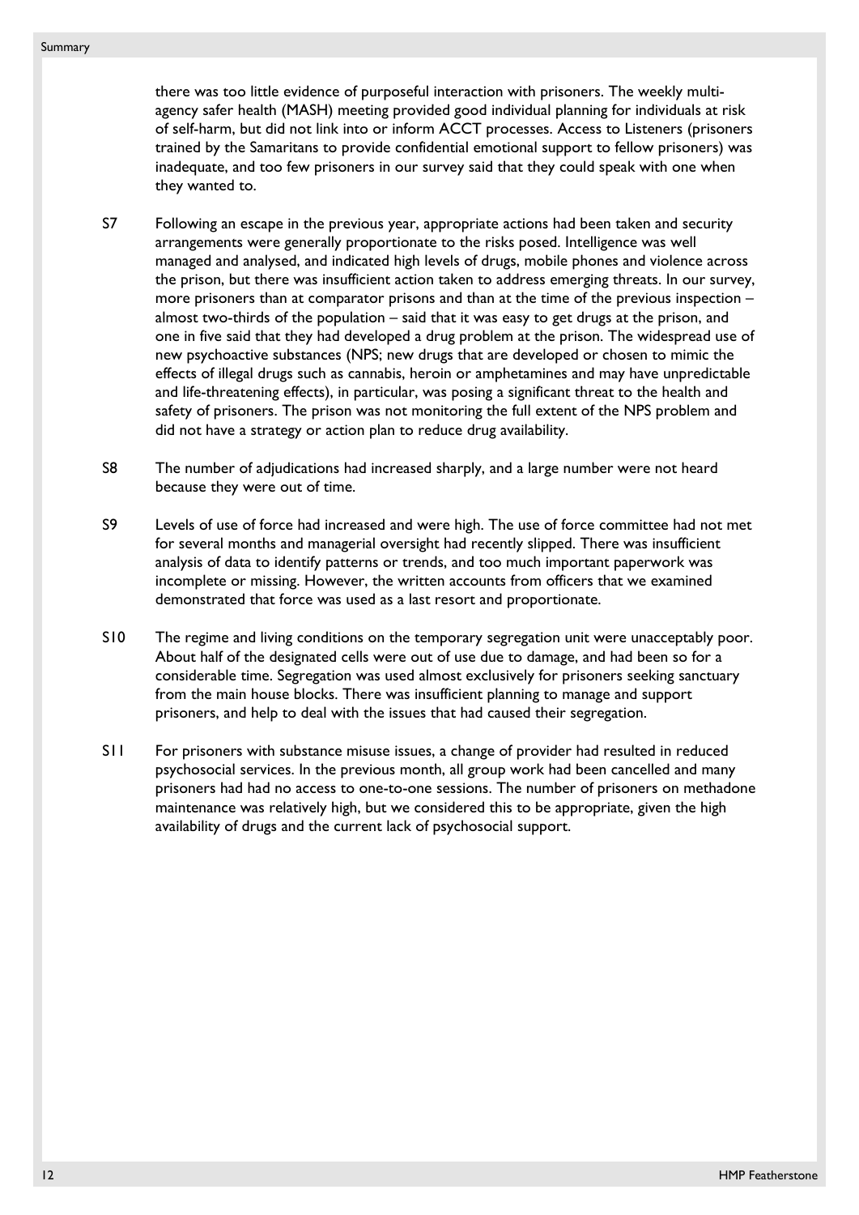there was too little evidence of purposeful interaction with prisoners. The weekly multi-agency safer health (MASH) meeting provided good individual planning for individuals at risk of self-harm, but did not link into or inform ACCT processes. Access to Listeners (prisoners trained by the Samaritans to provide confidential emotional support to fellow prisoners) was inadequate, and too few prisoners in our survey said that they could speak with one when they wanted to.

S7 Following an escape in the previous year, appropriate actions had been taken and security arrangements were generally proportionate to the risks posed. Intelligence was well managed and analysed, and indicated high levels of drugs, mobile phones and violence across the prison, but there was insufficient action taken to address emerging threats. In our survey, more prisoners than at comparator prisons and than at the time of the previous inspection – almost two-thirds of the population – said that it was easy to get drugs at the prison, and one in five said that they had developed a drug problem at the prison. The widespread use of new psychoactive substances (NPS; new drugs that are developed or chosen to mimic the effects of illegal drugs such as cannabis, heroin or amphetamines and may have unpredictable and life-threatening effects), in particular, was posing a significant threat to the health and safety of prisoners. The prison was not monitoring the full extent of the NPS problem and did not have a strategy or action plan to reduce drug availability.

S8 The number of adjudications had increased sharply, and a large number were not heard because they were out of time.

S9 Levels of use of force had increased and were high. The use of force committee had not met for several months and managerial oversight had recently slipped. There was insufficient analysis of data to identify patterns or trends, and too much important paperwork was incomplete or missing. However, the written accounts from officers that we examined demonstrated that force was used as a last resort and proportionate.

S10 The regime and living conditions on the temporary segregation unit were unacceptably poor. About half of the designated cells were out of use due to damage, and had been so for a considerable time. Segregation was used almost exclusively for prisoners seeking sanctuary from the main house blocks. There was insufficient planning to manage and support prisoners, and help to deal with the issues that had caused their segregation.

S11 For prisoners with substance misuse issues, a change of provider had resulted in reduced psychosocial services. In the previous month, all group work had been cancelled and many prisoners had had no access to one-to-one sessions. The number of prisoners on methadone maintenance was relatively high, but we considered this to be appropriate, given the high availability of drugs and the current lack of psychosocial support.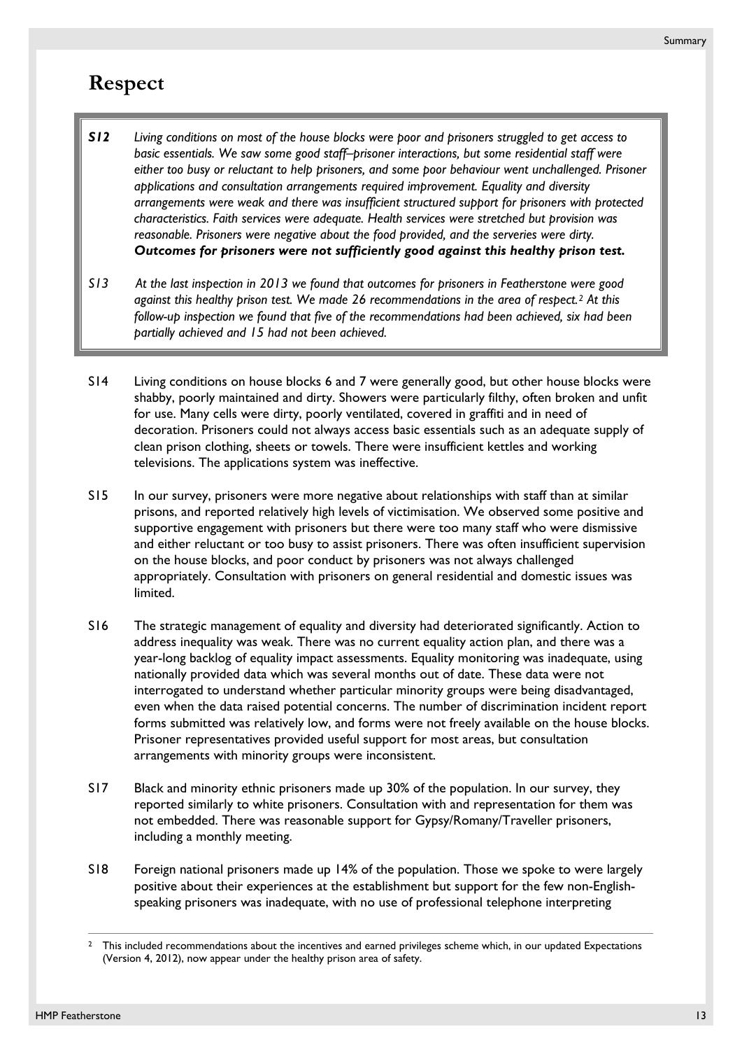## Respect

*S12 Living conditions on most of the house blocks were poor and prisoners struggled to get access to basic essentials. We saw some good staff–prisoner interactions, but some residential staff were either too busy or reluctant to help prisoners, and some poor behaviour went unchallenged. Prisoner applications and consultation arrangements required improvement. Equality and diversity arrangements were weak and there was insufficient structured support for prisoners with protected characteristics. Faith services were adequate. Health services were stretched but provision was reasonable. Prisoners were negative about the food provided, and the serveries were dirty.* ***Outcomes for prisoners were not sufficiently good against this healthy prison test.***

*S13 At the last inspection in 2013 we found that outcomes for prisoners in Featherstone were good against this healthy prison test. We made 26 recommendations in the area of respect.[2] At this follow-up inspection we found that five of the recommendations had been achieved, six had been partially achieved and 15 had not been achieved.*

S14 Living conditions on house blocks 6 and 7 were generally good, but other house blocks were shabby, poorly maintained and dirty. Showers were particularly filthy, often broken and unfit for use. Many cells were dirty, poorly ventilated, covered in graffiti and in need of decoration. Prisoners could not always access basic essentials such as an adequate supply of clean prison clothing, sheets or towels. There were insufficient kettles and working televisions. The applications system was ineffective.

S15 In our survey, prisoners were more negative about relationships with staff than at similar prisons, and reported relatively high levels of victimisation. We observed some positive and supportive engagement with prisoners but there were too many staff who were dismissive and either reluctant or too busy to assist prisoners. There was often insufficient supervision on the house blocks, and poor conduct by prisoners was not always challenged appropriately. Consultation with prisoners on general residential and domestic issues was limited.

S16 The strategic management of equality and diversity had deteriorated significantly. Action to address inequality was weak. There was no current equality action plan, and there was a year-long backlog of equality impact assessments. Equality monitoring was inadequate, using nationally provided data which was several months out of date. These data were not interrogated to understand whether particular minority groups were being disadvantaged, even when the data raised potential concerns. The number of discrimination incident report forms submitted was relatively low, and forms were not freely available on the house blocks. Prisoner representatives provided useful support for most areas, but consultation arrangements with minority groups were inconsistent.

S17 Black and minority ethnic prisoners made up 30% of the population. In our survey, they reported similarly to white prisoners. Consultation with and representation for them was not embedded. There was reasonable support for Gypsy/Romany/Traveller prisoners, including a monthly meeting.

S18 Foreign national prisoners made up 14% of the population. Those we spoke to were largely positive about their experiences at the establishment but support for the few non-English-speaking prisoners was inadequate, with no use of professional telephone interpreting

[2] This included recommendations about the incentives and earned privileges scheme which, in our updated Expectations (Version 4, 2012), now appear under the healthy prison area of safety.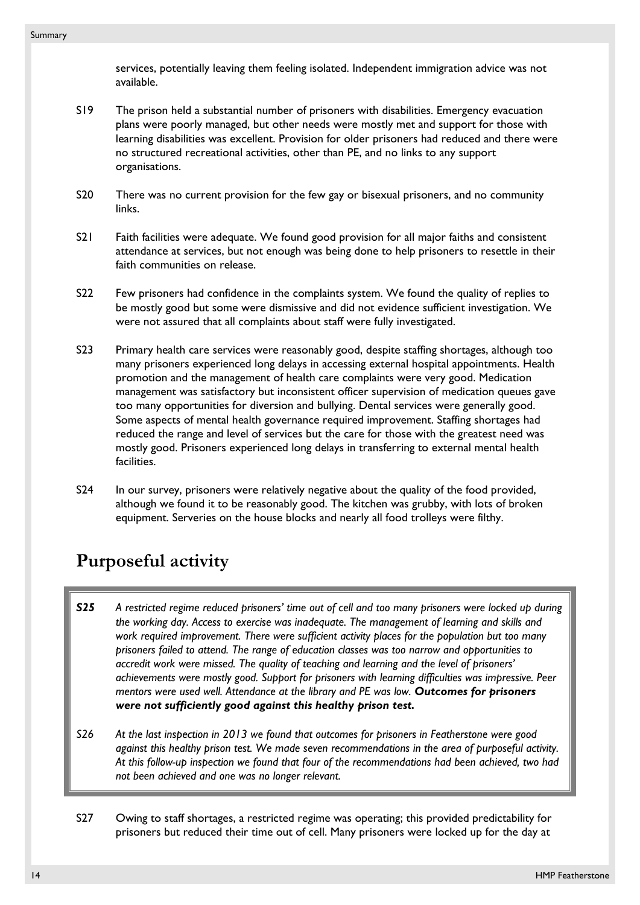services, potentially leaving them feeling isolated. Independent immigration advice was not available.

S19 The prison held a substantial number of prisoners with disabilities. Emergency evacuation plans were poorly managed, but other needs were mostly met and support for those with learning disabilities was excellent. Provision for older prisoners had reduced and there were no structured recreational activities, other than PE, and no links to any support organisations.

S20 There was no current provision for the few gay or bisexual prisoners, and no community links.

S21 Faith facilities were adequate. We found good provision for all major faiths and consistent attendance at services, but not enough was being done to help prisoners to resettle in their faith communities on release.

S22 Few prisoners had confidence in the complaints system. We found the quality of replies to be mostly good but some were dismissive and did not evidence sufficient investigation. We were not assured that all complaints about staff were fully investigated.

S23 Primary health care services were reasonably good, despite staffing shortages, although too many prisoners experienced long delays in accessing external hospital appointments. Health promotion and the management of health care complaints were very good. Medication management was satisfactory but inconsistent officer supervision of medication queues gave too many opportunities for diversion and bullying. Dental services were generally good. Some aspects of mental health governance required improvement. Staffing shortages had reduced the range and level of services but the care for those with the greatest need was mostly good. Prisoners experienced long delays in transferring to external mental health facilities.

S24 In our survey, prisoners were relatively negative about the quality of the food provided, although we found it to be reasonably good. The kitchen was grubby, with lots of broken equipment. Serveries on the house blocks and nearly all food trolleys were filthy.

## Purposeful activity

***S25*** *A restricted regime reduced prisoners' time out of cell and too many prisoners were locked up during the working day. Access to exercise was inadequate. The management of learning and skills and work required improvement. There were sufficient activity places for the population but too many prisoners failed to attend. The range of education classes was too narrow and opportunities to accredit work were missed. The quality of teaching and learning and the level of prisoners' achievements were mostly good. Support for prisoners with learning difficulties was impressive. Peer mentors were used well. Attendance at the library and PE was low.* ***Outcomes for prisoners were not sufficiently good against this healthy prison test.***

*S26 At the last inspection in 2013 we found that outcomes for prisoners in Featherstone were good against this healthy prison test. We made seven recommendations in the area of purposeful activity. At this follow-up inspection we found that four of the recommendations had been achieved, two had not been achieved and one was no longer relevant.*

S27 Owing to staff shortages, a restricted regime was operating; this provided predictability for prisoners but reduced their time out of cell. Many prisoners were locked up for the day at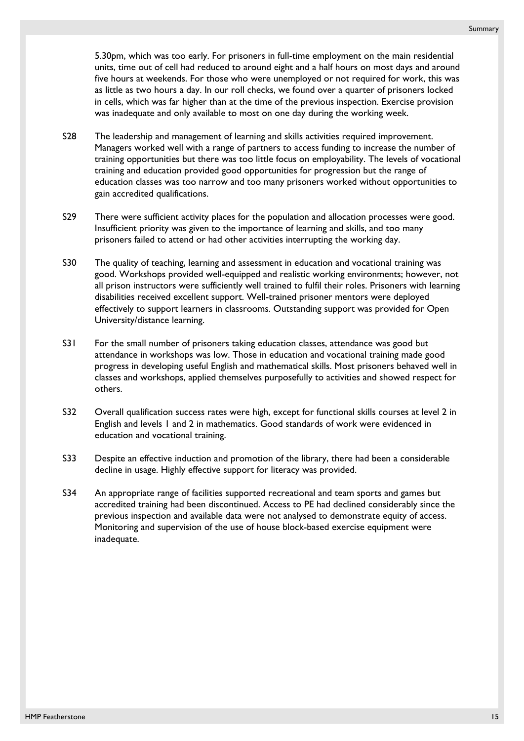5.30pm, which was too early. For prisoners in full-time employment on the main residential units, time out of cell had reduced to around eight and a half hours on most days and around five hours at weekends. For those who were unemployed or not required for work, this was as little as two hours a day. In our roll checks, we found over a quarter of prisoners locked in cells, which was far higher than at the time of the previous inspection. Exercise provision was inadequate and only available to most on one day during the working week.

S28 The leadership and management of learning and skills activities required improvement. Managers worked well with a range of partners to access funding to increase the number of training opportunities but there was too little focus on employability. The levels of vocational training and education provided good opportunities for progression but the range of education classes was too narrow and too many prisoners worked without opportunities to gain accredited qualifications.

S29 There were sufficient activity places for the population and allocation processes were good. Insufficient priority was given to the importance of learning and skills, and too many prisoners failed to attend or had other activities interrupting the working day.

S30 The quality of teaching, learning and assessment in education and vocational training was good. Workshops provided well-equipped and realistic working environments; however, not all prison instructors were sufficiently well trained to fulfil their roles. Prisoners with learning disabilities received excellent support. Well-trained prisoner mentors were deployed effectively to support learners in classrooms. Outstanding support was provided for Open University/distance learning.

S31 For the small number of prisoners taking education classes, attendance was good but attendance in workshops was low. Those in education and vocational training made good progress in developing useful English and mathematical skills. Most prisoners behaved well in classes and workshops, applied themselves purposefully to activities and showed respect for others.

S32 Overall qualification success rates were high, except for functional skills courses at level 2 in English and levels 1 and 2 in mathematics. Good standards of work were evidenced in education and vocational training.

S33 Despite an effective induction and promotion of the library, there had been a considerable decline in usage. Highly effective support for literacy was provided.

S34 An appropriate range of facilities supported recreational and team sports and games but accredited training had been discontinued. Access to PE had declined considerably since the previous inspection and available data were not analysed to demonstrate equity of access. Monitoring and supervision of the use of house block-based exercise equipment were inadequate.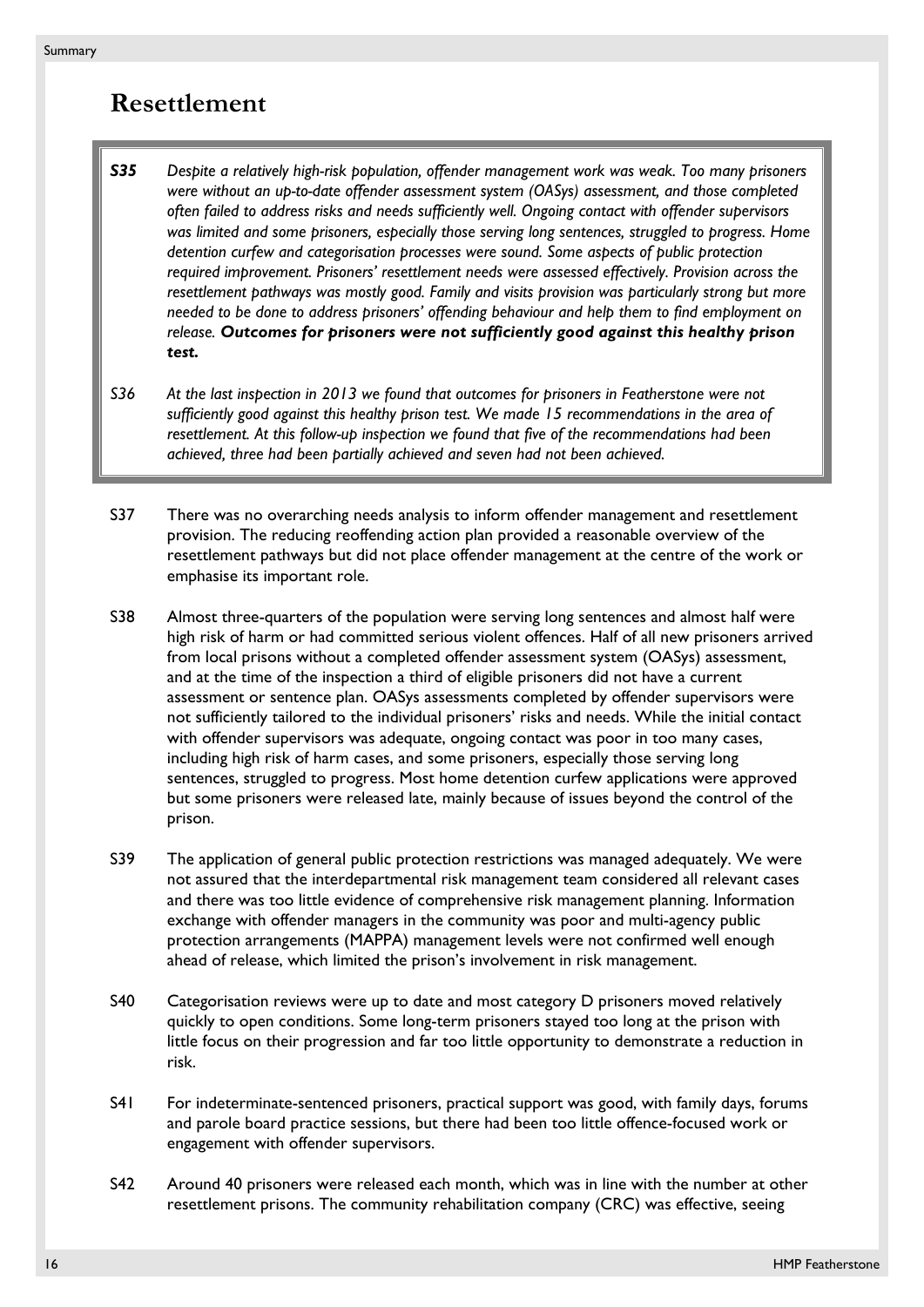## Resettlement

> ***S35*** *Despite a relatively high-risk population, offender management work was weak. Too many prisoners were without an up-to-date offender assessment system (OASys) assessment, and those completed often failed to address risks and needs sufficiently well. Ongoing contact with offender supervisors was limited and some prisoners, especially those serving long sentences, struggled to progress. Home detention curfew and categorisation processes were sound. Some aspects of public protection required improvement. Prisoners' resettlement needs were assessed effectively. Provision across the resettlement pathways was mostly good. Family and visits provision was particularly strong but more needed to be done to address prisoners' offending behaviour and help them to find employment on release.* ***Outcomes for prisoners were not sufficiently good against this healthy prison test.***
>
> *S36 At the last inspection in 2013 we found that outcomes for prisoners in Featherstone were not sufficiently good against this healthy prison test. We made 15 recommendations in the area of resettlement. At this follow-up inspection we found that five of the recommendations had been achieved, three had been partially achieved and seven had not been achieved.*

S37 There was no overarching needs analysis to inform offender management and resettlement provision. The reducing reoffending action plan provided a reasonable overview of the resettlement pathways but did not place offender management at the centre of the work or emphasise its important role.

S38 Almost three-quarters of the population were serving long sentences and almost half were high risk of harm or had committed serious violent offences. Half of all new prisoners arrived from local prisons without a completed offender assessment system (OASys) assessment, and at the time of the inspection a third of eligible prisoners did not have a current assessment or sentence plan. OASys assessments completed by offender supervisors were not sufficiently tailored to the individual prisoners' risks and needs. While the initial contact with offender supervisors was adequate, ongoing contact was poor in too many cases, including high risk of harm cases, and some prisoners, especially those serving long sentences, struggled to progress. Most home detention curfew applications were approved but some prisoners were released late, mainly because of issues beyond the control of the prison.

S39 The application of general public protection restrictions was managed adequately. We were not assured that the interdepartmental risk management team considered all relevant cases and there was too little evidence of comprehensive risk management planning. Information exchange with offender managers in the community was poor and multi-agency public protection arrangements (MAPPA) management levels were not confirmed well enough ahead of release, which limited the prison's involvement in risk management.

S40 Categorisation reviews were up to date and most category D prisoners moved relatively quickly to open conditions. Some long-term prisoners stayed too long at the prison with little focus on their progression and far too little opportunity to demonstrate a reduction in risk.

S41 For indeterminate-sentenced prisoners, practical support was good, with family days, forums and parole board practice sessions, but there had been too little offence-focused work or engagement with offender supervisors.

S42 Around 40 prisoners were released each month, which was in line with the number at other resettlement prisons. The community rehabilitation company (CRC) was effective, seeing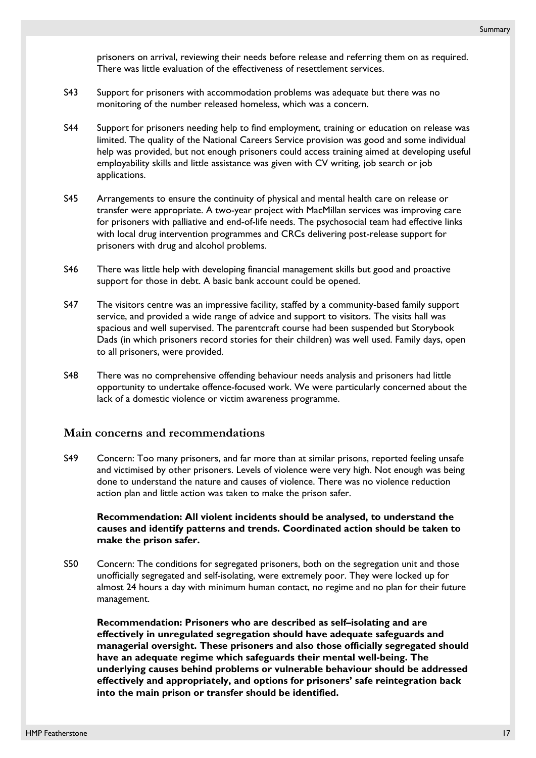prisoners on arrival, reviewing their needs before release and referring them on as required. There was little evaluation of the effectiveness of resettlement services.

S43 Support for prisoners with accommodation problems was adequate but there was no monitoring of the number released homeless, which was a concern.

S44 Support for prisoners needing help to find employment, training or education on release was limited. The quality of the National Careers Service provision was good and some individual help was provided, but not enough prisoners could access training aimed at developing useful employability skills and little assistance was given with CV writing, job search or job applications.

S45 Arrangements to ensure the continuity of physical and mental health care on release or transfer were appropriate. A two-year project with MacMillan services was improving care for prisoners with palliative and end-of-life needs. The psychosocial team had effective links with local drug intervention programmes and CRCs delivering post-release support for prisoners with drug and alcohol problems.

S46 There was little help with developing financial management skills but good and proactive support for those in debt. A basic bank account could be opened.

S47 The visitors centre was an impressive facility, staffed by a community-based family support service, and provided a wide range of advice and support to visitors. The visits hall was spacious and well supervised. The parentcraft course had been suspended but Storybook Dads (in which prisoners record stories for their children) was well used. Family days, open to all prisoners, were provided.

S48 There was no comprehensive offending behaviour needs analysis and prisoners had little opportunity to undertake offence-focused work. We were particularly concerned about the lack of a domestic violence or victim awareness programme.

## Main concerns and recommendations

S49 Concern: Too many prisoners, and far more than at similar prisons, reported feeling unsafe and victimised by other prisoners. Levels of violence were very high. Not enough was being done to understand the nature and causes of violence. There was no violence reduction action plan and little action was taken to make the prison safer.

**Recommendation: All violent incidents should be analysed, to understand the causes and identify patterns and trends. Coordinated action should be taken to make the prison safer.**

S50 Concern: The conditions for segregated prisoners, both on the segregation unit and those unofficially segregated and self-isolating, were extremely poor. They were locked up for almost 24 hours a day with minimum human contact, no regime and no plan for their future management.

**Recommendation: Prisoners who are described as self–isolating and are effectively in unregulated segregation should have adequate safeguards and managerial oversight. These prisoners and also those officially segregated should have an adequate regime which safeguards their mental well-being. The underlying causes behind problems or vulnerable behaviour should be addressed effectively and appropriately, and options for prisoners' safe reintegration back into the main prison or transfer should be identified.**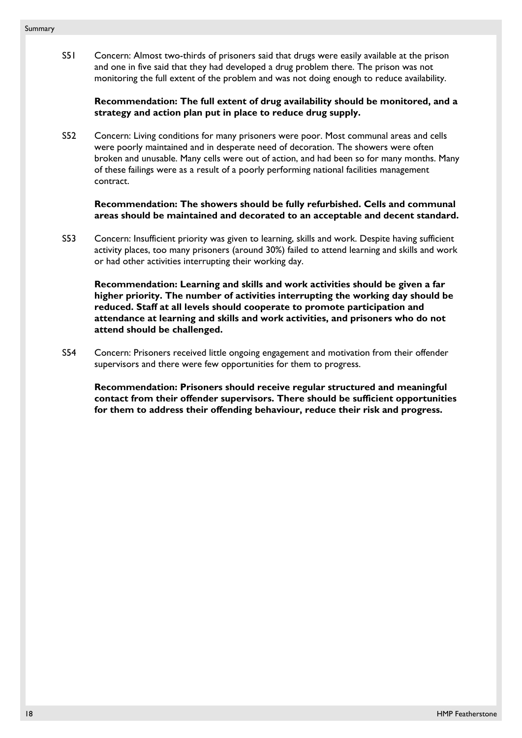S51 Concern: Almost two-thirds of prisoners said that drugs were easily available at the prison and one in five said that they had developed a drug problem there. The prison was not monitoring the full extent of the problem and was not doing enough to reduce availability.

**Recommendation: The full extent of drug availability should be monitored, and a strategy and action plan put in place to reduce drug supply.**

S52 Concern: Living conditions for many prisoners were poor. Most communal areas and cells were poorly maintained and in desperate need of decoration. The showers were often broken and unusable. Many cells were out of action, and had been so for many months. Many of these failings were as a result of a poorly performing national facilities management contract.

**Recommendation: The showers should be fully refurbished. Cells and communal areas should be maintained and decorated to an acceptable and decent standard.**

S53 Concern: Insufficient priority was given to learning, skills and work. Despite having sufficient activity places, too many prisoners (around 30%) failed to attend learning and skills and work or had other activities interrupting their working day.

**Recommendation: Learning and skills and work activities should be given a far higher priority. The number of activities interrupting the working day should be reduced. Staff at all levels should cooperate to promote participation and attendance at learning and skills and work activities, and prisoners who do not attend should be challenged.**

S54 Concern: Prisoners received little ongoing engagement and motivation from their offender supervisors and there were few opportunities for them to progress.

**Recommendation: Prisoners should receive regular structured and meaningful contact from their offender supervisors. There should be sufficient opportunities for them to address their offending behaviour, reduce their risk and progress.**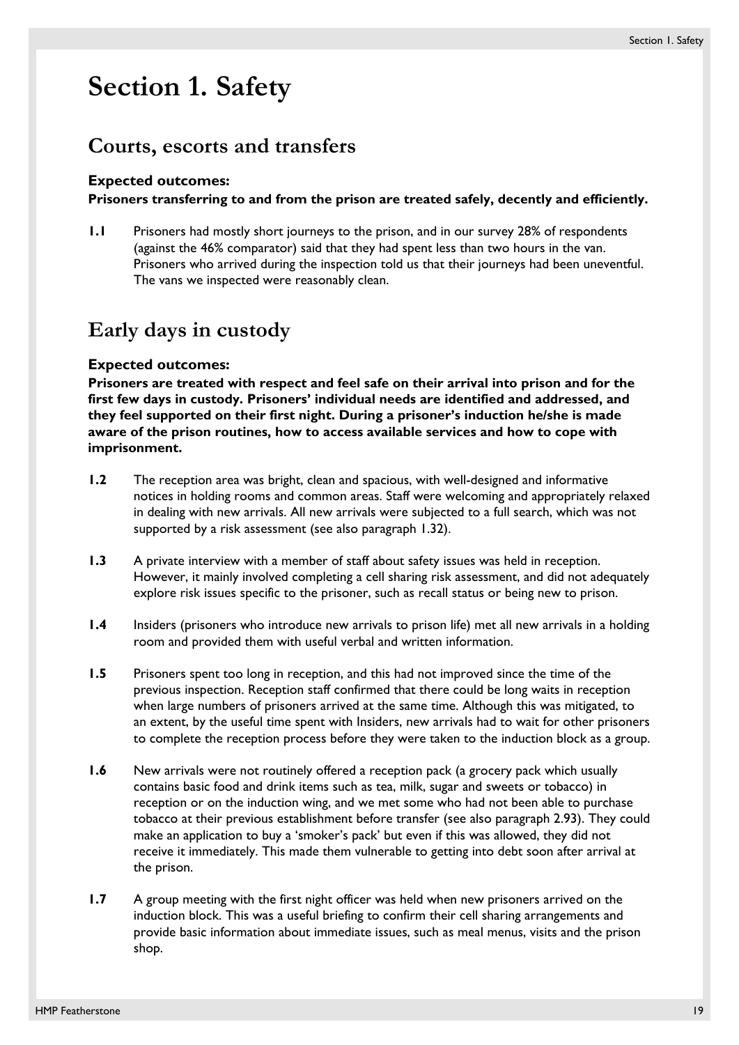# Section 1. Safety

## Courts, escorts and transfers

**Expected outcomes:**
**Prisoners transferring to and from the prison are treated safely, decently and efficiently.**

**1.1** Prisoners had mostly short journeys to the prison, and in our survey 28% of respondents (against the 46% comparator) said that they had spent less than two hours in the van. Prisoners who arrived during the inspection told us that their journeys had been uneventful. The vans we inspected were reasonably clean.

## Early days in custody

**Expected outcomes:**
**Prisoners are treated with respect and feel safe on their arrival into prison and for the first few days in custody. Prisoners' individual needs are identified and addressed, and they feel supported on their first night. During a prisoner's induction he/she is made aware of the prison routines, how to access available services and how to cope with imprisonment.**

**1.2** The reception area was bright, clean and spacious, with well-designed and informative notices in holding rooms and common areas. Staff were welcoming and appropriately relaxed in dealing with new arrivals. All new arrivals were subjected to a full search, which was not supported by a risk assessment (see also paragraph 1.32).

**1.3** A private interview with a member of staff about safety issues was held in reception. However, it mainly involved completing a cell sharing risk assessment, and did not adequately explore risk issues specific to the prisoner, such as recall status or being new to prison.

**1.4** Insiders (prisoners who introduce new arrivals to prison life) met all new arrivals in a holding room and provided them with useful verbal and written information.

**1.5** Prisoners spent too long in reception, and this had not improved since the time of the previous inspection. Reception staff confirmed that there could be long waits in reception when large numbers of prisoners arrived at the same time. Although this was mitigated, to an extent, by the useful time spent with Insiders, new arrivals had to wait for other prisoners to complete the reception process before they were taken to the induction block as a group.

**1.6** New arrivals were not routinely offered a reception pack (a grocery pack which usually contains basic food and drink items such as tea, milk, sugar and sweets or tobacco) in reception or on the induction wing, and we met some who had not been able to purchase tobacco at their previous establishment before transfer (see also paragraph 2.93). They could make an application to buy a 'smoker's pack' but even if this was allowed, they did not receive it immediately. This made them vulnerable to getting into debt soon after arrival at the prison.

**1.7** A group meeting with the first night officer was held when new prisoners arrived on the induction block. This was a useful briefing to confirm their cell sharing arrangements and provide basic information about immediate issues, such as meal menus, visits and the prison shop.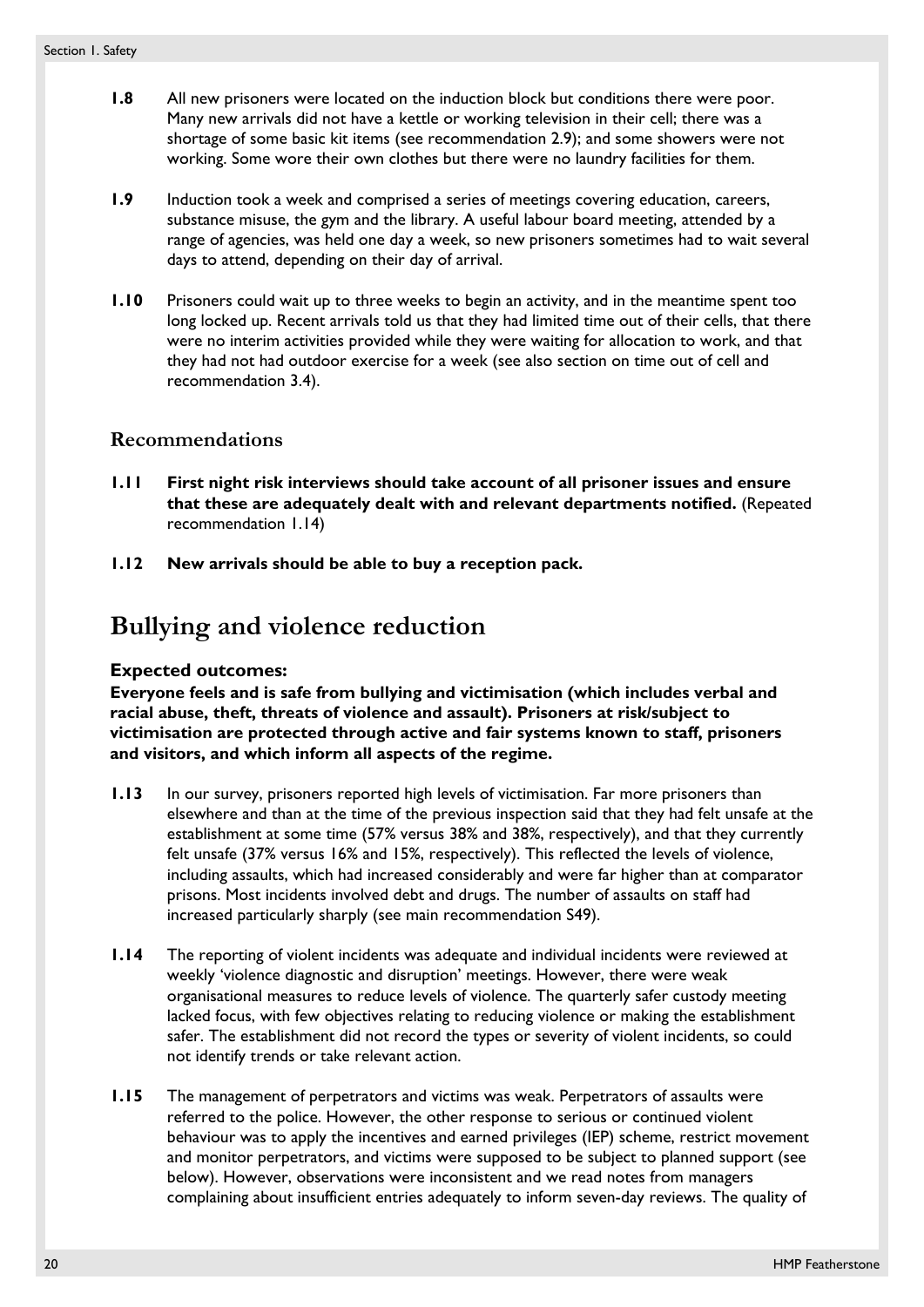**1.8** All new prisoners were located on the induction block but conditions there were poor. Many new arrivals did not have a kettle or working television in their cell; there was a shortage of some basic kit items (see recommendation 2.9); and some showers were not working. Some wore their own clothes but there were no laundry facilities for them.

**1.9** Induction took a week and comprised a series of meetings covering education, careers, substance misuse, the gym and the library. A useful labour board meeting, attended by a range of agencies, was held one day a week, so new prisoners sometimes had to wait several days to attend, depending on their day of arrival.

**1.10** Prisoners could wait up to three weeks to begin an activity, and in the meantime spent too long locked up. Recent arrivals told us that they had limited time out of their cells, that there were no interim activities provided while they were waiting for allocation to work, and that they had not had outdoor exercise for a week (see also section on time out of cell and recommendation 3.4).

### Recommendations

**1.11** **First night risk interviews should take account of all prisoner issues and ensure that these are adequately dealt with and relevant departments notified.** (Repeated recommendation 1.14)

**1.12** **New arrivals should be able to buy a reception pack.**

## Bullying and violence reduction

**Expected outcomes:**
**Everyone feels and is safe from bullying and victimisation (which includes verbal and racial abuse, theft, threats of violence and assault). Prisoners at risk/subject to victimisation are protected through active and fair systems known to staff, prisoners and visitors, and which inform all aspects of the regime.**

**1.13** In our survey, prisoners reported high levels of victimisation. Far more prisoners than elsewhere and than at the time of the previous inspection said that they had felt unsafe at the establishment at some time (57% versus 38% and 38%, respectively), and that they currently felt unsafe (37% versus 16% and 15%, respectively). This reflected the levels of violence, including assaults, which had increased considerably and were far higher than at comparator prisons. Most incidents involved debt and drugs. The number of assaults on staff had increased particularly sharply (see main recommendation S49).

**1.14** The reporting of violent incidents was adequate and individual incidents were reviewed at weekly 'violence diagnostic and disruption' meetings. However, there were weak organisational measures to reduce levels of violence. The quarterly safer custody meeting lacked focus, with few objectives relating to reducing violence or making the establishment safer. The establishment did not record the types or severity of violent incidents, so could not identify trends or take relevant action.

**1.15** The management of perpetrators and victims was weak. Perpetrators of assaults were referred to the police. However, the other response to serious or continued violent behaviour was to apply the incentives and earned privileges (IEP) scheme, restrict movement and monitor perpetrators, and victims were supposed to be subject to planned support (see below). However, observations were inconsistent and we read notes from managers complaining about insufficient entries adequately to inform seven-day reviews. The quality of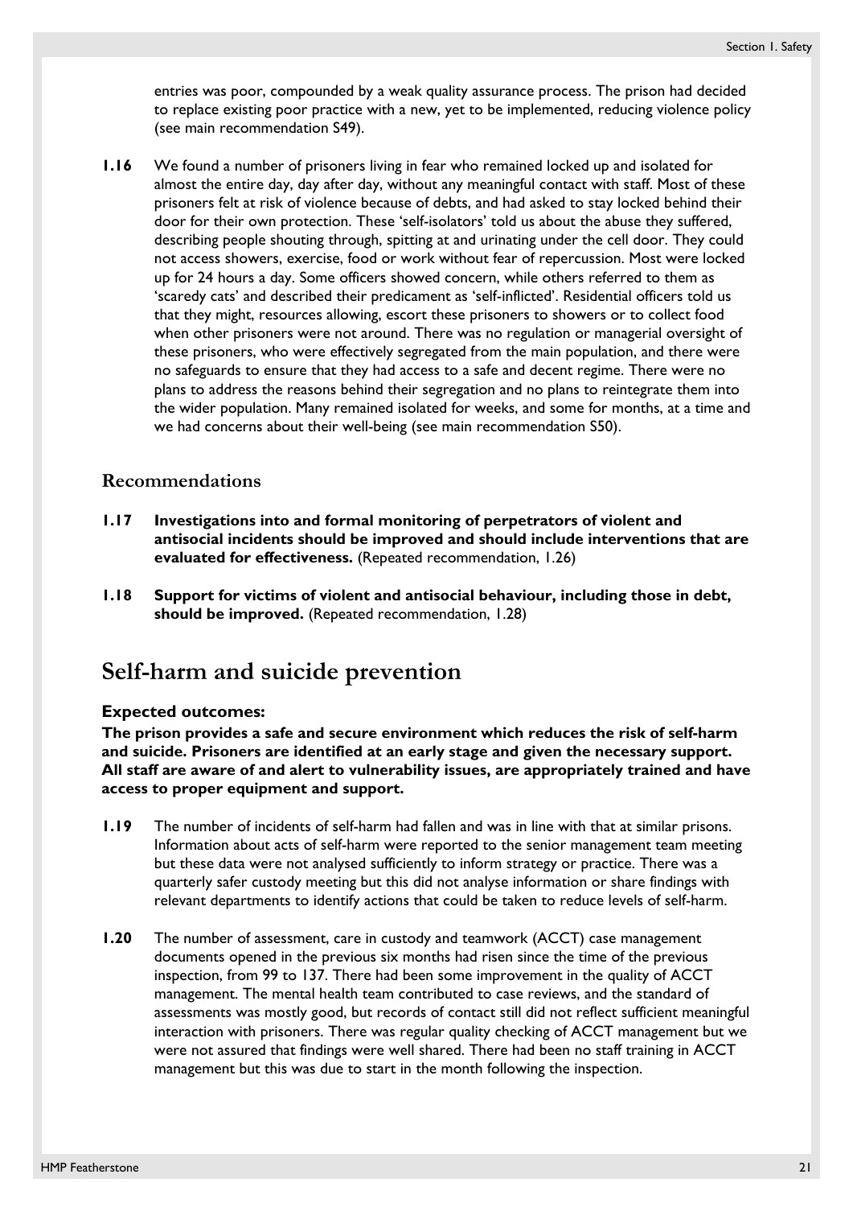entries was poor, compounded by a weak quality assurance process. The prison had decided to replace existing poor practice with a new, yet to be implemented, reducing violence policy (see main recommendation S49).

1.16 We found a number of prisoners living in fear who remained locked up and isolated for almost the entire day, day after day, without any meaningful contact with staff. Most of these prisoners felt at risk of violence because of debts, and had asked to stay locked behind their door for their own protection. These 'self-isolators' told us about the abuse they suffered, describing people shouting through, spitting at and urinating under the cell door. They could not access showers, exercise, food or work without fear of repercussion. Most were locked up for 24 hours a day. Some officers showed concern, while others referred to them as 'scaredy cats' and described their predicament as 'self-inflicted'. Residential officers told us that they might, resources allowing, escort these prisoners to showers or to collect food when other prisoners were not around. There was no regulation or managerial oversight of these prisoners, who were effectively segregated from the main population, and there were no safeguards to ensure that they had access to a safe and decent regime. There were no plans to address the reasons behind their segregation and no plans to reintegrate them into the wider population. Many remained isolated for weeks, and some for months, at a time and we had concerns about their well-being (see main recommendation S50).

### Recommendations

1.17 **Investigations into and formal monitoring of perpetrators of violent and antisocial incidents should be improved and should include interventions that are evaluated for effectiveness.** (Repeated recommendation, 1.26)

1.18 **Support for victims of violent and antisocial behaviour, including those in debt, should be improved.** (Repeated recommendation, 1.28)

## Self-harm and suicide prevention

**Expected outcomes:**

**The prison provides a safe and secure environment which reduces the risk of self-harm and suicide. Prisoners are identified at an early stage and given the necessary support. All staff are aware of and alert to vulnerability issues, are appropriately trained and have access to proper equipment and support.**

1.19 The number of incidents of self-harm had fallen and was in line with that at similar prisons. Information about acts of self-harm were reported to the senior management team meeting but these data were not analysed sufficiently to inform strategy or practice. There was a quarterly safer custody meeting but this did not analyse information or share findings with relevant departments to identify actions that could be taken to reduce levels of self-harm.

1.20 The number of assessment, care in custody and teamwork (ACCT) case management documents opened in the previous six months had risen since the time of the previous inspection, from 99 to 137. There had been some improvement in the quality of ACCT management. The mental health team contributed to case reviews, and the standard of assessments was mostly good, but records of contact still did not reflect sufficient meaningful interaction with prisoners. There was regular quality checking of ACCT management but we were not assured that findings were well shared. There had been no staff training in ACCT management but this was due to start in the month following the inspection.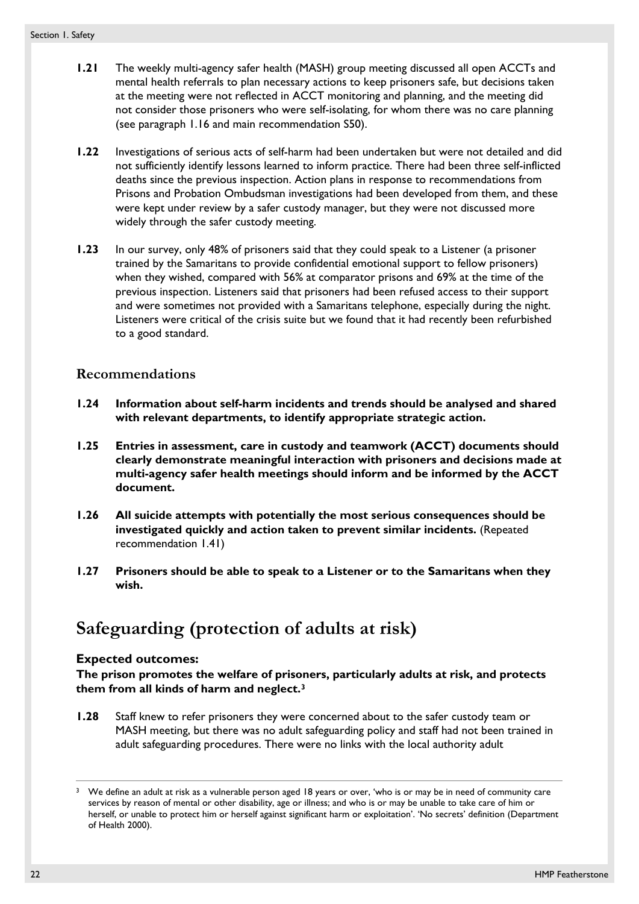**1.21** The weekly multi-agency safer health (MASH) group meeting discussed all open ACCTs and mental health referrals to plan necessary actions to keep prisoners safe, but decisions taken at the meeting were not reflected in ACCT monitoring and planning, and the meeting did not consider those prisoners who were self-isolating, for whom there was no care planning (see paragraph 1.16 and main recommendation S50).

**1.22** Investigations of serious acts of self-harm had been undertaken but were not detailed and did not sufficiently identify lessons learned to inform practice. There had been three self-inflicted deaths since the previous inspection. Action plans in response to recommendations from Prisons and Probation Ombudsman investigations had been developed from them, and these were kept under review by a safer custody manager, but they were not discussed more widely through the safer custody meeting.

**1.23** In our survey, only 48% of prisoners said that they could speak to a Listener (a prisoner trained by the Samaritans to provide confidential emotional support to fellow prisoners) when they wished, compared with 56% at comparator prisons and 69% at the time of the previous inspection. Listeners said that prisoners had been refused access to their support and were sometimes not provided with a Samaritans telephone, especially during the night. Listeners were critical of the crisis suite but we found that it had recently been refurbished to a good standard.

### Recommendations

**1.24** **Information about self-harm incidents and trends should be analysed and shared with relevant departments, to identify appropriate strategic action.**

**1.25** **Entries in assessment, care in custody and teamwork (ACCT) documents should clearly demonstrate meaningful interaction with prisoners and decisions made at multi-agency safer health meetings should inform and be informed by the ACCT document.**

**1.26** **All suicide attempts with potentially the most serious consequences should be investigated quickly and action taken to prevent similar incidents.** (Repeated recommendation 1.41)

**1.27** **Prisoners should be able to speak to a Listener or to the Samaritans when they wish.**

## Safeguarding (protection of adults at risk)

**Expected outcomes:**
**The prison promotes the welfare of prisoners, particularly adults at risk, and protects them from all kinds of harm and neglect.**[3]

**1.28** Staff knew to refer prisoners they were concerned about to the safer custody team or MASH meeting, but there was no adult safeguarding policy and staff had not been trained in adult safeguarding procedures. There were no links with the local authority adult

[3] We define an adult at risk as a vulnerable person aged 18 years or over, 'who is or may be in need of community care services by reason of mental or other disability, age or illness; and who is or may be unable to take care of him or herself, or unable to protect him or herself against significant harm or exploitation'. 'No secrets' definition (Department of Health 2000).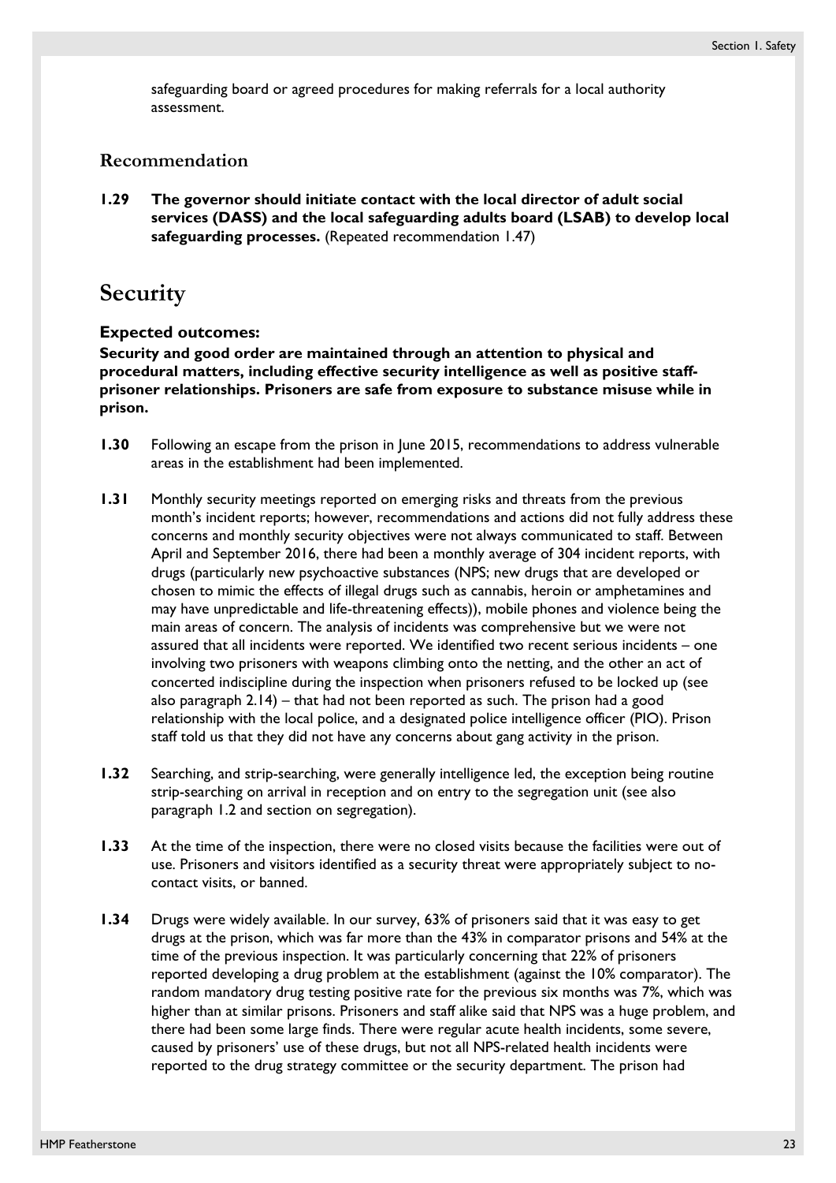safeguarding board or agreed procedures for making referrals for a local authority assessment.

### Recommendation

**1.29** **The governor should initiate contact with the local director of adult social services (DASS) and the local safeguarding adults board (LSAB) to develop local safeguarding processes.** (Repeated recommendation 1.47)

## Security

**Expected outcomes:**
**Security and good order are maintained through an attention to physical and procedural matters, including effective security intelligence as well as positive staff-prisoner relationships. Prisoners are safe from exposure to substance misuse while in prison.**

**1.30** Following an escape from the prison in June 2015, recommendations to address vulnerable areas in the establishment had been implemented.

**1.31** Monthly security meetings reported on emerging risks and threats from the previous month's incident reports; however, recommendations and actions did not fully address these concerns and monthly security objectives were not always communicated to staff. Between April and September 2016, there had been a monthly average of 304 incident reports, with drugs (particularly new psychoactive substances (NPS; new drugs that are developed or chosen to mimic the effects of illegal drugs such as cannabis, heroin or amphetamines and may have unpredictable and life-threatening effects)), mobile phones and violence being the main areas of concern. The analysis of incidents was comprehensive but we were not assured that all incidents were reported. We identified two recent serious incidents – one involving two prisoners with weapons climbing onto the netting, and the other an act of concerted indiscipline during the inspection when prisoners refused to be locked up (see also paragraph 2.14) – that had not been reported as such. The prison had a good relationship with the local police, and a designated police intelligence officer (PIO). Prison staff told us that they did not have any concerns about gang activity in the prison.

**1.32** Searching, and strip-searching, were generally intelligence led, the exception being routine strip-searching on arrival in reception and on entry to the segregation unit (see also paragraph 1.2 and section on segregation).

**1.33** At the time of the inspection, there were no closed visits because the facilities were out of use. Prisoners and visitors identified as a security threat were appropriately subject to no-contact visits, or banned.

**1.34** Drugs were widely available. In our survey, 63% of prisoners said that it was easy to get drugs at the prison, which was far more than the 43% in comparator prisons and 54% at the time of the previous inspection. It was particularly concerning that 22% of prisoners reported developing a drug problem at the establishment (against the 10% comparator). The random mandatory drug testing positive rate for the previous six months was 7%, which was higher than at similar prisons. Prisoners and staff alike said that NPS was a huge problem, and there had been some large finds. There were regular acute health incidents, some severe, caused by prisoners' use of these drugs, but not all NPS-related health incidents were reported to the drug strategy committee or the security department. The prison had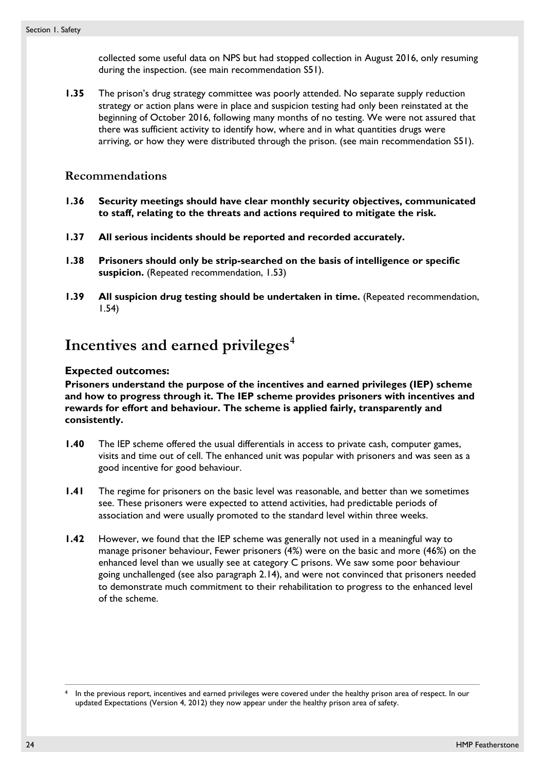collected some useful data on NPS but had stopped collection in August 2016, only resuming during the inspection. (see main recommendation S51).

**1.35** The prison's drug strategy committee was poorly attended. No separate supply reduction strategy or action plans were in place and suspicion testing had only been reinstated at the beginning of October 2016, following many months of no testing. We were not assured that there was sufficient activity to identify how, where and in what quantities drugs were arriving, or how they were distributed through the prison. (see main recommendation S51).

### Recommendations

**1.36** **Security meetings should have clear monthly security objectives, communicated to staff, relating to the threats and actions required to mitigate the risk.**

**1.37** **All serious incidents should be reported and recorded accurately.**

**1.38** **Prisoners should only be strip-searched on the basis of intelligence or specific suspicion.** (Repeated recommendation, 1.53)

**1.39** **All suspicion drug testing should be undertaken in time.** (Repeated recommendation, 1.54)

## Incentives and earned privileges[4]

**Expected outcomes:**
**Prisoners understand the purpose of the incentives and earned privileges (IEP) scheme and how to progress through it. The IEP scheme provides prisoners with incentives and rewards for effort and behaviour. The scheme is applied fairly, transparently and consistently.**

**1.40** The IEP scheme offered the usual differentials in access to private cash, computer games, visits and time out of cell. The enhanced unit was popular with prisoners and was seen as a good incentive for good behaviour.

**1.41** The regime for prisoners on the basic level was reasonable, and better than we sometimes see. These prisoners were expected to attend activities, had predictable periods of association and were usually promoted to the standard level within three weeks.

**1.42** However, we found that the IEP scheme was generally not used in a meaningful way to manage prisoner behaviour, Fewer prisoners (4%) were on the basic and more (46%) on the enhanced level than we usually see at category C prisons. We saw some poor behaviour going unchallenged (see also paragraph 2.14), and were not convinced that prisoners needed to demonstrate much commitment to their rehabilitation to progress to the enhanced level of the scheme.

---

[4] In the previous report, incentives and earned privileges were covered under the healthy prison area of respect. In our updated Expectations (Version 4, 2012) they now appear under the healthy prison area of safety.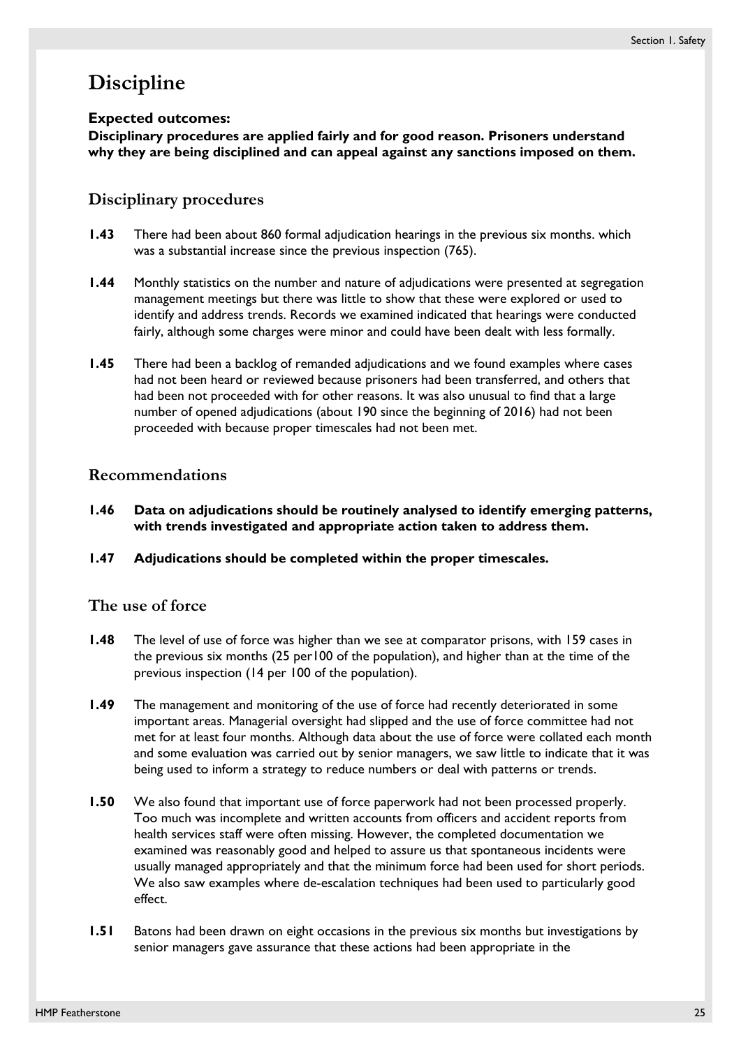# Discipline

**Expected outcomes:**
**Disciplinary procedures are applied fairly and for good reason. Prisoners understand why they are being disciplined and can appeal against any sanctions imposed on them.**

## Disciplinary procedures

**1.43** There had been about 860 formal adjudication hearings in the previous six months. which was a substantial increase since the previous inspection (765).

**1.44** Monthly statistics on the number and nature of adjudications were presented at segregation management meetings but there was little to show that these were explored or used to identify and address trends. Records we examined indicated that hearings were conducted fairly, although some charges were minor and could have been dealt with less formally.

**1.45** There had been a backlog of remanded adjudications and we found examples where cases had not been heard or reviewed because prisoners had been transferred, and others that had been not proceeded with for other reasons. It was also unusual to find that a large number of opened adjudications (about 190 since the beginning of 2016) had not been proceeded with because proper timescales had not been met.

## Recommendations

**1.46 Data on adjudications should be routinely analysed to identify emerging patterns, with trends investigated and appropriate action taken to address them.**

**1.47 Adjudications should be completed within the proper timescales.**

## The use of force

**1.48** The level of use of force was higher than we see at comparator prisons, with 159 cases in the previous six months (25 per100 of the population), and higher than at the time of the previous inspection (14 per 100 of the population).

**1.49** The management and monitoring of the use of force had recently deteriorated in some important areas. Managerial oversight had slipped and the use of force committee had not met for at least four months. Although data about the use of force were collated each month and some evaluation was carried out by senior managers, we saw little to indicate that it was being used to inform a strategy to reduce numbers or deal with patterns or trends.

**1.50** We also found that important use of force paperwork had not been processed properly. Too much was incomplete and written accounts from officers and accident reports from health services staff were often missing. However, the completed documentation we examined was reasonably good and helped to assure us that spontaneous incidents were usually managed appropriately and that the minimum force had been used for short periods. We also saw examples where de-escalation techniques had been used to particularly good effect.

**1.51** Batons had been drawn on eight occasions in the previous six months but investigations by senior managers gave assurance that these actions had been appropriate in the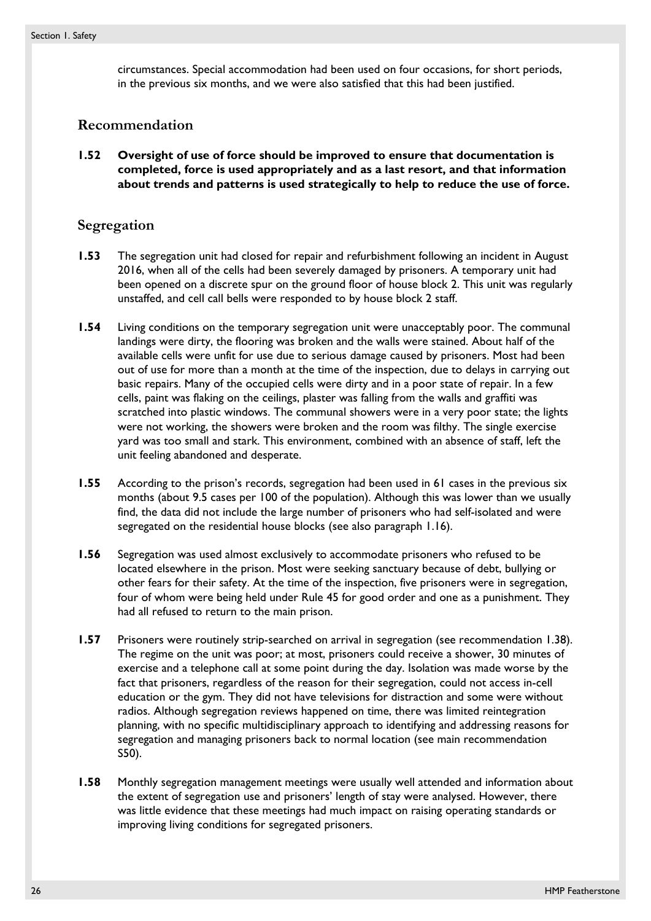circumstances. Special accommodation had been used on four occasions, for short periods, in the previous six months, and we were also satisfied that this had been justified.

## Recommendation

**1.52 Oversight of use of force should be improved to ensure that documentation is completed, force is used appropriately and as a last resort, and that information about trends and patterns is used strategically to help to reduce the use of force.**

## Segregation

**1.53** The segregation unit had closed for repair and refurbishment following an incident in August 2016, when all of the cells had been severely damaged by prisoners. A temporary unit had been opened on a discrete spur on the ground floor of house block 2. This unit was regularly unstaffed, and cell call bells were responded to by house block 2 staff.

**1.54** Living conditions on the temporary segregation unit were unacceptably poor. The communal landings were dirty, the flooring was broken and the walls were stained. About half of the available cells were unfit for use due to serious damage caused by prisoners. Most had been out of use for more than a month at the time of the inspection, due to delays in carrying out basic repairs. Many of the occupied cells were dirty and in a poor state of repair. In a few cells, paint was flaking on the ceilings, plaster was falling from the walls and graffiti was scratched into plastic windows. The communal showers were in a very poor state; the lights were not working, the showers were broken and the room was filthy. The single exercise yard was too small and stark. This environment, combined with an absence of staff, left the unit feeling abandoned and desperate.

**1.55** According to the prison's records, segregation had been used in 61 cases in the previous six months (about 9.5 cases per 100 of the population). Although this was lower than we usually find, the data did not include the large number of prisoners who had self-isolated and were segregated on the residential house blocks (see also paragraph 1.16).

**1.56** Segregation was used almost exclusively to accommodate prisoners who refused to be located elsewhere in the prison. Most were seeking sanctuary because of debt, bullying or other fears for their safety. At the time of the inspection, five prisoners were in segregation, four of whom were being held under Rule 45 for good order and one as a punishment. They had all refused to return to the main prison.

**1.57** Prisoners were routinely strip-searched on arrival in segregation (see recommendation 1.38). The regime on the unit was poor; at most, prisoners could receive a shower, 30 minutes of exercise and a telephone call at some point during the day. Isolation was made worse by the fact that prisoners, regardless of the reason for their segregation, could not access in-cell education or the gym. They did not have televisions for distraction and some were without radios. Although segregation reviews happened on time, there was limited reintegration planning, with no specific multidisciplinary approach to identifying and addressing reasons for segregation and managing prisoners back to normal location (see main recommendation S50).

**1.58** Monthly segregation management meetings were usually well attended and information about the extent of segregation use and prisoners' length of stay were analysed. However, there was little evidence that these meetings had much impact on raising operating standards or improving living conditions for segregated prisoners.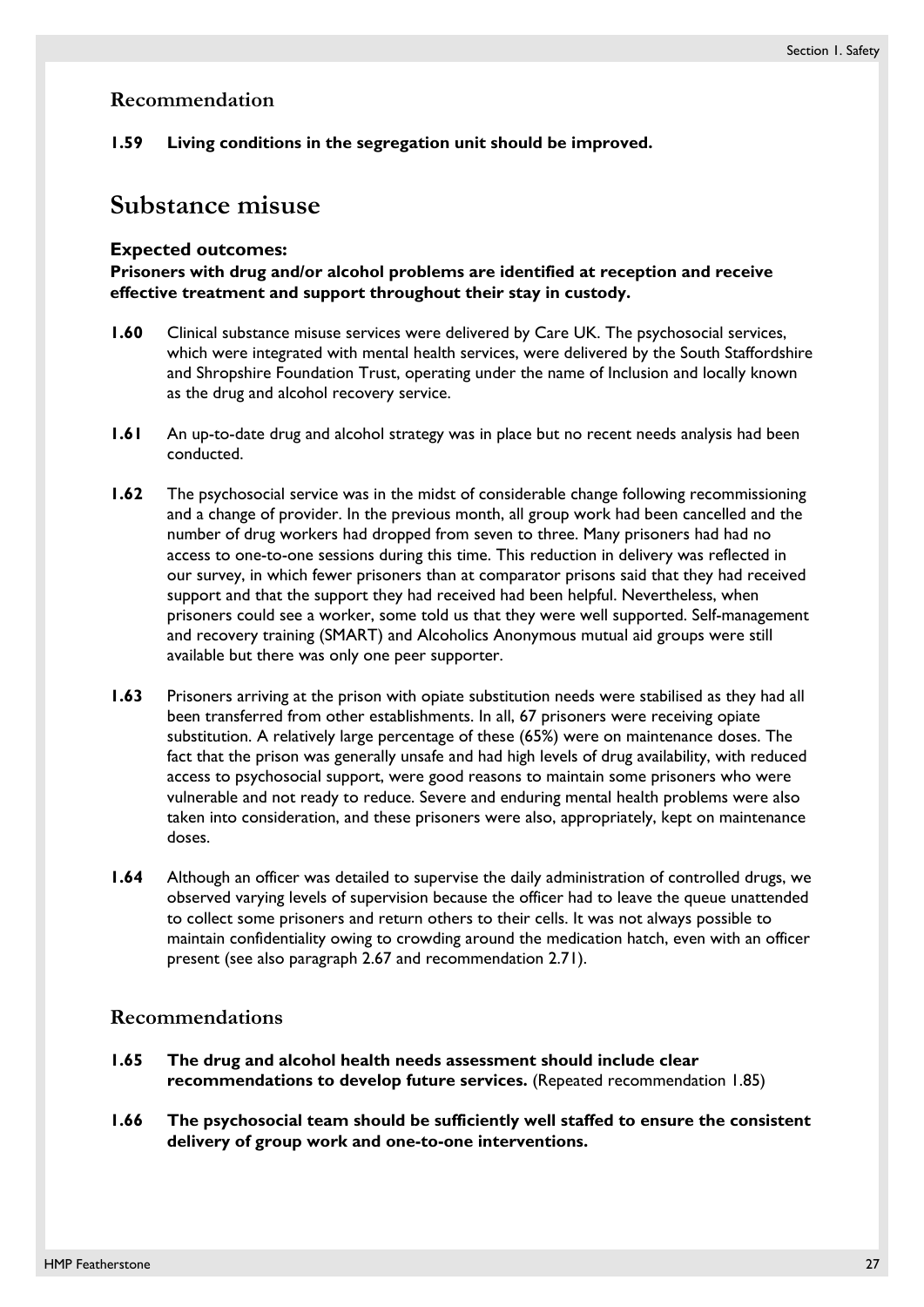### Recommendation

**1.59 Living conditions in the segregation unit should be improved.**

## Substance misuse

**Expected outcomes:**
**Prisoners with drug and/or alcohol problems are identified at reception and receive effective treatment and support throughout their stay in custody.**

**1.60** Clinical substance misuse services were delivered by Care UK. The psychosocial services, which were integrated with mental health services, were delivered by the South Staffordshire and Shropshire Foundation Trust, operating under the name of Inclusion and locally known as the drug and alcohol recovery service.

**1.61** An up-to-date drug and alcohol strategy was in place but no recent needs analysis had been conducted.

**1.62** The psychosocial service was in the midst of considerable change following recommissioning and a change of provider. In the previous month, all group work had been cancelled and the number of drug workers had dropped from seven to three. Many prisoners had had no access to one-to-one sessions during this time. This reduction in delivery was reflected in our survey, in which fewer prisoners than at comparator prisons said that they had received support and that the support they had received had been helpful. Nevertheless, when prisoners could see a worker, some told us that they were well supported. Self-management and recovery training (SMART) and Alcoholics Anonymous mutual aid groups were still available but there was only one peer supporter.

**1.63** Prisoners arriving at the prison with opiate substitution needs were stabilised as they had all been transferred from other establishments. In all, 67 prisoners were receiving opiate substitution. A relatively large percentage of these (65%) were on maintenance doses. The fact that the prison was generally unsafe and had high levels of drug availability, with reduced access to psychosocial support, were good reasons to maintain some prisoners who were vulnerable and not ready to reduce. Severe and enduring mental health problems were also taken into consideration, and these prisoners were also, appropriately, kept on maintenance doses.

**1.64** Although an officer was detailed to supervise the daily administration of controlled drugs, we observed varying levels of supervision because the officer had to leave the queue unattended to collect some prisoners and return others to their cells. It was not always possible to maintain confidentiality owing to crowding around the medication hatch, even with an officer present (see also paragraph 2.67 and recommendation 2.71).

### Recommendations

**1.65 The drug and alcohol health needs assessment should include clear recommendations to develop future services.** (Repeated recommendation 1.85)

**1.66 The psychosocial team should be sufficiently well staffed to ensure the consistent delivery of group work and one-to-one interventions.**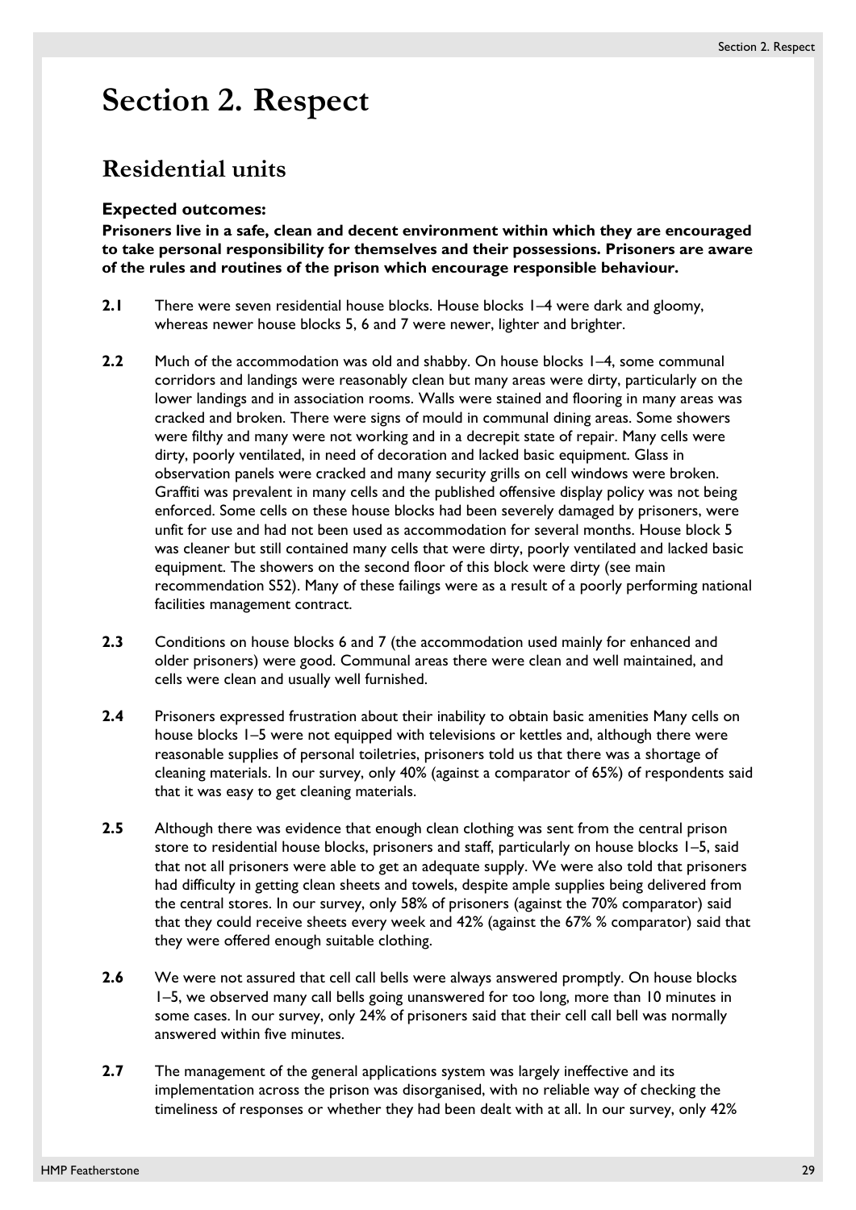# Section 2. Respect

## Residential units

### Expected outcomes:

**Prisoners live in a safe, clean and decent environment within which they are encouraged to take personal responsibility for themselves and their possessions. Prisoners are aware of the rules and routines of the prison which encourage responsible behaviour.**

**2.1** There were seven residential house blocks. House blocks 1–4 were dark and gloomy, whereas newer house blocks 5, 6 and 7 were newer, lighter and brighter.

**2.2** Much of the accommodation was old and shabby. On house blocks 1–4, some communal corridors and landings were reasonably clean but many areas were dirty, particularly on the lower landings and in association rooms. Walls were stained and flooring in many areas was cracked and broken. There were signs of mould in communal dining areas. Some showers were filthy and many were not working and in a decrepit state of repair. Many cells were dirty, poorly ventilated, in need of decoration and lacked basic equipment. Glass in observation panels were cracked and many security grills on cell windows were broken. Graffiti was prevalent in many cells and the published offensive display policy was not being enforced. Some cells on these house blocks had been severely damaged by prisoners, were unfit for use and had not been used as accommodation for several months. House block 5 was cleaner but still contained many cells that were dirty, poorly ventilated and lacked basic equipment. The showers on the second floor of this block were dirty (see main recommendation S52). Many of these failings were as a result of a poorly performing national facilities management contract.

**2.3** Conditions on house blocks 6 and 7 (the accommodation used mainly for enhanced and older prisoners) were good. Communal areas there were clean and well maintained, and cells were clean and usually well furnished.

**2.4** Prisoners expressed frustration about their inability to obtain basic amenities Many cells on house blocks 1–5 were not equipped with televisions or kettles and, although there were reasonable supplies of personal toiletries, prisoners told us that there was a shortage of cleaning materials. In our survey, only 40% (against a comparator of 65%) of respondents said that it was easy to get cleaning materials.

**2.5** Although there was evidence that enough clean clothing was sent from the central prison store to residential house blocks, prisoners and staff, particularly on house blocks 1–5, said that not all prisoners were able to get an adequate supply. We were also told that prisoners had difficulty in getting clean sheets and towels, despite ample supplies being delivered from the central stores. In our survey, only 58% of prisoners (against the 70% comparator) said that they could receive sheets every week and 42% (against the 67% % comparator) said that they were offered enough suitable clothing.

**2.6** We were not assured that cell call bells were always answered promptly. On house blocks 1–5, we observed many call bells going unanswered for too long, more than 10 minutes in some cases. In our survey, only 24% of prisoners said that their cell call bell was normally answered within five minutes.

**2.7** The management of the general applications system was largely ineffective and its implementation across the prison was disorganised, with no reliable way of checking the timeliness of responses or whether they had been dealt with at all. In our survey, only 42%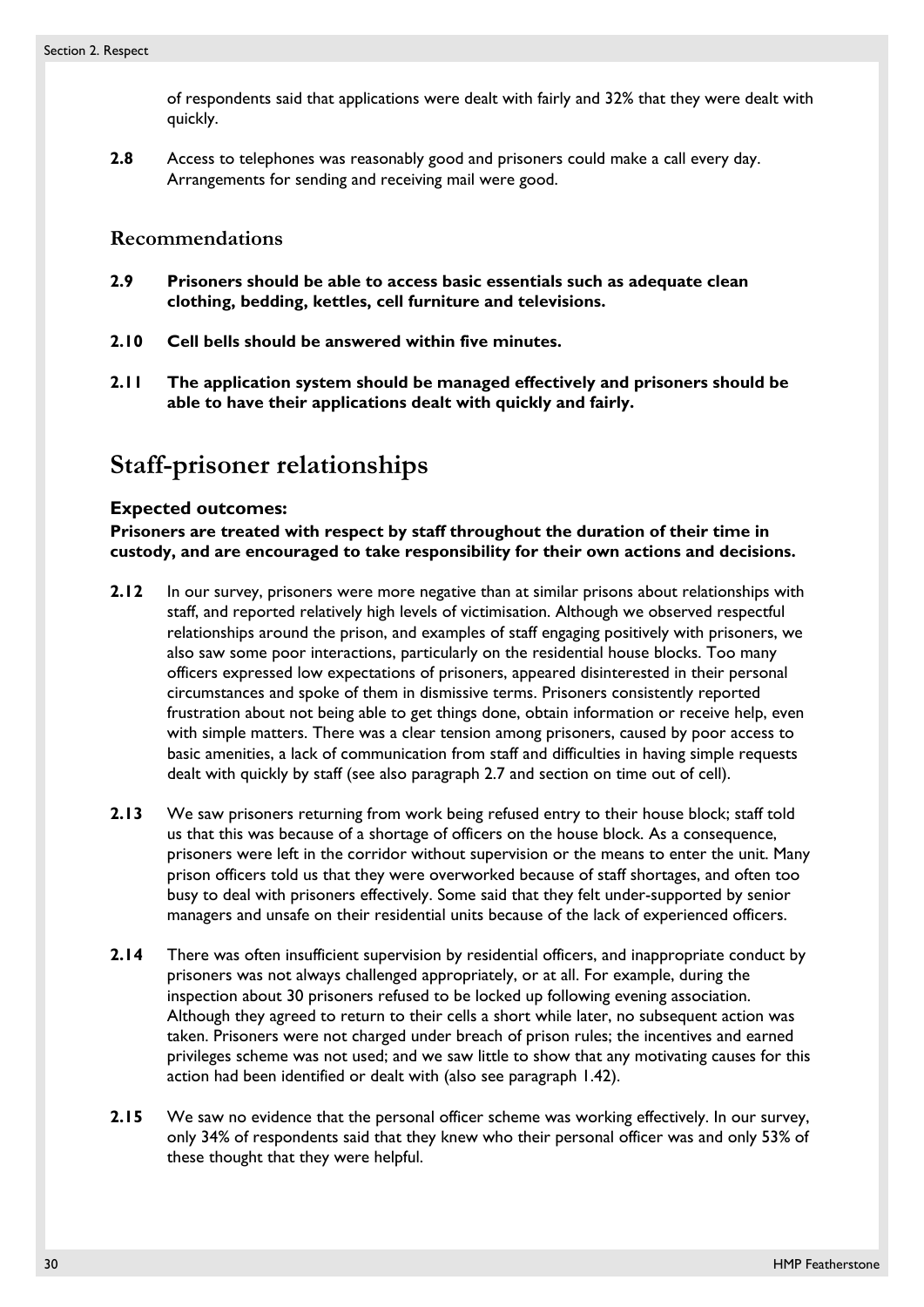of respondents said that applications were dealt with fairly and 32% that they were dealt with quickly.

**2.8** Access to telephones was reasonably good and prisoners could make a call every day. Arrangements for sending and receiving mail were good.

### Recommendations

**2.9 Prisoners should be able to access basic essentials such as adequate clean clothing, bedding, kettles, cell furniture and televisions.**

**2.10 Cell bells should be answered within five minutes.**

**2.11 The application system should be managed effectively and prisoners should be able to have their applications dealt with quickly and fairly.**

## Staff-prisoner relationships

**Expected outcomes:**
**Prisoners are treated with respect by staff throughout the duration of their time in custody, and are encouraged to take responsibility for their own actions and decisions.**

**2.12** In our survey, prisoners were more negative than at similar prisons about relationships with staff, and reported relatively high levels of victimisation. Although we observed respectful relationships around the prison, and examples of staff engaging positively with prisoners, we also saw some poor interactions, particularly on the residential house blocks. Too many officers expressed low expectations of prisoners, appeared disinterested in their personal circumstances and spoke of them in dismissive terms. Prisoners consistently reported frustration about not being able to get things done, obtain information or receive help, even with simple matters. There was a clear tension among prisoners, caused by poor access to basic amenities, a lack of communication from staff and difficulties in having simple requests dealt with quickly by staff (see also paragraph 2.7 and section on time out of cell).

**2.13** We saw prisoners returning from work being refused entry to their house block; staff told us that this was because of a shortage of officers on the house block. As a consequence, prisoners were left in the corridor without supervision or the means to enter the unit. Many prison officers told us that they were overworked because of staff shortages, and often too busy to deal with prisoners effectively. Some said that they felt under-supported by senior managers and unsafe on their residential units because of the lack of experienced officers.

**2.14** There was often insufficient supervision by residential officers, and inappropriate conduct by prisoners was not always challenged appropriately, or at all. For example, during the inspection about 30 prisoners refused to be locked up following evening association. Although they agreed to return to their cells a short while later, no subsequent action was taken. Prisoners were not charged under breach of prison rules; the incentives and earned privileges scheme was not used; and we saw little to show that any motivating causes for this action had been identified or dealt with (also see paragraph 1.42).

**2.15** We saw no evidence that the personal officer scheme was working effectively. In our survey, only 34% of respondents said that they knew who their personal officer was and only 53% of these thought that they were helpful.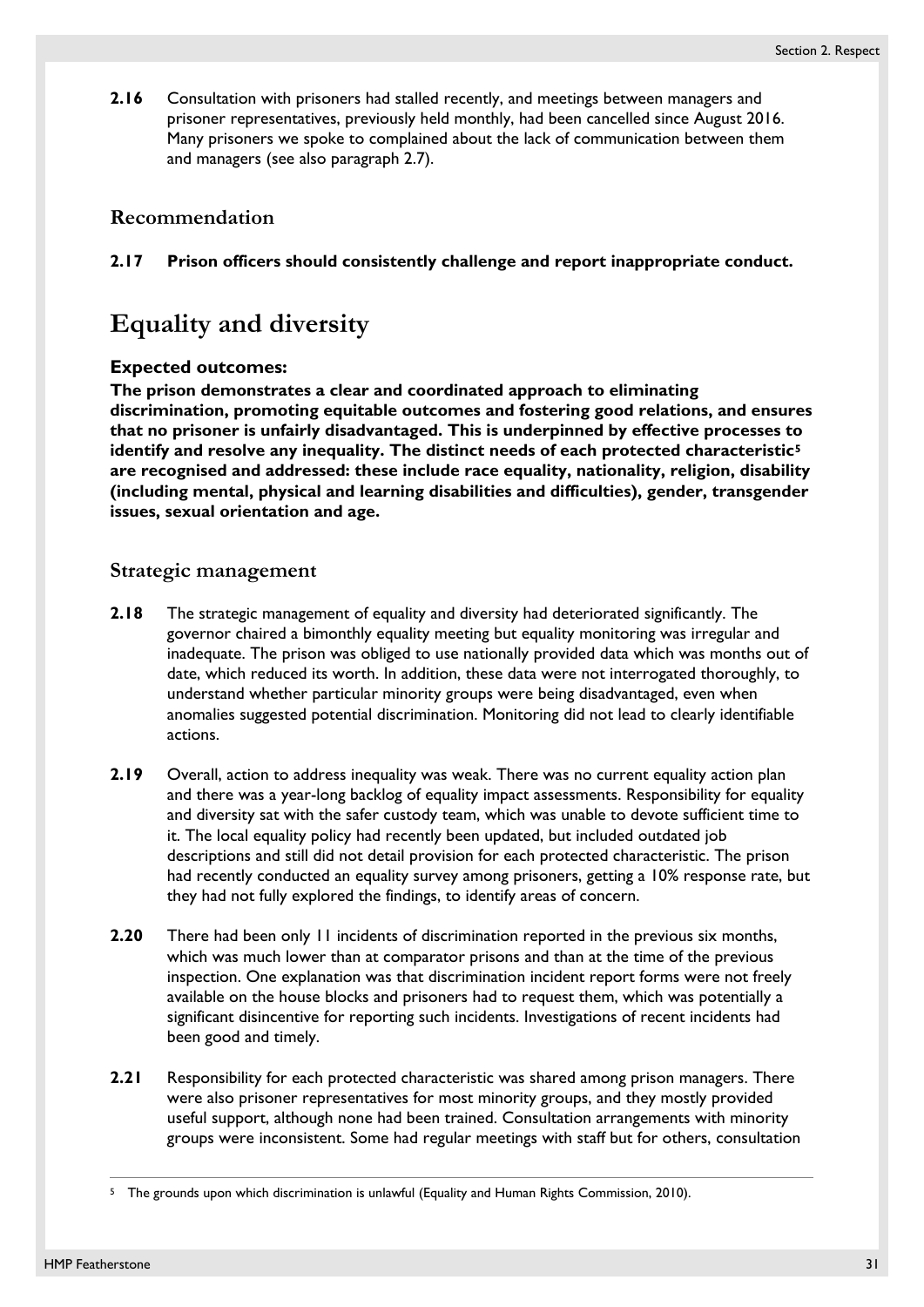**2.16** Consultation with prisoners had stalled recently, and meetings between managers and prisoner representatives, previously held monthly, had been cancelled since August 2016. Many prisoners we spoke to complained about the lack of communication between them and managers (see also paragraph 2.7).

### Recommendation

**2.17 Prison officers should consistently challenge and report inappropriate conduct.**

## Equality and diversity

**Expected outcomes:**
**The prison demonstrates a clear and coordinated approach to eliminating discrimination, promoting equitable outcomes and fostering good relations, and ensures that no prisoner is unfairly disadvantaged. This is underpinned by effective processes to identify and resolve any inequality. The distinct needs of each protected characteristic[5] are recognised and addressed: these include race equality, nationality, religion, disability (including mental, physical and learning disabilities and difficulties), gender, transgender issues, sexual orientation and age.**

### Strategic management

**2.18** The strategic management of equality and diversity had deteriorated significantly. The governor chaired a bimonthly equality meeting but equality monitoring was irregular and inadequate. The prison was obliged to use nationally provided data which was months out of date, which reduced its worth. In addition, these data were not interrogated thoroughly, to understand whether particular minority groups were being disadvantaged, even when anomalies suggested potential discrimination. Monitoring did not lead to clearly identifiable actions.

**2.19** Overall, action to address inequality was weak. There was no current equality action plan and there was a year-long backlog of equality impact assessments. Responsibility for equality and diversity sat with the safer custody team, which was unable to devote sufficient time to it. The local equality policy had recently been updated, but included outdated job descriptions and still did not detail provision for each protected characteristic. The prison had recently conducted an equality survey among prisoners, getting a 10% response rate, but they had not fully explored the findings, to identify areas of concern.

**2.20** There had been only 11 incidents of discrimination reported in the previous six months, which was much lower than at comparator prisons and than at the time of the previous inspection. One explanation was that discrimination incident report forms were not freely available on the house blocks and prisoners had to request them, which was potentially a significant disincentive for reporting such incidents. Investigations of recent incidents had been good and timely.

**2.21** Responsibility for each protected characteristic was shared among prison managers. There were also prisoner representatives for most minority groups, and they mostly provided useful support, although none had been trained. Consultation arrangements with minority groups were inconsistent. Some had regular meetings with staff but for others, consultation

[5] The grounds upon which discrimination is unlawful (Equality and Human Rights Commission, 2010).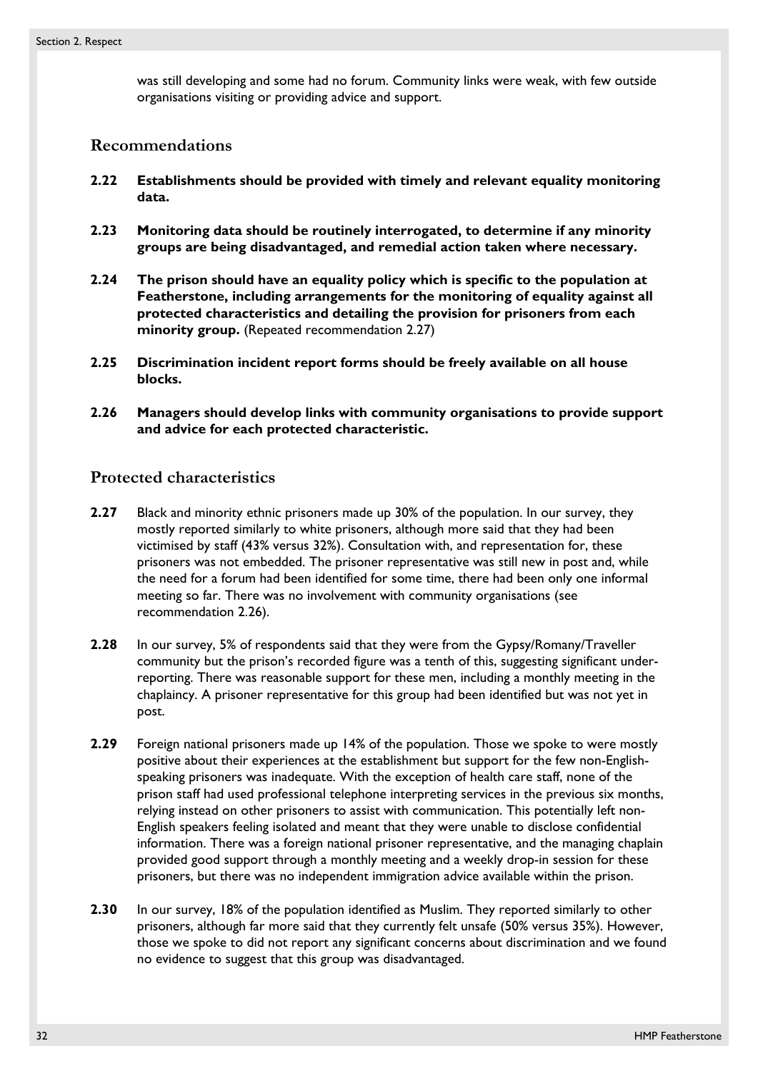was still developing and some had no forum. Community links were weak, with few outside organisations visiting or providing advice and support.

## Recommendations

**2.22** **Establishments should be provided with timely and relevant equality monitoring data.**

**2.23** **Monitoring data should be routinely interrogated, to determine if any minority groups are being disadvantaged, and remedial action taken where necessary.**

**2.24** **The prison should have an equality policy which is specific to the population at Featherstone, including arrangements for the monitoring of equality against all protected characteristics and detailing the provision for prisoners from each minority group.** (Repeated recommendation 2.27)

**2.25** **Discrimination incident report forms should be freely available on all house blocks.**

**2.26** **Managers should develop links with community organisations to provide support and advice for each protected characteristic.**

## Protected characteristics

**2.27** Black and minority ethnic prisoners made up 30% of the population. In our survey, they mostly reported similarly to white prisoners, although more said that they had been victimised by staff (43% versus 32%). Consultation with, and representation for, these prisoners was not embedded. The prisoner representative was still new in post and, while the need for a forum had been identified for some time, there had been only one informal meeting so far. There was no involvement with community organisations (see recommendation 2.26).

**2.28** In our survey, 5% of respondents said that they were from the Gypsy/Romany/Traveller community but the prison's recorded figure was a tenth of this, suggesting significant under-reporting. There was reasonable support for these men, including a monthly meeting in the chaplaincy. A prisoner representative for this group had been identified but was not yet in post.

**2.29** Foreign national prisoners made up 14% of the population. Those we spoke to were mostly positive about their experiences at the establishment but support for the few non-English-speaking prisoners was inadequate. With the exception of health care staff, none of the prison staff had used professional telephone interpreting services in the previous six months, relying instead on other prisoners to assist with communication. This potentially left non-English speakers feeling isolated and meant that they were unable to disclose confidential information. There was a foreign national prisoner representative, and the managing chaplain provided good support through a monthly meeting and a weekly drop-in session for these prisoners, but there was no independent immigration advice available within the prison.

**2.30** In our survey, 18% of the population identified as Muslim. They reported similarly to other prisoners, although far more said that they currently felt unsafe (50% versus 35%). However, those we spoke to did not report any significant concerns about discrimination and we found no evidence to suggest that this group was disadvantaged.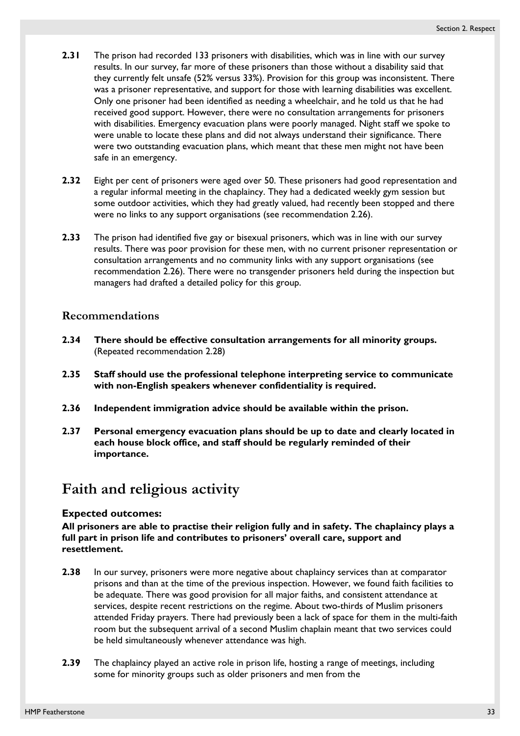**2.31** The prison had recorded 133 prisoners with disabilities, which was in line with our survey results. In our survey, far more of these prisoners than those without a disability said that they currently felt unsafe (52% versus 33%). Provision for this group was inconsistent. There was a prisoner representative, and support for those with learning disabilities was excellent. Only one prisoner had been identified as needing a wheelchair, and he told us that he had received good support. However, there were no consultation arrangements for prisoners with disabilities. Emergency evacuation plans were poorly managed. Night staff we spoke to were unable to locate these plans and did not always understand their significance. There were two outstanding evacuation plans, which meant that these men might not have been safe in an emergency.

**2.32** Eight per cent of prisoners were aged over 50. These prisoners had good representation and a regular informal meeting in the chaplaincy. They had a dedicated weekly gym session but some outdoor activities, which they had greatly valued, had recently been stopped and there were no links to any support organisations (see recommendation 2.26).

**2.33** The prison had identified five gay or bisexual prisoners, which was in line with our survey results. There was poor provision for these men, with no current prisoner representation or consultation arrangements and no community links with any support organisations (see recommendation 2.26). There were no transgender prisoners held during the inspection but managers had drafted a detailed policy for this group.

### Recommendations

**2.34** **There should be effective consultation arrangements for all minority groups.** (Repeated recommendation 2.28)

**2.35** **Staff should use the professional telephone interpreting service to communicate with non-English speakers whenever confidentiality is required.**

**2.36** **Independent immigration advice should be available within the prison.**

**2.37** **Personal emergency evacuation plans should be up to date and clearly located in each house block office, and staff should be regularly reminded of their importance.**

## Faith and religious activity

**Expected outcomes:**

**All prisoners are able to practise their religion fully and in safety. The chaplaincy plays a full part in prison life and contributes to prisoners' overall care, support and resettlement.**

**2.38** In our survey, prisoners were more negative about chaplaincy services than at comparator prisons and than at the time of the previous inspection. However, we found faith facilities to be adequate. There was good provision for all major faiths, and consistent attendance at services, despite recent restrictions on the regime. About two-thirds of Muslim prisoners attended Friday prayers. There had previously been a lack of space for them in the multi-faith room but the subsequent arrival of a second Muslim chaplain meant that two services could be held simultaneously whenever attendance was high.

**2.39** The chaplaincy played an active role in prison life, hosting a range of meetings, including some for minority groups such as older prisoners and men from the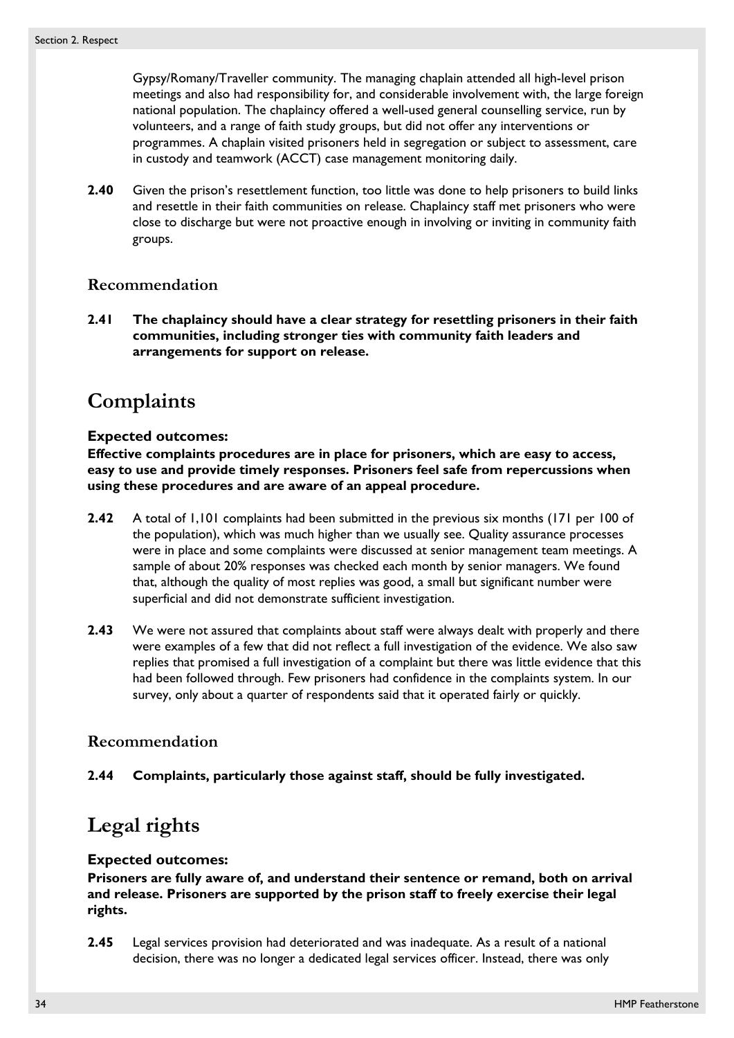Gypsy/Romany/Traveller community. The managing chaplain attended all high-level prison meetings and also had responsibility for, and considerable involvement with, the large foreign national population. The chaplaincy offered a well-used general counselling service, run by volunteers, and a range of faith study groups, but did not offer any interventions or programmes. A chaplain visited prisoners held in segregation or subject to assessment, care in custody and teamwork (ACCT) case management monitoring daily.

**2.40** Given the prison's resettlement function, too little was done to help prisoners to build links and resettle in their faith communities on release. Chaplaincy staff met prisoners who were close to discharge but were not proactive enough in involving or inviting in community faith groups.

### Recommendation

**2.41 The chaplaincy should have a clear strategy for resettling prisoners in their faith communities, including stronger ties with community faith leaders and arrangements for support on release.**

## Complaints

**Expected outcomes:**
**Effective complaints procedures are in place for prisoners, which are easy to access, easy to use and provide timely responses. Prisoners feel safe from repercussions when using these procedures and are aware of an appeal procedure.**

**2.42** A total of 1,101 complaints had been submitted in the previous six months (171 per 100 of the population), which was much higher than we usually see. Quality assurance processes were in place and some complaints were discussed at senior management team meetings. A sample of about 20% responses was checked each month by senior managers. We found that, although the quality of most replies was good, a small but significant number were superficial and did not demonstrate sufficient investigation.

**2.43** We were not assured that complaints about staff were always dealt with properly and there were examples of a few that did not reflect a full investigation of the evidence. We also saw replies that promised a full investigation of a complaint but there was little evidence that this had been followed through. Few prisoners had confidence in the complaints system. In our survey, only about a quarter of respondents said that it operated fairly or quickly.

### Recommendation

**2.44 Complaints, particularly those against staff, should be fully investigated.**

## Legal rights

**Expected outcomes:**
**Prisoners are fully aware of, and understand their sentence or remand, both on arrival and release. Prisoners are supported by the prison staff to freely exercise their legal rights.**

**2.45** Legal services provision had deteriorated and was inadequate. As a result of a national decision, there was no longer a dedicated legal services officer. Instead, there was only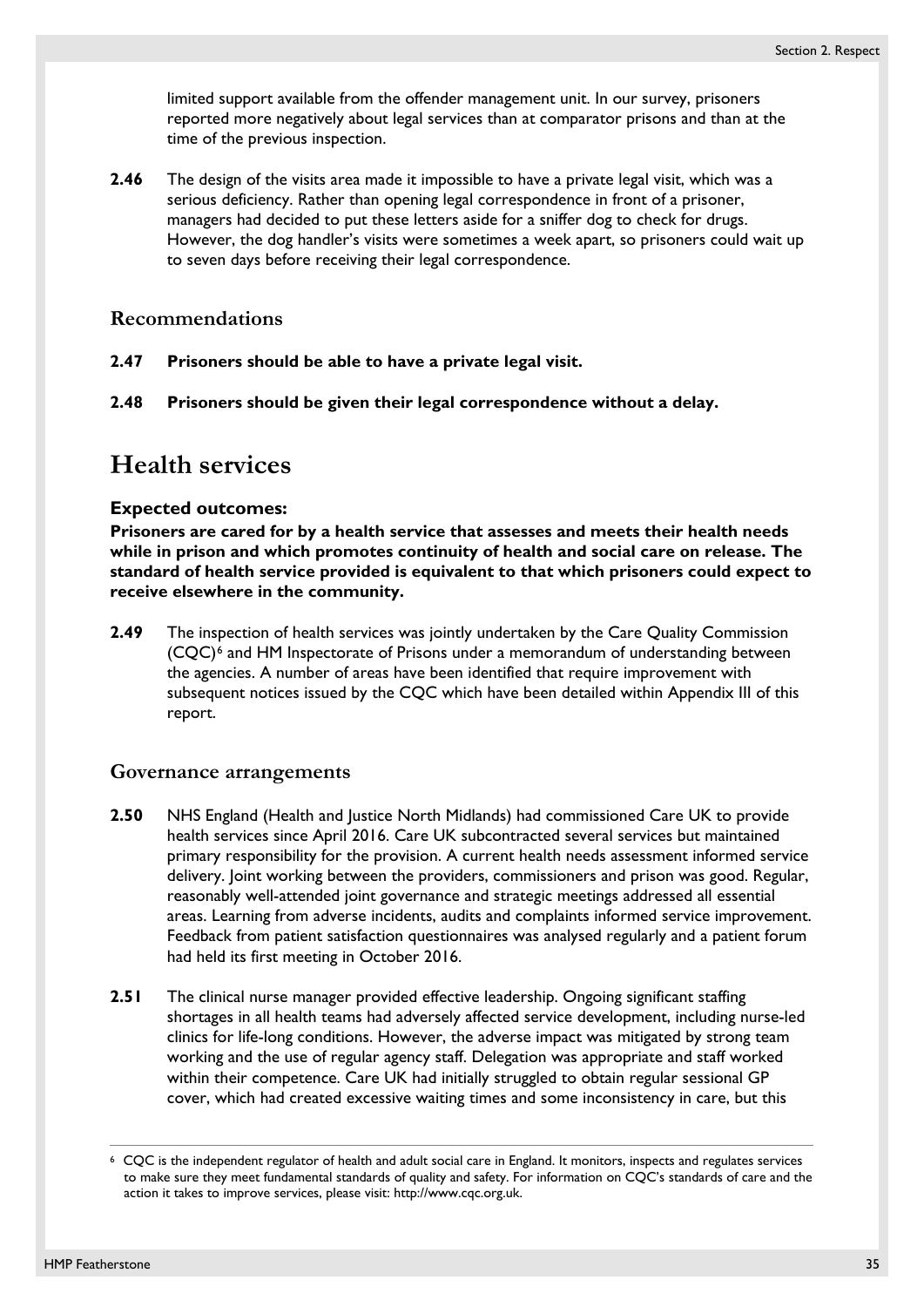limited support available from the offender management unit. In our survey, prisoners reported more negatively about legal services than at comparator prisons and than at the time of the previous inspection.

**2.46** The design of the visits area made it impossible to have a private legal visit, which was a serious deficiency. Rather than opening legal correspondence in front of a prisoner, managers had decided to put these letters aside for a sniffer dog to check for drugs. However, the dog handler's visits were sometimes a week apart, so prisoners could wait up to seven days before receiving their legal correspondence.

### Recommendations

**2.47 Prisoners should be able to have a private legal visit.**

**2.48 Prisoners should be given their legal correspondence without a delay.**

## Health services

**Expected outcomes:**
**Prisoners are cared for by a health service that assesses and meets their health needs while in prison and which promotes continuity of health and social care on release. The standard of health service provided is equivalent to that which prisoners could expect to receive elsewhere in the community.**

**2.49** The inspection of health services was jointly undertaken by the Care Quality Commission (CQC)[6] and HM Inspectorate of Prisons under a memorandum of understanding between the agencies. A number of areas have been identified that require improvement with subsequent notices issued by the CQC which have been detailed within Appendix III of this report.

### Governance arrangements

**2.50** NHS England (Health and Justice North Midlands) had commissioned Care UK to provide health services since April 2016. Care UK subcontracted several services but maintained primary responsibility for the provision. A current health needs assessment informed service delivery. Joint working between the providers, commissioners and prison was good. Regular, reasonably well-attended joint governance and strategic meetings addressed all essential areas. Learning from adverse incidents, audits and complaints informed service improvement. Feedback from patient satisfaction questionnaires was analysed regularly and a patient forum had held its first meeting in October 2016.

**2.51** The clinical nurse manager provided effective leadership. Ongoing significant staffing shortages in all health teams had adversely affected service development, including nurse-led clinics for life-long conditions. However, the adverse impact was mitigated by strong team working and the use of regular agency staff. Delegation was appropriate and staff worked within their competence. Care UK had initially struggled to obtain regular sessional GP cover, which had created excessive waiting times and some inconsistency in care, but this

[6] CQC is the independent regulator of health and adult social care in England. It monitors, inspects and regulates services to make sure they meet fundamental standards of quality and safety. For information on CQC's standards of care and the action it takes to improve services, please visit: http://www.cqc.org.uk.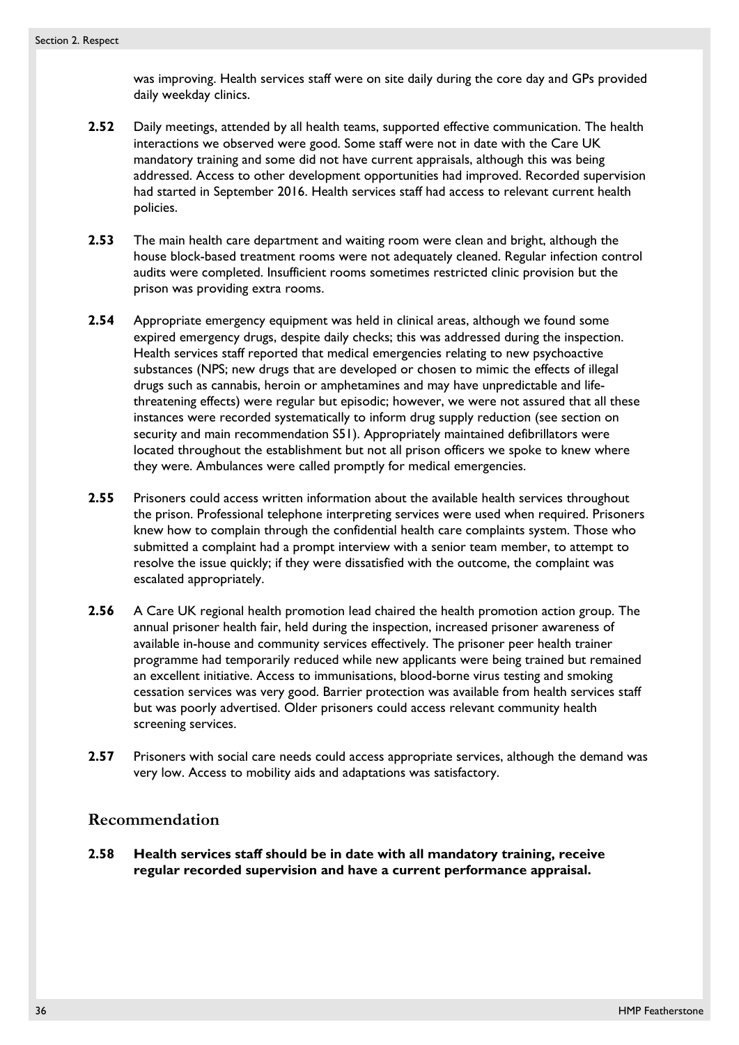was improving. Health services staff were on site daily during the core day and GPs provided daily weekday clinics.

**2.52** Daily meetings, attended by all health teams, supported effective communication. The health interactions we observed were good. Some staff were not in date with the Care UK mandatory training and some did not have current appraisals, although this was being addressed. Access to other development opportunities had improved. Recorded supervision had started in September 2016. Health services staff had access to relevant current health policies.

**2.53** The main health care department and waiting room were clean and bright, although the house block-based treatment rooms were not adequately cleaned. Regular infection control audits were completed. Insufficient rooms sometimes restricted clinic provision but the prison was providing extra rooms.

**2.54** Appropriate emergency equipment was held in clinical areas, although we found some expired emergency drugs, despite daily checks; this was addressed during the inspection. Health services staff reported that medical emergencies relating to new psychoactive substances (NPS; new drugs that are developed or chosen to mimic the effects of illegal drugs such as cannabis, heroin or amphetamines and may have unpredictable and life-threatening effects) were regular but episodic; however, we were not assured that all these instances were recorded systematically to inform drug supply reduction (see section on security and main recommendation S51). Appropriately maintained defibrillators were located throughout the establishment but not all prison officers we spoke to knew where they were. Ambulances were called promptly for medical emergencies.

**2.55** Prisoners could access written information about the available health services throughout the prison. Professional telephone interpreting services were used when required. Prisoners knew how to complain through the confidential health care complaints system. Those who submitted a complaint had a prompt interview with a senior team member, to attempt to resolve the issue quickly; if they were dissatisfied with the outcome, the complaint was escalated appropriately.

**2.56** A Care UK regional health promotion lead chaired the health promotion action group. The annual prisoner health fair, held during the inspection, increased prisoner awareness of available in-house and community services effectively. The prisoner peer health trainer programme had temporarily reduced while new applicants were being trained but remained an excellent initiative. Access to immunisations, blood-borne virus testing and smoking cessation services was very good. Barrier protection was available from health services staff but was poorly advertised. Older prisoners could access relevant community health screening services.

**2.57** Prisoners with social care needs could access appropriate services, although the demand was very low. Access to mobility aids and adaptations was satisfactory.

## Recommendation

**2.58 Health services staff should be in date with all mandatory training, receive regular recorded supervision and have a current performance appraisal.**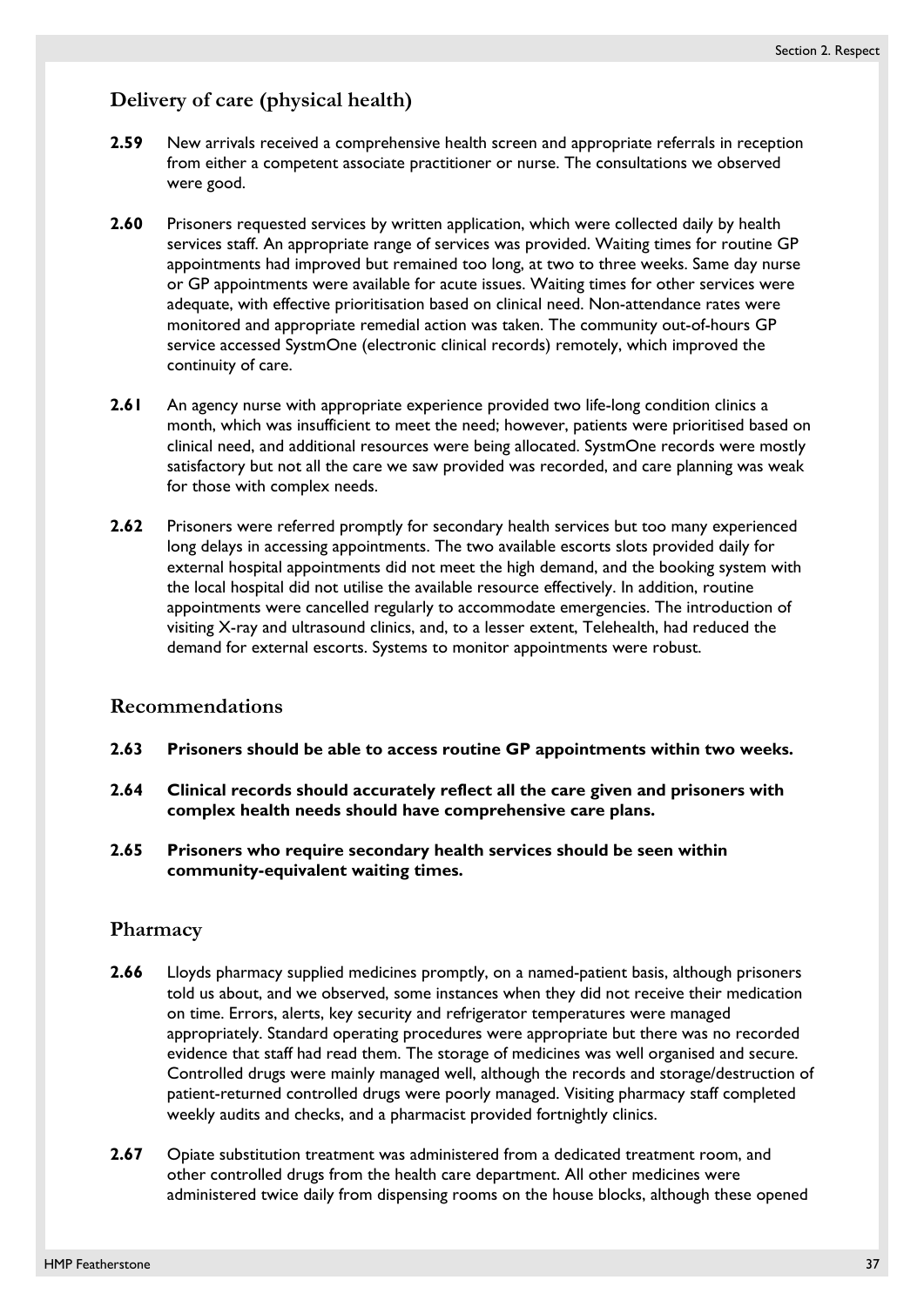## Delivery of care (physical health)

**2.59** New arrivals received a comprehensive health screen and appropriate referrals in reception from either a competent associate practitioner or nurse. The consultations we observed were good.

**2.60** Prisoners requested services by written application, which were collected daily by health services staff. An appropriate range of services was provided. Waiting times for routine GP appointments had improved but remained too long, at two to three weeks. Same day nurse or GP appointments were available for acute issues. Waiting times for other services were adequate, with effective prioritisation based on clinical need. Non-attendance rates were monitored and appropriate remedial action was taken. The community out-of-hours GP service accessed SystmOne (electronic clinical records) remotely, which improved the continuity of care.

**2.61** An agency nurse with appropriate experience provided two life-long condition clinics a month, which was insufficient to meet the need; however, patients were prioritised based on clinical need, and additional resources were being allocated. SystmOne records were mostly satisfactory but not all the care we saw provided was recorded, and care planning was weak for those with complex needs.

**2.62** Prisoners were referred promptly for secondary health services but too many experienced long delays in accessing appointments. The two available escorts slots provided daily for external hospital appointments did not meet the high demand, and the booking system with the local hospital did not utilise the available resource effectively. In addition, routine appointments were cancelled regularly to accommodate emergencies. The introduction of visiting X-ray and ultrasound clinics, and, to a lesser extent, Telehealth, had reduced the demand for external escorts. Systems to monitor appointments were robust.

## Recommendations

**2.63 Prisoners should be able to access routine GP appointments within two weeks.**

**2.64 Clinical records should accurately reflect all the care given and prisoners with complex health needs should have comprehensive care plans.**

**2.65 Prisoners who require secondary health services should be seen within community-equivalent waiting times.**

## Pharmacy

**2.66** Lloyds pharmacy supplied medicines promptly, on a named-patient basis, although prisoners told us about, and we observed, some instances when they did not receive their medication on time. Errors, alerts, key security and refrigerator temperatures were managed appropriately. Standard operating procedures were appropriate but there was no recorded evidence that staff had read them. The storage of medicines was well organised and secure. Controlled drugs were mainly managed well, although the records and storage/destruction of patient-returned controlled drugs were poorly managed. Visiting pharmacy staff completed weekly audits and checks, and a pharmacist provided fortnightly clinics.

**2.67** Opiate substitution treatment was administered from a dedicated treatment room, and other controlled drugs from the health care department. All other medicines were administered twice daily from dispensing rooms on the house blocks, although these opened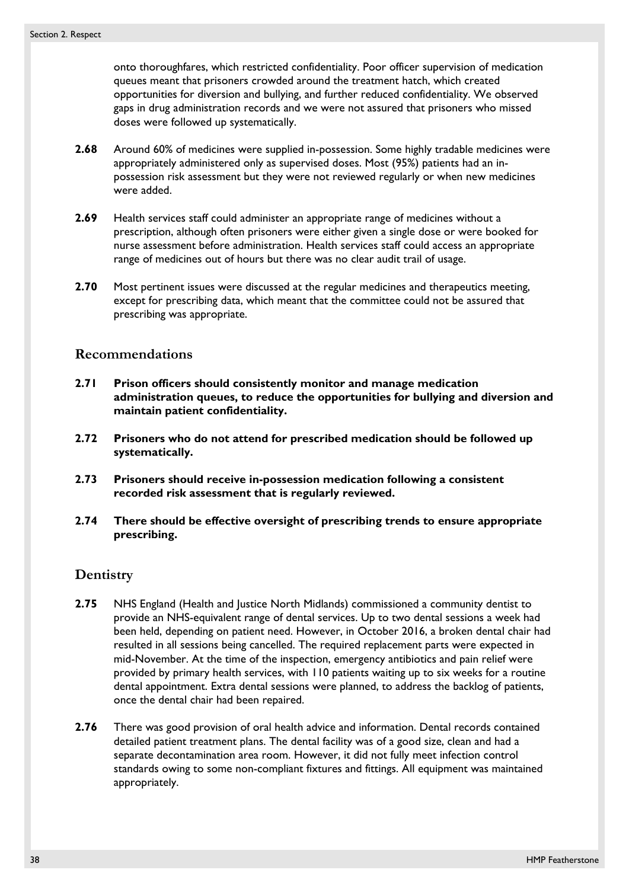onto thoroughfares, which restricted confidentiality. Poor officer supervision of medication queues meant that prisoners crowded around the treatment hatch, which created opportunities for diversion and bullying, and further reduced confidentiality. We observed gaps in drug administration records and we were not assured that prisoners who missed doses were followed up systematically.

**2.68** Around 60% of medicines were supplied in-possession. Some highly tradable medicines were appropriately administered only as supervised doses. Most (95%) patients had an in-possession risk assessment but they were not reviewed regularly or when new medicines were added.

**2.69** Health services staff could administer an appropriate range of medicines without a prescription, although often prisoners were either given a single dose or were booked for nurse assessment before administration. Health services staff could access an appropriate range of medicines out of hours but there was no clear audit trail of usage.

**2.70** Most pertinent issues were discussed at the regular medicines and therapeutics meeting, except for prescribing data, which meant that the committee could not be assured that prescribing was appropriate.

## Recommendations

**2.71 Prison officers should consistently monitor and manage medication administration queues, to reduce the opportunities for bullying and diversion and maintain patient confidentiality.**

**2.72 Prisoners who do not attend for prescribed medication should be followed up systematically.**

**2.73 Prisoners should receive in-possession medication following a consistent recorded risk assessment that is regularly reviewed.**

**2.74 There should be effective oversight of prescribing trends to ensure appropriate prescribing.**

## Dentistry

**2.75** NHS England (Health and Justice North Midlands) commissioned a community dentist to provide an NHS-equivalent range of dental services. Up to two dental sessions a week had been held, depending on patient need. However, in October 2016, a broken dental chair had resulted in all sessions being cancelled. The required replacement parts were expected in mid-November. At the time of the inspection, emergency antibiotics and pain relief were provided by primary health services, with 110 patients waiting up to six weeks for a routine dental appointment. Extra dental sessions were planned, to address the backlog of patients, once the dental chair had been repaired.

**2.76** There was good provision of oral health advice and information. Dental records contained detailed patient treatment plans. The dental facility was of a good size, clean and had a separate decontamination area room. However, it did not fully meet infection control standards owing to some non-compliant fixtures and fittings. All equipment was maintained appropriately.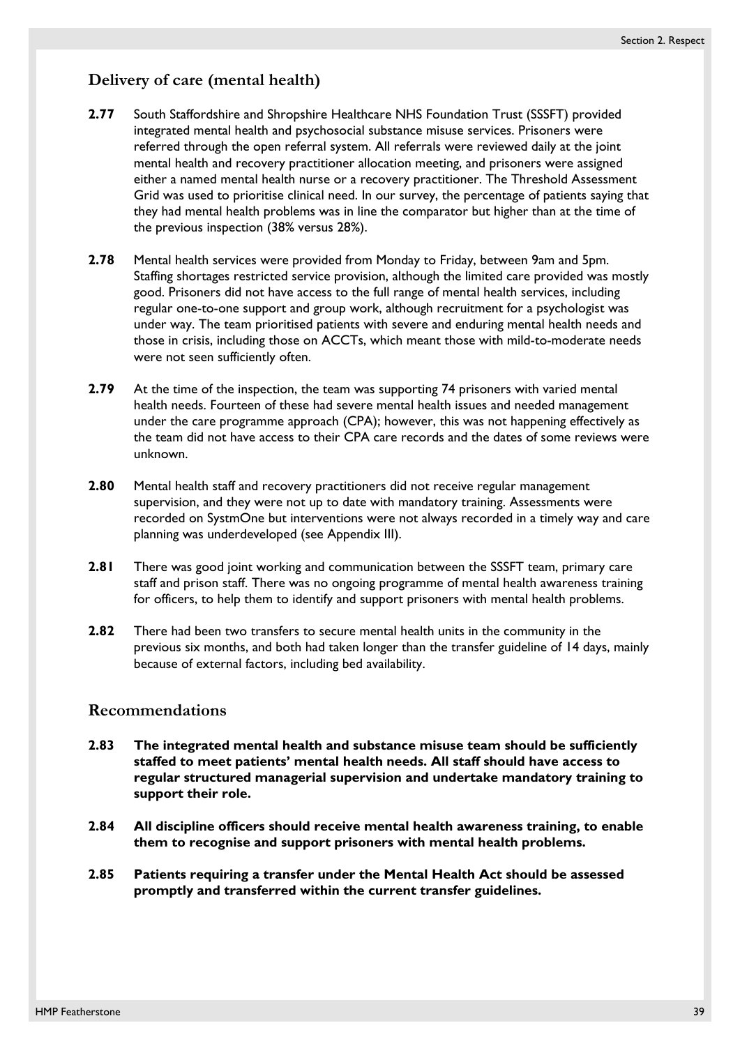## Delivery of care (mental health)

**2.77** South Staffordshire and Shropshire Healthcare NHS Foundation Trust (SSSFT) provided integrated mental health and psychosocial substance misuse services. Prisoners were referred through the open referral system. All referrals were reviewed daily at the joint mental health and recovery practitioner allocation meeting, and prisoners were assigned either a named mental health nurse or a recovery practitioner. The Threshold Assessment Grid was used to prioritise clinical need. In our survey, the percentage of patients saying that they had mental health problems was in line the comparator but higher than at the time of the previous inspection (38% versus 28%).

**2.78** Mental health services were provided from Monday to Friday, between 9am and 5pm. Staffing shortages restricted service provision, although the limited care provided was mostly good. Prisoners did not have access to the full range of mental health services, including regular one-to-one support and group work, although recruitment for a psychologist was under way. The team prioritised patients with severe and enduring mental health needs and those in crisis, including those on ACCTs, which meant those with mild-to-moderate needs were not seen sufficiently often.

**2.79** At the time of the inspection, the team was supporting 74 prisoners with varied mental health needs. Fourteen of these had severe mental health issues and needed management under the care programme approach (CPA); however, this was not happening effectively as the team did not have access to their CPA care records and the dates of some reviews were unknown.

**2.80** Mental health staff and recovery practitioners did not receive regular management supervision, and they were not up to date with mandatory training. Assessments were recorded on SystmOne but interventions were not always recorded in a timely way and care planning was underdeveloped (see Appendix III).

**2.81** There was good joint working and communication between the SSSFT team, primary care staff and prison staff. There was no ongoing programme of mental health awareness training for officers, to help them to identify and support prisoners with mental health problems.

**2.82** There had been two transfers to secure mental health units in the community in the previous six months, and both had taken longer than the transfer guideline of 14 days, mainly because of external factors, including bed availability.

## Recommendations

**2.83 The integrated mental health and substance misuse team should be sufficiently staffed to meet patients' mental health needs. All staff should have access to regular structured managerial supervision and undertake mandatory training to support their role.**

**2.84 All discipline officers should receive mental health awareness training, to enable them to recognise and support prisoners with mental health problems.**

**2.85 Patients requiring a transfer under the Mental Health Act should be assessed promptly and transferred within the current transfer guidelines.**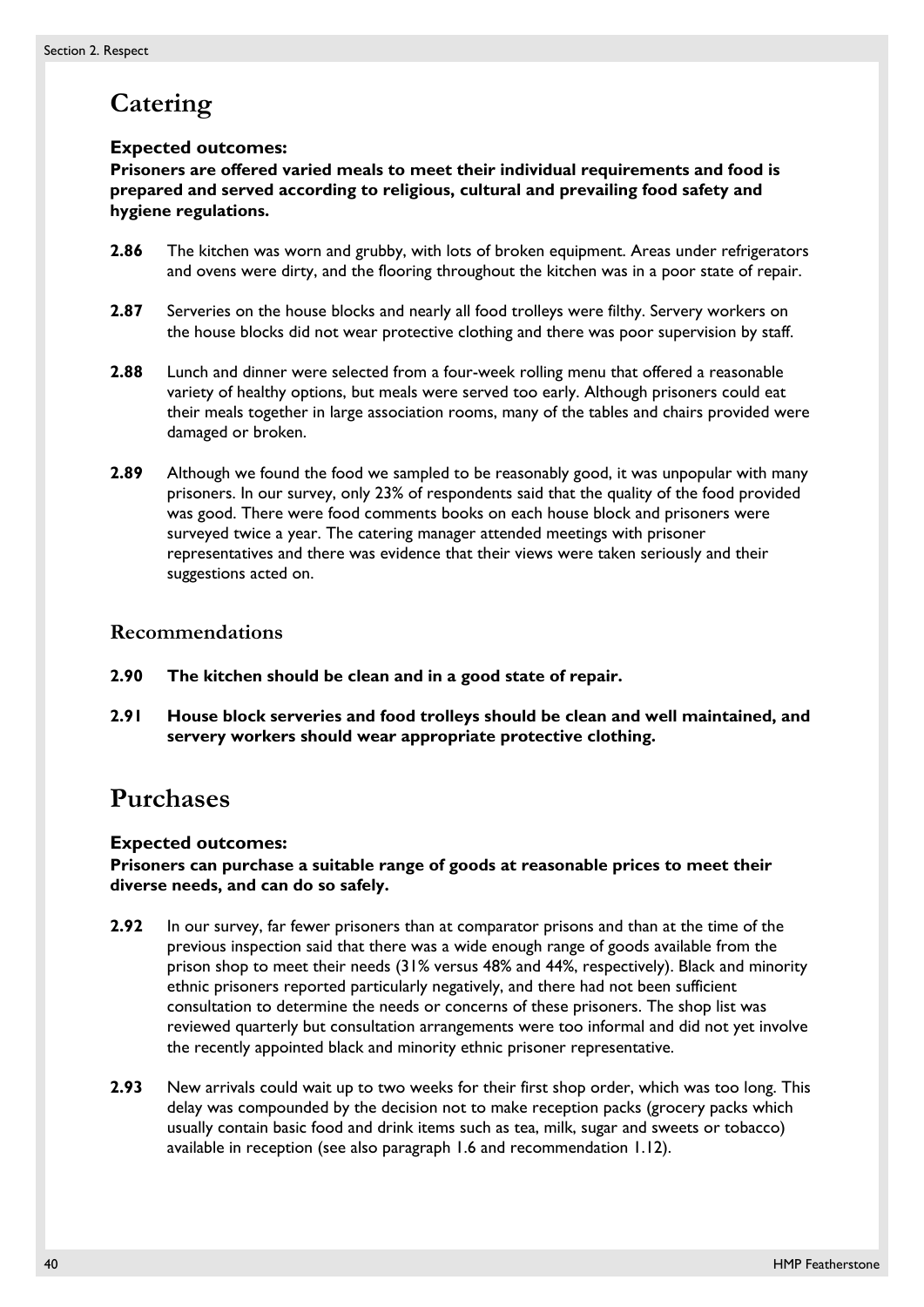## Catering

**Expected outcomes:**

**Prisoners are offered varied meals to meet their individual requirements and food is prepared and served according to religious, cultural and prevailing food safety and hygiene regulations.**

**2.86** The kitchen was worn and grubby, with lots of broken equipment. Areas under refrigerators and ovens were dirty, and the flooring throughout the kitchen was in a poor state of repair.

**2.87** Serveries on the house blocks and nearly all food trolleys were filthy. Servery workers on the house blocks did not wear protective clothing and there was poor supervision by staff.

**2.88** Lunch and dinner were selected from a four-week rolling menu that offered a reasonable variety of healthy options, but meals were served too early. Although prisoners could eat their meals together in large association rooms, many of the tables and chairs provided were damaged or broken.

**2.89** Although we found the food we sampled to be reasonably good, it was unpopular with many prisoners. In our survey, only 23% of respondents said that the quality of the food provided was good. There were food comments books on each house block and prisoners were surveyed twice a year. The catering manager attended meetings with prisoner representatives and there was evidence that their views were taken seriously and their suggestions acted on.

### Recommendations

**2.90 The kitchen should be clean and in a good state of repair.**

**2.91 House block serveries and food trolleys should be clean and well maintained, and servery workers should wear appropriate protective clothing.**

## Purchases

**Expected outcomes:**

**Prisoners can purchase a suitable range of goods at reasonable prices to meet their diverse needs, and can do so safely.**

**2.92** In our survey, far fewer prisoners than at comparator prisons and than at the time of the previous inspection said that there was a wide enough range of goods available from the prison shop to meet their needs (31% versus 48% and 44%, respectively). Black and minority ethnic prisoners reported particularly negatively, and there had not been sufficient consultation to determine the needs or concerns of these prisoners. The shop list was reviewed quarterly but consultation arrangements were too informal and did not yet involve the recently appointed black and minority ethnic prisoner representative.

**2.93** New arrivals could wait up to two weeks for their first shop order, which was too long. This delay was compounded by the decision not to make reception packs (grocery packs which usually contain basic food and drink items such as tea, milk, sugar and sweets or tobacco) available in reception (see also paragraph 1.6 and recommendation 1.12).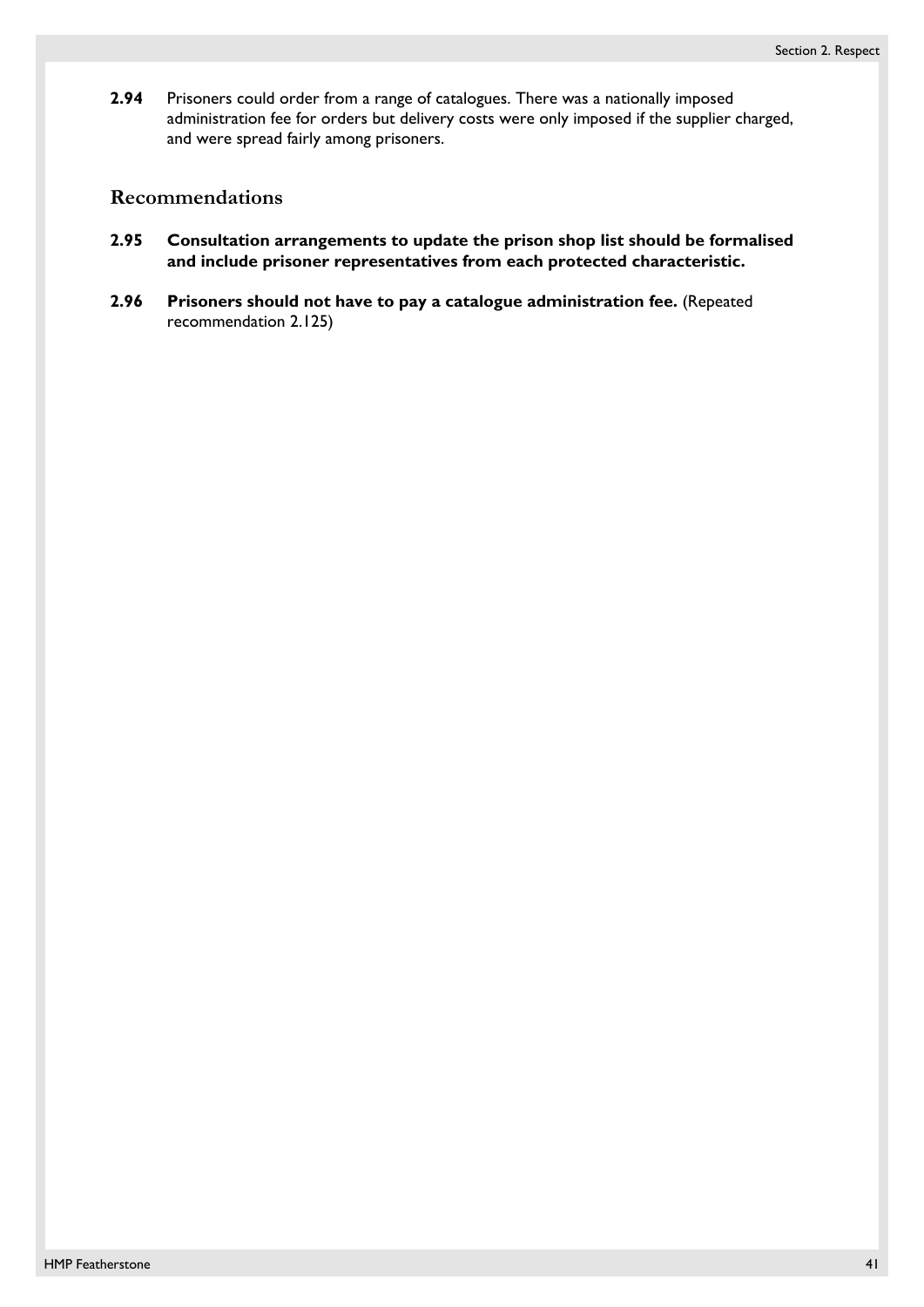**2.94** Prisoners could order from a range of catalogues. There was a nationally imposed administration fee for orders but delivery costs were only imposed if the supplier charged, and were spread fairly among prisoners.

## Recommendations

**2.95 Consultation arrangements to update the prison shop list should be formalised and include prisoner representatives from each protected characteristic.**

**2.96 Prisoners should not have to pay a catalogue administration fee.** (Repeated recommendation 2.125)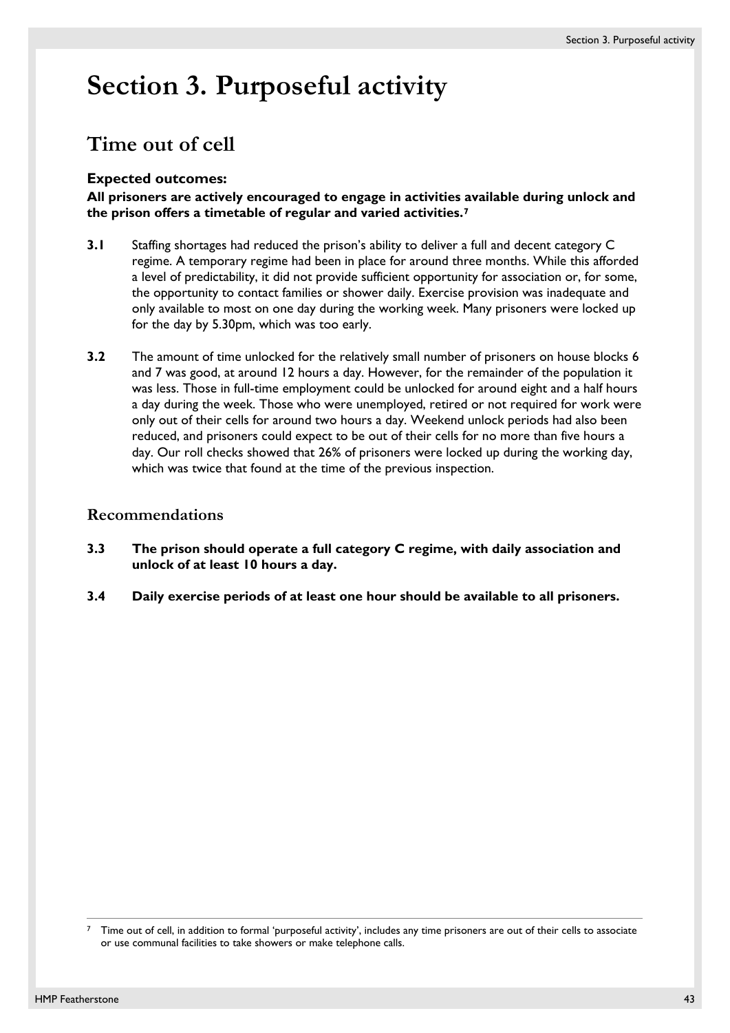# Section 3. Purposeful activity

## Time out of cell

### Expected outcomes:

**All prisoners are actively encouraged to engage in activities available during unlock and the prison offers a timetable of regular and varied activities.[7]**

**3.1** Staffing shortages had reduced the prison's ability to deliver a full and decent category C regime. A temporary regime had been in place for around three months. While this afforded a level of predictability, it did not provide sufficient opportunity for association or, for some, the opportunity to contact families or shower daily. Exercise provision was inadequate and only available to most on one day during the working week. Many prisoners were locked up for the day by 5.30pm, which was too early.

**3.2** The amount of time unlocked for the relatively small number of prisoners on house blocks 6 and 7 was good, at around 12 hours a day. However, for the remainder of the population it was less. Those in full-time employment could be unlocked for around eight and a half hours a day during the week. Those who were unemployed, retired or not required for work were only out of their cells for around two hours a day. Weekend unlock periods had also been reduced, and prisoners could expect to be out of their cells for no more than five hours a day. Our roll checks showed that 26% of prisoners were locked up during the working day, which was twice that found at the time of the previous inspection.

### Recommendations

**3.3 The prison should operate a full category C regime, with daily association and unlock of at least 10 hours a day.**

**3.4 Daily exercise periods of at least one hour should be available to all prisoners.**

---

[7] Time out of cell, in addition to formal 'purposeful activity', includes any time prisoners are out of their cells to associate or use communal facilities to take showers or make telephone calls.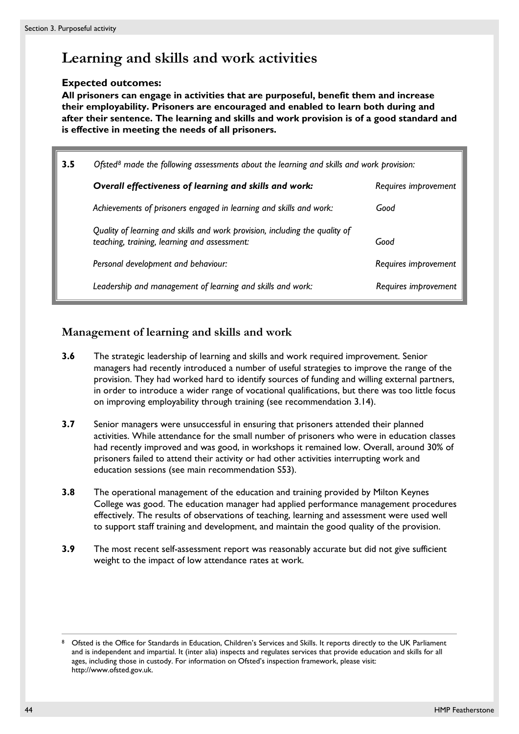# Learning and skills and work activities

**Expected outcomes:**
**All prisoners can engage in activities that are purposeful, benefit them and increase their employability. Prisoners are encouraged and enabled to learn both during and after their sentence. The learning and skills and work provision is of a good standard and is effective in meeting the needs of all prisoners.**

**3.5** *Ofsted[8] made the following assessments about the learning and skills and work provision:*

| | |
|---|---|
| ***Overall effectiveness of learning and skills and work:*** | *Requires improvement* |
| *Achievements of prisoners engaged in learning and skills and work:* | *Good* |
| *Quality of learning and skills and work provision, including the quality of teaching, training, learning and assessment:* | *Good* |
| *Personal development and behaviour:* | *Requires improvement* |
| *Leadership and management of learning and skills and work:* | *Requires improvement* |

## Management of learning and skills and work

**3.6** The strategic leadership of learning and skills and work required improvement. Senior managers had recently introduced a number of useful strategies to improve the range of the provision. They had worked hard to identify sources of funding and willing external partners, in order to introduce a wider range of vocational qualifications, but there was too little focus on improving employability through training (see recommendation 3.14).

**3.7** Senior managers were unsuccessful in ensuring that prisoners attended their planned activities. While attendance for the small number of prisoners who were in education classes had recently improved and was good, in workshops it remained low. Overall, around 30% of prisoners failed to attend their activity or had other activities interrupting work and education sessions (see main recommendation S53).

**3.8** The operational management of the education and training provided by Milton Keynes College was good. The education manager had applied performance management procedures effectively. The results of observations of teaching, learning and assessment were used well to support staff training and development, and maintain the good quality of the provision.

**3.9** The most recent self-assessment report was reasonably accurate but did not give sufficient weight to the impact of low attendance rates at work.

---

[8] Ofsted is the Office for Standards in Education, Children's Services and Skills. It reports directly to the UK Parliament and is independent and impartial. It (inter alia) inspects and regulates services that provide education and skills for all ages, including those in custody. For information on Ofsted's inspection framework, please visit: http://www.ofsted.gov.uk.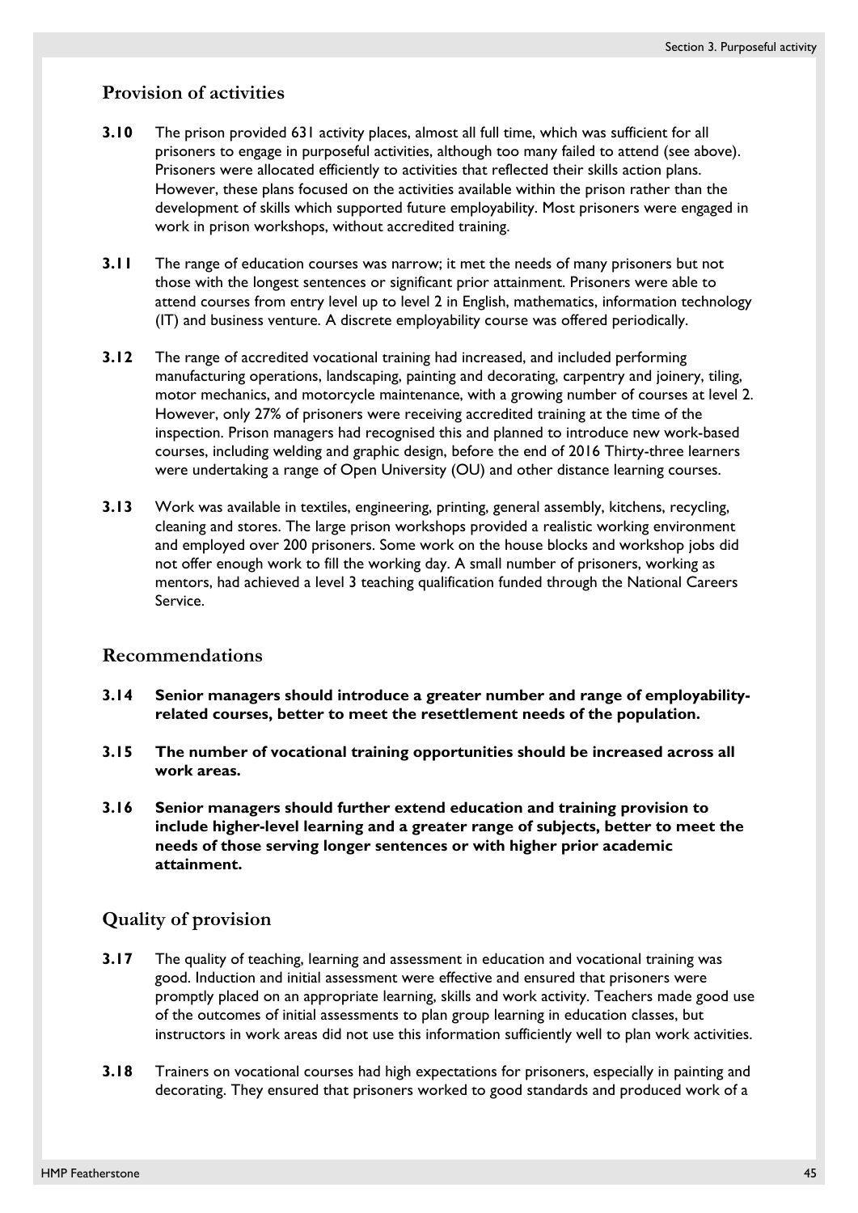## Provision of activities

**3.10** The prison provided 631 activity places, almost all full time, which was sufficient for all prisoners to engage in purposeful activities, although too many failed to attend (see above). Prisoners were allocated efficiently to activities that reflected their skills action plans. However, these plans focused on the activities available within the prison rather than the development of skills which supported future employability. Most prisoners were engaged in work in prison workshops, without accredited training.

**3.11** The range of education courses was narrow; it met the needs of many prisoners but not those with the longest sentences or significant prior attainment. Prisoners were able to attend courses from entry level up to level 2 in English, mathematics, information technology (IT) and business venture. A discrete employability course was offered periodically.

**3.12** The range of accredited vocational training had increased, and included performing manufacturing operations, landscaping, painting and decorating, carpentry and joinery, tiling, motor mechanics, and motorcycle maintenance, with a growing number of courses at level 2. However, only 27% of prisoners were receiving accredited training at the time of the inspection. Prison managers had recognised this and planned to introduce new work-based courses, including welding and graphic design, before the end of 2016 Thirty-three learners were undertaking a range of Open University (OU) and other distance learning courses.

**3.13** Work was available in textiles, engineering, printing, general assembly, kitchens, recycling, cleaning and stores. The large prison workshops provided a realistic working environment and employed over 200 prisoners. Some work on the house blocks and workshop jobs did not offer enough work to fill the working day. A small number of prisoners, working as mentors, had achieved a level 3 teaching qualification funded through the National Careers Service.

## Recommendations

**3.14** **Senior managers should introduce a greater number and range of employability-related courses, better to meet the resettlement needs of the population.**

**3.15** **The number of vocational training opportunities should be increased across all work areas.**

**3.16** **Senior managers should further extend education and training provision to include higher-level learning and a greater range of subjects, better to meet the needs of those serving longer sentences or with higher prior academic attainment.**

## Quality of provision

**3.17** The quality of teaching, learning and assessment in education and vocational training was good. Induction and initial assessment were effective and ensured that prisoners were promptly placed on an appropriate learning, skills and work activity. Teachers made good use of the outcomes of initial assessments to plan group learning in education classes, but instructors in work areas did not use this information sufficiently well to plan work activities.

**3.18** Trainers on vocational courses had high expectations for prisoners, especially in painting and decorating. They ensured that prisoners worked to good standards and produced work of a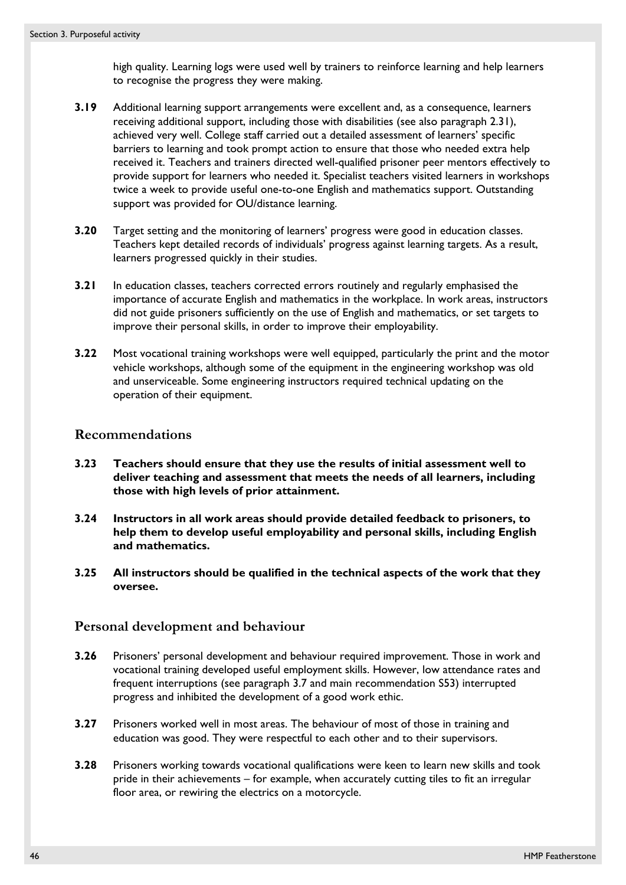high quality. Learning logs were used well by trainers to reinforce learning and help learners to recognise the progress they were making.

**3.19** Additional learning support arrangements were excellent and, as a consequence, learners receiving additional support, including those with disabilities (see also paragraph 2.31), achieved very well. College staff carried out a detailed assessment of learners' specific barriers to learning and took prompt action to ensure that those who needed extra help received it. Teachers and trainers directed well-qualified prisoner peer mentors effectively to provide support for learners who needed it. Specialist teachers visited learners in workshops twice a week to provide useful one-to-one English and mathematics support. Outstanding support was provided for OU/distance learning.

**3.20** Target setting and the monitoring of learners' progress were good in education classes. Teachers kept detailed records of individuals' progress against learning targets. As a result, learners progressed quickly in their studies.

**3.21** In education classes, teachers corrected errors routinely and regularly emphasised the importance of accurate English and mathematics in the workplace. In work areas, instructors did not guide prisoners sufficiently on the use of English and mathematics, or set targets to improve their personal skills, in order to improve their employability.

**3.22** Most vocational training workshops were well equipped, particularly the print and the motor vehicle workshops, although some of the equipment in the engineering workshop was old and unserviceable. Some engineering instructors required technical updating on the operation of their equipment.

## Recommendations

**3.23 Teachers should ensure that they use the results of initial assessment well to deliver teaching and assessment that meets the needs of all learners, including those with high levels of prior attainment.**

**3.24 Instructors in all work areas should provide detailed feedback to prisoners, to help them to develop useful employability and personal skills, including English and mathematics.**

**3.25 All instructors should be qualified in the technical aspects of the work that they oversee.**

## Personal development and behaviour

**3.26** Prisoners' personal development and behaviour required improvement. Those in work and vocational training developed useful employment skills. However, low attendance rates and frequent interruptions (see paragraph 3.7 and main recommendation S53) interrupted progress and inhibited the development of a good work ethic.

**3.27** Prisoners worked well in most areas. The behaviour of most of those in training and education was good. They were respectful to each other and to their supervisors.

**3.28** Prisoners working towards vocational qualifications were keen to learn new skills and took pride in their achievements – for example, when accurately cutting tiles to fit an irregular floor area, or rewiring the electrics on a motorcycle.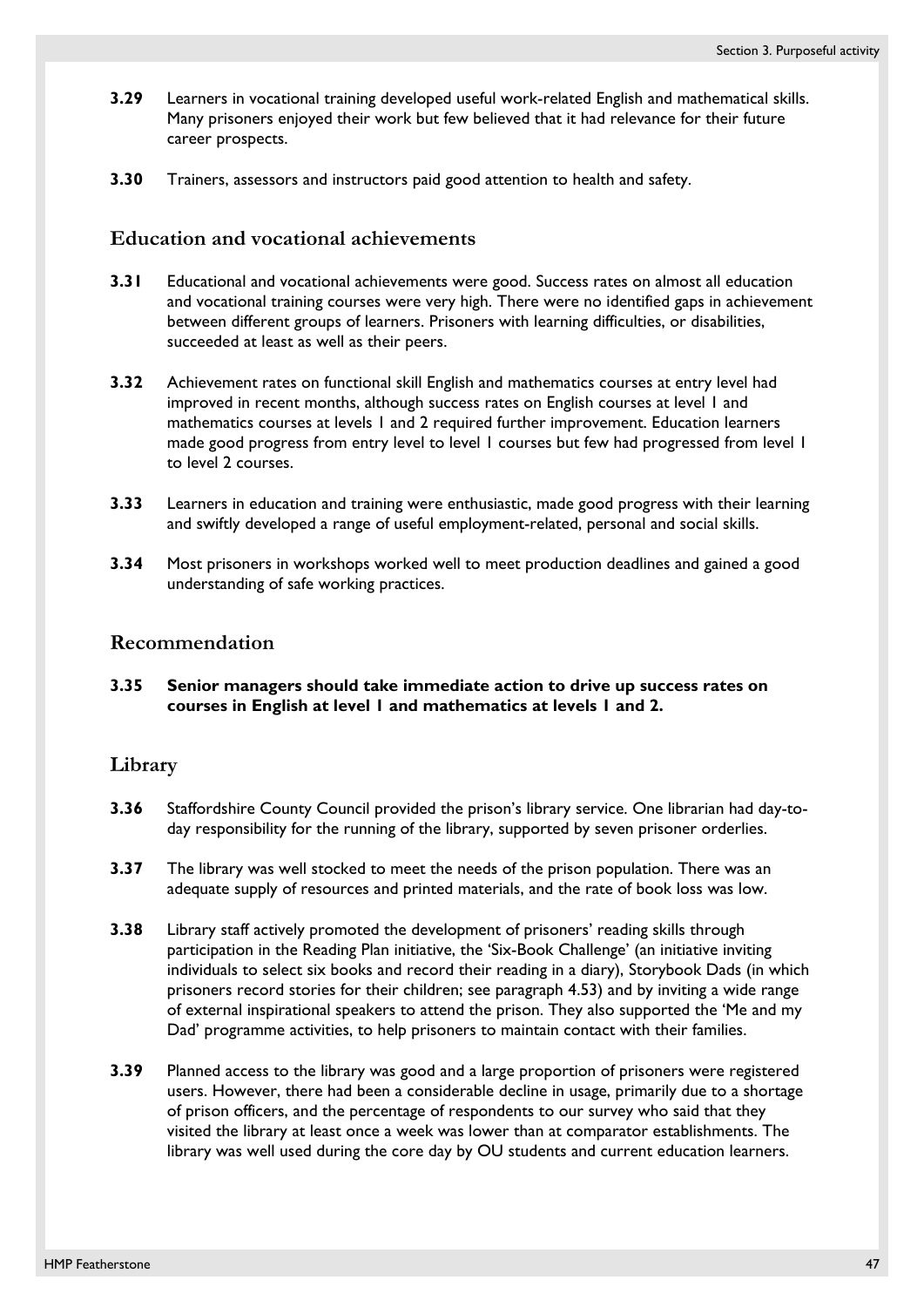**3.29** Learners in vocational training developed useful work-related English and mathematical skills. Many prisoners enjoyed their work but few believed that it had relevance for their future career prospects.

**3.30** Trainers, assessors and instructors paid good attention to health and safety.

## Education and vocational achievements

**3.31** Educational and vocational achievements were good. Success rates on almost all education and vocational training courses were very high. There were no identified gaps in achievement between different groups of learners. Prisoners with learning difficulties, or disabilities, succeeded at least as well as their peers.

**3.32** Achievement rates on functional skill English and mathematics courses at entry level had improved in recent months, although success rates on English courses at level 1 and mathematics courses at levels 1 and 2 required further improvement. Education learners made good progress from entry level to level 1 courses but few had progressed from level 1 to level 2 courses.

**3.33** Learners in education and training were enthusiastic, made good progress with their learning and swiftly developed a range of useful employment-related, personal and social skills.

**3.34** Most prisoners in workshops worked well to meet production deadlines and gained a good understanding of safe working practices.

## Recommendation

**3.35 Senior managers should take immediate action to drive up success rates on courses in English at level 1 and mathematics at levels 1 and 2.**

## Library

**3.36** Staffordshire County Council provided the prison's library service. One librarian had day-to-day responsibility for the running of the library, supported by seven prisoner orderlies.

**3.37** The library was well stocked to meet the needs of the prison population. There was an adequate supply of resources and printed materials, and the rate of book loss was low.

**3.38** Library staff actively promoted the development of prisoners' reading skills through participation in the Reading Plan initiative, the 'Six-Book Challenge' (an initiative inviting individuals to select six books and record their reading in a diary), Storybook Dads (in which prisoners record stories for their children; see paragraph 4.53) and by inviting a wide range of external inspirational speakers to attend the prison. They also supported the 'Me and my Dad' programme activities, to help prisoners to maintain contact with their families.

**3.39** Planned access to the library was good and a large proportion of prisoners were registered users. However, there had been a considerable decline in usage, primarily due to a shortage of prison officers, and the percentage of respondents to our survey who said that they visited the library at least once a week was lower than at comparator establishments. The library was well used during the core day by OU students and current education learners.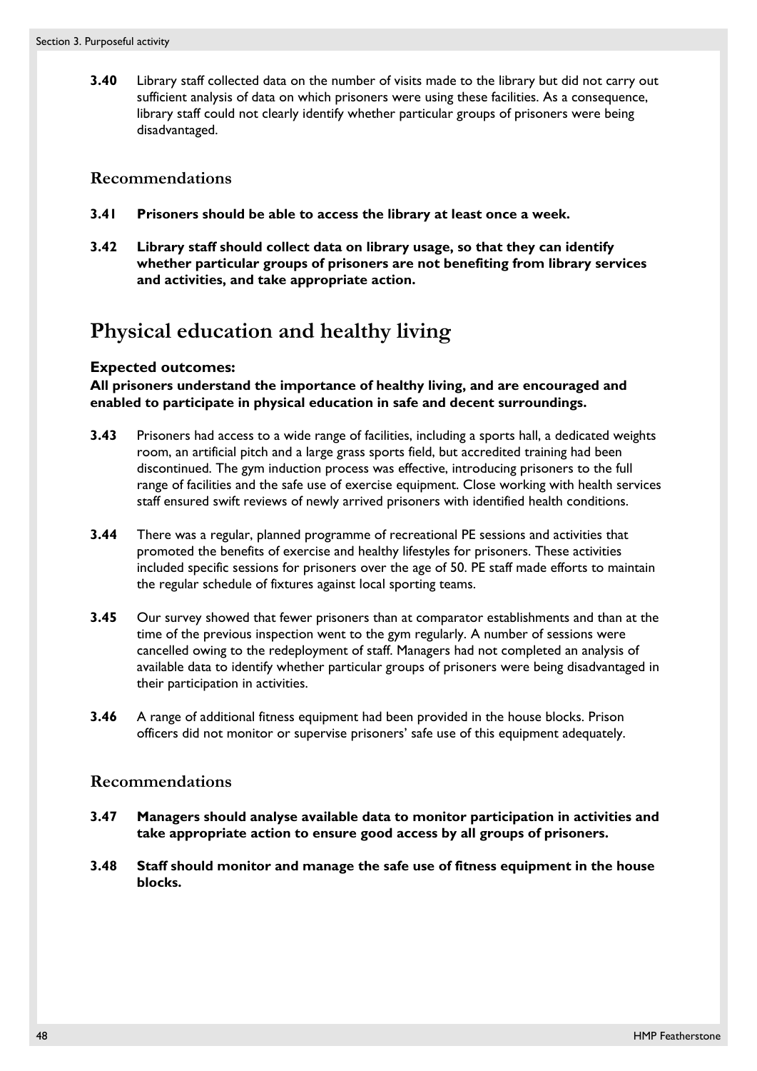**3.40** Library staff collected data on the number of visits made to the library but did not carry out sufficient analysis of data on which prisoners were using these facilities. As a consequence, library staff could not clearly identify whether particular groups of prisoners were being disadvantaged.

### Recommendations

**3.41 Prisoners should be able to access the library at least once a week.**

**3.42 Library staff should collect data on library usage, so that they can identify whether particular groups of prisoners are not benefiting from library services and activities, and take appropriate action.**

## Physical education and healthy living

**Expected outcomes:**
**All prisoners understand the importance of healthy living, and are encouraged and enabled to participate in physical education in safe and decent surroundings.**

**3.43** Prisoners had access to a wide range of facilities, including a sports hall, a dedicated weights room, an artificial pitch and a large grass sports field, but accredited training had been discontinued. The gym induction process was effective, introducing prisoners to the full range of facilities and the safe use of exercise equipment. Close working with health services staff ensured swift reviews of newly arrived prisoners with identified health conditions.

**3.44** There was a regular, planned programme of recreational PE sessions and activities that promoted the benefits of exercise and healthy lifestyles for prisoners. These activities included specific sessions for prisoners over the age of 50. PE staff made efforts to maintain the regular schedule of fixtures against local sporting teams.

**3.45** Our survey showed that fewer prisoners than at comparator establishments and than at the time of the previous inspection went to the gym regularly. A number of sessions were cancelled owing to the redeployment of staff. Managers had not completed an analysis of available data to identify whether particular groups of prisoners were being disadvantaged in their participation in activities.

**3.46** A range of additional fitness equipment had been provided in the house blocks. Prison officers did not monitor or supervise prisoners' safe use of this equipment adequately.

### Recommendations

**3.47 Managers should analyse available data to monitor participation in activities and take appropriate action to ensure good access by all groups of prisoners.**

**3.48 Staff should monitor and manage the safe use of fitness equipment in the house blocks.**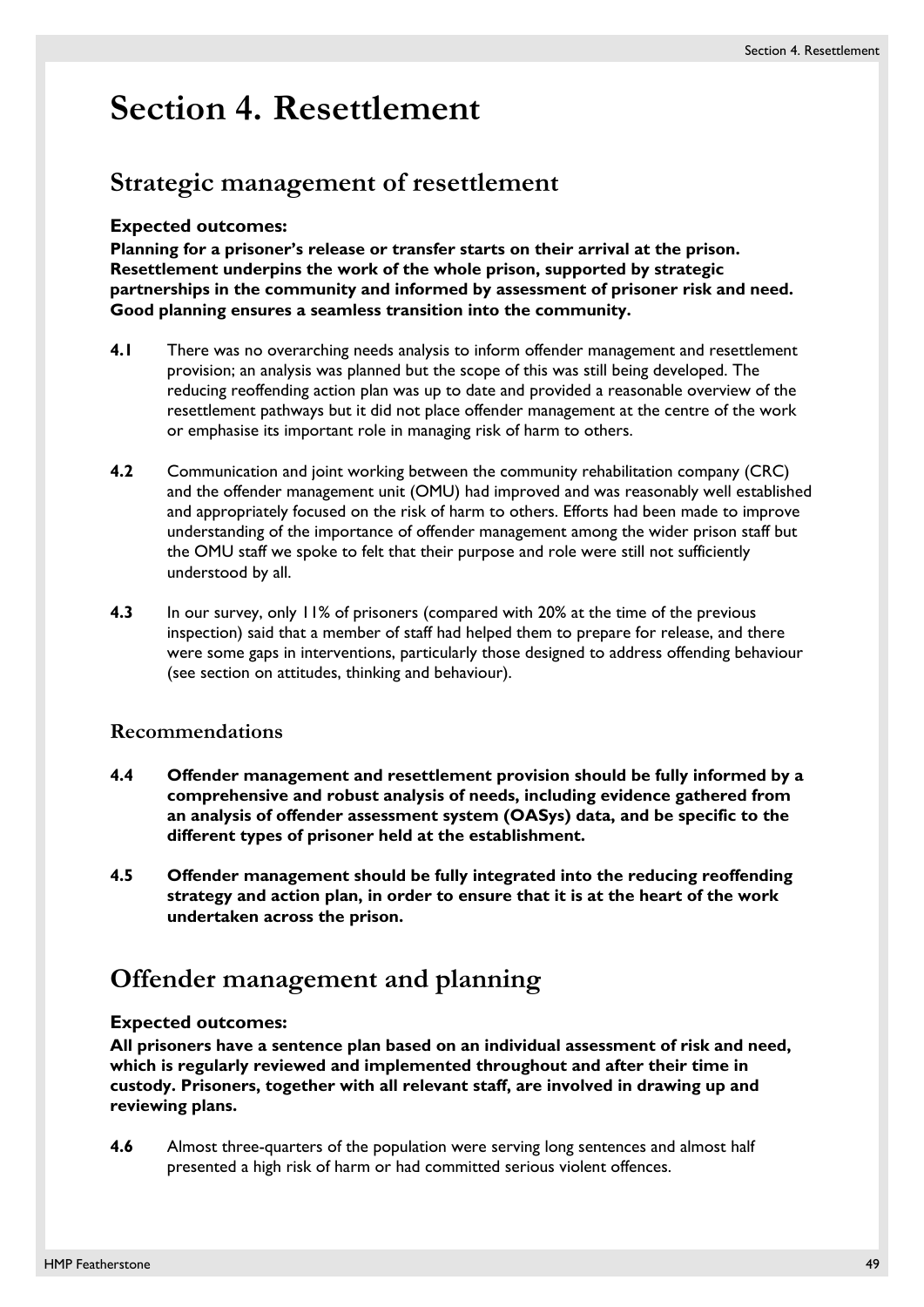# Section 4. Resettlement

## Strategic management of resettlement

**Expected outcomes:**
**Planning for a prisoner's release or transfer starts on their arrival at the prison. Resettlement underpins the work of the whole prison, supported by strategic partnerships in the community and informed by assessment of prisoner risk and need. Good planning ensures a seamless transition into the community.**

**4.1** There was no overarching needs analysis to inform offender management and resettlement provision; an analysis was planned but the scope of this was still being developed. The reducing reoffending action plan was up to date and provided a reasonable overview of the resettlement pathways but it did not place offender management at the centre of the work or emphasise its important role in managing risk of harm to others.

**4.2** Communication and joint working between the community rehabilitation company (CRC) and the offender management unit (OMU) had improved and was reasonably well established and appropriately focused on the risk of harm to others. Efforts had been made to improve understanding of the importance of offender management among the wider prison staff but the OMU staff we spoke to felt that their purpose and role were still not sufficiently understood by all.

**4.3** In our survey, only 11% of prisoners (compared with 20% at the time of the previous inspection) said that a member of staff had helped them to prepare for release, and there were some gaps in interventions, particularly those designed to address offending behaviour (see section on attitudes, thinking and behaviour).

### Recommendations

**4.4** **Offender management and resettlement provision should be fully informed by a comprehensive and robust analysis of needs, including evidence gathered from an analysis of offender assessment system (OASys) data, and be specific to the different types of prisoner held at the establishment.**

**4.5** **Offender management should be fully integrated into the reducing reoffending strategy and action plan, in order to ensure that it is at the heart of the work undertaken across the prison.**

## Offender management and planning

**Expected outcomes:**
**All prisoners have a sentence plan based on an individual assessment of risk and need, which is regularly reviewed and implemented throughout and after their time in custody. Prisoners, together with all relevant staff, are involved in drawing up and reviewing plans.**

**4.6** Almost three-quarters of the population were serving long sentences and almost half presented a high risk of harm or had committed serious violent offences.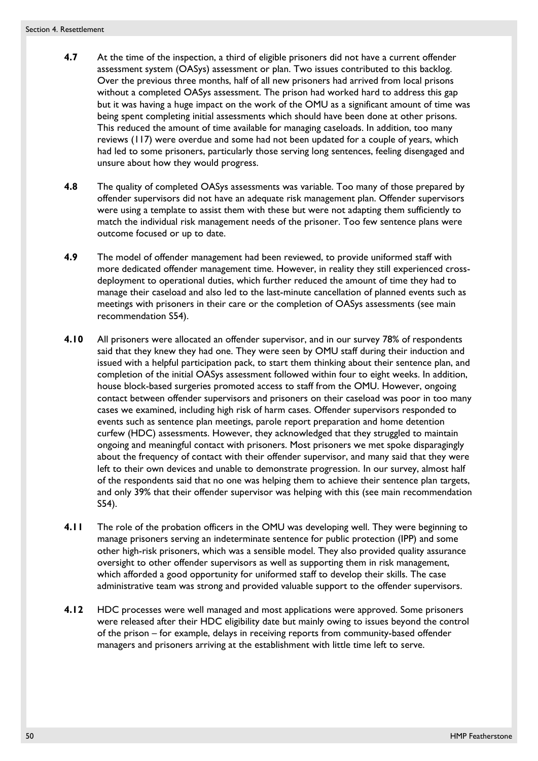**4.7** At the time of the inspection, a third of eligible prisoners did not have a current offender assessment system (OASys) assessment or plan. Two issues contributed to this backlog. Over the previous three months, half of all new prisoners had arrived from local prisons without a completed OASys assessment. The prison had worked hard to address this gap but it was having a huge impact on the work of the OMU as a significant amount of time was being spent completing initial assessments which should have been done at other prisons. This reduced the amount of time available for managing caseloads. In addition, too many reviews (117) were overdue and some had not been updated for a couple of years, which had led to some prisoners, particularly those serving long sentences, feeling disengaged and unsure about how they would progress.

**4.8** The quality of completed OASys assessments was variable. Too many of those prepared by offender supervisors did not have an adequate risk management plan. Offender supervisors were using a template to assist them with these but were not adapting them sufficiently to match the individual risk management needs of the prisoner. Too few sentence plans were outcome focused or up to date.

**4.9** The model of offender management had been reviewed, to provide uniformed staff with more dedicated offender management time. However, in reality they still experienced cross-deployment to operational duties, which further reduced the amount of time they had to manage their caseload and also led to the last-minute cancellation of planned events such as meetings with prisoners in their care or the completion of OASys assessments (see main recommendation S54).

**4.10** All prisoners were allocated an offender supervisor, and in our survey 78% of respondents said that they knew they had one. They were seen by OMU staff during their induction and issued with a helpful participation pack, to start them thinking about their sentence plan, and completion of the initial OASys assessment followed within four to eight weeks. In addition, house block-based surgeries promoted access to staff from the OMU. However, ongoing contact between offender supervisors and prisoners on their caseload was poor in too many cases we examined, including high risk of harm cases. Offender supervisors responded to events such as sentence plan meetings, parole report preparation and home detention curfew (HDC) assessments. However, they acknowledged that they struggled to maintain ongoing and meaningful contact with prisoners. Most prisoners we met spoke disparagingly about the frequency of contact with their offender supervisor, and many said that they were left to their own devices and unable to demonstrate progression. In our survey, almost half of the respondents said that no one was helping them to achieve their sentence plan targets, and only 39% that their offender supervisor was helping with this (see main recommendation S54).

**4.11** The role of the probation officers in the OMU was developing well. They were beginning to manage prisoners serving an indeterminate sentence for public protection (IPP) and some other high-risk prisoners, which was a sensible model. They also provided quality assurance oversight to other offender supervisors as well as supporting them in risk management, which afforded a good opportunity for uniformed staff to develop their skills. The case administrative team was strong and provided valuable support to the offender supervisors.

**4.12** HDC processes were well managed and most applications were approved. Some prisoners were released after their HDC eligibility date but mainly owing to issues beyond the control of the prison – for example, delays in receiving reports from community-based offender managers and prisoners arriving at the establishment with little time left to serve.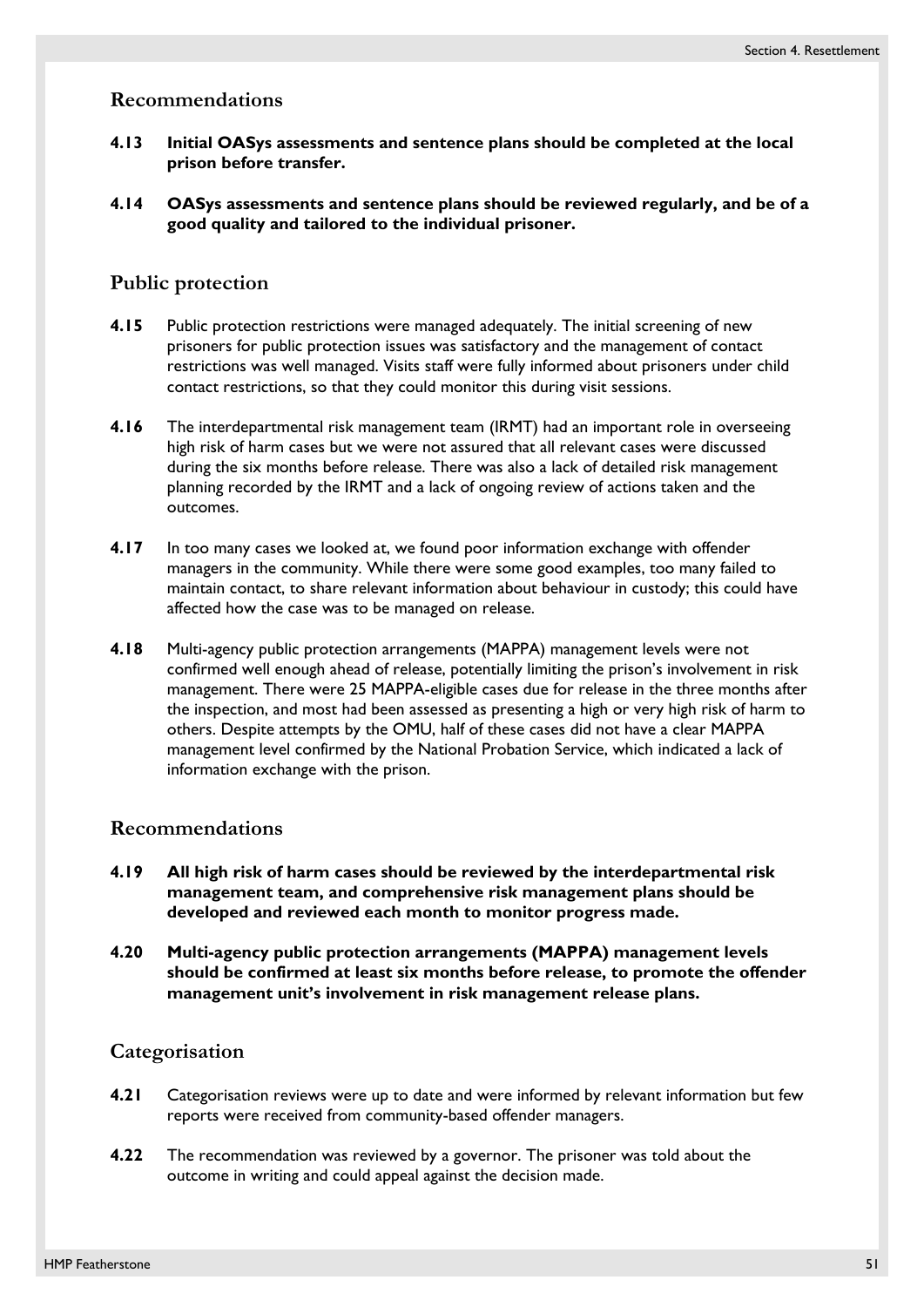## Recommendations

**4.13 Initial OASys assessments and sentence plans should be completed at the local prison before transfer.**

**4.14 OASys assessments and sentence plans should be reviewed regularly, and be of a good quality and tailored to the individual prisoner.**

## Public protection

**4.15** Public protection restrictions were managed adequately. The initial screening of new prisoners for public protection issues was satisfactory and the management of contact restrictions was well managed. Visits staff were fully informed about prisoners under child contact restrictions, so that they could monitor this during visit sessions.

**4.16** The interdepartmental risk management team (IRMT) had an important role in overseeing high risk of harm cases but we were not assured that all relevant cases were discussed during the six months before release. There was also a lack of detailed risk management planning recorded by the IRMT and a lack of ongoing review of actions taken and the outcomes.

**4.17** In too many cases we looked at, we found poor information exchange with offender managers in the community. While there were some good examples, too many failed to maintain contact, to share relevant information about behaviour in custody; this could have affected how the case was to be managed on release.

**4.18** Multi-agency public protection arrangements (MAPPA) management levels were not confirmed well enough ahead of release, potentially limiting the prison's involvement in risk management. There were 25 MAPPA-eligible cases due for release in the three months after the inspection, and most had been assessed as presenting a high or very high risk of harm to others. Despite attempts by the OMU, half of these cases did not have a clear MAPPA management level confirmed by the National Probation Service, which indicated a lack of information exchange with the prison.

## Recommendations

**4.19 All high risk of harm cases should be reviewed by the interdepartmental risk management team, and comprehensive risk management plans should be developed and reviewed each month to monitor progress made.**

**4.20 Multi-agency public protection arrangements (MAPPA) management levels should be confirmed at least six months before release, to promote the offender management unit's involvement in risk management release plans.**

## Categorisation

**4.21** Categorisation reviews were up to date and were informed by relevant information but few reports were received from community-based offender managers.

**4.22** The recommendation was reviewed by a governor. The prisoner was told about the outcome in writing and could appeal against the decision made.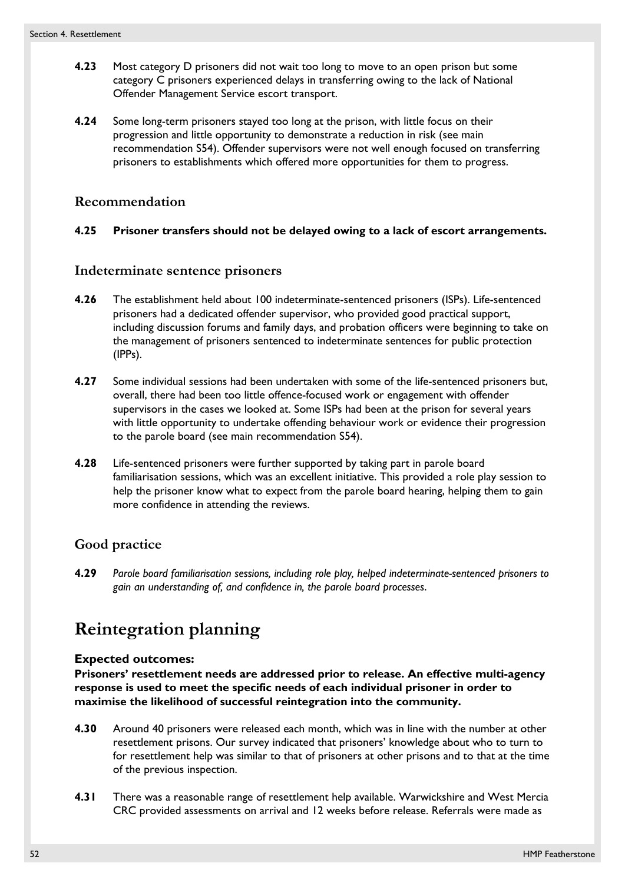**4.23** Most category D prisoners did not wait too long to move to an open prison but some category C prisoners experienced delays in transferring owing to the lack of National Offender Management Service escort transport.

**4.24** Some long-term prisoners stayed too long at the prison, with little focus on their progression and little opportunity to demonstrate a reduction in risk (see main recommendation S54). Offender supervisors were not well enough focused on transferring prisoners to establishments which offered more opportunities for them to progress.

### Recommendation

**4.25 Prisoner transfers should not be delayed owing to a lack of escort arrangements.**

### Indeterminate sentence prisoners

**4.26** The establishment held about 100 indeterminate-sentenced prisoners (ISPs). Life-sentenced prisoners had a dedicated offender supervisor, who provided good practical support, including discussion forums and family days, and probation officers were beginning to take on the management of prisoners sentenced to indeterminate sentences for public protection (IPPs).

**4.27** Some individual sessions had been undertaken with some of the life-sentenced prisoners but, overall, there had been too little offence-focused work or engagement with offender supervisors in the cases we looked at. Some ISPs had been at the prison for several years with little opportunity to undertake offending behaviour work or evidence their progression to the parole board (see main recommendation S54).

**4.28** Life-sentenced prisoners were further supported by taking part in parole board familiarisation sessions, which was an excellent initiative. This provided a role play session to help the prisoner know what to expect from the parole board hearing, helping them to gain more confidence in attending the reviews.

### Good practice

**4.29** *Parole board familiarisation sessions, including role play, helped indeterminate-sentenced prisoners to gain an understanding of, and confidence in, the parole board processes.*

## Reintegration planning

**Expected outcomes:**
**Prisoners' resettlement needs are addressed prior to release. An effective multi-agency response is used to meet the specific needs of each individual prisoner in order to maximise the likelihood of successful reintegration into the community.**

**4.30** Around 40 prisoners were released each month, which was in line with the number at other resettlement prisons. Our survey indicated that prisoners' knowledge about who to turn to for resettlement help was similar to that of prisoners at other prisons and to that at the time of the previous inspection.

**4.31** There was a reasonable range of resettlement help available. Warwickshire and West Mercia CRC provided assessments on arrival and 12 weeks before release. Referrals were made as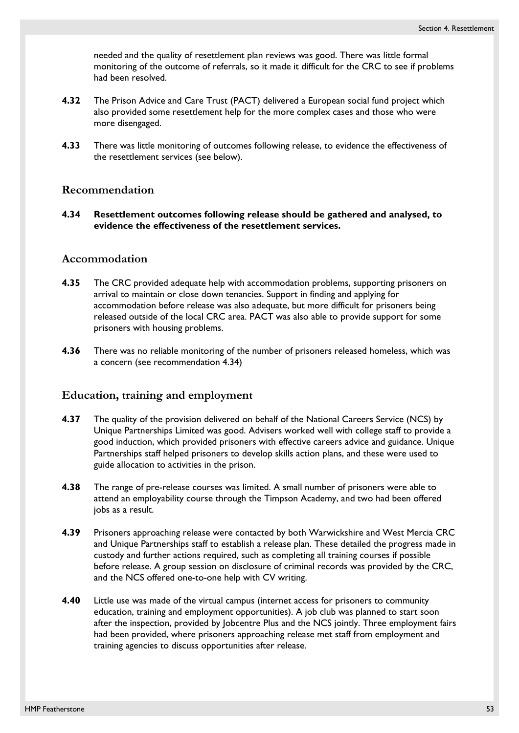needed and the quality of resettlement plan reviews was good. There was little formal monitoring of the outcome of referrals, so it made it difficult for the CRC to see if problems had been resolved.

**4.32** The Prison Advice and Care Trust (PACT) delivered a European social fund project which also provided some resettlement help for the more complex cases and those who were more disengaged.

**4.33** There was little monitoring of outcomes following release, to evidence the effectiveness of the resettlement services (see below).

## Recommendation

**4.34 Resettlement outcomes following release should be gathered and analysed, to evidence the effectiveness of the resettlement services.**

## Accommodation

**4.35** The CRC provided adequate help with accommodation problems, supporting prisoners on arrival to maintain or close down tenancies. Support in finding and applying for accommodation before release was also adequate, but more difficult for prisoners being released outside of the local CRC area. PACT was also able to provide support for some prisoners with housing problems.

**4.36** There was no reliable monitoring of the number of prisoners released homeless, which was a concern (see recommendation 4.34)

## Education, training and employment

**4.37** The quality of the provision delivered on behalf of the National Careers Service (NCS) by Unique Partnerships Limited was good. Advisers worked well with college staff to provide a good induction, which provided prisoners with effective careers advice and guidance. Unique Partnerships staff helped prisoners to develop skills action plans, and these were used to guide allocation to activities in the prison.

**4.38** The range of pre-release courses was limited. A small number of prisoners were able to attend an employability course through the Timpson Academy, and two had been offered jobs as a result.

**4.39** Prisoners approaching release were contacted by both Warwickshire and West Mercia CRC and Unique Partnerships staff to establish a release plan. These detailed the progress made in custody and further actions required, such as completing all training courses if possible before release. A group session on disclosure of criminal records was provided by the CRC, and the NCS offered one-to-one help with CV writing.

**4.40** Little use was made of the virtual campus (internet access for prisoners to community education, training and employment opportunities). A job club was planned to start soon after the inspection, provided by Jobcentre Plus and the NCS jointly. Three employment fairs had been provided, where prisoners approaching release met staff from employment and training agencies to discuss opportunities after release.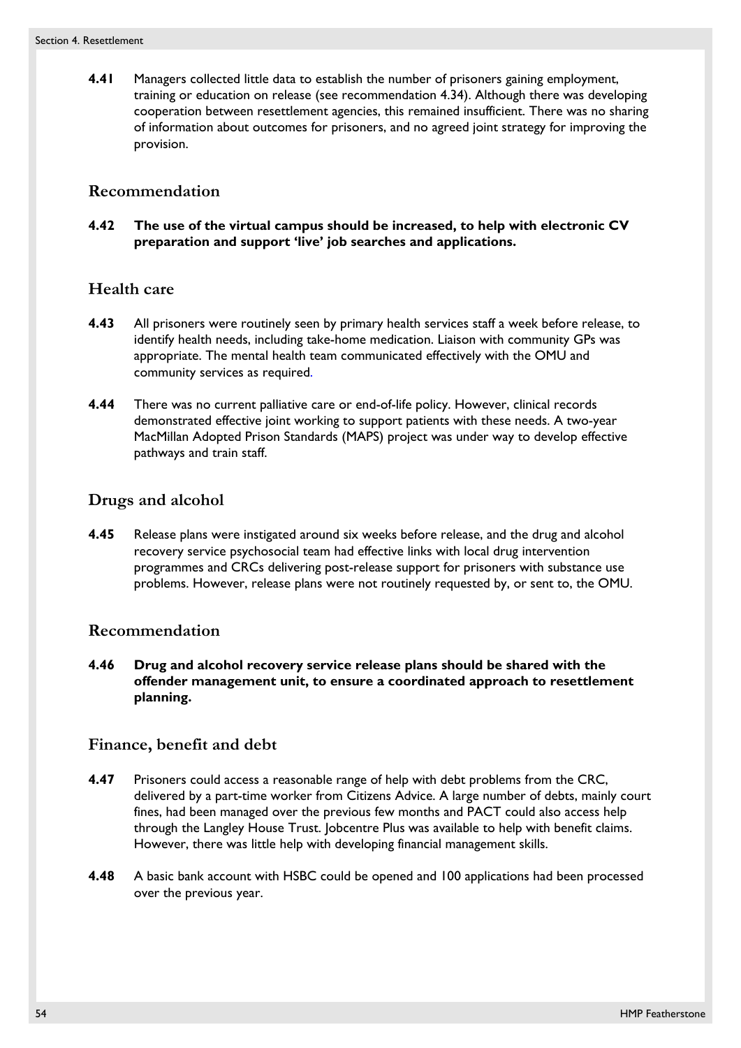**4.41** Managers collected little data to establish the number of prisoners gaining employment, training or education on release (see recommendation 4.34). Although there was developing cooperation between resettlement agencies, this remained insufficient. There was no sharing of information about outcomes for prisoners, and no agreed joint strategy for improving the provision.

## Recommendation

**4.42 The use of the virtual campus should be increased, to help with electronic CV preparation and support 'live' job searches and applications.**

## Health care

**4.43** All prisoners were routinely seen by primary health services staff a week before release, to identify health needs, including take-home medication. Liaison with community GPs was appropriate. The mental health team communicated effectively with the OMU and community services as required.

**4.44** There was no current palliative care or end-of-life policy. However, clinical records demonstrated effective joint working to support patients with these needs. A two-year MacMillan Adopted Prison Standards (MAPS) project was under way to develop effective pathways and train staff.

## Drugs and alcohol

**4.45** Release plans were instigated around six weeks before release, and the drug and alcohol recovery service psychosocial team had effective links with local drug intervention programmes and CRCs delivering post-release support for prisoners with substance use problems. However, release plans were not routinely requested by, or sent to, the OMU.

## Recommendation

**4.46 Drug and alcohol recovery service release plans should be shared with the offender management unit, to ensure a coordinated approach to resettlement planning.**

## Finance, benefit and debt

**4.47** Prisoners could access a reasonable range of help with debt problems from the CRC, delivered by a part-time worker from Citizens Advice. A large number of debts, mainly court fines, had been managed over the previous few months and PACT could also access help through the Langley House Trust. Jobcentre Plus was available to help with benefit claims. However, there was little help with developing financial management skills.

**4.48** A basic bank account with HSBC could be opened and 100 applications had been processed over the previous year.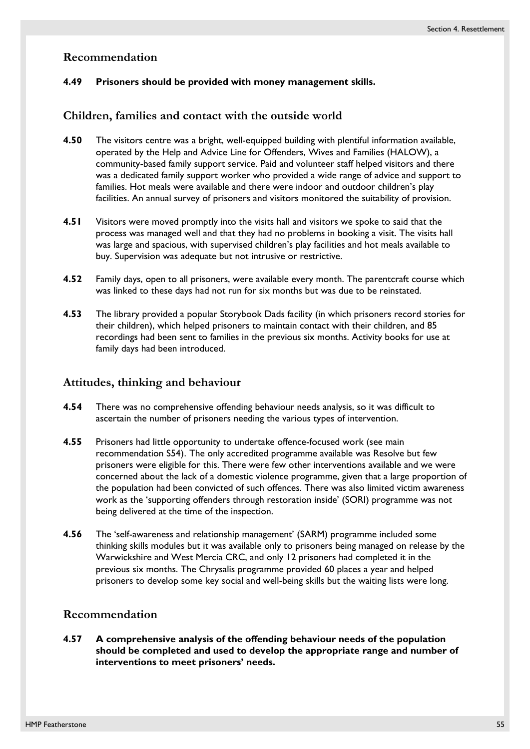## Recommendation

**4.49 Prisoners should be provided with money management skills.**

## Children, families and contact with the outside world

**4.50** The visitors centre was a bright, well-equipped building with plentiful information available, operated by the Help and Advice Line for Offenders, Wives and Families (HALOW), a community-based family support service. Paid and volunteer staff helped visitors and there was a dedicated family support worker who provided a wide range of advice and support to families. Hot meals were available and there were indoor and outdoor children's play facilities. An annual survey of prisoners and visitors monitored the suitability of provision.

**4.51** Visitors were moved promptly into the visits hall and visitors we spoke to said that the process was managed well and that they had no problems in booking a visit. The visits hall was large and spacious, with supervised children's play facilities and hot meals available to buy. Supervision was adequate but not intrusive or restrictive.

**4.52** Family days, open to all prisoners, were available every month. The parentcraft course which was linked to these days had not run for six months but was due to be reinstated.

**4.53** The library provided a popular Storybook Dads facility (in which prisoners record stories for their children), which helped prisoners to maintain contact with their children, and 85 recordings had been sent to families in the previous six months. Activity books for use at family days had been introduced.

## Attitudes, thinking and behaviour

**4.54** There was no comprehensive offending behaviour needs analysis, so it was difficult to ascertain the number of prisoners needing the various types of intervention.

**4.55** Prisoners had little opportunity to undertake offence-focused work (see main recommendation S54). The only accredited programme available was Resolve but few prisoners were eligible for this. There were few other interventions available and we were concerned about the lack of a domestic violence programme, given that a large proportion of the population had been convicted of such offences. There was also limited victim awareness work as the 'supporting offenders through restoration inside' (SORI) programme was not being delivered at the time of the inspection.

**4.56** The 'self-awareness and relationship management' (SARM) programme included some thinking skills modules but it was available only to prisoners being managed on release by the Warwickshire and West Mercia CRC, and only 12 prisoners had completed it in the previous six months. The Chrysalis programme provided 60 places a year and helped prisoners to develop some key social and well-being skills but the waiting lists were long.

## Recommendation

**4.57 A comprehensive analysis of the offending behaviour needs of the population should be completed and used to develop the appropriate range and number of interventions to meet prisoners' needs.**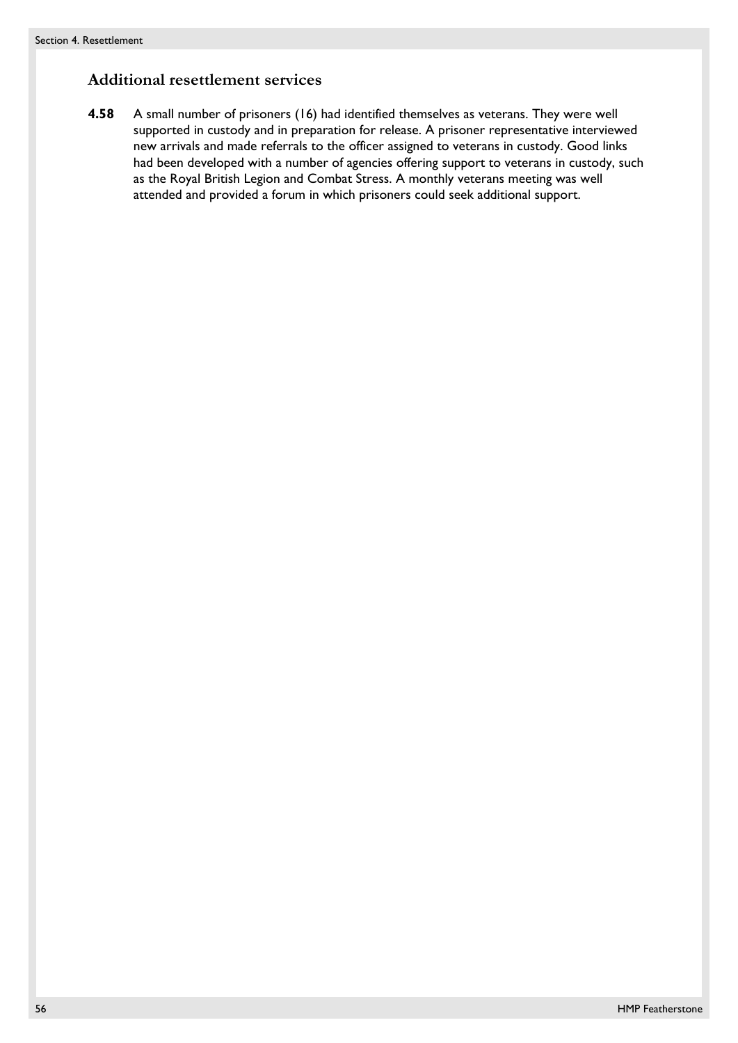## Additional resettlement services

**4.58** A small number of prisoners (16) had identified themselves as veterans. They were well supported in custody and in preparation for release. A prisoner representative interviewed new arrivals and made referrals to the officer assigned to veterans in custody. Good links had been developed with a number of agencies offering support to veterans in custody, such as the Royal British Legion and Combat Stress. A monthly veterans meeting was well attended and provided a forum in which prisoners could seek additional support.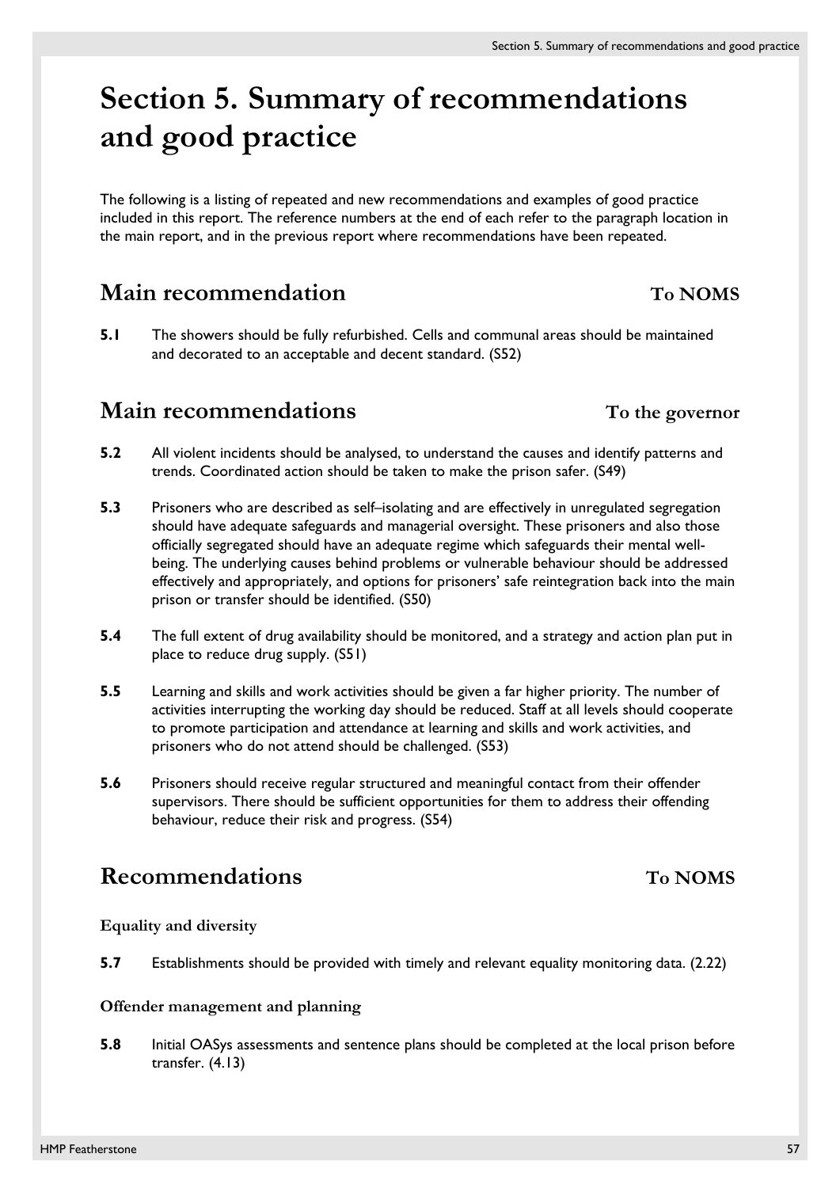# Section 5. Summary of recommendations and good practice

The following is a listing of repeated and new recommendations and examples of good practice included in this report. The reference numbers at the end of each refer to the paragraph location in the main report, and in the previous report where recommendations have been repeated.

## Main recommendation **To NOMS**

**5.1** The showers should be fully refurbished. Cells and communal areas should be maintained and decorated to an acceptable and decent standard. (S52)

## Main recommendations **To the governor**

**5.2** All violent incidents should be analysed, to understand the causes and identify patterns and trends. Coordinated action should be taken to make the prison safer. (S49)

**5.3** Prisoners who are described as self–isolating and are effectively in unregulated segregation should have adequate safeguards and managerial oversight. These prisoners and also those officially segregated should have an adequate regime which safeguards their mental well-being. The underlying causes behind problems or vulnerable behaviour should be addressed effectively and appropriately, and options for prisoners' safe reintegration back into the main prison or transfer should be identified. (S50)

**5.4** The full extent of drug availability should be monitored, and a strategy and action plan put in place to reduce drug supply. (S51)

**5.5** Learning and skills and work activities should be given a far higher priority. The number of activities interrupting the working day should be reduced. Staff at all levels should cooperate to promote participation and attendance at learning and skills and work activities, and prisoners who do not attend should be challenged. (S53)

**5.6** Prisoners should receive regular structured and meaningful contact from their offender supervisors. There should be sufficient opportunities for them to address their offending behaviour, reduce their risk and progress. (S54)

## Recommendations **To NOMS**

### Equality and diversity

**5.7** Establishments should be provided with timely and relevant equality monitoring data. (2.22)

### Offender management and planning

**5.8** Initial OASys assessments and sentence plans should be completed at the local prison before transfer. (4.13)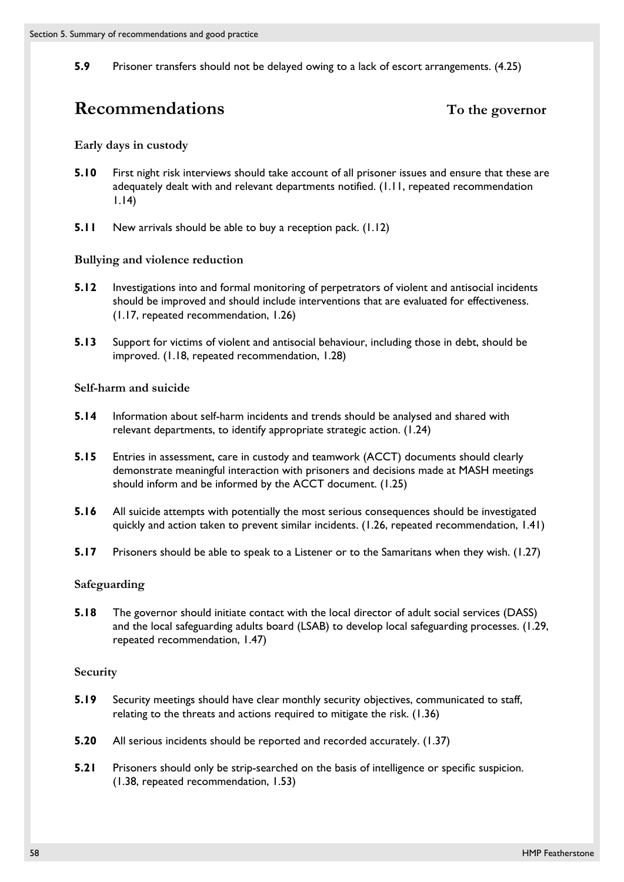**5.9** Prisoner transfers should not be delayed owing to a lack of escort arrangements. (4.25)

## Recommendations To the governor

### Early days in custody

**5.10** First night risk interviews should take account of all prisoner issues and ensure that these are adequately dealt with and relevant departments notified. (1.11, repeated recommendation 1.14)

**5.11** New arrivals should be able to buy a reception pack. (1.12)

### Bullying and violence reduction

**5.12** Investigations into and formal monitoring of perpetrators of violent and antisocial incidents should be improved and should include interventions that are evaluated for effectiveness. (1.17, repeated recommendation, 1.26)

**5.13** Support for victims of violent and antisocial behaviour, including those in debt, should be improved. (1.18, repeated recommendation, 1.28)

### Self-harm and suicide

**5.14** Information about self-harm incidents and trends should be analysed and shared with relevant departments, to identify appropriate strategic action. (1.24)

**5.15** Entries in assessment, care in custody and teamwork (ACCT) documents should clearly demonstrate meaningful interaction with prisoners and decisions made at MASH meetings should inform and be informed by the ACCT document. (1.25)

**5.16** All suicide attempts with potentially the most serious consequences should be investigated quickly and action taken to prevent similar incidents. (1.26, repeated recommendation, 1.41)

**5.17** Prisoners should be able to speak to a Listener or to the Samaritans when they wish. (1.27)

### Safeguarding

**5.18** The governor should initiate contact with the local director of adult social services (DASS) and the local safeguarding adults board (LSAB) to develop local safeguarding processes. (1.29, repeated recommendation, 1.47)

### Security

**5.19** Security meetings should have clear monthly security objectives, communicated to staff, relating to the threats and actions required to mitigate the risk. (1.36)

**5.20** All serious incidents should be reported and recorded accurately. (1.37)

**5.21** Prisoners should only be strip-searched on the basis of intelligence or specific suspicion. (1.38, repeated recommendation, 1.53)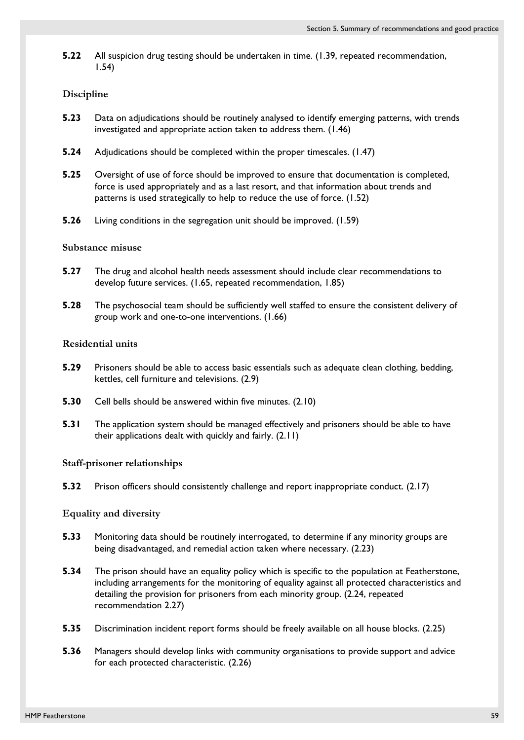**5.22** All suspicion drug testing should be undertaken in time. (1.39, repeated recommendation, 1.54)

### Discipline

**5.23** Data on adjudications should be routinely analysed to identify emerging patterns, with trends investigated and appropriate action taken to address them. (1.46)

**5.24** Adjudications should be completed within the proper timescales. (1.47)

**5.25** Oversight of use of force should be improved to ensure that documentation is completed, force is used appropriately and as a last resort, and that information about trends and patterns is used strategically to help to reduce the use of force. (1.52)

**5.26** Living conditions in the segregation unit should be improved. (1.59)

### Substance misuse

**5.27** The drug and alcohol health needs assessment should include clear recommendations to develop future services. (1.65, repeated recommendation, 1.85)

**5.28** The psychosocial team should be sufficiently well staffed to ensure the consistent delivery of group work and one-to-one interventions. (1.66)

### Residential units

**5.29** Prisoners should be able to access basic essentials such as adequate clean clothing, bedding, kettles, cell furniture and televisions. (2.9)

**5.30** Cell bells should be answered within five minutes. (2.10)

**5.31** The application system should be managed effectively and prisoners should be able to have their applications dealt with quickly and fairly. (2.11)

### Staff-prisoner relationships

**5.32** Prison officers should consistently challenge and report inappropriate conduct. (2.17)

### Equality and diversity

**5.33** Monitoring data should be routinely interrogated, to determine if any minority groups are being disadvantaged, and remedial action taken where necessary. (2.23)

**5.34** The prison should have an equality policy which is specific to the population at Featherstone, including arrangements for the monitoring of equality against all protected characteristics and detailing the provision for prisoners from each minority group. (2.24, repeated recommendation 2.27)

**5.35** Discrimination incident report forms should be freely available on all house blocks. (2.25)

**5.36** Managers should develop links with community organisations to provide support and advice for each protected characteristic. (2.26)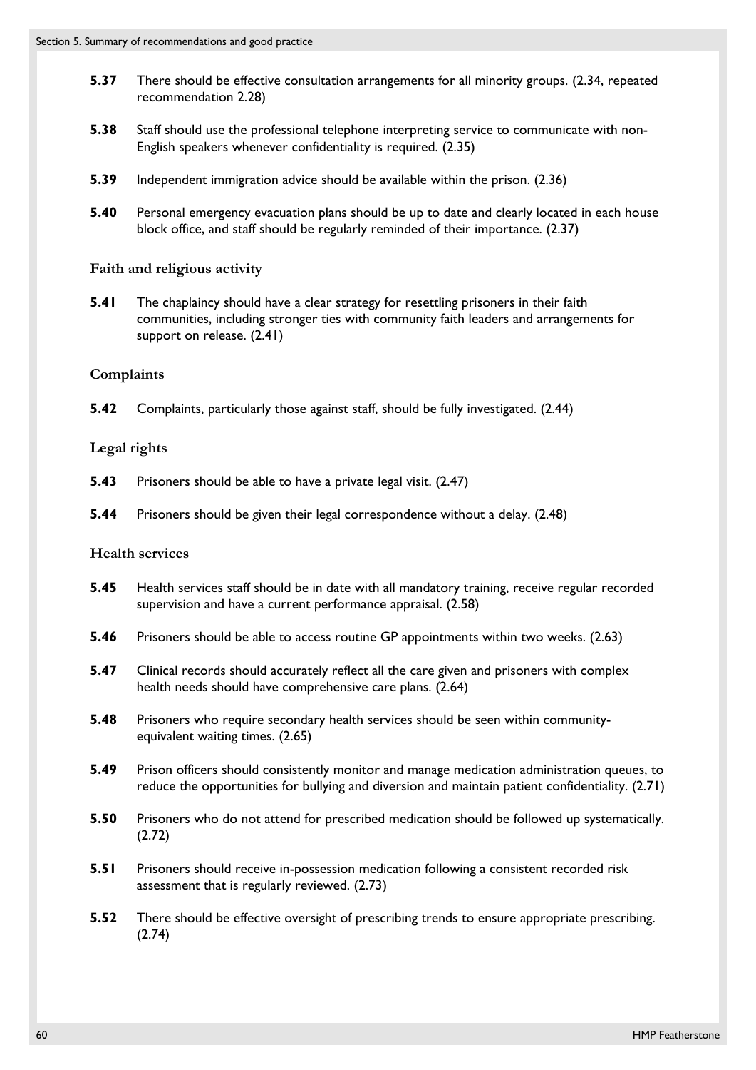**5.37** There should be effective consultation arrangements for all minority groups. (2.34, repeated recommendation 2.28)

**5.38** Staff should use the professional telephone interpreting service to communicate with non-English speakers whenever confidentiality is required. (2.35)

**5.39** Independent immigration advice should be available within the prison. (2.36)

**5.40** Personal emergency evacuation plans should be up to date and clearly located in each house block office, and staff should be regularly reminded of their importance. (2.37)

### Faith and religious activity

**5.41** The chaplaincy should have a clear strategy for resettling prisoners in their faith communities, including stronger ties with community faith leaders and arrangements for support on release. (2.41)

### Complaints

**5.42** Complaints, particularly those against staff, should be fully investigated. (2.44)

### Legal rights

**5.43** Prisoners should be able to have a private legal visit. (2.47)

**5.44** Prisoners should be given their legal correspondence without a delay. (2.48)

### Health services

**5.45** Health services staff should be in date with all mandatory training, receive regular recorded supervision and have a current performance appraisal. (2.58)

**5.46** Prisoners should be able to access routine GP appointments within two weeks. (2.63)

**5.47** Clinical records should accurately reflect all the care given and prisoners with complex health needs should have comprehensive care plans. (2.64)

**5.48** Prisoners who require secondary health services should be seen within community-equivalent waiting times. (2.65)

**5.49** Prison officers should consistently monitor and manage medication administration queues, to reduce the opportunities for bullying and diversion and maintain patient confidentiality. (2.71)

**5.50** Prisoners who do not attend for prescribed medication should be followed up systematically. (2.72)

**5.51** Prisoners should receive in-possession medication following a consistent recorded risk assessment that is regularly reviewed. (2.73)

**5.52** There should be effective oversight of prescribing trends to ensure appropriate prescribing. (2.74)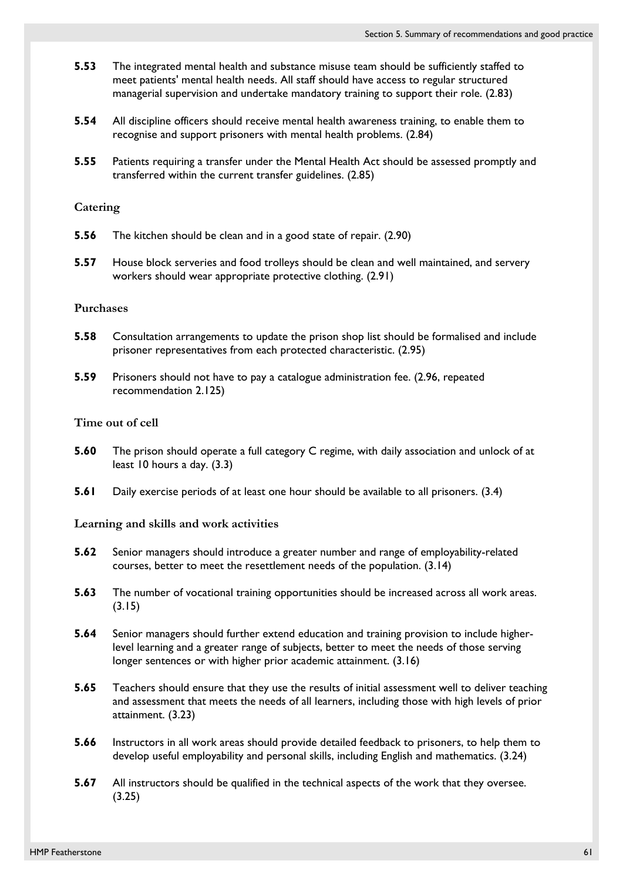**5.53** The integrated mental health and substance misuse team should be sufficiently staffed to meet patients' mental health needs. All staff should have access to regular structured managerial supervision and undertake mandatory training to support their role. (2.83)

**5.54** All discipline officers should receive mental health awareness training, to enable them to recognise and support prisoners with mental health problems. (2.84)

**5.55** Patients requiring a transfer under the Mental Health Act should be assessed promptly and transferred within the current transfer guidelines. (2.85)

### Catering

**5.56** The kitchen should be clean and in a good state of repair. (2.90)

**5.57** House block serveries and food trolleys should be clean and well maintained, and servery workers should wear appropriate protective clothing. (2.91)

### Purchases

**5.58** Consultation arrangements to update the prison shop list should be formalised and include prisoner representatives from each protected characteristic. (2.95)

**5.59** Prisoners should not have to pay a catalogue administration fee. (2.96, repeated recommendation 2.125)

### Time out of cell

**5.60** The prison should operate a full category C regime, with daily association and unlock of at least 10 hours a day. (3.3)

**5.61** Daily exercise periods of at least one hour should be available to all prisoners. (3.4)

### Learning and skills and work activities

**5.62** Senior managers should introduce a greater number and range of employability-related courses, better to meet the resettlement needs of the population. (3.14)

**5.63** The number of vocational training opportunities should be increased across all work areas. (3.15)

**5.64** Senior managers should further extend education and training provision to include higher-level learning and a greater range of subjects, better to meet the needs of those serving longer sentences or with higher prior academic attainment. (3.16)

**5.65** Teachers should ensure that they use the results of initial assessment well to deliver teaching and assessment that meets the needs of all learners, including those with high levels of prior attainment. (3.23)

**5.66** Instructors in all work areas should provide detailed feedback to prisoners, to help them to develop useful employability and personal skills, including English and mathematics. (3.24)

**5.67** All instructors should be qualified in the technical aspects of the work that they oversee. (3.25)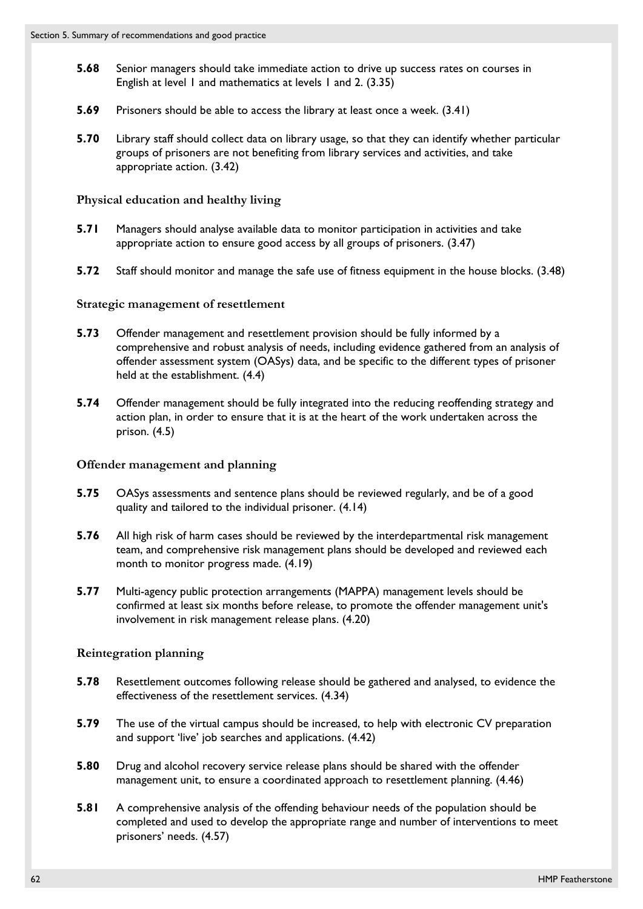**5.68** Senior managers should take immediate action to drive up success rates on courses in English at level 1 and mathematics at levels 1 and 2. (3.35)

**5.69** Prisoners should be able to access the library at least once a week. (3.41)

**5.70** Library staff should collect data on library usage, so that they can identify whether particular groups of prisoners are not benefiting from library services and activities, and take appropriate action. (3.42)

### Physical education and healthy living

**5.71** Managers should analyse available data to monitor participation in activities and take appropriate action to ensure good access by all groups of prisoners. (3.47)

**5.72** Staff should monitor and manage the safe use of fitness equipment in the house blocks. (3.48)

### Strategic management of resettlement

**5.73** Offender management and resettlement provision should be fully informed by a comprehensive and robust analysis of needs, including evidence gathered from an analysis of offender assessment system (OASys) data, and be specific to the different types of prisoner held at the establishment. (4.4)

**5.74** Offender management should be fully integrated into the reducing reoffending strategy and action plan, in order to ensure that it is at the heart of the work undertaken across the prison. (4.5)

### Offender management and planning

**5.75** OASys assessments and sentence plans should be reviewed regularly, and be of a good quality and tailored to the individual prisoner. (4.14)

**5.76** All high risk of harm cases should be reviewed by the interdepartmental risk management team, and comprehensive risk management plans should be developed and reviewed each month to monitor progress made. (4.19)

**5.77** Multi-agency public protection arrangements (MAPPA) management levels should be confirmed at least six months before release, to promote the offender management unit's involvement in risk management release plans. (4.20)

### Reintegration planning

**5.78** Resettlement outcomes following release should be gathered and analysed, to evidence the effectiveness of the resettlement services. (4.34)

**5.79** The use of the virtual campus should be increased, to help with electronic CV preparation and support 'live' job searches and applications. (4.42)

**5.80** Drug and alcohol recovery service release plans should be shared with the offender management unit, to ensure a coordinated approach to resettlement planning. (4.46)

**5.81** A comprehensive analysis of the offending behaviour needs of the population should be completed and used to develop the appropriate range and number of interventions to meet prisoners' needs. (4.57)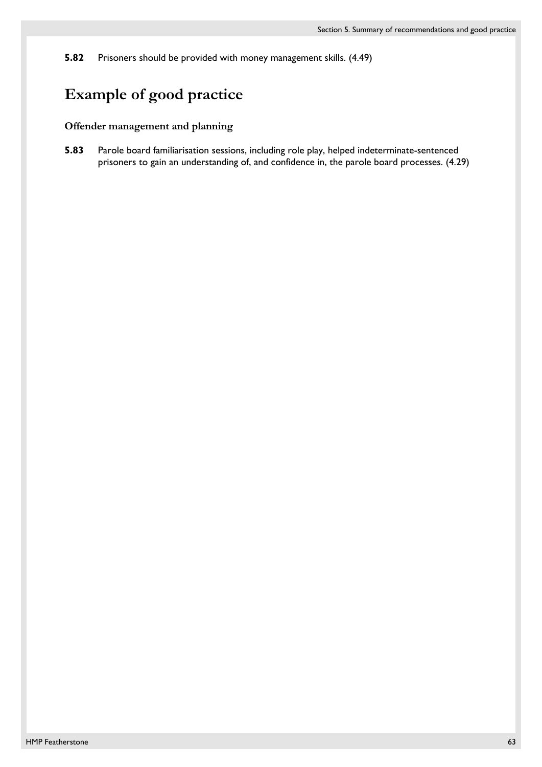**5.82** Prisoners should be provided with money management skills. (4.49)

## Example of good practice

### Offender management and planning

**5.83** Parole board familiarisation sessions, including role play, helped indeterminate-sentenced prisoners to gain an understanding of, and confidence in, the parole board processes. (4.29)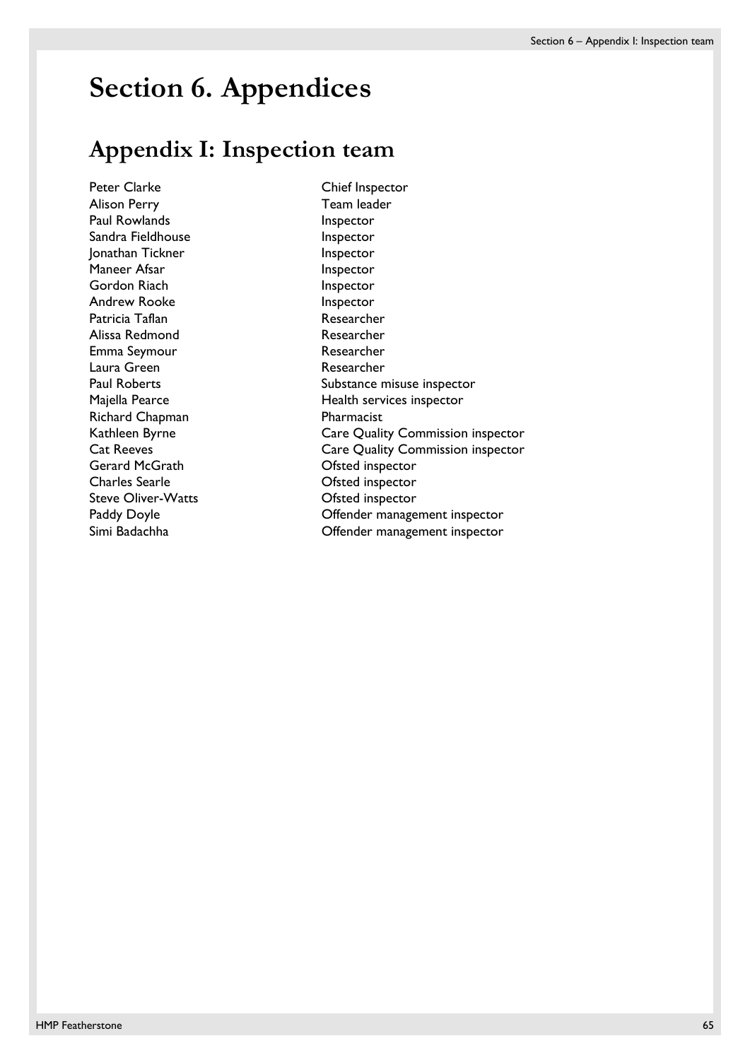# Section 6. Appendices

## Appendix I: Inspection team

| | |
|---|---|
| Peter Clarke | Chief Inspector |
| Alison Perry | Team leader |
| Paul Rowlands | Inspector |
| Sandra Fieldhouse | Inspector |
| Jonathan Tickner | Inspector |
| Maneer Afsar | Inspector |
| Gordon Riach | Inspector |
| Andrew Rooke | Inspector |
| Patricia Taflan | Researcher |
| Alissa Redmond | Researcher |
| Emma Seymour | Researcher |
| Laura Green | Researcher |
| Paul Roberts | Substance misuse inspector |
| Majella Pearce | Health services inspector |
| Richard Chapman | Pharmacist |
| Kathleen Byrne | Care Quality Commission inspector |
| Cat Reeves | Care Quality Commission inspector |
| Gerard McGrath | Ofsted inspector |
| Charles Searle | Ofsted inspector |
| Steve Oliver-Watts | Ofsted inspector |
| Paddy Doyle | Offender management inspector |
| Simi Badachha | Offender management inspector |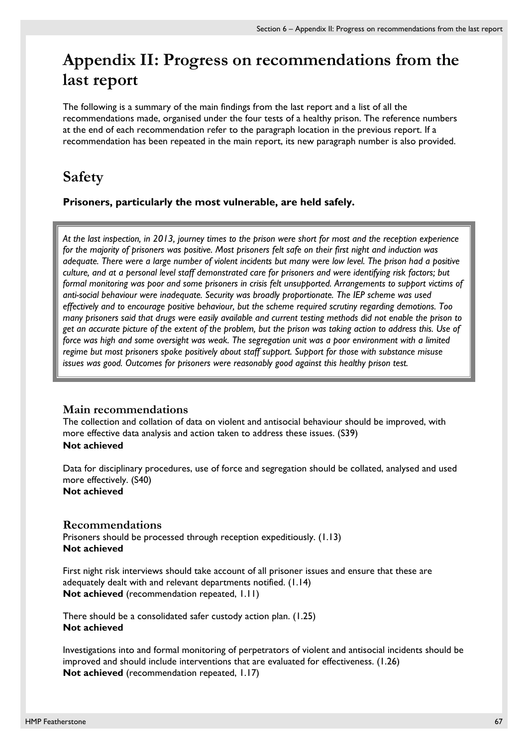# Appendix II: Progress on recommendations from the last report

The following is a summary of the main findings from the last report and a list of all the recommendations made, organised under the four tests of a healthy prison. The reference numbers at the end of each recommendation refer to the paragraph location in the previous report. If a recommendation has been repeated in the main report, its new paragraph number is also provided.

## Safety

**Prisoners, particularly the most vulnerable, are held safely.**

*At the last inspection, in 2013, journey times to the prison were short for most and the reception experience for the majority of prisoners was positive. Most prisoners felt safe on their first night and induction was adequate. There were a large number of violent incidents but many were low level. The prison had a positive culture, and at a personal level staff demonstrated care for prisoners and were identifying risk factors; but formal monitoring was poor and some prisoners in crisis felt unsupported. Arrangements to support victims of anti-social behaviour were inadequate. Security was broadly proportionate. The IEP scheme was used effectively and to encourage positive behaviour, but the scheme required scrutiny regarding demotions. Too many prisoners said that drugs were easily available and current testing methods did not enable the prison to get an accurate picture of the extent of the problem, but the prison was taking action to address this. Use of force was high and some oversight was weak. The segregation unit was a poor environment with a limited regime but most prisoners spoke positively about staff support. Support for those with substance misuse issues was good. Outcomes for prisoners were reasonably good against this healthy prison test.*

### Main recommendations

The collection and collation of data on violent and antisocial behaviour should be improved, with more effective data analysis and action taken to address these issues. (S39)
**Not achieved**

Data for disciplinary procedures, use of force and segregation should be collated, analysed and used more effectively. (S40)
**Not achieved**

### Recommendations

Prisoners should be processed through reception expeditiously. (1.13)
**Not achieved**

First night risk interviews should take account of all prisoner issues and ensure that these are adequately dealt with and relevant departments notified. (1.14)
**Not achieved** (recommendation repeated, 1.11)

There should be a consolidated safer custody action plan. (1.25)
**Not achieved**

Investigations into and formal monitoring of perpetrators of violent and antisocial incidents should be improved and should include interventions that are evaluated for effectiveness. (1.26)
**Not achieved** (recommendation repeated, 1.17)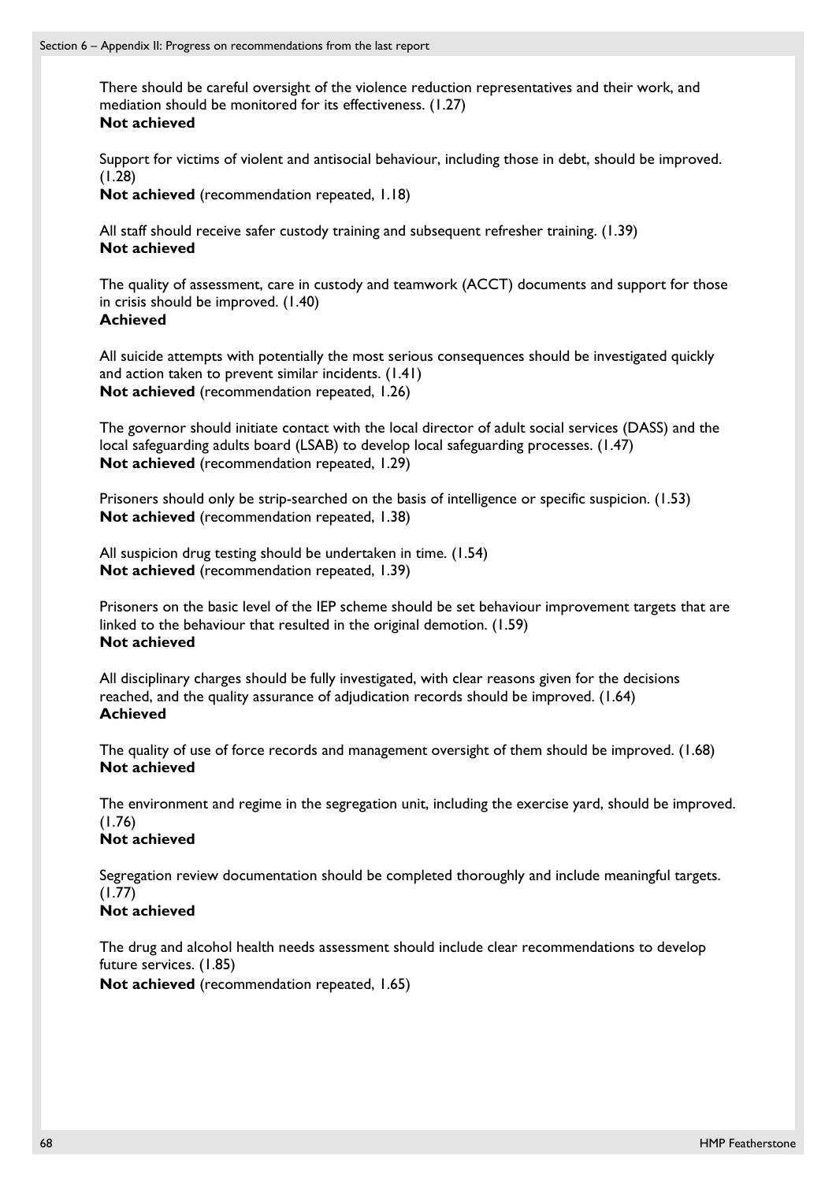There should be careful oversight of the violence reduction representatives and their work, and mediation should be monitored for its effectiveness. (1.27)
**Not achieved**

Support for victims of violent and antisocial behaviour, including those in debt, should be improved. (1.28)
**Not achieved** (recommendation repeated, 1.18)

All staff should receive safer custody training and subsequent refresher training. (1.39)
**Not achieved**

The quality of assessment, care in custody and teamwork (ACCT) documents and support for those in crisis should be improved. (1.40)
**Achieved**

All suicide attempts with potentially the most serious consequences should be investigated quickly and action taken to prevent similar incidents. (1.41)
**Not achieved** (recommendation repeated, 1.26)

The governor should initiate contact with the local director of adult social services (DASS) and the local safeguarding adults board (LSAB) to develop local safeguarding processes. (1.47)
**Not achieved** (recommendation repeated, 1.29)

Prisoners should only be strip-searched on the basis of intelligence or specific suspicion. (1.53)
**Not achieved** (recommendation repeated, 1.38)

All suspicion drug testing should be undertaken in time. (1.54)
**Not achieved** (recommendation repeated, 1.39)

Prisoners on the basic level of the IEP scheme should be set behaviour improvement targets that are linked to the behaviour that resulted in the original demotion. (1.59)
**Not achieved**

All disciplinary charges should be fully investigated, with clear reasons given for the decisions reached, and the quality assurance of adjudication records should be improved. (1.64)
**Achieved**

The quality of use of force records and management oversight of them should be improved. (1.68)
**Not achieved**

The environment and regime in the segregation unit, including the exercise yard, should be improved. (1.76)
**Not achieved**

Segregation review documentation should be completed thoroughly and include meaningful targets. (1.77)
**Not achieved**

The drug and alcohol health needs assessment should include clear recommendations to develop future services. (1.85)
**Not achieved** (recommendation repeated, 1.65)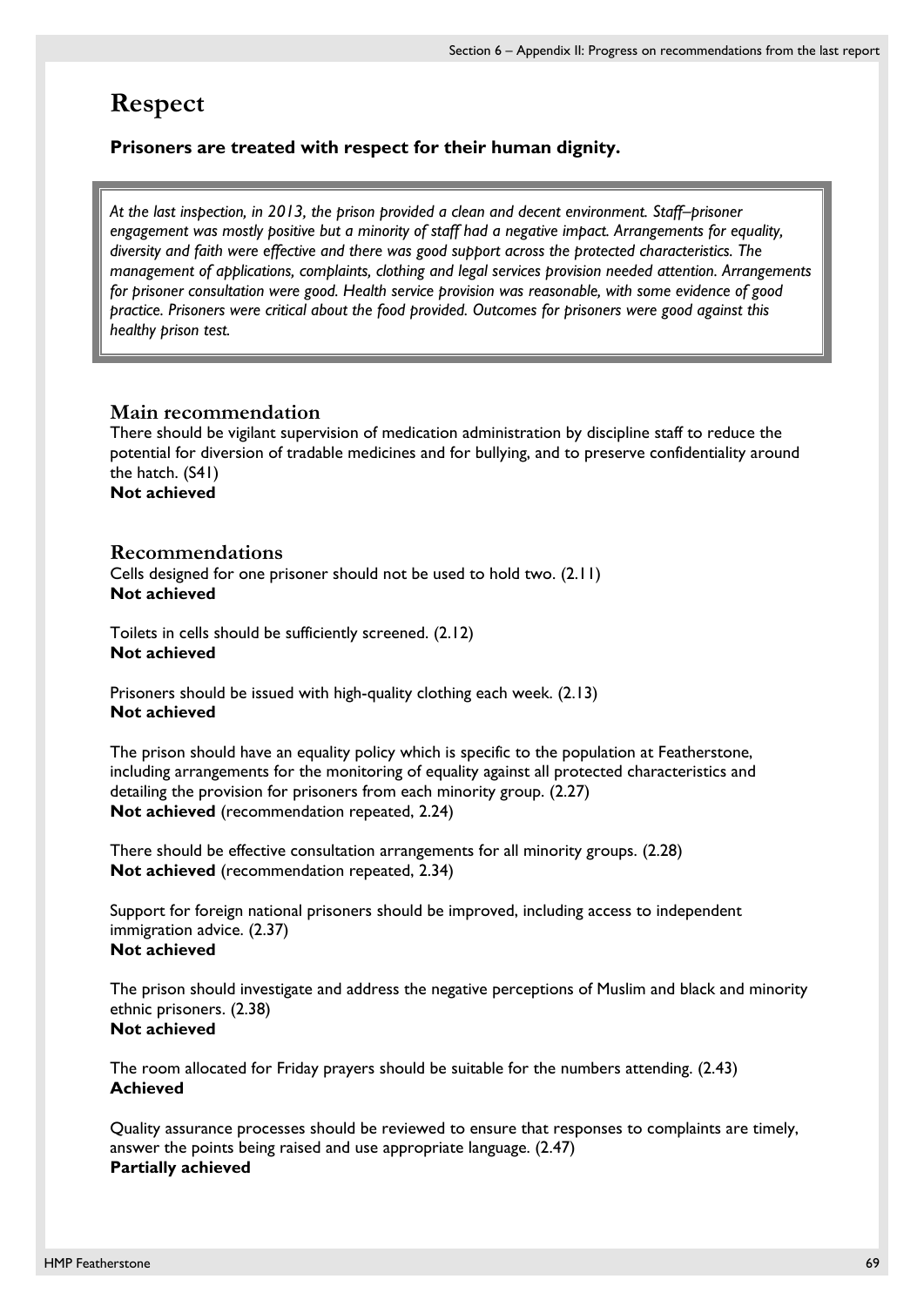# Respect

**Prisoners are treated with respect for their human dignity.**

> *At the last inspection, in 2013, the prison provided a clean and decent environment. Staff–prisoner engagement was mostly positive but a minority of staff had a negative impact. Arrangements for equality, diversity and faith were effective and there was good support across the protected characteristics. The management of applications, complaints, clothing and legal services provision needed attention. Arrangements for prisoner consultation were good. Health service provision was reasonable, with some evidence of good practice. Prisoners were critical about the food provided. Outcomes for prisoners were good against this healthy prison test.*

## Main recommendation

There should be vigilant supervision of medication administration by discipline staff to reduce the potential for diversion of tradable medicines and for bullying, and to preserve confidentiality around the hatch. (S41)
**Not achieved**

## Recommendations

Cells designed for one prisoner should not be used to hold two. (2.11)
**Not achieved**

Toilets in cells should be sufficiently screened. (2.12)
**Not achieved**

Prisoners should be issued with high-quality clothing each week. (2.13)
**Not achieved**

The prison should have an equality policy which is specific to the population at Featherstone, including arrangements for the monitoring of equality against all protected characteristics and detailing the provision for prisoners from each minority group. (2.27)
**Not achieved** (recommendation repeated, 2.24)

There should be effective consultation arrangements for all minority groups. (2.28)
**Not achieved** (recommendation repeated, 2.34)

Support for foreign national prisoners should be improved, including access to independent immigration advice. (2.37)
**Not achieved**

The prison should investigate and address the negative perceptions of Muslim and black and minority ethnic prisoners. (2.38)
**Not achieved**

The room allocated for Friday prayers should be suitable for the numbers attending. (2.43)
**Achieved**

Quality assurance processes should be reviewed to ensure that responses to complaints are timely, answer the points being raised and use appropriate language. (2.47)
**Partially achieved**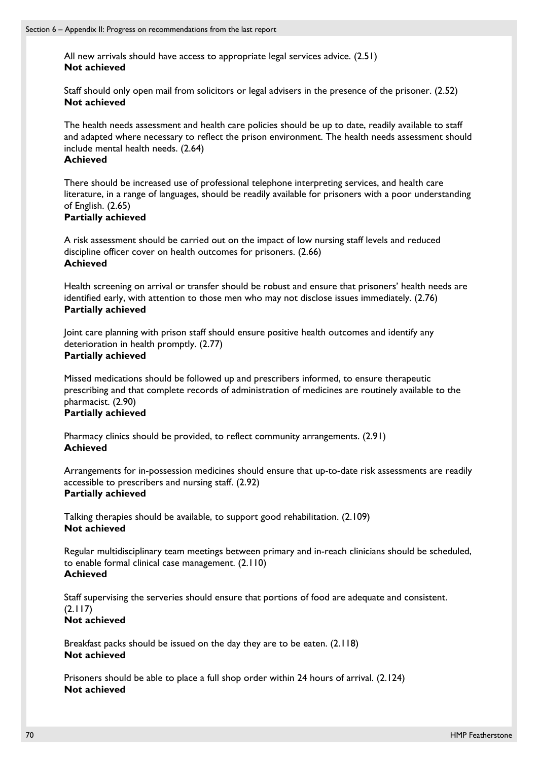All new arrivals should have access to appropriate legal services advice. (2.51)
**Not achieved**

Staff should only open mail from solicitors or legal advisers in the presence of the prisoner. (2.52)
**Not achieved**

The health needs assessment and health care policies should be up to date, readily available to staff and adapted where necessary to reflect the prison environment. The health needs assessment should include mental health needs. (2.64)
**Achieved**

There should be increased use of professional telephone interpreting services, and health care literature, in a range of languages, should be readily available for prisoners with a poor understanding of English. (2.65)
**Partially achieved**

A risk assessment should be carried out on the impact of low nursing staff levels and reduced discipline officer cover on health outcomes for prisoners. (2.66)
**Achieved**

Health screening on arrival or transfer should be robust and ensure that prisoners' health needs are identified early, with attention to those men who may not disclose issues immediately. (2.76)
**Partially achieved**

Joint care planning with prison staff should ensure positive health outcomes and identify any deterioration in health promptly. (2.77)
**Partially achieved**

Missed medications should be followed up and prescribers informed, to ensure therapeutic prescribing and that complete records of administration of medicines are routinely available to the pharmacist. (2.90)
**Partially achieved**

Pharmacy clinics should be provided, to reflect community arrangements. (2.91)
**Achieved**

Arrangements for in-possession medicines should ensure that up-to-date risk assessments are readily accessible to prescribers and nursing staff. (2.92)
**Partially achieved**

Talking therapies should be available, to support good rehabilitation. (2.109)
**Not achieved**

Regular multidisciplinary team meetings between primary and in-reach clinicians should be scheduled, to enable formal clinical case management. (2.110)
**Achieved**

Staff supervising the serveries should ensure that portions of food are adequate and consistent. (2.117)
**Not achieved**

Breakfast packs should be issued on the day they are to be eaten. (2.118)
**Not achieved**

Prisoners should be able to place a full shop order within 24 hours of arrival. (2.124)
**Not achieved**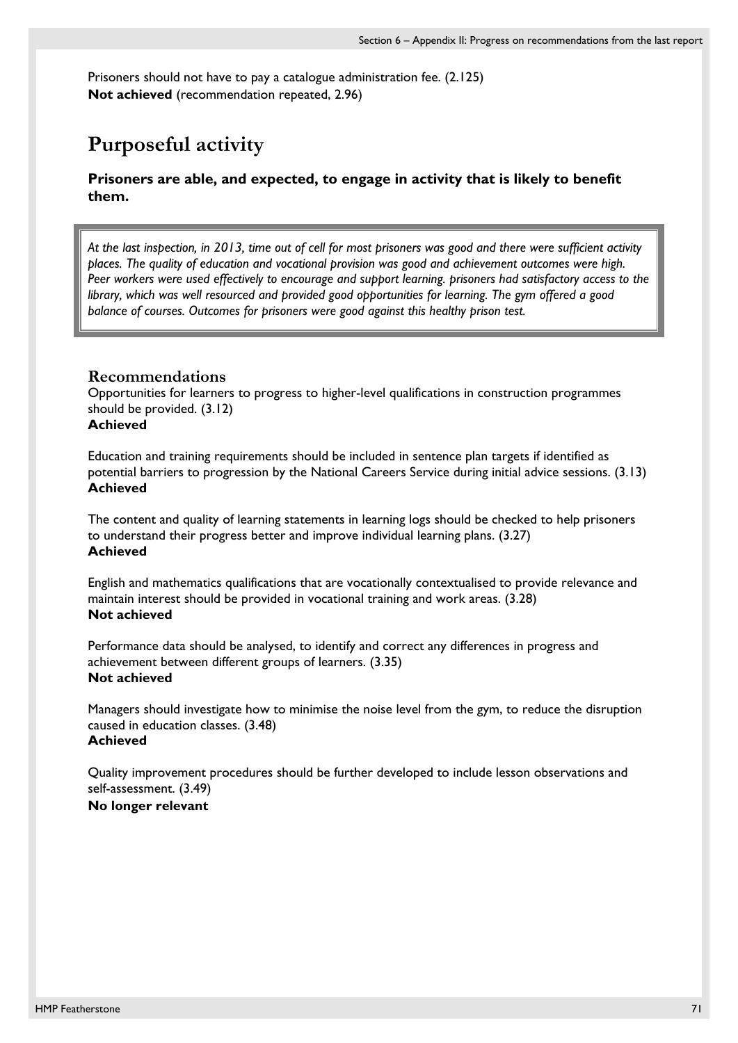Prisoners should not have to pay a catalogue administration fee. (2.125)
**Not achieved** (recommendation repeated, 2.96)

# Purposeful activity

**Prisoners are able, and expected, to engage in activity that is likely to benefit them.**

*At the last inspection, in 2013, time out of cell for most prisoners was good and there were sufficient activity places. The quality of education and vocational provision was good and achievement outcomes were high. Peer workers were used effectively to encourage and support learning. prisoners had satisfactory access to the library, which was well resourced and provided good opportunities for learning. The gym offered a good balance of courses. Outcomes for prisoners were good against this healthy prison test.*

## Recommendations

Opportunities for learners to progress to higher-level qualifications in construction programmes should be provided. (3.12)
**Achieved**

Education and training requirements should be included in sentence plan targets if identified as potential barriers to progression by the National Careers Service during initial advice sessions. (3.13)
**Achieved**

The content and quality of learning statements in learning logs should be checked to help prisoners to understand their progress better and improve individual learning plans. (3.27)
**Achieved**

English and mathematics qualifications that are vocationally contextualised to provide relevance and maintain interest should be provided in vocational training and work areas. (3.28)
**Not achieved**

Performance data should be analysed, to identify and correct any differences in progress and achievement between different groups of learners. (3.35)
**Not achieved**

Managers should investigate how to minimise the noise level from the gym, to reduce the disruption caused in education classes. (3.48)
**Achieved**

Quality improvement procedures should be further developed to include lesson observations and self-assessment. (3.49)
**No longer relevant**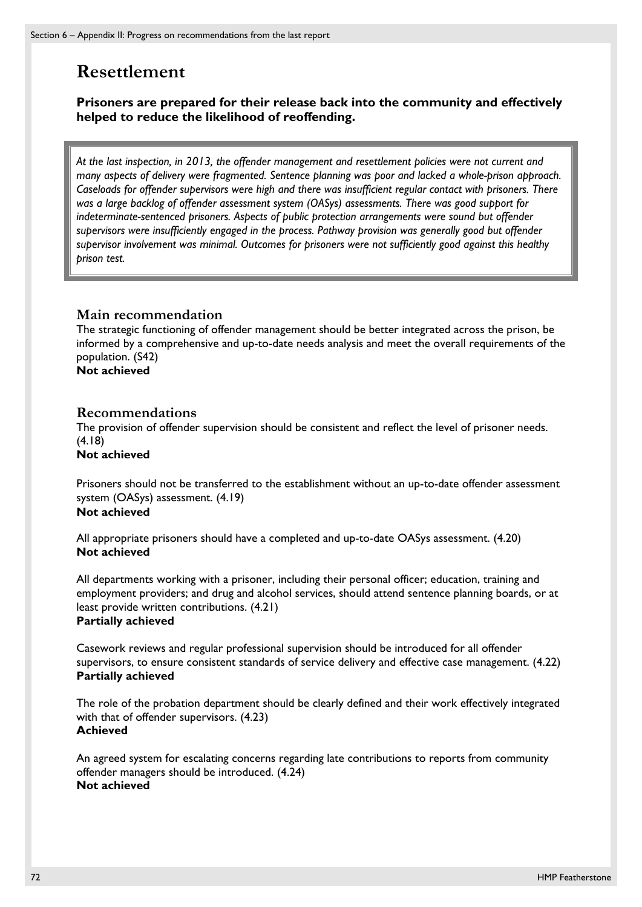# Resettlement

**Prisoners are prepared for their release back into the community and effectively helped to reduce the likelihood of reoffending.**

*At the last inspection, in 2013, the offender management and resettlement policies were not current and many aspects of delivery were fragmented. Sentence planning was poor and lacked a whole-prison approach. Caseloads for offender supervisors were high and there was insufficient regular contact with prisoners. There was a large backlog of offender assessment system (OASys) assessments. There was good support for indeterminate-sentenced prisoners. Aspects of public protection arrangements were sound but offender supervisors were insufficiently engaged in the process. Pathway provision was generally good but offender supervisor involvement was minimal. Outcomes for prisoners were not sufficiently good against this healthy prison test.*

## Main recommendation

The strategic functioning of offender management should be better integrated across the prison, be informed by a comprehensive and up-to-date needs analysis and meet the overall requirements of the population. (S42)
**Not achieved**

## Recommendations

The provision of offender supervision should be consistent and reflect the level of prisoner needs. (4.18)
**Not achieved**

Prisoners should not be transferred to the establishment without an up-to-date offender assessment system (OASys) assessment. (4.19)
**Not achieved**

All appropriate prisoners should have a completed and up-to-date OASys assessment. (4.20)
**Not achieved**

All departments working with a prisoner, including their personal officer; education, training and employment providers; and drug and alcohol services, should attend sentence planning boards, or at least provide written contributions. (4.21)
**Partially achieved**

Casework reviews and regular professional supervision should be introduced for all offender supervisors, to ensure consistent standards of service delivery and effective case management. (4.22)
**Partially achieved**

The role of the probation department should be clearly defined and their work effectively integrated with that of offender supervisors. (4.23)
**Achieved**

An agreed system for escalating concerns regarding late contributions to reports from community offender managers should be introduced. (4.24)
**Not achieved**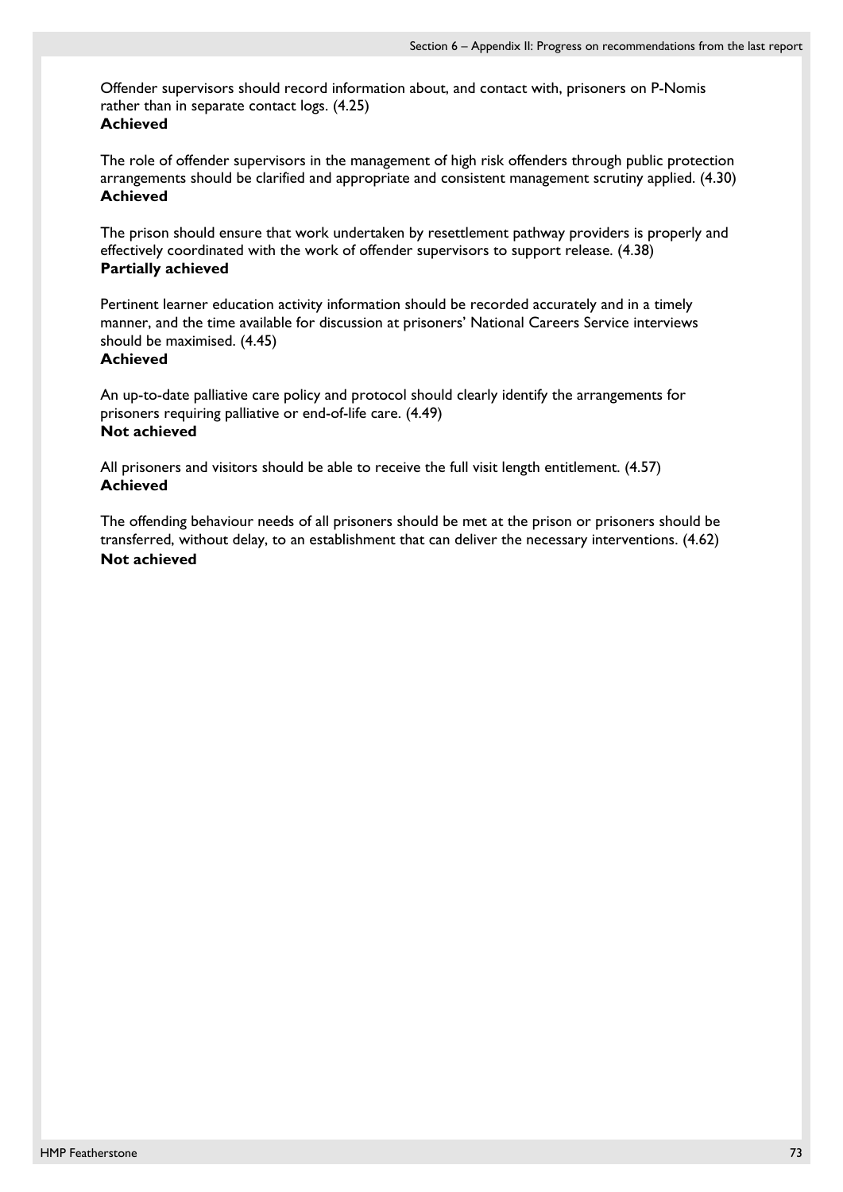Offender supervisors should record information about, and contact with, prisoners on P-Nomis rather than in separate contact logs. (4.25)
**Achieved**

The role of offender supervisors in the management of high risk offenders through public protection arrangements should be clarified and appropriate and consistent management scrutiny applied. (4.30)
**Achieved**

The prison should ensure that work undertaken by resettlement pathway providers is properly and effectively coordinated with the work of offender supervisors to support release. (4.38)
**Partially achieved**

Pertinent learner education activity information should be recorded accurately and in a timely manner, and the time available for discussion at prisoners' National Careers Service interviews should be maximised. (4.45)
**Achieved**

An up-to-date palliative care policy and protocol should clearly identify the arrangements for prisoners requiring palliative or end-of-life care. (4.49)
**Not achieved**

All prisoners and visitors should be able to receive the full visit length entitlement. (4.57)
**Achieved**

The offending behaviour needs of all prisoners should be met at the prison or prisoners should be transferred, without delay, to an establishment that can deliver the necessary interventions. (4.62)
**Not achieved**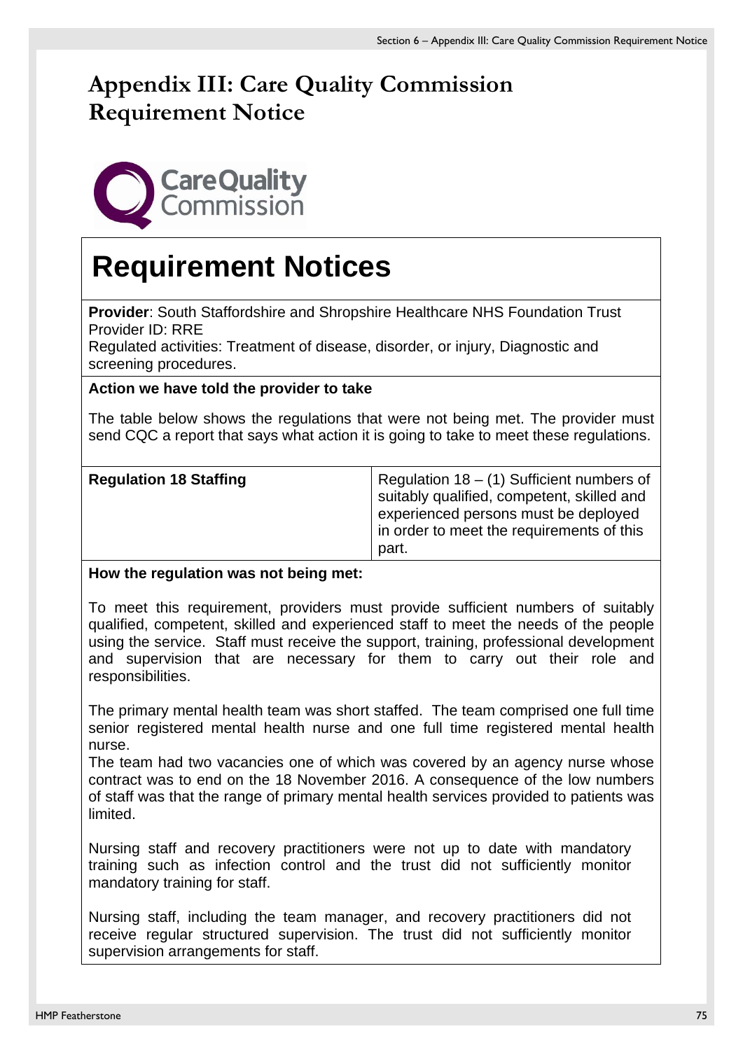# Appendix III: Care Quality Commission Requirement Notice

## Requirement Notices

**Provider**: South Staffordshire and Shropshire Healthcare NHS Foundation Trust
Provider ID: RRE
Regulated activities: Treatment of disease, disorder, or injury, Diagnostic and screening procedures.

**Action we have told the provider to take**

The table below shows the regulations that were not being met. The provider must send CQC a report that says what action it is going to take to meet these regulations.

| **Regulation 18 Staffing** | Regulation 18 – (1) Sufficient numbers of suitably qualified, competent, skilled and experienced persons must be deployed in order to meet the requirements of this part. |
|---|---|

**How the regulation was not being met:**

To meet this requirement, providers must provide sufficient numbers of suitably qualified, competent, skilled and experienced staff to meet the needs of the people using the service. Staff must receive the support, training, professional development and supervision that are necessary for them to carry out their role and responsibilities.

The primary mental health team was short staffed. The team comprised one full time senior registered mental health nurse and one full time registered mental health nurse.
The team had two vacancies one of which was covered by an agency nurse whose contract was to end on the 18 November 2016. A consequence of the low numbers of staff was that the range of primary mental health services provided to patients was limited.

Nursing staff and recovery practitioners were not up to date with mandatory training such as infection control and the trust did not sufficiently monitor mandatory training for staff.

Nursing staff, including the team manager, and recovery practitioners did not receive regular structured supervision. The trust did not sufficiently monitor supervision arrangements for staff.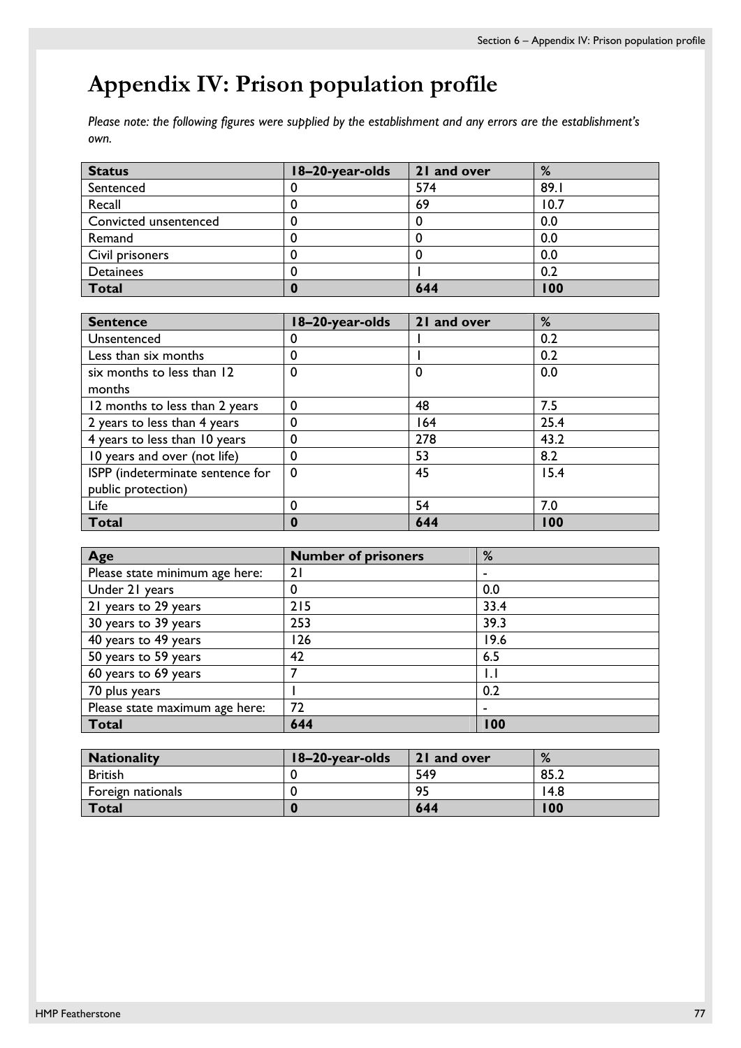# Appendix IV: Prison population profile

*Please note: the following figures were supplied by the establishment and any errors are the establishment's own.*

| Status | 18–20-year-olds | 21 and over | % |
|---|---|---|---|
| Sentenced | 0 | 574 | 89.1 |
| Recall | 0 | 69 | 10.7 |
| Convicted unsentenced | 0 | 0 | 0.0 |
| Remand | 0 | 0 | 0.0 |
| Civil prisoners | 0 | 0 | 0.0 |
| Detainees | 0 | 1 | 0.2 |
| **Total** | **0** | **644** | **100** |

| Sentence | 18–20-year-olds | 21 and over | % |
|---|---|---|---|
| Unsentenced | 0 | 1 | 0.2 |
| Less than six months | 0 | 1 | 0.2 |
| six months to less than 12 months | 0 | 0 | 0.0 |
| 12 months to less than 2 years | 0 | 48 | 7.5 |
| 2 years to less than 4 years | 0 | 164 | 25.4 |
| 4 years to less than 10 years | 0 | 278 | 43.2 |
| 10 years and over (not life) | 0 | 53 | 8.2 |
| ISPP (indeterminate sentence for public protection) | 0 | 45 | 15.4 |
| Life | 0 | 54 | 7.0 |
| **Total** | **0** | **644** | **100** |

| Age | Number of prisoners | % |
|---|---|---|
| Please state minimum age here: | 21 | - |
| Under 21 years | 0 | 0.0 |
| 21 years to 29 years | 215 | 33.4 |
| 30 years to 39 years | 253 | 39.3 |
| 40 years to 49 years | 126 | 19.6 |
| 50 years to 59 years | 42 | 6.5 |
| 60 years to 69 years | 7 | 1.1 |
| 70 plus years | 1 | 0.2 |
| Please state maximum age here: | 72 | - |
| **Total** | **644** | **100** |

| Nationality | 18–20-year-olds | 21 and over | % |
|---|---|---|---|
| British | 0 | 549 | 85.2 |
| Foreign nationals | 0 | 95 | 14.8 |
| **Total** | **0** | **644** | **100** |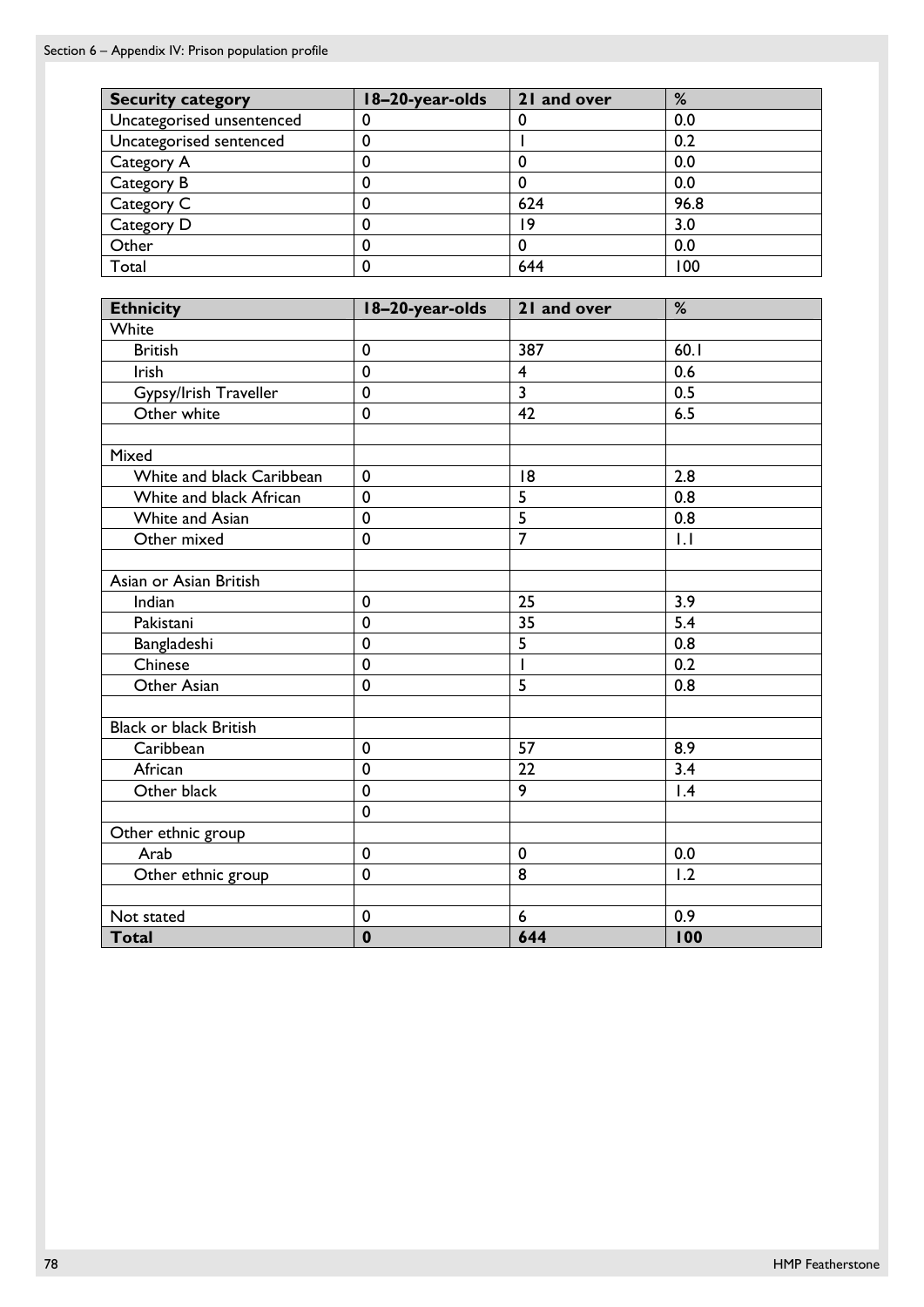| Security category | 18–20-year-olds | 21 and over | % |
|---|---|---|---|
| Uncategorised unsentenced | 0 | 0 | 0.0 |
| Uncategorised sentenced | 0 | 1 | 0.2 |
| Category A | 0 | 0 | 0.0 |
| Category B | 0 | 0 | 0.0 |
| Category C | 0 | 624 | 96.8 |
| Category D | 0 | 19 | 3.0 |
| Other | 0 | 0 | 0.0 |
| Total | 0 | 644 | 100 |

| Ethnicity | 18–20-year-olds | 21 and over | % |
|---|---|---|---|
| White | | | |
| British | 0 | 387 | 60.1 |
| Irish | 0 | 4 | 0.6 |
| Gypsy/Irish Traveller | 0 | 3 | 0.5 |
| Other white | 0 | 42 | 6.5 |
| | | | |
| Mixed | | | |
| White and black Caribbean | 0 | 18 | 2.8 |
| White and black African | 0 | 5 | 0.8 |
| White and Asian | 0 | 5 | 0.8 |
| Other mixed | 0 | 7 | 1.1 |
| | | | |
| Asian or Asian British | | | |
| Indian | 0 | 25 | 3.9 |
| Pakistani | 0 | 35 | 5.4 |
| Bangladeshi | 0 | 5 | 0.8 |
| Chinese | 0 | 1 | 0.2 |
| Other Asian | 0 | 5 | 0.8 |
| | | | |
| Black or black British | | | |
| Caribbean | 0 | 57 | 8.9 |
| African | 0 | 22 | 3.4 |
| Other black | 0 | 9 | 1.4 |
| | 0 | | |
| Other ethnic group | | | |
| Arab | 0 | 0 | 0.0 |
| Other ethnic group | 0 | 8 | 1.2 |
| | | | |
| Not stated | 0 | 6 | 0.9 |
| **Total** | **0** | **644** | **100** |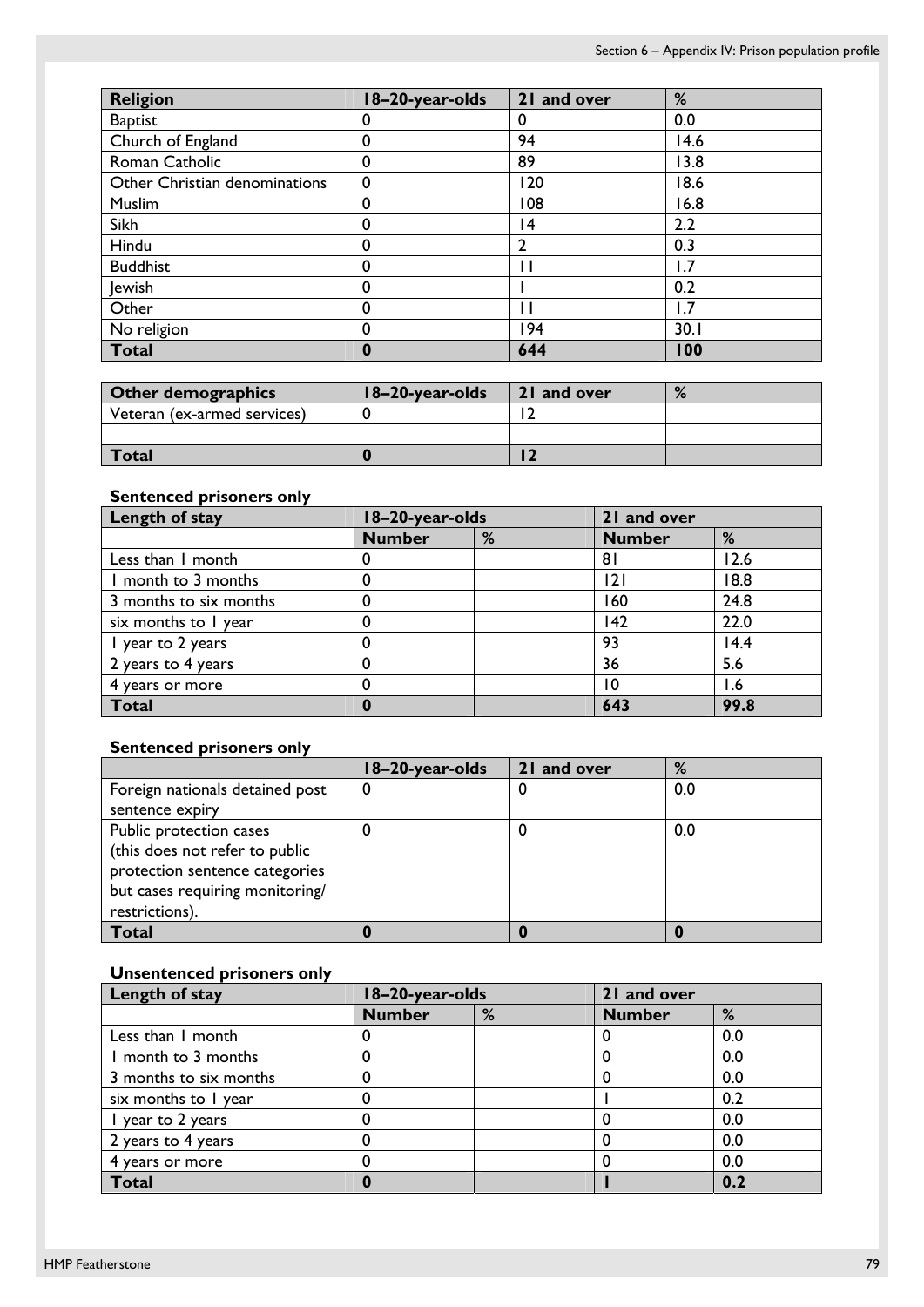| Religion | 18–20-year-olds | 21 and over | % |
|---|---|---|---|
| Baptist | 0 | 0 | 0.0 |
| Church of England | 0 | 94 | 14.6 |
| Roman Catholic | 0 | 89 | 13.8 |
| Other Christian denominations | 0 | 120 | 18.6 |
| Muslim | 0 | 108 | 16.8 |
| Sikh | 0 | 14 | 2.2 |
| Hindu | 0 | 2 | 0.3 |
| Buddhist | 0 | 11 | 1.7 |
| Jewish | 0 | 1 | 0.2 |
| Other | 0 | 11 | 1.7 |
| No religion | 0 | 194 | 30.1 |
| **Total** | **0** | **644** | **100** |

| Other demographics | 18–20-year-olds | 21 and over | % |
|---|---|---|---|
| Veteran (ex-armed services) | 0 | 12 | |
| | | | |
| **Total** | **0** | **12** | |

**Sentenced prisoners only**

| Length of stay | 18–20-year-olds | | 21 and over | |
|---|---|---|---|---|
| | **Number** | **%** | **Number** | **%** |
| Less than 1 month | 0 | | 81 | 12.6 |
| 1 month to 3 months | 0 | | 121 | 18.8 |
| 3 months to six months | 0 | | 160 | 24.8 |
| six months to 1 year | 0 | | 142 | 22.0 |
| 1 year to 2 years | 0 | | 93 | 14.4 |
| 2 years to 4 years | 0 | | 36 | 5.6 |
| 4 years or more | 0 | | 10 | 1.6 |
| **Total** | **0** | | **643** | **99.8** |

**Sentenced prisoners only**

| | 18–20-year-olds | 21 and over | % |
|---|---|---|---|
| Foreign nationals detained post sentence expiry | 0 | 0 | 0.0 |
| Public protection cases (this does not refer to public protection sentence categories but cases requiring monitoring/ restrictions). | 0 | 0 | 0.0 |
| **Total** | **0** | **0** | **0** |

**Unsentenced prisoners only**

| Length of stay | 18–20-year-olds | | 21 and over | |
|---|---|---|---|---|
| | **Number** | **%** | **Number** | **%** |
| Less than 1 month | 0 | | 0 | 0.0 |
| 1 month to 3 months | 0 | | 0 | 0.0 |
| 3 months to six months | 0 | | 0 | 0.0 |
| six months to 1 year | 0 | | 1 | 0.2 |
| 1 year to 2 years | 0 | | 0 | 0.0 |
| 2 years to 4 years | 0 | | 0 | 0.0 |
| 4 years or more | 0 | | 0 | 0.0 |
| **Total** | **0** | | **1** | **0.2** |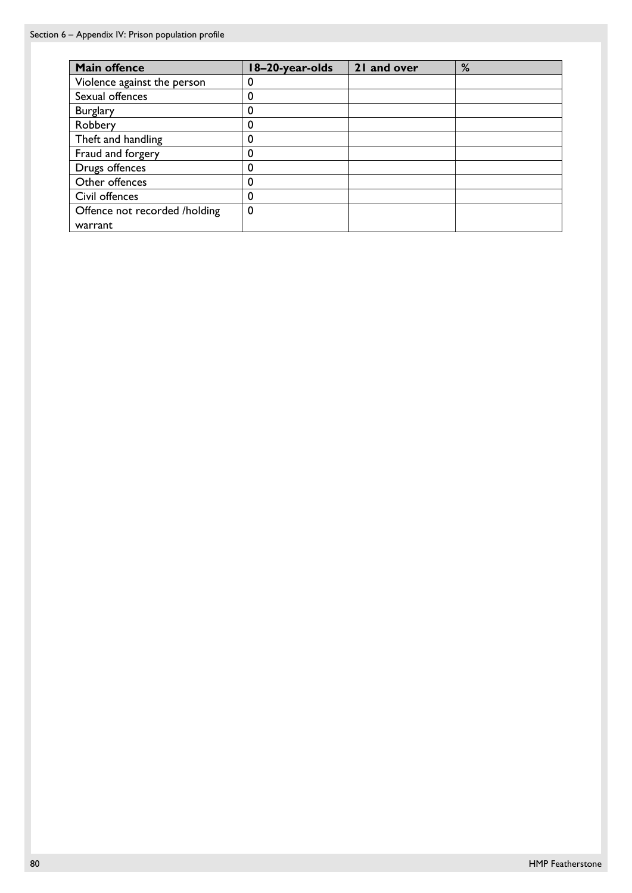| Main offence | 18–20-year-olds | 21 and over | % |
| --- | --- | --- | --- |
| Violence against the person | 0 | | |
| Sexual offences | 0 | | |
| Burglary | 0 | | |
| Robbery | 0 | | |
| Theft and handling | 0 | | |
| Fraud and forgery | 0 | | |
| Drugs offences | 0 | | |
| Other offences | 0 | | |
| Civil offences | 0 | | |
| Offence not recorded /holding warrant | 0 | | |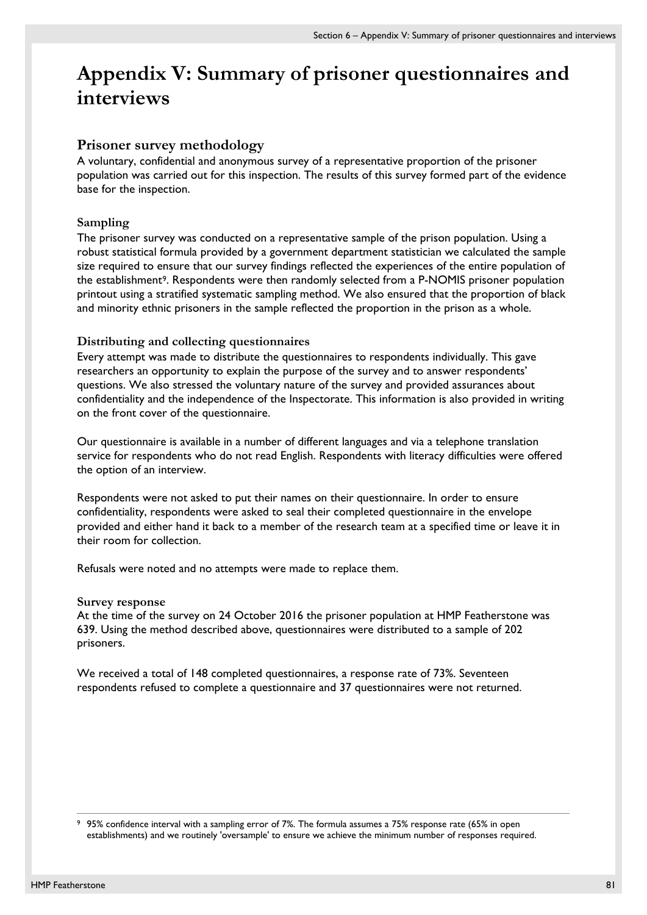# Appendix V: Summary of prisoner questionnaires and interviews

## Prisoner survey methodology

A voluntary, confidential and anonymous survey of a representative proportion of the prisoner population was carried out for this inspection. The results of this survey formed part of the evidence base for the inspection.

### Sampling

The prisoner survey was conducted on a representative sample of the prison population. Using a robust statistical formula provided by a government department statistician we calculated the sample size required to ensure that our survey findings reflected the experiences of the entire population of the establishment[9]. Respondents were then randomly selected from a P-NOMIS prisoner population printout using a stratified systematic sampling method. We also ensured that the proportion of black and minority ethnic prisoners in the sample reflected the proportion in the prison as a whole.

### Distributing and collecting questionnaires

Every attempt was made to distribute the questionnaires to respondents individually. This gave researchers an opportunity to explain the purpose of the survey and to answer respondents' questions. We also stressed the voluntary nature of the survey and provided assurances about confidentiality and the independence of the Inspectorate. This information is also provided in writing on the front cover of the questionnaire.

Our questionnaire is available in a number of different languages and via a telephone translation service for respondents who do not read English. Respondents with literacy difficulties were offered the option of an interview.

Respondents were not asked to put their names on their questionnaire. In order to ensure confidentiality, respondents were asked to seal their completed questionnaire in the envelope provided and either hand it back to a member of the research team at a specified time or leave it in their room for collection.

Refusals were noted and no attempts were made to replace them.

### Survey response

At the time of the survey on 24 October 2016 the prisoner population at HMP Featherstone was 639. Using the method described above, questionnaires were distributed to a sample of 202 prisoners.

We received a total of 148 completed questionnaires, a response rate of 73%. Seventeen respondents refused to complete a questionnaire and 37 questionnaires were not returned.

---

[9] 95% confidence interval with a sampling error of 7%. The formula assumes a 75% response rate (65% in open establishments) and we routinely 'oversample' to ensure we achieve the minimum number of responses required.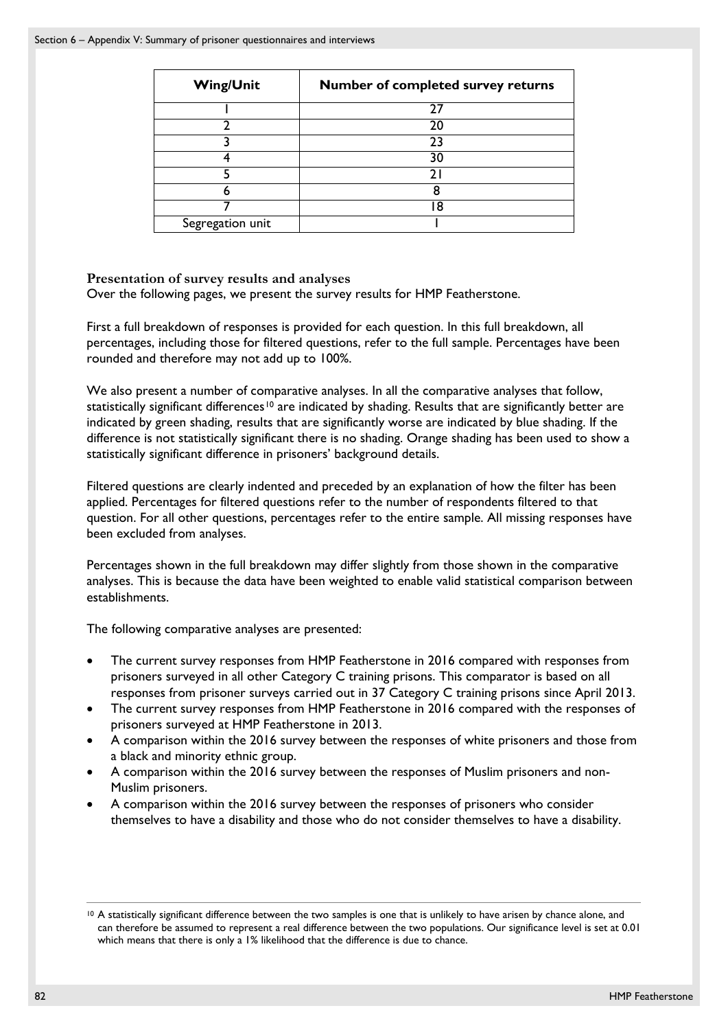| Wing/Unit | Number of completed survey returns |
| --- | --- |
| 1 | 27 |
| 2 | 20 |
| 3 | 23 |
| 4 | 30 |
| 5 | 21 |
| 6 | 8 |
| 7 | 18 |
| Segregation unit | 1 |

**Presentation of survey results and analyses**

Over the following pages, we present the survey results for HMP Featherstone.

First a full breakdown of responses is provided for each question. In this full breakdown, all percentages, including those for filtered questions, refer to the full sample. Percentages have been rounded and therefore may not add up to 100%.

We also present a number of comparative analyses. In all the comparative analyses that follow, statistically significant differences[10] are indicated by shading. Results that are significantly better are indicated by green shading, results that are significantly worse are indicated by blue shading. If the difference is not statistically significant there is no shading. Orange shading has been used to show a statistically significant difference in prisoners' background details.

Filtered questions are clearly indented and preceded by an explanation of how the filter has been applied. Percentages for filtered questions refer to the number of respondents filtered to that question. For all other questions, percentages refer to the entire sample. All missing responses have been excluded from analyses.

Percentages shown in the full breakdown may differ slightly from those shown in the comparative analyses. This is because the data have been weighted to enable valid statistical comparison between establishments.

The following comparative analyses are presented:

- The current survey responses from HMP Featherstone in 2016 compared with responses from prisoners surveyed in all other Category C training prisons. This comparator is based on all responses from prisoner surveys carried out in 37 Category C training prisons since April 2013.
- The current survey responses from HMP Featherstone in 2016 compared with the responses of prisoners surveyed at HMP Featherstone in 2013.
- A comparison within the 2016 survey between the responses of white prisoners and those from a black and minority ethnic group.
- A comparison within the 2016 survey between the responses of Muslim prisoners and non-Muslim prisoners.
- A comparison within the 2016 survey between the responses of prisoners who consider themselves to have a disability and those who do not consider themselves to have a disability.

[10] A statistically significant difference between the two samples is one that is unlikely to have arisen by chance alone, and can therefore be assumed to represent a real difference between the two populations. Our significance level is set at 0.01 which means that there is only a 1% likelihood that the difference is due to chance.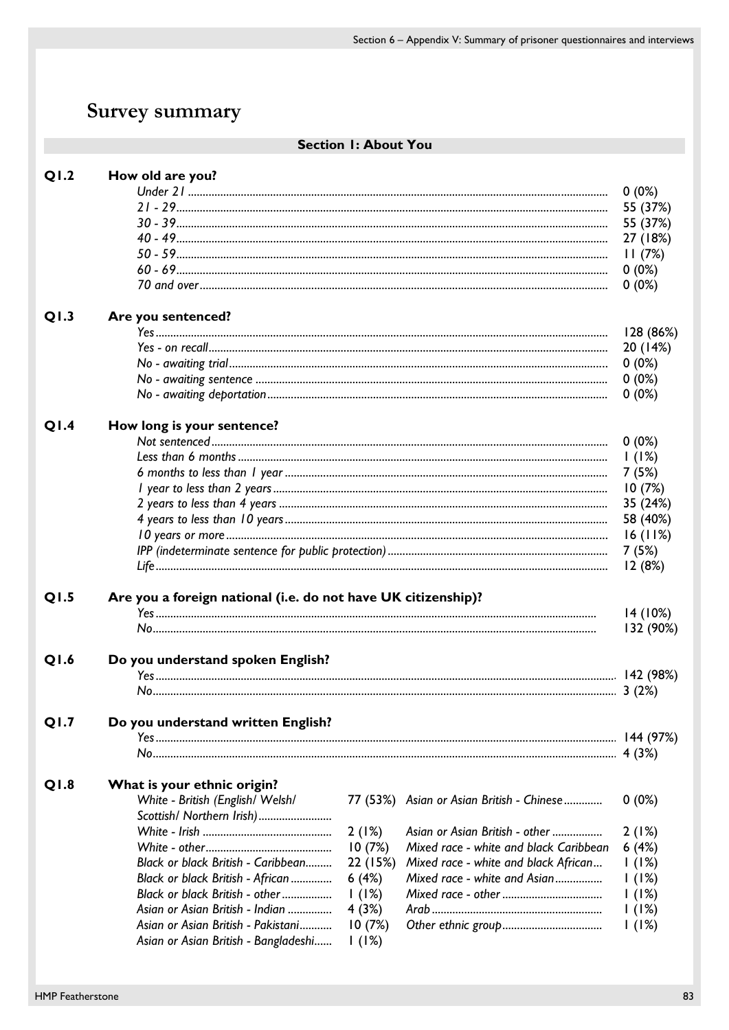# Survey summary

## Section 1: About You

**Q1.2 How old are you?**

| | |
|---|---|
| *Under 21* | 0 (0%) |
| *21 - 29* | 55 (37%) |
| *30 - 39* | 55 (37%) |
| *40 - 49* | 27 (18%) |
| *50 - 59* | 11 (7%) |
| *60 - 69* | 0 (0%) |
| *70 and over* | 0 (0%) |

**Q1.3 Are you sentenced?**

| | |
|---|---|
| *Yes* | 128 (86%) |
| *Yes - on recall* | 20 (14%) |
| *No - awaiting trial* | 0 (0%) |
| *No - awaiting sentence* | 0 (0%) |
| *No - awaiting deportation* | 0 (0%) |

**Q1.4 How long is your sentence?**

| | |
|---|---|
| *Not sentenced* | 0 (0%) |
| *Less than 6 months* | 1 (1%) |
| *6 months to less than 1 year* | 7 (5%) |
| *1 year to less than 2 years* | 10 (7%) |
| *2 years to less than 4 years* | 35 (24%) |
| *4 years to less than 10 years* | 58 (40%) |
| *10 years or more* | 16 (11%) |
| *IPP (indeterminate sentence for public protection)* | 7 (5%) |
| *Life* | 12 (8%) |

**Q1.5 Are you a foreign national (i.e. do not have UK citizenship)?**

| | |
|---|---|
| *Yes* | 14 (10%) |
| *No* | 132 (90%) |

**Q1.6 Do you understand spoken English?**

| | |
|---|---|
| *Yes* | 142 (98%) |
| *No* | 3 (2%) |

**Q1.7 Do you understand written English?**

| | |
|---|---|
| *Yes* | 144 (97%) |
| *No* | 4 (3%) |

**Q1.8 What is your ethnic origin?**

| | | | |
|---|---|---|---|
| *White - British (English/ Welsh/ Scottish/ Northern Irish)* | 77 (53%) | *Asian or Asian British - Chinese* | 0 (0%) |
| *White - Irish* | 2 (1%) | *Asian or Asian British - other* | 2 (1%) |
| *White - other* | 10 (7%) | *Mixed race - white and black Caribbean* | 6 (4%) |
| *Black or black British - Caribbean* | 22 (15%) | *Mixed race - white and black African* | 1 (1%) |
| *Black or black British - African* | 6 (4%) | *Mixed race - white and Asian* | 1 (1%) |
| *Black or black British - other* | 1 (1%) | *Mixed race - other* | 1 (1%) |
| *Asian or Asian British - Indian* | 4 (3%) | *Arab* | 1 (1%) |
| *Asian or Asian British - Pakistani* | 10 (7%) | *Other ethnic group* | 1 (1%) |
| *Asian or Asian British - Bangladeshi* | 1 (1%) | | |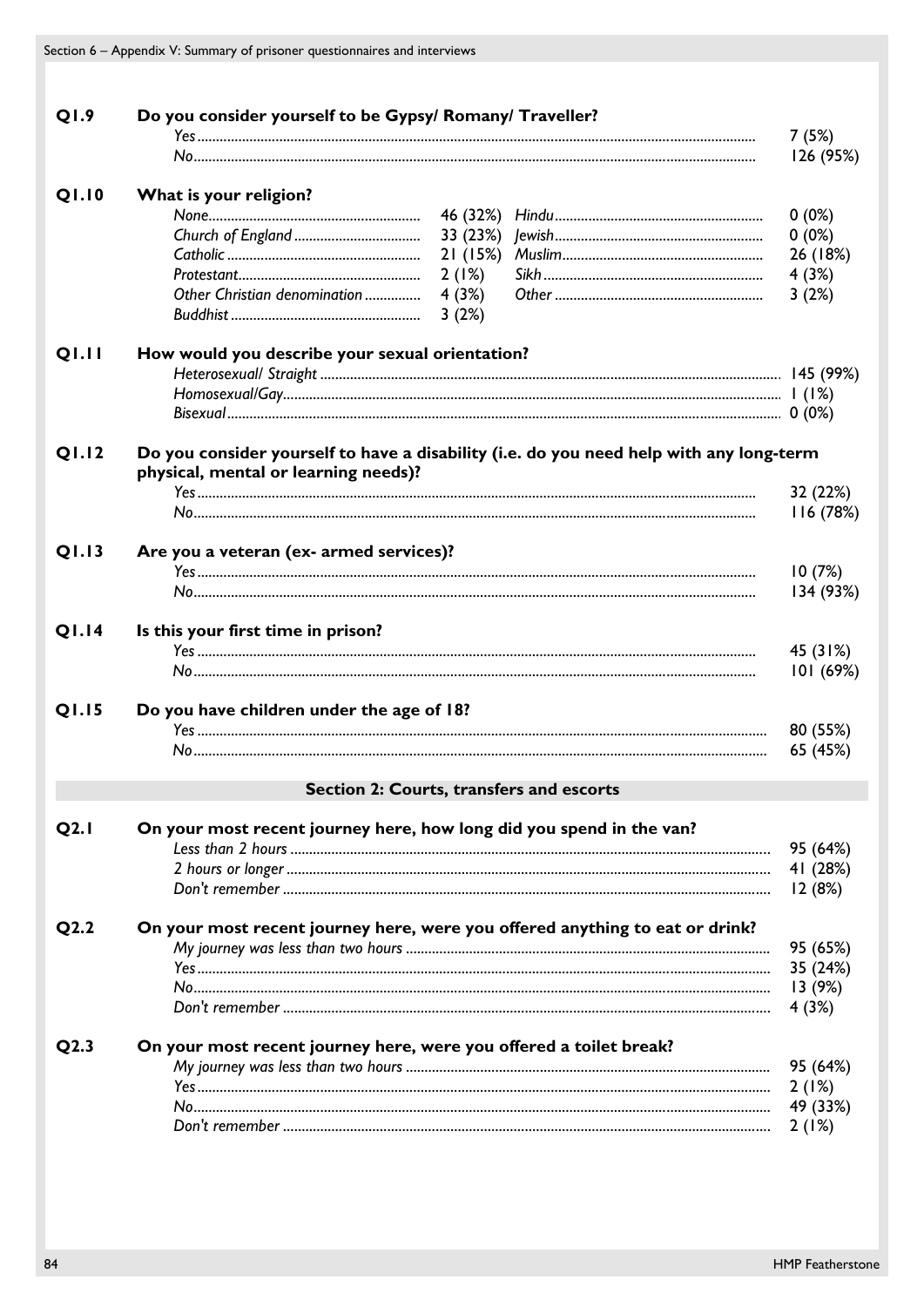| | | |
|---|---|---|
| **Q1.9** | **Do you consider yourself to be Gypsy/ Romany/ Traveller?** | |
| | *Yes* | 7 (5%) |
| | *No* | 126 (95%) |

**Q1.10 What is your religion?**

| | | | |
|---|---|---|---|
| *None* | 46 (32%) | *Hindu* | 0 (0%) |
| *Church of England* | 33 (23%) | *Jewish* | 0 (0%) |
| *Catholic* | 21 (15%) | *Muslim* | 26 (18%) |
| *Protestant* | 2 (1%) | *Sikh* | 4 (3%) |
| *Other Christian denomination* | 4 (3%) | *Other* | 3 (2%) |
| *Buddhist* | 3 (2%) | | |

**Q1.11 How would you describe your sexual orientation?**

| | |
|---|---|
| *Heterosexual/ Straight* | 145 (99%) |
| *Homosexual/Gay* | 1 (1%) |
| *Bisexual* | 0 (0%) |

**Q1.12 Do you consider yourself to have a disability (i.e. do you need help with any long-term physical, mental or learning needs)?**

| | |
|---|---|
| *Yes* | 32 (22%) |
| *No* | 116 (78%) |

**Q1.13 Are you a veteran (ex- armed services)?**

| | |
|---|---|
| *Yes* | 10 (7%) |
| *No* | 134 (93%) |

**Q1.14 Is this your first time in prison?**

| | |
|---|---|
| *Yes* | 45 (31%) |
| *No* | 101 (69%) |

**Q1.15 Do you have children under the age of 18?**

| | |
|---|---|
| *Yes* | 80 (55%) |
| *No* | 65 (45%) |

## Section 2: Courts, transfers and escorts

**Q2.1 On your most recent journey here, how long did you spend in the van?**

| | |
|---|---|
| *Less than 2 hours* | 95 (64%) |
| *2 hours or longer* | 41 (28%) |
| *Don't remember* | 12 (8%) |

**Q2.2 On your most recent journey here, were you offered anything to eat or drink?**

| | |
|---|---|
| *My journey was less than two hours* | 95 (65%) |
| *Yes* | 35 (24%) |
| *No* | 13 (9%) |
| *Don't remember* | 4 (3%) |

**Q2.3 On your most recent journey here, were you offered a toilet break?**

| | |
|---|---|
| *My journey was less than two hours* | 95 (64%) |
| *Yes* | 2 (1%) |
| *No* | 49 (33%) |
| *Don't remember* | 2 (1%) |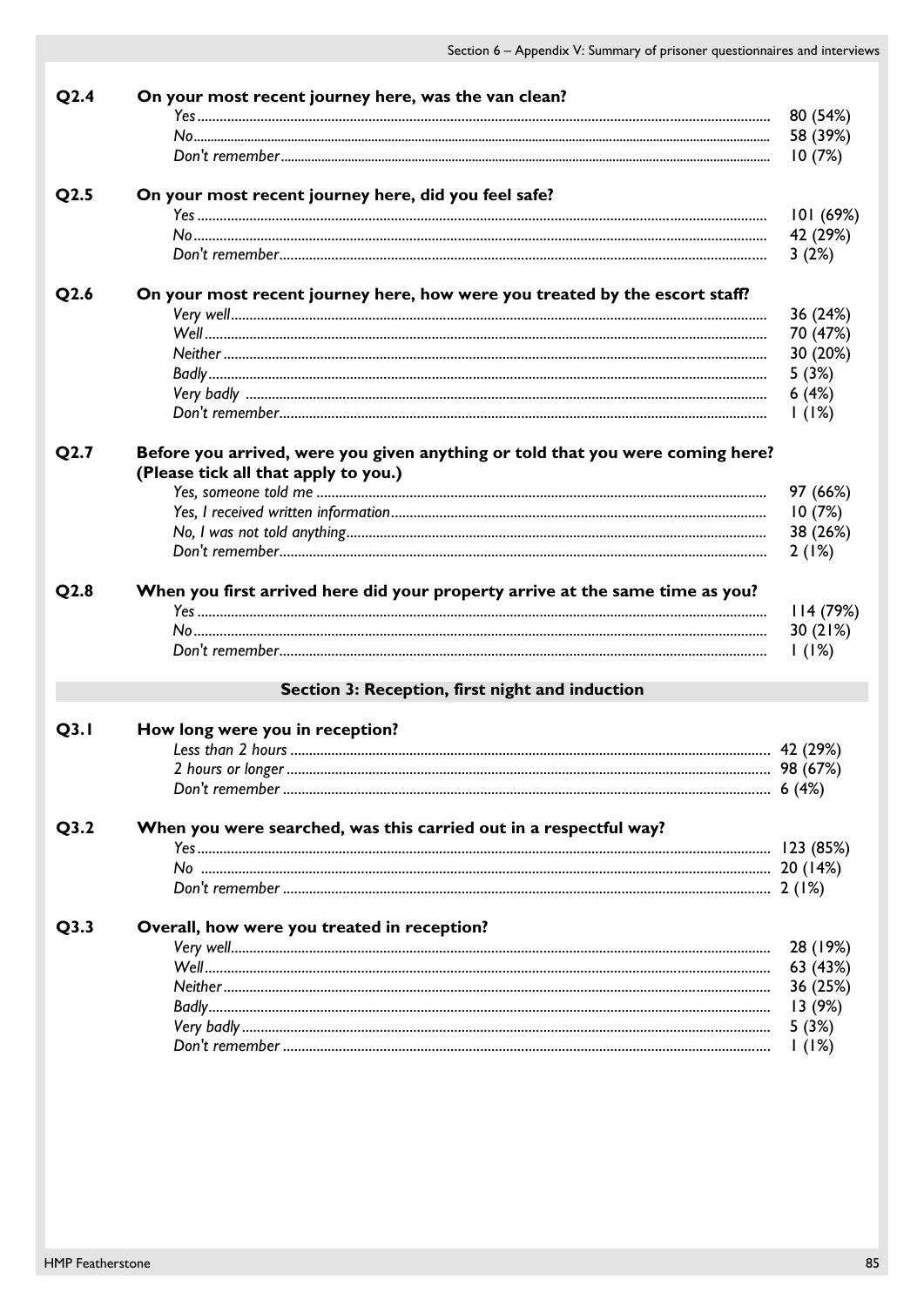| | | |
|---|---|---|
| **Q2.4** | **On your most recent journey here, was the van clean?** | |
| | *Yes* | 80 (54%) |
| | *No* | 58 (39%) |
| | *Don't remember* | 10 (7%) |
| **Q2.5** | **On your most recent journey here, did you feel safe?** | |
| | *Yes* | 101 (69%) |
| | *No* | 42 (29%) |
| | *Don't remember* | 3 (2%) |
| **Q2.6** | **On your most recent journey here, how were you treated by the escort staff?** | |
| | *Very well* | 36 (24%) |
| | *Well* | 70 (47%) |
| | *Neither* | 30 (20%) |
| | *Badly* | 5 (3%) |
| | *Very badly* | 6 (4%) |
| | *Don't remember* | 1 (1%) |
| **Q2.7** | **Before you arrived, were you given anything or told that you were coming here? (Please tick all that apply to you.)** | |
| | *Yes, someone told me* | 97 (66%) |
| | *Yes, I received written information* | 10 (7%) |
| | *No, I was not told anything* | 38 (26%) |
| | *Don't remember* | 2 (1%) |
| **Q2.8** | **When you first arrived here did your property arrive at the same time as you?** | |
| | *Yes* | 114 (79%) |
| | *No* | 30 (21%) |
| | *Don't remember* | 1 (1%) |

## Section 3: Reception, first night and induction

| | | |
|---|---|---|
| **Q3.1** | **How long were you in reception?** | |
| | *Less than 2 hours* | 42 (29%) |
| | *2 hours or longer* | 98 (67%) |
| | *Don't remember* | 6 (4%) |
| **Q3.2** | **When you were searched, was this carried out in a respectful way?** | |
| | *Yes* | 123 (85%) |
| | *No* | 20 (14%) |
| | *Don't remember* | 2 (1%) |
| **Q3.3** | **Overall, how were you treated in reception?** | |
| | *Very well* | 28 (19%) |
| | *Well* | 63 (43%) |
| | *Neither* | 36 (25%) |
| | *Badly* | 13 (9%) |
| | *Very badly* | 5 (3%) |
| | *Don't remember* | 1 (1%) |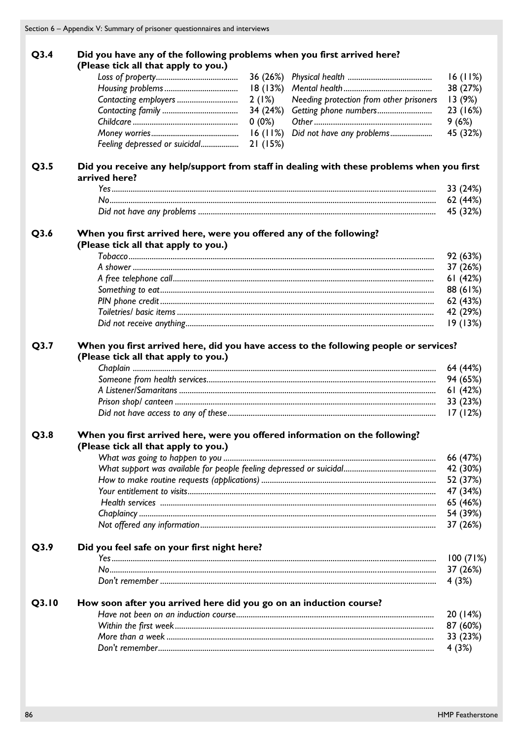## Q3.4 Did you have any of the following problems when you first arrived here? (Please tick all that apply to you.)

| | | | |
|---|---|---|---|
| *Loss of property* | 36 (26%) | *Physical health* | 16 (11%) |
| *Housing problems* | 18 (13%) | *Mental health* | 38 (27%) |
| *Contacting employers* | 2 (1%) | *Needing protection from other prisoners* | 13 (9%) |
| *Contacting family* | 34 (24%) | *Getting phone numbers* | 23 (16%) |
| *Childcare* | 0 (0%) | *Other* | 9 (6%) |
| *Money worries* | 16 (11%) | *Did not have any problems* | 45 (32%) |
| *Feeling depressed or suicidal* | 21 (15%) | | |

## Q3.5 Did you receive any help/support from staff in dealing with these problems when you first arrived here?

| | |
|---|---|
| *Yes* | 33 (24%) |
| *No* | 62 (44%) |
| *Did not have any problems* | 45 (32%) |

## Q3.6 When you first arrived here, were you offered any of the following? (Please tick all that apply to you.)

| | |
|---|---|
| *Tobacco* | 92 (63%) |
| *A shower* | 37 (26%) |
| *A free telephone call* | 61 (42%) |
| *Something to eat* | 88 (61%) |
| *PIN phone credit* | 62 (43%) |
| *Toiletries/ basic items* | 42 (29%) |
| *Did not receive anything* | 19 (13%) |

## Q3.7 When you first arrived here, did you have access to the following people or services? (Please tick all that apply to you.)

| | |
|---|---|
| *Chaplain* | 64 (44%) |
| *Someone from health services* | 94 (65%) |
| *A Listener/Samaritans* | 61 (42%) |
| *Prison shop/ canteen* | 33 (23%) |
| *Did not have access to any of these* | 17 (12%) |

## Q3.8 When you first arrived here, were you offered information on the following? (Please tick all that apply to you.)

| | |
|---|---|
| *What was going to happen to you* | 66 (47%) |
| *What support was available for people feeling depressed or suicidal* | 42 (30%) |
| *How to make routine requests (applications)* | 52 (37%) |
| *Your entitlement to visits* | 47 (34%) |
| *Health services* | 65 (46%) |
| *Chaplaincy* | 54 (39%) |
| *Not offered any information* | 37 (26%) |

## Q3.9 Did you feel safe on your first night here?

| | |
|---|---|
| *Yes* | 100 (71%) |
| *No* | 37 (26%) |
| *Don't remember* | 4 (3%) |

## Q3.10 How soon after you arrived here did you go on an induction course?

| | |
|---|---|
| *Have not been on an induction course* | 20 (14%) |
| *Within the first week* | 87 (60%) |
| *More than a week* | 33 (23%) |
| *Don't remember* | 4 (3%) |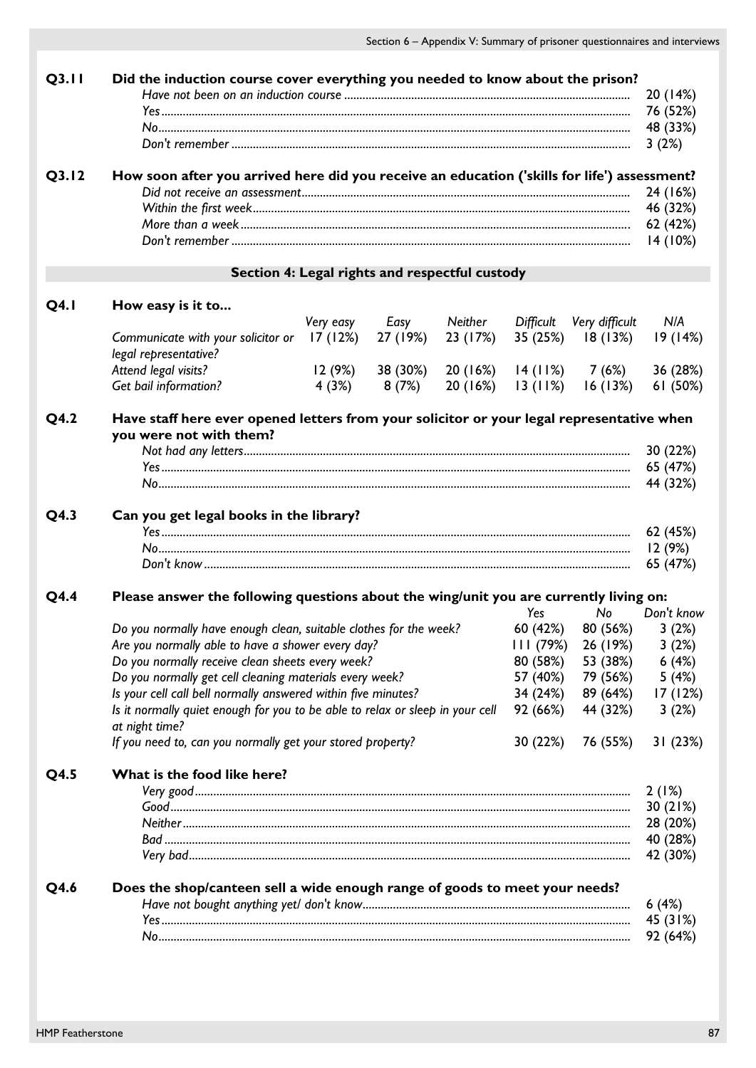**Q3.11 Did the induction course cover everything you needed to know about the prison?**

| | |
|---|---|
| *Have not been on an induction course* | 20 (14%) |
| *Yes* | 76 (52%) |
| *No* | 48 (33%) |
| *Don't remember* | 3 (2%) |

**Q3.12 How soon after you arrived here did you receive an education ('skills for life') assessment?**

| | |
|---|---|
| *Did not receive an assessment* | 24 (16%) |
| *Within the first week* | 46 (32%) |
| *More than a week* | 62 (42%) |
| *Don't remember* | 14 (10%) |

## Section 4: Legal rights and respectful custody

**Q4.1 How easy is it to...**

| | *Very easy* | *Easy* | *Neither* | *Difficult* | *Very difficult* | *N/A* |
|---|---|---|---|---|---|---|
| *Communicate with your solicitor or legal representative?* | 17 (12%) | 27 (19%) | 23 (17%) | 35 (25%) | 18 (13%) | 19 (14%) |
| *Attend legal visits?* | 12 (9%) | 38 (30%) | 20 (16%) | 14 (11%) | 7 (6%) | 36 (28%) |
| *Get bail information?* | 4 (3%) | 8 (7%) | 20 (16%) | 13 (11%) | 16 (13%) | 61 (50%) |

**Q4.2 Have staff here ever opened letters from your solicitor or your legal representative when you were not with them?**

| | |
|---|---|
| *Not had any letters* | 30 (22%) |
| *Yes* | 65 (47%) |
| *No* | 44 (32%) |

**Q4.3 Can you get legal books in the library?**

| | |
|---|---|
| *Yes* | 62 (45%) |
| *No* | 12 (9%) |
| *Don't know* | 65 (47%) |

**Q4.4 Please answer the following questions about the wing/unit you are currently living on:**

| | *Yes* | *No* | *Don't know* |
|---|---|---|---|
| *Do you normally have enough clean, suitable clothes for the week?* | 60 (42%) | 80 (56%) | 3 (2%) |
| *Are you normally able to have a shower every day?* | 111 (79%) | 26 (19%) | 3 (2%) |
| *Do you normally receive clean sheets every week?* | 80 (58%) | 53 (38%) | 6 (4%) |
| *Do you normally get cell cleaning materials every week?* | 57 (40%) | 79 (56%) | 5 (4%) |
| *Is your cell call bell normally answered within five minutes?* | 34 (24%) | 89 (64%) | 17 (12%) |
| *Is it normally quiet enough for you to be able to relax or sleep in your cell at night time?* | 92 (66%) | 44 (32%) | 3 (2%) |
| *If you need to, can you normally get your stored property?* | 30 (22%) | 76 (55%) | 31 (23%) |

**Q4.5 What is the food like here?**

| | |
|---|---|
| *Very good* | 2 (1%) |
| *Good* | 30 (21%) |
| *Neither* | 28 (20%) |
| *Bad* | 40 (28%) |
| *Very bad* | 42 (30%) |

**Q4.6 Does the shop/canteen sell a wide enough range of goods to meet your needs?**

| | |
|---|---|
| *Have not bought anything yet/ don't know* | 6 (4%) |
| *Yes* | 45 (31%) |
| *No* | 92 (64%) |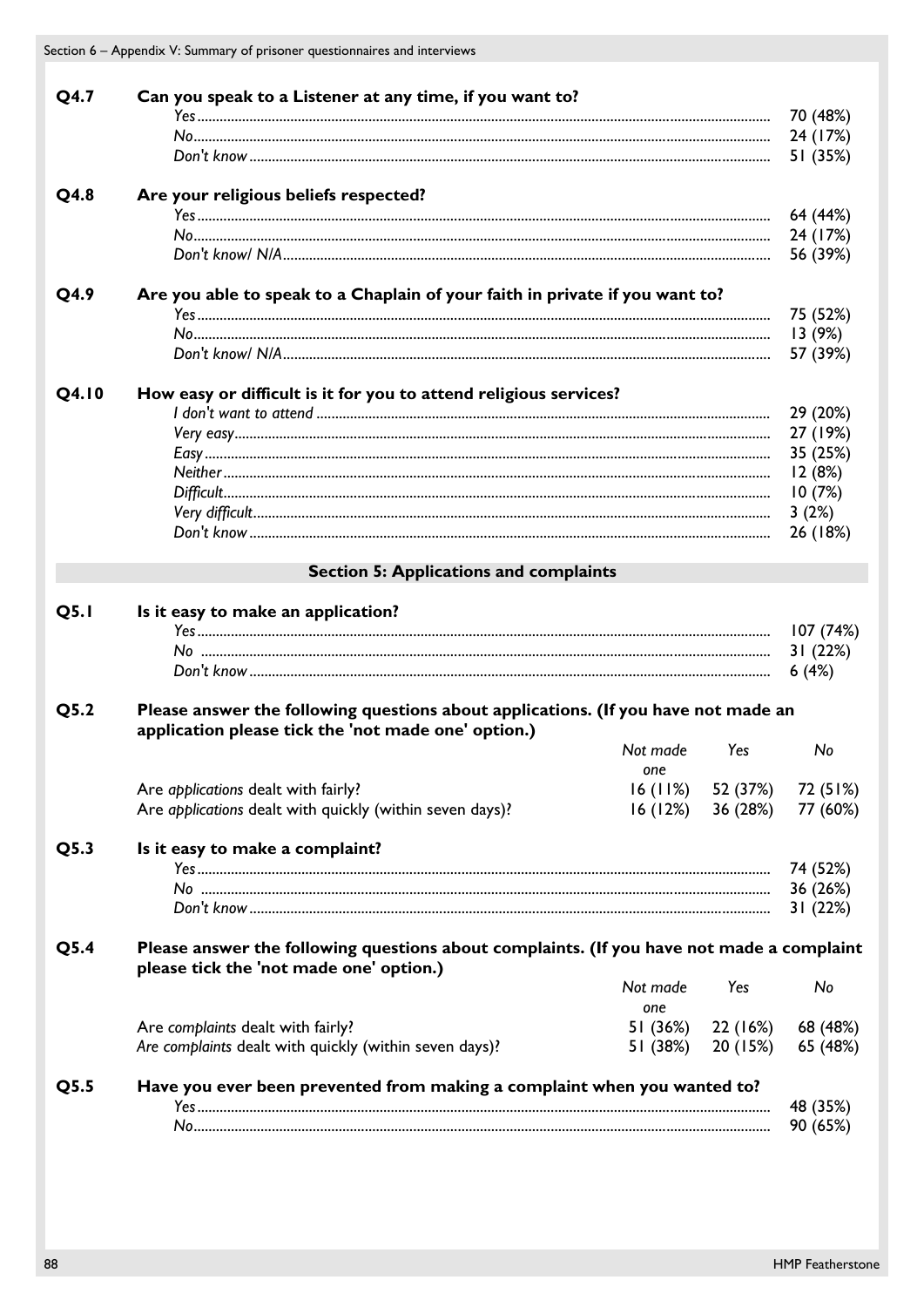| | | |
|---|---|---|
| **Q4.7** | **Can you speak to a Listener at any time, if you want to?** | |
| | *Yes* | 70 (48%) |
| | *No* | 24 (17%) |
| | *Don't know* | 51 (35%) |
| **Q4.8** | **Are your religious beliefs respected?** | |
| | *Yes* | 64 (44%) |
| | *No* | 24 (17%) |
| | *Don't know/ N/A* | 56 (39%) |
| **Q4.9** | **Are you able to speak to a Chaplain of your faith in private if you want to?** | |
| | *Yes* | 75 (52%) |
| | *No* | 13 (9%) |
| | *Don't know/ N/A* | 57 (39%) |
| **Q4.10** | **How easy or difficult is it for you to attend religious services?** | |
| | *I don't want to attend* | 29 (20%) |
| | *Very easy* | 27 (19%) |
| | *Easy* | 35 (25%) |
| | *Neither* | 12 (8%) |
| | *Difficult* | 10 (7%) |
| | *Very difficult* | 3 (2%) |
| | *Don't know* | 26 (18%) |

## Section 5: Applications and complaints

| | | |
|---|---|---|
| **Q5.1** | **Is it easy to make an application?** | |
| | *Yes* | 107 (74%) |
| | *No* | 31 (22%) |
| | *Don't know* | 6 (4%) |

**Q5.2 Please answer the following questions about applications. (If you have not made an application please tick the 'not made one' option.)**

| | *Not made one* | *Yes* | *No* |
|---|---|---|---|
| Are *applications* dealt with fairly? | 16 (11%) | 52 (37%) | 72 (51%) |
| Are *applications* dealt with quickly (within seven days)? | 16 (12%) | 36 (28%) | 77 (60%) |

| | | |
|---|---|---|
| **Q5.3** | **Is it easy to make a complaint?** | |
| | *Yes* | 74 (52%) |
| | *No* | 36 (26%) |
| | *Don't know* | 31 (22%) |

**Q5.4 Please answer the following questions about complaints. (If you have not made a complaint please tick the 'not made one' option.)**

| | *Not made one* | *Yes* | *No* |
|---|---|---|---|
| Are *complaints* dealt with fairly? | 51 (36%) | 22 (16%) | 68 (48%) |
| *Are complaints* dealt with quickly (within seven days)? | 51 (38%) | 20 (15%) | 65 (48%) |

| | | |
|---|---|---|
| **Q5.5** | **Have you ever been prevented from making a complaint when you wanted to?** | |
| | *Yes* | 48 (35%) |
| | *No* | 90 (65%) |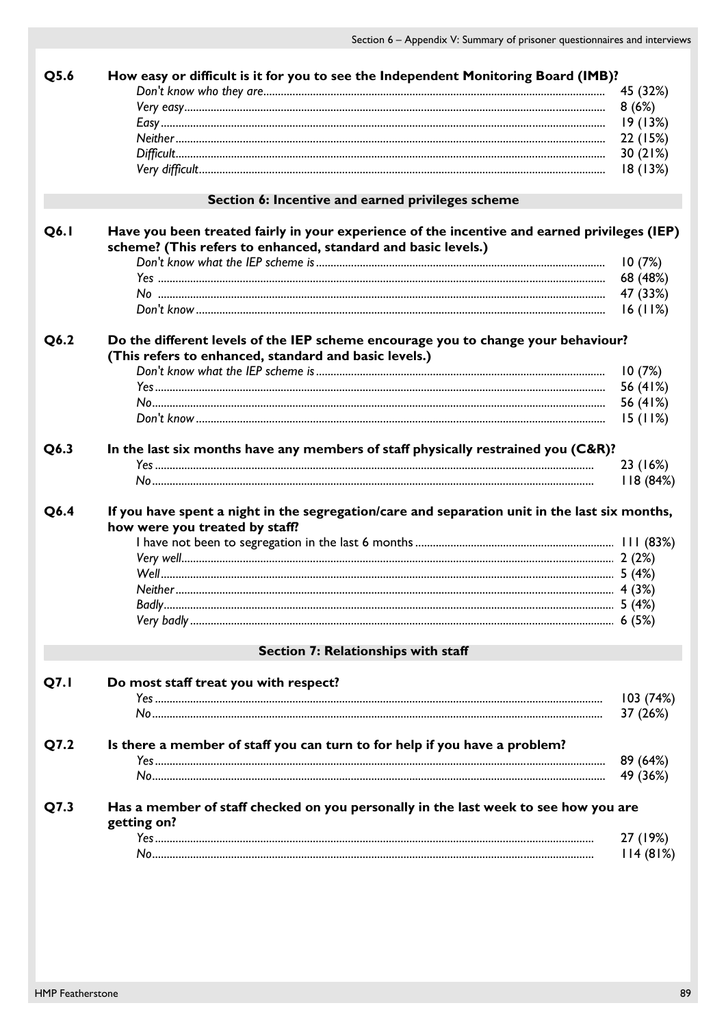**Q5.6 How easy or difficult is it for you to see the Independent Monitoring Board (IMB)?**

| | |
|---|---|
| *Don't know who they are* | 45 (32%) |
| *Very easy* | 8 (6%) |
| *Easy* | 19 (13%) |
| *Neither* | 22 (15%) |
| *Difficult* | 30 (21%) |
| *Very difficult* | 18 (13%) |

## Section 6: Incentive and earned privileges scheme

**Q6.1 Have you been treated fairly in your experience of the incentive and earned privileges (IEP) scheme? (This refers to enhanced, standard and basic levels.)**

| | |
|---|---|
| *Don't know what the IEP scheme is* | 10 (7%) |
| *Yes* | 68 (48%) |
| *No* | 47 (33%) |
| *Don't know* | 16 (11%) |

**Q6.2 Do the different levels of the IEP scheme encourage you to change your behaviour? (This refers to enhanced, standard and basic levels.)**

| | |
|---|---|
| *Don't know what the IEP scheme is* | 10 (7%) |
| *Yes* | 56 (41%) |
| *No* | 56 (41%) |
| *Don't know* | 15 (11%) |

**Q6.3 In the last six months have any members of staff physically restrained you (C&R)?**

| | |
|---|---|
| *Yes* | 23 (16%) |
| *No* | 118 (84%) |

**Q6.4 If you have spent a night in the segregation/care and separation unit in the last six months, how were you treated by staff?**

| | |
|---|---|
| I have not been to segregation in the last 6 months | 111 (83%) |
| *Very well* | 2 (2%) |
| *Well* | 5 (4%) |
| *Neither* | 4 (3%) |
| *Badly* | 5 (4%) |
| *Very badly* | 6 (5%) |

## Section 7: Relationships with staff

**Q7.1 Do most staff treat you with respect?**

| | |
|---|---|
| *Yes* | 103 (74%) |
| *No* | 37 (26%) |

**Q7.2 Is there a member of staff you can turn to for help if you have a problem?**

| | |
|---|---|
| *Yes* | 89 (64%) |
| *No* | 49 (36%) |

**Q7.3 Has a member of staff checked on you personally in the last week to see how you are getting on?**

| | |
|---|---|
| *Yes* | 27 (19%) |
| *No* | 114 (81%) |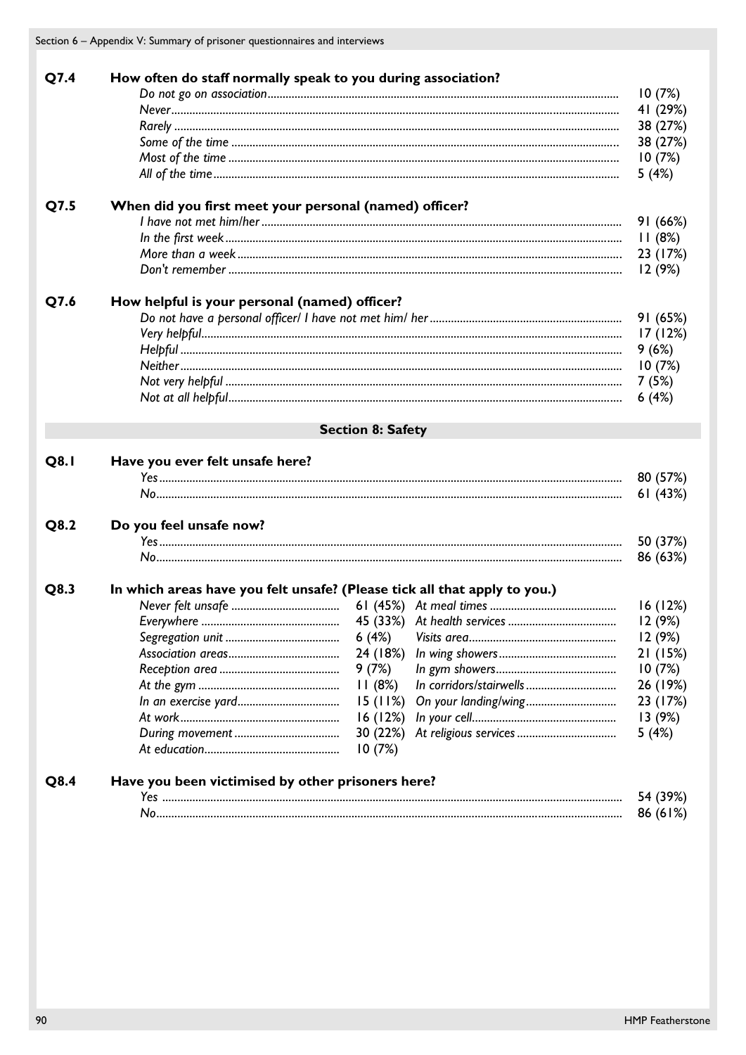| | | |
|---|---|---|
| **Q7.4** | **How often do staff normally speak to you during association?** | |
| | *Do not go on association* | 10 (7%) |
| | *Never* | 41 (29%) |
| | *Rarely* | 38 (27%) |
| | *Some of the time* | 38 (27%) |
| | *Most of the time* | 10 (7%) |
| | *All of the time* | 5 (4%) |
| **Q7.5** | **When did you first meet your personal (named) officer?** | |
| | *I have not met him/her* | 91 (66%) |
| | *In the first week* | 11 (8%) |
| | *More than a week* | 23 (17%) |
| | *Don't remember* | 12 (9%) |
| **Q7.6** | **How helpful is your personal (named) officer?** | |
| | *Do not have a personal officer/ I have not met him/ her* | 91 (65%) |
| | *Very helpful* | 17 (12%) |
| | *Helpful* | 9 (6%) |
| | *Neither* | 10 (7%) |
| | *Not very helpful* | 7 (5%) |
| | *Not at all helpful* | 6 (4%) |

## Section 8: Safety

| | | |
|---|---|---|
| **Q8.1** | **Have you ever felt unsafe here?** | |
| | *Yes* | 80 (57%) |
| | *No* | 61 (43%) |
| **Q8.2** | **Do you feel unsafe now?** | |
| | *Yes* | 50 (37%) |
| | *No* | 86 (63%) |

**Q8.3 In which areas have you felt unsafe? (Please tick all that apply to you.)**

| | | | |
|---|---|---|---|
| *Never felt unsafe* | 61 (45%) | *At meal times* | 16 (12%) |
| *Everywhere* | 45 (33%) | *At health services* | 12 (9%) |
| *Segregation unit* | 6 (4%) | *Visits area* | 12 (9%) |
| *Association areas* | 24 (18%) | *In wing showers* | 21 (15%) |
| *Reception area* | 9 (7%) | *In gym showers* | 10 (7%) |
| *At the gym* | 11 (8%) | *In corridors/stairwells* | 26 (19%) |
| *In an exercise yard* | 15 (11%) | *On your landing/wing* | 23 (17%) |
| *At work* | 16 (12%) | *In your cell* | 13 (9%) |
| *During movement* | 30 (22%) | *At religious services* | 5 (4%) |
| *At education* | 10 (7%) | | |

| | | |
|---|---|---|
| **Q8.4** | **Have you been victimised by other prisoners here?** | |
| | *Yes* | 54 (39%) |
| | *No* | 86 (61%) |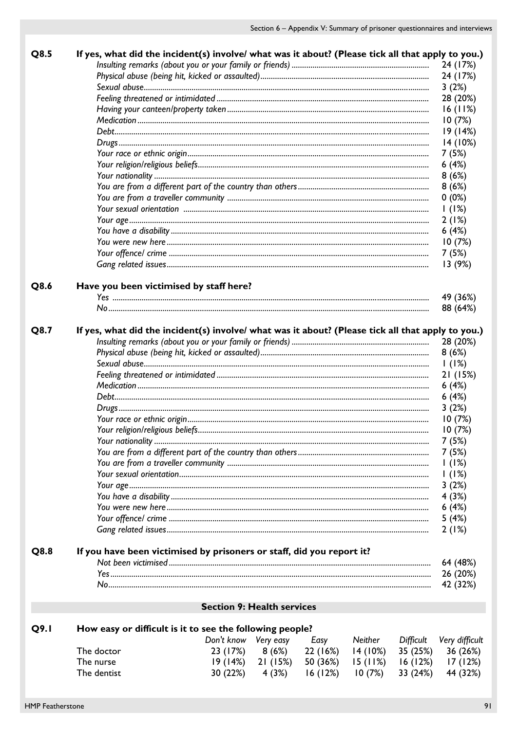**Q8.5 If yes, what did the incident(s) involve/ what was it about? (Please tick all that apply to you.)**

| | |
|---|---|
| *Insulting remarks (about you or your family or friends)* | 24 (17%) |
| *Physical abuse (being hit, kicked or assaulted)* | 24 (17%) |
| *Sexual abuse* | 3 (2%) |
| *Feeling threatened or intimidated* | 28 (20%) |
| *Having your canteen/property taken* | 16 (11%) |
| *Medication* | 10 (7%) |
| *Debt* | 19 (14%) |
| *Drugs* | 14 (10%) |
| *Your race or ethnic origin* | 7 (5%) |
| *Your religion/religious beliefs* | 6 (4%) |
| *Your nationality* | 8 (6%) |
| *You are from a different part of the country than others* | 8 (6%) |
| *You are from a traveller community* | 0 (0%) |
| *Your sexual orientation* | 1 (1%) |
| *Your age* | 2 (1%) |
| *You have a disability* | 6 (4%) |
| *You were new here* | 10 (7%) |
| *Your offence/ crime* | 7 (5%) |
| *Gang related issues* | 13 (9%) |

**Q8.6 Have you been victimised by staff here?**

| | |
|---|---|
| *Yes* | 49 (36%) |
| *No* | 88 (64%) |

**Q8.7 If yes, what did the incident(s) involve/ what was it about? (Please tick all that apply to you.)**

| | |
|---|---|
| *Insulting remarks (about you or your family or friends)* | 28 (20%) |
| *Physical abuse (being hit, kicked or assaulted)* | 8 (6%) |
| *Sexual abuse* | 1 (1%) |
| *Feeling threatened or intimidated* | 21 (15%) |
| *Medication* | 6 (4%) |
| *Debt* | 6 (4%) |
| *Drugs* | 3 (2%) |
| *Your race or ethnic origin* | 10 (7%) |
| *Your religion/religious beliefs* | 10 (7%) |
| *Your nationality* | 7 (5%) |
| *You are from a different part of the country than others* | 7 (5%) |
| *You are from a traveller community* | 1 (1%) |
| *Your sexual orientation* | 1 (1%) |
| *Your age* | 3 (2%) |
| *You have a disability* | 4 (3%) |
| *You were new here* | 6 (4%) |
| *Your offence/ crime* | 5 (4%) |
| *Gang related issues* | 2 (1%) |

**Q8.8 If you have been victimised by prisoners or staff, did you report it?**

| | |
|---|---|
| *Not been victimised* | 64 (48%) |
| *Yes* | 26 (20%) |
| *No* | 42 (32%) |

## Section 9: Health services

**Q9.1 How easy or difficult is it to see the following people?**

| | *Don't know* | *Very easy* | *Easy* | *Neither* | *Difficult* | *Very difficult* |
|---|---|---|---|---|---|---|
| The doctor | 23 (17%) | 8 (6%) | 22 (16%) | 14 (10%) | 35 (25%) | 36 (26%) |
| The nurse | 19 (14%) | 21 (15%) | 50 (36%) | 15 (11%) | 16 (12%) | 17 (12%) |
| The dentist | 30 (22%) | 4 (3%) | 16 (12%) | 10 (7%) | 33 (24%) | 44 (32%) |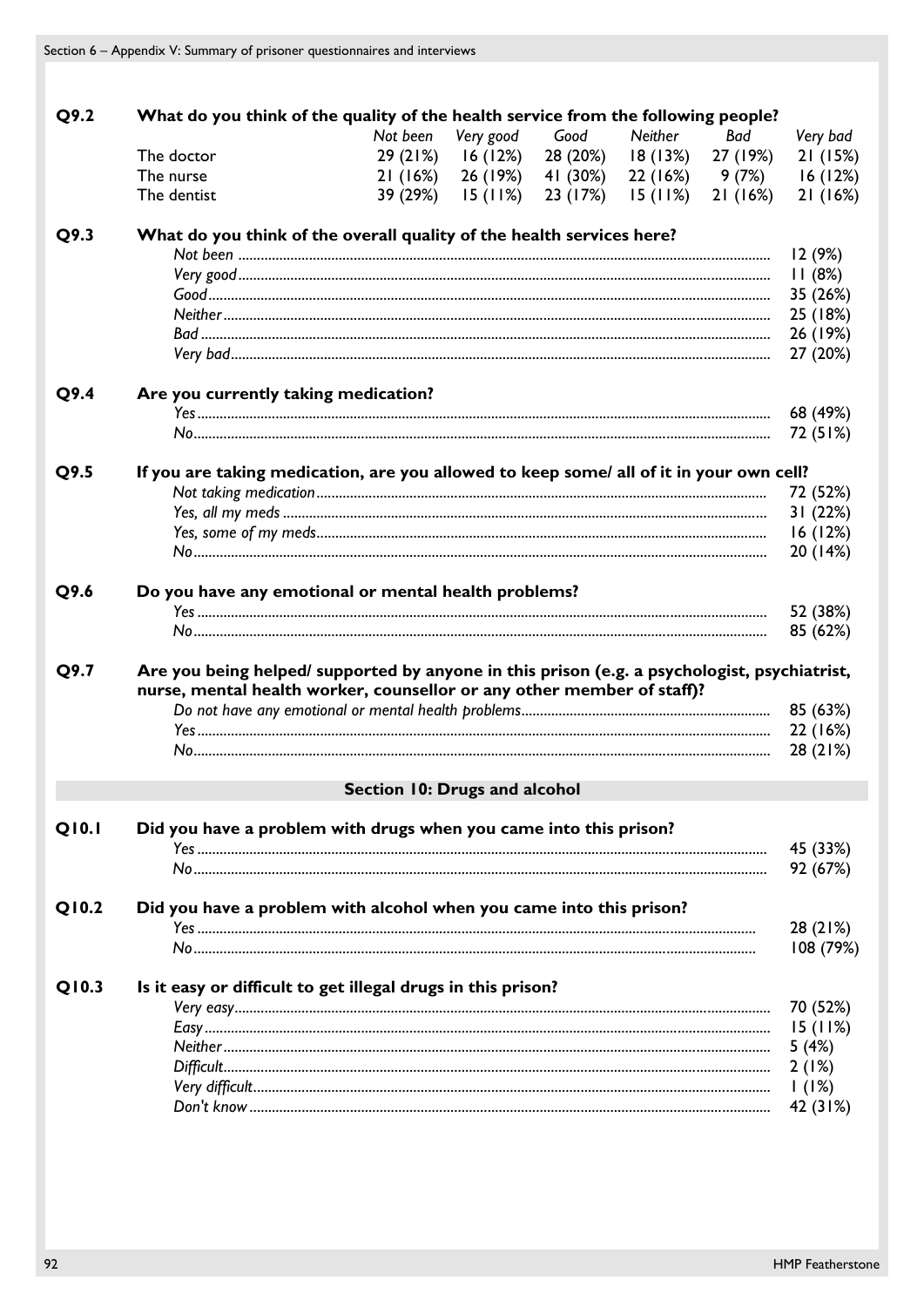**Q9.2 What do you think of the quality of the health service from the following people?**

| | *Not been* | *Very good* | *Good* | *Neither* | *Bad* | *Very bad* |
|---|---|---|---|---|---|---|
| The doctor | 29 (21%) | 16 (12%) | 28 (20%) | 18 (13%) | 27 (19%) | 21 (15%) |
| The nurse | 21 (16%) | 26 (19%) | 41 (30%) | 22 (16%) | 9 (7%) | 16 (12%) |
| The dentist | 39 (29%) | 15 (11%) | 23 (17%) | 15 (11%) | 21 (16%) | 21 (16%) |

**Q9.3 What do you think of the overall quality of the health services here?**

| | |
|---|---|
| *Not been* | 12 (9%) |
| *Very good* | 11 (8%) |
| *Good* | 35 (26%) |
| *Neither* | 25 (18%) |
| *Bad* | 26 (19%) |
| *Very bad* | 27 (20%) |

**Q9.4 Are you currently taking medication?**

| | |
|---|---|
| *Yes* | 68 (49%) |
| *No* | 72 (51%) |

**Q9.5 If you are taking medication, are you allowed to keep some/ all of it in your own cell?**

| | |
|---|---|
| *Not taking medication* | 72 (52%) |
| *Yes, all my meds* | 31 (22%) |
| *Yes, some of my meds* | 16 (12%) |
| *No* | 20 (14%) |

**Q9.6 Do you have any emotional or mental health problems?**

| | |
|---|---|
| *Yes* | 52 (38%) |
| *No* | 85 (62%) |

**Q9.7 Are you being helped/ supported by anyone in this prison (e.g. a psychologist, psychiatrist, nurse, mental health worker, counsellor or any other member of staff)?**

| | |
|---|---|
| *Do not have any emotional or mental health problems* | 85 (63%) |
| *Yes* | 22 (16%) |
| *No* | 28 (21%) |

## Section 10: Drugs and alcohol

**Q10.1 Did you have a problem with drugs when you came into this prison?**

| | |
|---|---|
| *Yes* | 45 (33%) |
| *No* | 92 (67%) |

**Q10.2 Did you have a problem with alcohol when you came into this prison?**

| | |
|---|---|
| *Yes* | 28 (21%) |
| *No* | 108 (79%) |

**Q10.3 Is it easy or difficult to get illegal drugs in this prison?**

| | |
|---|---|
| *Very easy* | 70 (52%) |
| *Easy* | 15 (11%) |
| *Neither* | 5 (4%) |
| *Difficult* | 2 (1%) |
| *Very difficult* | 1 (1%) |
| *Don't know* | 42 (31%) |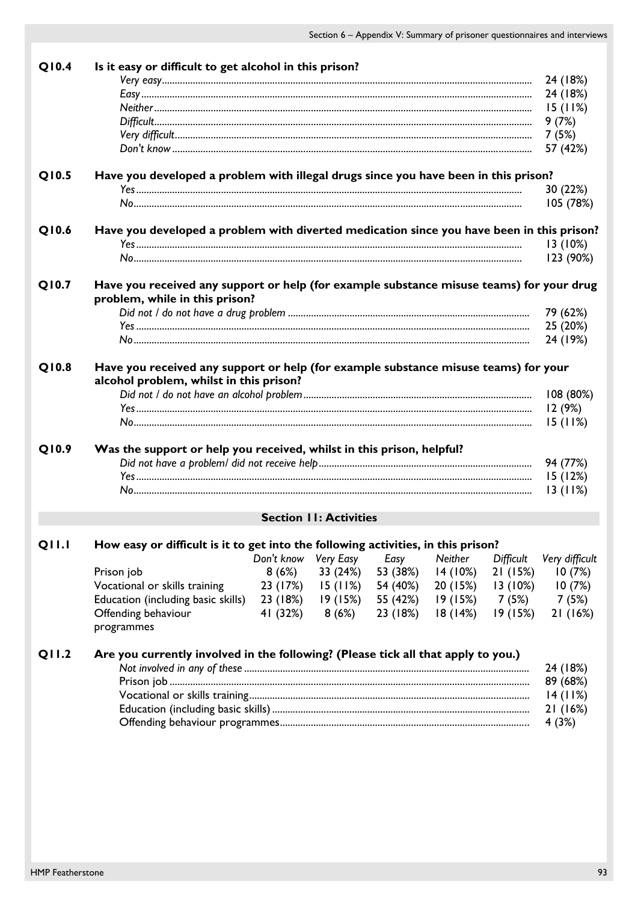**Q10.4 Is it easy or difficult to get alcohol in this prison?**

| | |
|---|---|
| *Very easy* | 24 (18%) |
| *Easy* | 24 (18%) |
| *Neither* | 15 (11%) |
| *Difficult* | 9 (7%) |
| *Very difficult* | 7 (5%) |
| *Don't know* | 57 (42%) |

**Q10.5 Have you developed a problem with illegal drugs since you have been in this prison?**

| | |
|---|---|
| *Yes* | 30 (22%) |
| *No* | 105 (78%) |

**Q10.6 Have you developed a problem with diverted medication since you have been in this prison?**

| | |
|---|---|
| *Yes* | 13 (10%) |
| *No* | 123 (90%) |

**Q10.7 Have you received any support or help (for example substance misuse teams) for your drug problem, while in this prison?**

| | |
|---|---|
| *Did not / do not have a drug problem* | 79 (62%) |
| *Yes* | 25 (20%) |
| *No* | 24 (19%) |

**Q10.8 Have you received any support or help (for example substance misuse teams) for your alcohol problem, whilst in this prison?**

| | |
|---|---|
| *Did not / do not have an alcohol problem* | 108 (80%) |
| *Yes* | 12 (9%) |
| *No* | 15 (11%) |

**Q10.9 Was the support or help you received, whilst in this prison, helpful?**

| | |
|---|---|
| *Did not have a problem/ did not receive help* | 94 (77%) |
| *Yes* | 15 (12%) |
| *No* | 13 (11%) |

## Section 11: Activities

**Q11.1 How easy or difficult is it to get into the following activities, in this prison?**

| | *Don't know* | *Very Easy* | *Easy* | *Neither* | *Difficult* | *Very difficult* |
|---|---|---|---|---|---|---|
| Prison job | 8 (6%) | 33 (24%) | 53 (38%) | 14 (10%) | 21 (15%) | 10 (7%) |
| Vocational or skills training | 23 (17%) | 15 (11%) | 54 (40%) | 20 (15%) | 13 (10%) | 10 (7%) |
| Education (including basic skills) | 23 (18%) | 19 (15%) | 55 (42%) | 19 (15%) | 7 (5%) | 7 (5%) |
| Offending behaviour programmes | 41 (32%) | 8 (6%) | 23 (18%) | 18 (14%) | 19 (15%) | 21 (16%) |

**Q11.2 Are you currently involved in the following? (Please tick all that apply to you.)**

| | |
|---|---|
| *Not involved in any of these* | 24 (18%) |
| Prison job | 89 (68%) |
| Vocational or skills training | 14 (11%) |
| Education (including basic skills) | 21 (16%) |
| Offending behaviour programmes | 4 (3%) |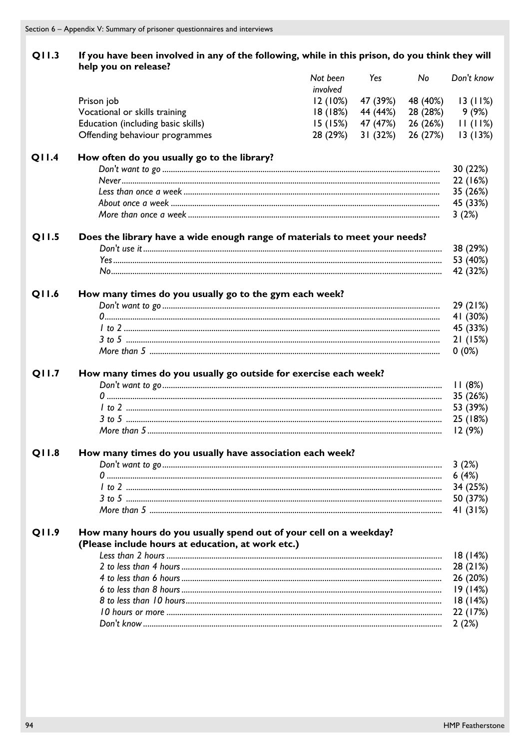## Q11.3 If you have been involved in any of the following, while in this prison, do you think they will help you on release?

| | *Not been involved* | *Yes* | *No* | *Don't know* |
|---|---|---|---|---|
| Prison job | 12 (10%) | 47 (39%) | 48 (40%) | 13 (11%) |
| Vocational or skills training | 18 (18%) | 44 (44%) | 28 (28%) | 9 (9%) |
| Education (including basic skills) | 15 (15%) | 47 (47%) | 26 (26%) | 11 (11%) |
| Offending behaviour programmes | 28 (29%) | 31 (32%) | 26 (27%) | 13 (13%) |

## Q11.4 How often do you usually go to the library?

| | |
|---|---|
| *Don't want to go* | 30 (22%) |
| *Never* | 22 (16%) |
| *Less than once a week* | 35 (26%) |
| *About once a week* | 45 (33%) |
| *More than once a week* | 3 (2%) |

## Q11.5 Does the library have a wide enough range of materials to meet your needs?

| | |
|---|---|
| *Don't use it* | 38 (29%) |
| *Yes* | 53 (40%) |
| *No* | 42 (32%) |

## Q11.6 How many times do you usually go to the gym each week?

| | |
|---|---|
| *Don't want to go* | 29 (21%) |
| *0* | 41 (30%) |
| *1 to 2* | 45 (33%) |
| *3 to 5* | 21 (15%) |
| *More than 5* | 0 (0%) |

## Q11.7 How many times do you usually go outside for exercise each week?

| | |
|---|---|
| *Don't want to go* | 11 (8%) |
| *0* | 35 (26%) |
| *1 to 2* | 53 (39%) |
| *3 to 5* | 25 (18%) |
| *More than 5* | 12 (9%) |

## Q11.8 How many times do you usually have association each week?

| | |
|---|---|
| *Don't want to go* | 3 (2%) |
| *0* | 6 (4%) |
| *1 to 2* | 34 (25%) |
| *3 to 5* | 50 (37%) |
| *More than 5* | 41 (31%) |

## Q11.9 How many hours do you usually spend out of your cell on a weekday? (Please include hours at education, at work etc.)

| | |
|---|---|
| *Less than 2 hours* | 18 (14%) |
| *2 to less than 4 hours* | 28 (21%) |
| *4 to less than 6 hours* | 26 (20%) |
| *6 to less than 8 hours* | 19 (14%) |
| *8 to less than 10 hours* | 18 (14%) |
| *10 hours or more* | 22 (17%) |
| *Don't know* | 2 (2%) |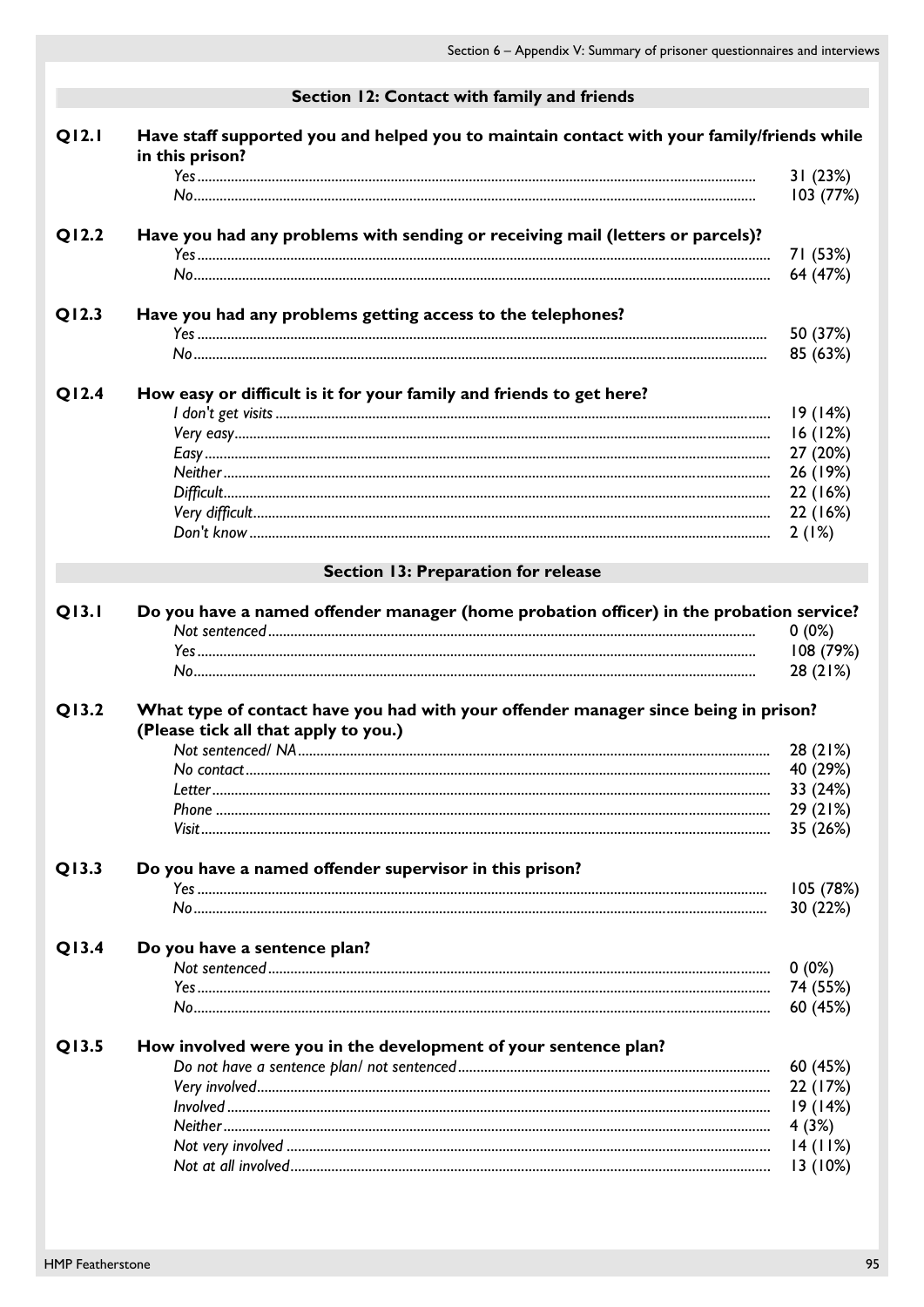## Section 12: Contact with family and friends

**Q12.1** **Have staff supported you and helped you to maintain contact with your family/friends while in this prison?**

| | |
|---|---|
| *Yes* | 31 (23%) |
| *No* | 103 (77%) |

**Q12.2** **Have you had any problems with sending or receiving mail (letters or parcels)?**

| | |
|---|---|
| *Yes* | 71 (53%) |
| *No* | 64 (47%) |

**Q12.3** **Have you had any problems getting access to the telephones?**

| | |
|---|---|
| *Yes* | 50 (37%) |
| *No* | 85 (63%) |

**Q12.4** **How easy or difficult is it for your family and friends to get here?**

| | |
|---|---|
| *I don't get visits* | 19 (14%) |
| *Very easy* | 16 (12%) |
| *Easy* | 27 (20%) |
| *Neither* | 26 (19%) |
| *Difficult* | 22 (16%) |
| *Very difficult* | 22 (16%) |
| *Don't know* | 2 (1%) |

## Section 13: Preparation for release

**Q13.1** **Do you have a named offender manager (home probation officer) in the probation service?**

| | |
|---|---|
| *Not sentenced* | 0 (0%) |
| *Yes* | 108 (79%) |
| *No* | 28 (21%) |

**Q13.2** **What type of contact have you had with your offender manager since being in prison? (Please tick all that apply to you.)**

| | |
|---|---|
| *Not sentenced/ NA* | 28 (21%) |
| *No contact* | 40 (29%) |
| *Letter* | 33 (24%) |
| *Phone* | 29 (21%) |
| *Visit* | 35 (26%) |

**Q13.3** **Do you have a named offender supervisor in this prison?**

| | |
|---|---|
| *Yes* | 105 (78%) |
| *No* | 30 (22%) |

**Q13.4** **Do you have a sentence plan?**

| | |
|---|---|
| *Not sentenced* | 0 (0%) |
| *Yes* | 74 (55%) |
| *No* | 60 (45%) |

**Q13.5** **How involved were you in the development of your sentence plan?**

| | |
|---|---|
| *Do not have a sentence plan/ not sentenced* | 60 (45%) |
| *Very involved* | 22 (17%) |
| *Involved* | 19 (14%) |
| *Neither* | 4 (3%) |
| *Not very involved* | 14 (11%) |
| *Not at all involved* | 13 (10%) |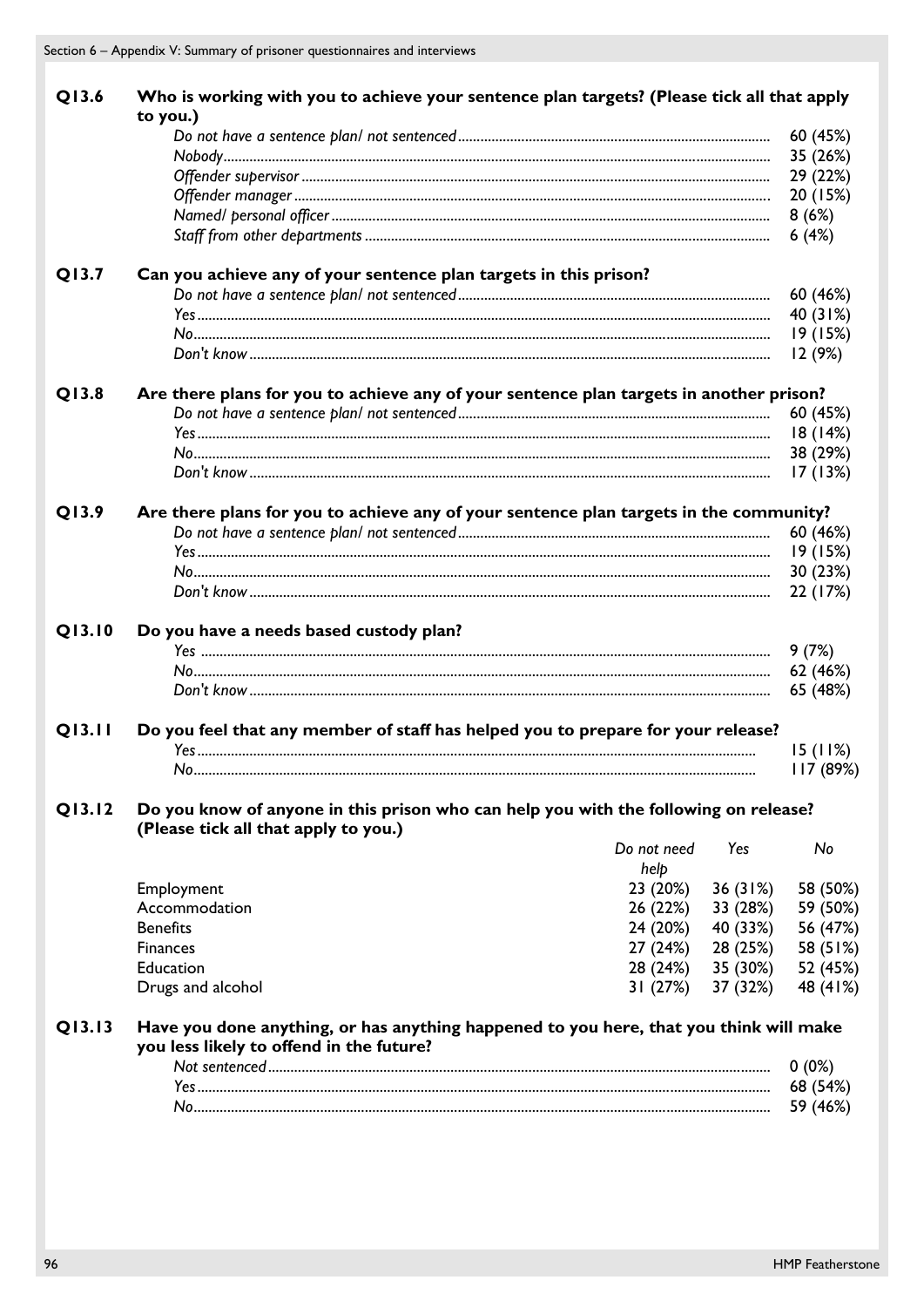**Q13.6 Who is working with you to achieve your sentence plan targets? (Please tick all that apply to you.)**

| | |
|---|---|
| *Do not have a sentence plan/ not sentenced* | 60 (45%) |
| *Nobody* | 35 (26%) |
| *Offender supervisor* | 29 (22%) |
| *Offender manager* | 20 (15%) |
| *Named/ personal officer* | 8 (6%) |
| *Staff from other departments* | 6 (4%) |

**Q13.7 Can you achieve any of your sentence plan targets in this prison?**

| | |
|---|---|
| *Do not have a sentence plan/ not sentenced* | 60 (46%) |
| *Yes* | 40 (31%) |
| *No* | 19 (15%) |
| *Don't know* | 12 (9%) |

**Q13.8 Are there plans for you to achieve any of your sentence plan targets in another prison?**

| | |
|---|---|
| *Do not have a sentence plan/ not sentenced* | 60 (45%) |
| *Yes* | 18 (14%) |
| *No* | 38 (29%) |
| *Don't know* | 17 (13%) |

**Q13.9 Are there plans for you to achieve any of your sentence plan targets in the community?**

| | |
|---|---|
| *Do not have a sentence plan/ not sentenced* | 60 (46%) |
| *Yes* | 19 (15%) |
| *No* | 30 (23%) |
| *Don't know* | 22 (17%) |

**Q13.10 Do you have a needs based custody plan?**

| | |
|---|---|
| *Yes* | 9 (7%) |
| *No* | 62 (46%) |
| *Don't know* | 65 (48%) |

**Q13.11 Do you feel that any member of staff has helped you to prepare for your release?**

| | |
|---|---|
| *Yes* | 15 (11%) |
| *No* | 117 (89%) |

**Q13.12 Do you know of anyone in this prison who can help you with the following on release? (Please tick all that apply to you.)**

| | *Do not need help* | *Yes* | *No* |
|---|---|---|---|
| Employment | 23 (20%) | 36 (31%) | 58 (50%) |
| Accommodation | 26 (22%) | 33 (28%) | 59 (50%) |
| Benefits | 24 (20%) | 40 (33%) | 56 (47%) |
| Finances | 27 (24%) | 28 (25%) | 58 (51%) |
| Education | 28 (24%) | 35 (30%) | 52 (45%) |
| Drugs and alcohol | 31 (27%) | 37 (32%) | 48 (41%) |

**Q13.13 Have you done anything, or has anything happened to you here, that you think will make you less likely to offend in the future?**

| | |
|---|---|
| *Not sentenced* | 0 (0%) |
| *Yes* | 68 (54%) |
| *No* | 59 (46%) |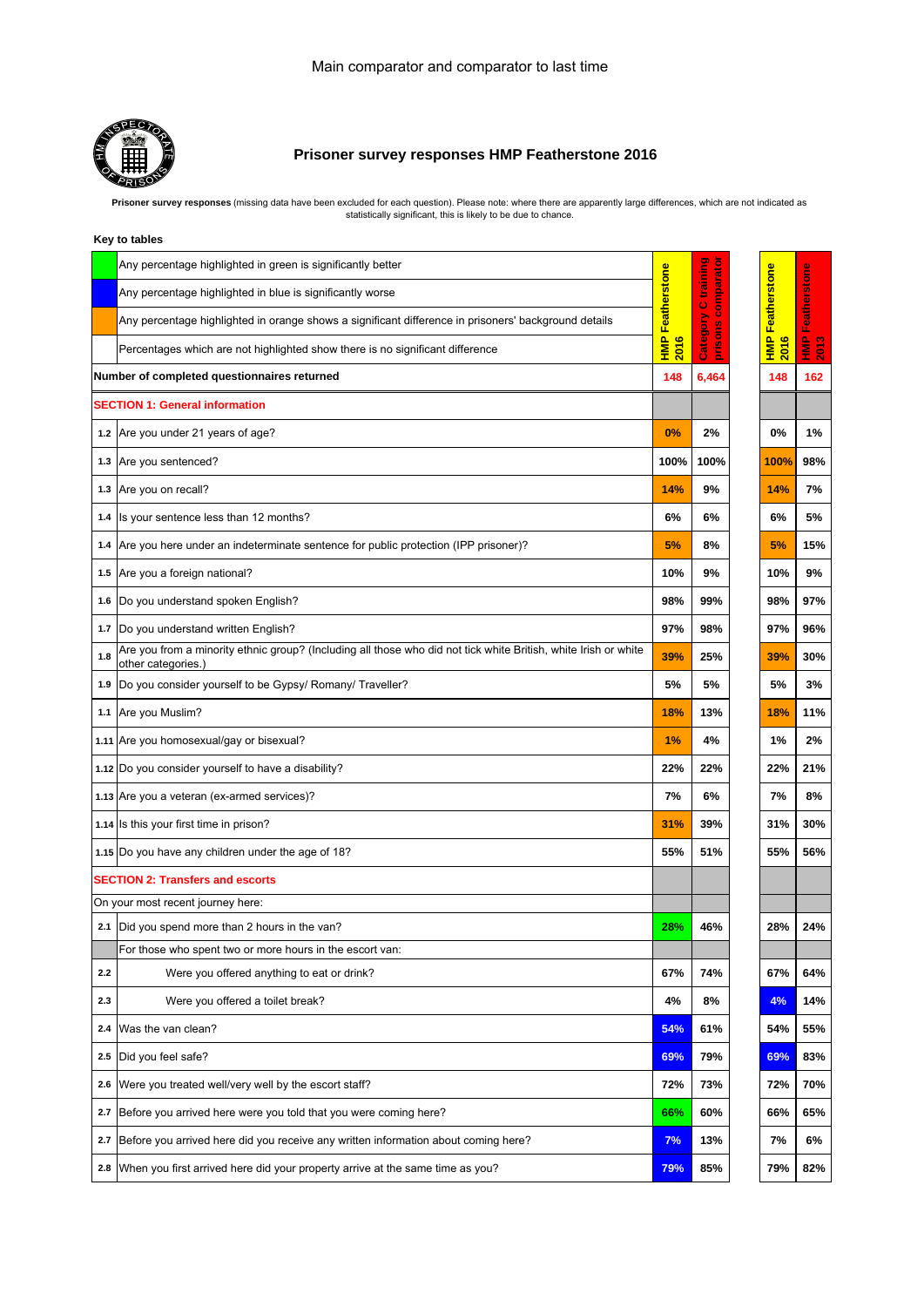Main comparator and comparator to last time

## Prisoner survey responses HMP Featherstone 2016

**Prisoner survey responses** (missing data have been excluded for each question). Please note: where there are apparently large differences, which are not indicated as statistically significant, this is likely to be due to chance.

**Key to tables**

| Key |
|---|
| Any percentage highlighted in green is significantly better |
| Any percentage highlighted in blue is significantly worse |
| Any percentage highlighted in orange shows a significant difference in prisoners' background details |
| Percentages which are not highlighted show there is no significant difference |

| | | HMP Featherstone 2016 | Category C training prisons comparator | HMP Featherstone 2016 | HMP Featherstone 2013 |
|---|---|---|---|---|---|
| | **Number of completed questionnaires returned** | 148 | 6,464 | 148 | 162 |
| | **SECTION 1: General information** | | | | |
| 1.2 | Are you under 21 years of age? | 0% | 2% | 0% | 1% |
| 1.3 | Are you sentenced? | 100% | 100% | 100% | 98% |
| 1.3 | Are you on recall? | 14% | 9% | 14% | 7% |
| 1.4 | Is your sentence less than 12 months? | 6% | 6% | 6% | 5% |
| 1.4 | Are you here under an indeterminate sentence for public protection (IPP prisoner)? | 5% | 8% | 5% | 15% |
| 1.5 | Are you a foreign national? | 10% | 9% | 10% | 9% |
| 1.6 | Do you understand spoken English? | 98% | 99% | 98% | 97% |
| 1.7 | Do you understand written English? | 97% | 98% | 97% | 96% |
| 1.8 | Are you from a minority ethnic group? (Including all those who did not tick white British, white Irish or white other categories.) | 39% | 25% | 39% | 30% |
| 1.9 | Do you consider yourself to be Gypsy/ Romany/ Traveller? | 5% | 5% | 5% | 3% |
| 1.1 | Are you Muslim? | 18% | 13% | 18% | 11% |
| 1.11 | Are you homosexual/gay or bisexual? | 1% | 4% | 1% | 2% |
| 1.12 | Do you consider yourself to have a disability? | 22% | 22% | 22% | 21% |
| 1.13 | Are you a veteran (ex-armed services)? | 7% | 6% | 7% | 8% |
| 1.14 | Is this your first time in prison? | 31% | 39% | 31% | 30% |
| 1.15 | Do you have any children under the age of 18? | 55% | 51% | 55% | 56% |
| | **SECTION 2: Transfers and escorts** | | | | |
| | On your most recent journey here: | | | | |
| 2.1 | Did you spend more than 2 hours in the van? | 28% | 46% | 28% | 24% |
| | For those who spent two or more hours in the escort van: | | | | |
| 2.2 | Were you offered anything to eat or drink? | 67% | 74% | 67% | 64% |
| 2.3 | Were you offered a toilet break? | 4% | 8% | 4% | 14% |
| 2.4 | Was the van clean? | 54% | 61% | 54% | 55% |
| 2.5 | Did you feel safe? | 69% | 79% | 69% | 83% |
| 2.6 | Were you treated well/very well by the escort staff? | 72% | 73% | 72% | 70% |
| 2.7 | Before you arrived here were you told that you were coming here? | 66% | 60% | 66% | 65% |
| 2.7 | Before you arrived here did you receive any written information about coming here? | 7% | 13% | 7% | 6% |
| 2.8 | When you first arrived here did your property arrive at the same time as you? | 79% | 85% | 79% | 82% |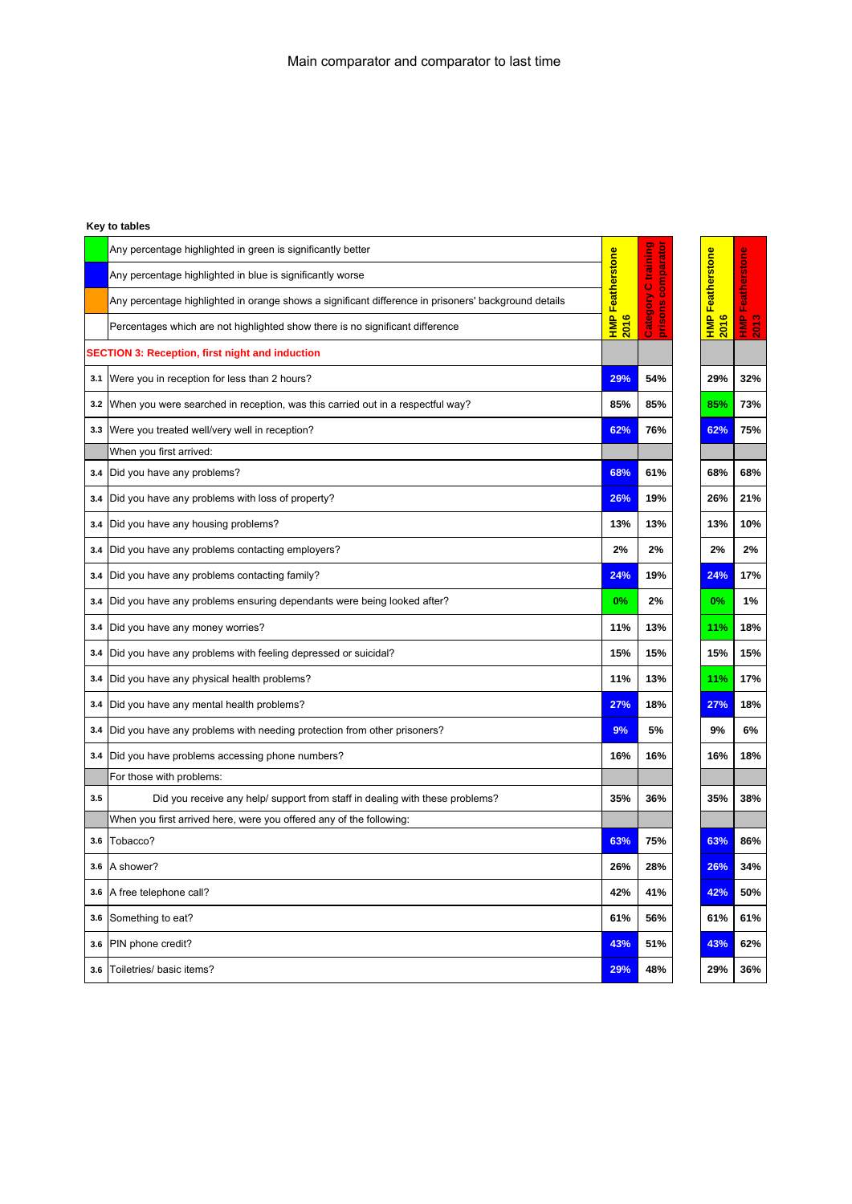Main comparator and comparator to last time

**Key to tables**

| | |
|---|---|
| (green) | Any percentage highlighted in green is significantly better |
| (blue) | Any percentage highlighted in blue is significantly worse |
| (orange) | Any percentage highlighted in orange shows a significant difference in prisoners' background details |
| | Percentages which are not highlighted show there is no significant difference |

| | | HMP Featherstone 2016 | Category C training prisons comparator | HMP Featherstone 2016 | HMP Featherstone 2013 |
|---|---|---|---|---|---|
| | **SECTION 3: Reception, first night and induction** | | | | |
| 3.1 | Were you in reception for less than 2 hours? | 29% | 54% | 29% | 32% |
| 3.2 | When you were searched in reception, was this carried out in a respectful way? | 85% | 85% | 85% | 73% |
| 3.3 | Were you treated well/very well in reception? | 62% | 76% | 62% | 75% |
| | When you first arrived: | | | | |
| 3.4 | Did you have any problems? | 68% | 61% | 68% | 68% |
| 3.4 | Did you have any problems with loss of property? | 26% | 19% | 26% | 21% |
| 3.4 | Did you have any housing problems? | 13% | 13% | 13% | 10% |
| 3.4 | Did you have any problems contacting employers? | 2% | 2% | 2% | 2% |
| 3.4 | Did you have any problems contacting family? | 24% | 19% | 24% | 17% |
| 3.4 | Did you have any problems ensuring dependants were being looked after? | 0% | 2% | 0% | 1% |
| 3.4 | Did you have any money worries? | 11% | 13% | 11% | 18% |
| 3.4 | Did you have any problems with feeling depressed or suicidal? | 15% | 15% | 15% | 15% |
| 3.4 | Did you have any physical health problems? | 11% | 13% | 11% | 17% |
| 3.4 | Did you have any mental health problems? | 27% | 18% | 27% | 18% |
| 3.4 | Did you have any problems with needing protection from other prisoners? | 9% | 5% | 9% | 6% |
| 3.4 | Did you have problems accessing phone numbers? | 16% | 16% | 16% | 18% |
| | For those with problems: | | | | |
| 3.5 | Did you receive any help/ support from staff in dealing with these problems? | 35% | 36% | 35% | 38% |
| | When you first arrived here, were you offered any of the following: | | | | |
| 3.6 | Tobacco? | 63% | 75% | 63% | 86% |
| 3.6 | A shower? | 26% | 28% | 26% | 34% |
| 3.6 | A free telephone call? | 42% | 41% | 42% | 50% |
| 3.6 | Something to eat? | 61% | 56% | 61% | 61% |
| 3.6 | PIN phone credit? | 43% | 51% | 43% | 62% |
| 3.6 | Toiletries/ basic items? | 29% | 48% | 29% | 36% |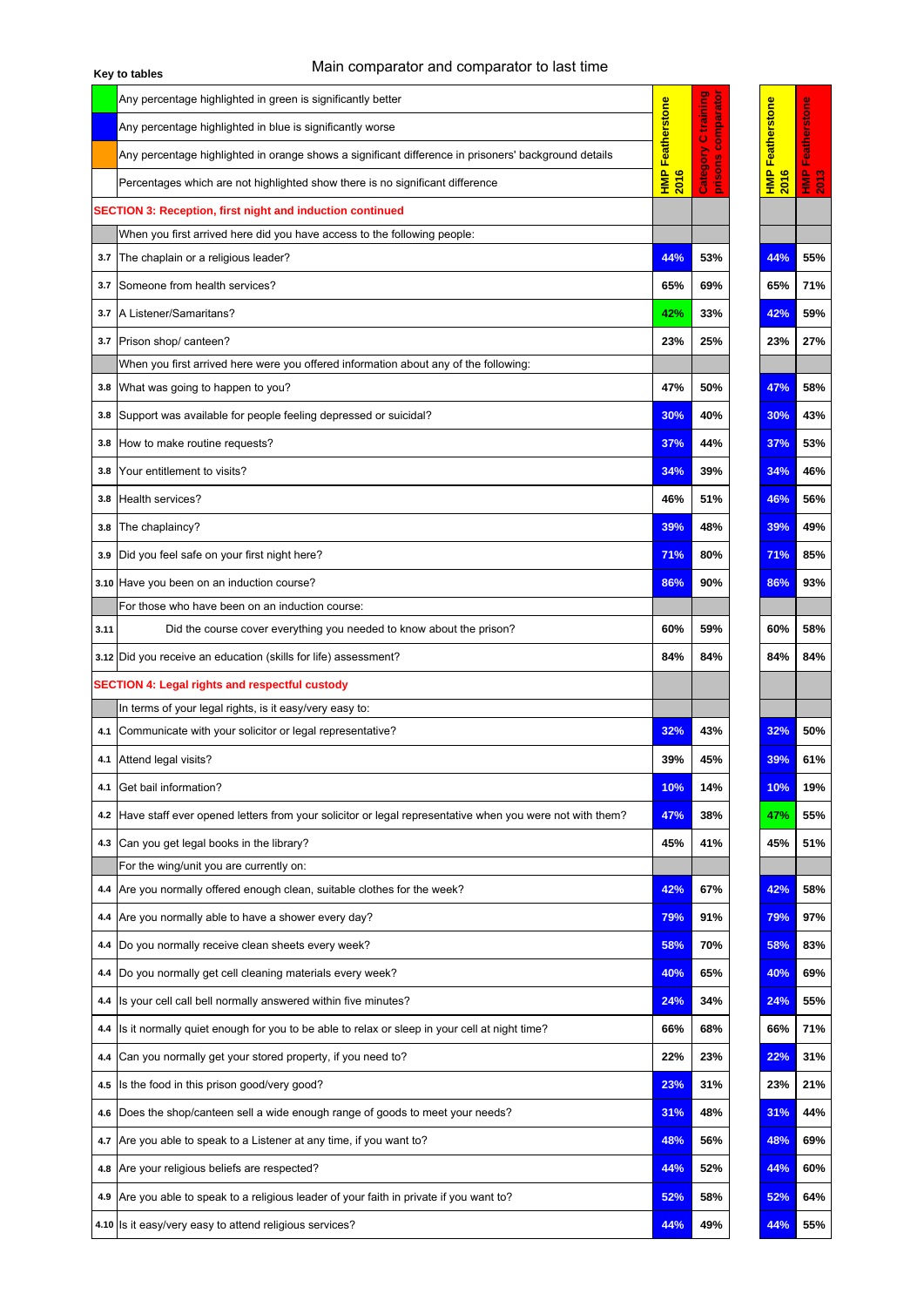**Key to tables**

Main comparator and comparator to last time

| Key | |
|---|---|
| (green) | Any percentage highlighted in green is significantly better |
| (blue) | Any percentage highlighted in blue is significantly worse |
| (orange) | Any percentage highlighted in orange shows a significant difference in prisoners' background details |
| | Percentages which are not highlighted show there is no significant difference |

| | | HMP Featherstone 2016 | Category C training prisons comparator | HMP Featherstone 2016 | HMP Featherstone 2013 |
|---|---|---|---|---|---|
| | **SECTION 3: Reception, first night and induction continued** | | | | |
| | When you first arrived here did you have access to the following people: | | | | |
| 3.7 | The chaplain or a religious leader? | 44% | 53% | 44% | 55% |
| 3.7 | Someone from health services? | 65% | 69% | 65% | 71% |
| 3.7 | A Listener/Samaritans? | 42% | 33% | 42% | 59% |
| 3.7 | Prison shop/ canteen? | 23% | 25% | 23% | 27% |
| | When you first arrived here were you offered information about any of the following: | | | | |
| 3.8 | What was going to happen to you? | 47% | 50% | 47% | 58% |
| 3.8 | Support was available for people feeling depressed or suicidal? | 30% | 40% | 30% | 43% |
| 3.8 | How to make routine requests? | 37% | 44% | 37% | 53% |
| 3.8 | Your entitlement to visits? | 34% | 39% | 34% | 46% |
| 3.8 | Health services? | 46% | 51% | 46% | 56% |
| 3.8 | The chaplaincy? | 39% | 48% | 39% | 49% |
| 3.9 | Did you feel safe on your first night here? | 71% | 80% | 71% | 85% |
| 3.10 | Have you been on an induction course? | 86% | 90% | 86% | 93% |
| | For those who have been on an induction course: | | | | |
| 3.11 | Did the course cover everything you needed to know about the prison? | 60% | 59% | 60% | 58% |
| 3.12 | Did you receive an education (skills for life) assessment? | 84% | 84% | 84% | 84% |
| | **SECTION 4: Legal rights and respectful custody** | | | | |
| | In terms of your legal rights, is it easy/very easy to: | | | | |
| 4.1 | Communicate with your solicitor or legal representative? | 32% | 43% | 32% | 50% |
| 4.1 | Attend legal visits? | 39% | 45% | 39% | 61% |
| 4.1 | Get bail information? | 10% | 14% | 10% | 19% |
| 4.2 | Have staff ever opened letters from your solicitor or legal representative when you were not with them? | 47% | 38% | 47% | 55% |
| 4.3 | Can you get legal books in the library? | 45% | 41% | 45% | 51% |
| | For the wing/unit you are currently on: | | | | |
| 4.4 | Are you normally offered enough clean, suitable clothes for the week? | 42% | 67% | 42% | 58% |
| 4.4 | Are you normally able to have a shower every day? | 79% | 91% | 79% | 97% |
| 4.4 | Do you normally receive clean sheets every week? | 58% | 70% | 58% | 83% |
| 4.4 | Do you normally get cell cleaning materials every week? | 40% | 65% | 40% | 69% |
| 4.4 | Is your cell call bell normally answered within five minutes? | 24% | 34% | 24% | 55% |
| 4.4 | Is it normally quiet enough for you to be able to relax or sleep in your cell at night time? | 66% | 68% | 66% | 71% |
| 4.4 | Can you normally get your stored property, if you need to? | 22% | 23% | 22% | 31% |
| 4.5 | Is the food in this prison good/very good? | 23% | 31% | 23% | 21% |
| 4.6 | Does the shop/canteen sell a wide enough range of goods to meet your needs? | 31% | 48% | 31% | 44% |
| 4.7 | Are you able to speak to a Listener at any time, if you want to? | 48% | 56% | 48% | 69% |
| 4.8 | Are your religious beliefs are respected? | 44% | 52% | 44% | 60% |
| 4.9 | Are you able to speak to a religious leader of your faith in private if you want to? | 52% | 58% | 52% | 64% |
| 4.10 | Is it easy/very easy to attend religious services? | 44% | 49% | 44% | 55% |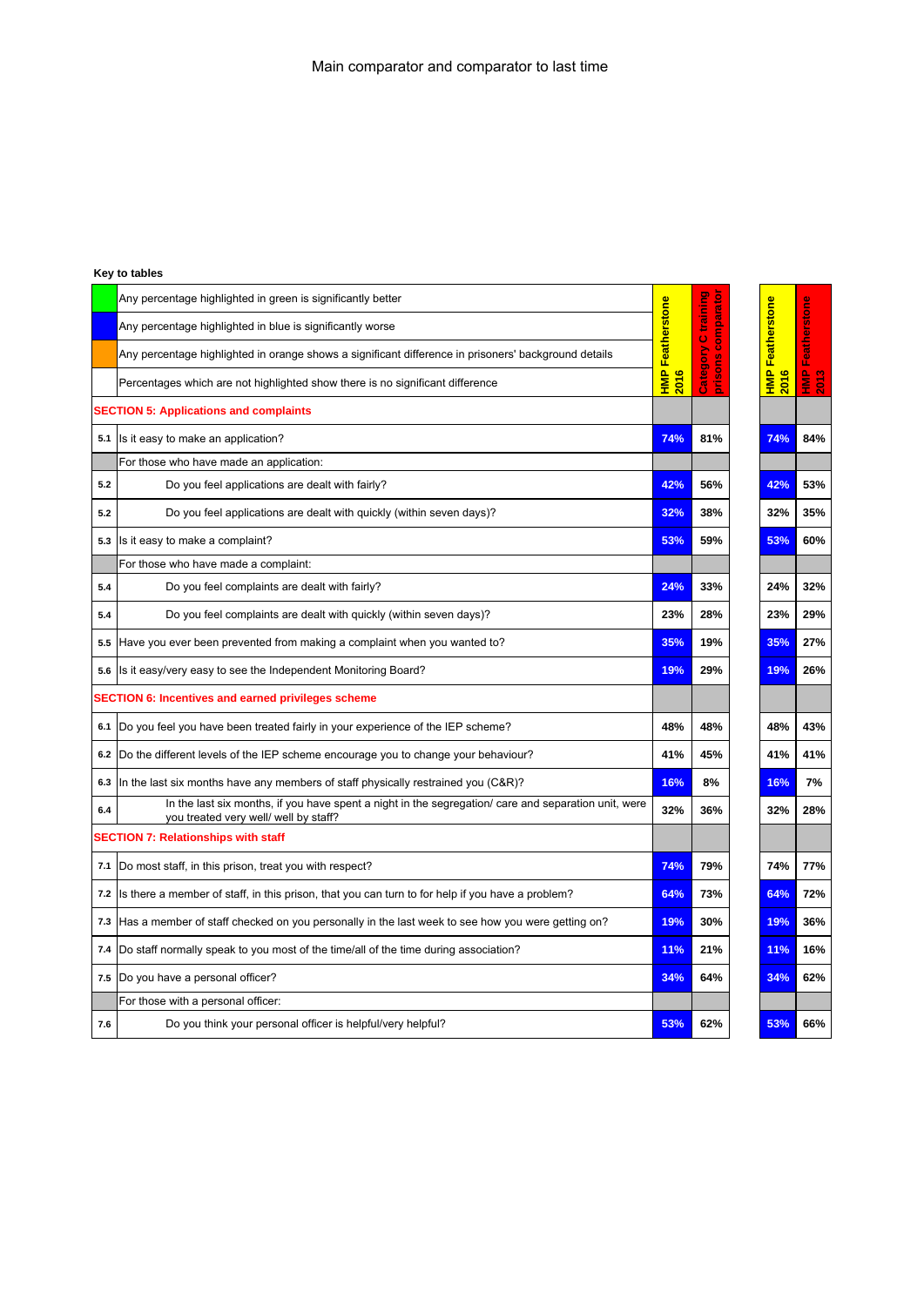Main comparator and comparator to last time

**Key to tables**

| | Key | HMP Featherstone 2016 | Category C training prisons comparator | HMP Featherstone 2016 | HMP Featherstone 2013 |
|---|---|---|---|---|---|
| | Any percentage highlighted in green is significantly better | | | | |
| | Any percentage highlighted in blue is significantly worse | | | | |
| | Any percentage highlighted in orange shows a significant difference in prisoners' background details | | | | |
| | Percentages which are not highlighted show there is no significant difference | | | | |
| **SECTION 5: Applications and complaints** | | | | | |
| 5.1 | Is it easy to make an application? | 74% | 81% | 74% | 84% |
| | For those who have made an application: | | | | |
| 5.2 | Do you feel applications are dealt with fairly? | 42% | 56% | 42% | 53% |
| 5.2 | Do you feel applications are dealt with quickly (within seven days)? | 32% | 38% | 32% | 35% |
| 5.3 | Is it easy to make a complaint? | 53% | 59% | 53% | 60% |
| | For those who have made a complaint: | | | | |
| 5.4 | Do you feel complaints are dealt with fairly? | 24% | 33% | 24% | 32% |
| 5.4 | Do you feel complaints are dealt with quickly (within seven days)? | 23% | 28% | 23% | 29% |
| 5.5 | Have you ever been prevented from making a complaint when you wanted to? | 35% | 19% | 35% | 27% |
| 5.6 | Is it easy/very easy to see the Independent Monitoring Board? | 19% | 29% | 19% | 26% |
| **SECTION 6: Incentives and earned privileges scheme** | | | | | |
| 6.1 | Do you feel you have been treated fairly in your experience of the IEP scheme? | 48% | 48% | 48% | 43% |
| 6.2 | Do the different levels of the IEP scheme encourage you to change your behaviour? | 41% | 45% | 41% | 41% |
| 6.3 | In the last six months have any members of staff physically restrained you (C&R)? | 16% | 8% | 16% | 7% |
| 6.4 | In the last six months, if you have spent a night in the segregation/ care and separation unit, were you treated very well/ well by staff? | 32% | 36% | 32% | 28% |
| **SECTION 7: Relationships with staff** | | | | | |
| 7.1 | Do most staff, in this prison, treat you with respect? | 74% | 79% | 74% | 77% |
| 7.2 | Is there a member of staff, in this prison, that you can turn to for help if you have a problem? | 64% | 73% | 64% | 72% |
| 7.3 | Has a member of staff checked on you personally in the last week to see how you were getting on? | 19% | 30% | 19% | 36% |
| 7.4 | Do staff normally speak to you most of the time/all of the time during association? | 11% | 21% | 11% | 16% |
| 7.5 | Do you have a personal officer? | 34% | 64% | 34% | 62% |
| | For those with a personal officer: | | | | |
| 7.6 | Do you think your personal officer is helpful/very helpful? | 53% | 62% | 53% | 66% |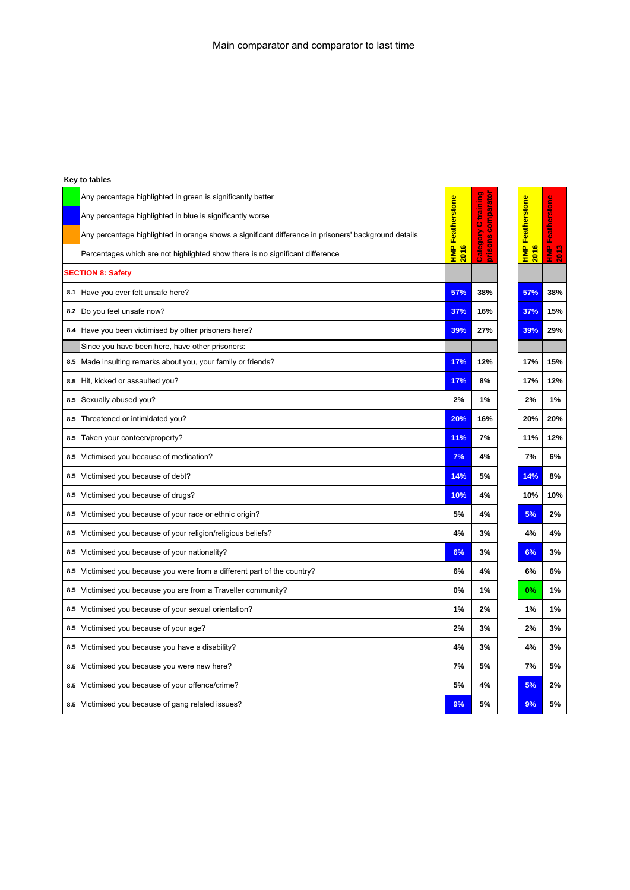Main comparator and comparator to last time

**Key to tables**

| | Key | HMP Featherstone 2016 | Category C training prisons comparator | HMP Featherstone 2016 | HMP Featherstone 2013 |
|---|---|---|---|---|---|
| (green) | Any percentage highlighted in green is significantly better | | | | |
| (blue) | Any percentage highlighted in blue is significantly worse | | | | |
| (orange) | Any percentage highlighted in orange shows a significant difference in prisoners' background details | | | | |
| | Percentages which are not highlighted show there is no significant difference | | | | |
| | **SECTION 8: Safety** | | | | |
| 8.1 | Have you ever felt unsafe here? | 57% (blue) | 38% | 57% (blue) | 38% |
| 8.2 | Do you feel unsafe now? | 37% (blue) | 16% | 37% (blue) | 15% |
| 8.4 | Have you been victimised by other prisoners here? | 39% (blue) | 27% | 39% (blue) | 29% |
| | Since you have been here, have other prisoners: | | | | |
| 8.5 | Made insulting remarks about you, your family or friends? | 17% (blue) | 12% | 17% | 15% |
| 8.5 | Hit, kicked or assaulted you? | 17% (blue) | 8% | 17% | 12% |
| 8.5 | Sexually abused you? | 2% | 1% | 2% | 1% |
| 8.5 | Threatened or intimidated you? | 20% (blue) | 16% | 20% | 20% |
| 8.5 | Taken your canteen/property? | 11% (blue) | 7% | 11% | 12% |
| 8.5 | Victimised you because of medication? | 7% (blue) | 4% | 7% | 6% |
| 8.5 | Victimised you because of debt? | 14% (blue) | 5% | 14% (blue) | 8% |
| 8.5 | Victimised you because of drugs? | 10% (blue) | 4% | 10% | 10% |
| 8.5 | Victimised you because of your race or ethnic origin? | 5% | 4% | 5% (blue) | 2% |
| 8.5 | Victimised you because of your religion/religious beliefs? | 4% | 3% | 4% | 4% |
| 8.5 | Victimised you because of your nationality? | 6% (blue) | 3% | 6% (blue) | 3% |
| 8.5 | Victimised you because you were from a different part of the country? | 6% | 4% | 6% | 6% |
| 8.5 | Victimised you because you are from a Traveller community? | 0% | 1% | 0% (green) | 1% |
| 8.5 | Victimised you because of your sexual orientation? | 1% | 2% | 1% | 1% |
| 8.5 | Victimised you because of your age? | 2% | 3% | 2% | 3% |
| 8.5 | Victimised you because you have a disability? | 4% | 3% | 4% | 3% |
| 8.5 | Victimised you because you were new here? | 7% | 5% | 7% | 5% |
| 8.5 | Victimised you because of your offence/crime? | 5% | 4% | 5% (blue) | 2% |
| 8.5 | Victimised you because of gang related issues? | 9% (blue) | 5% | 9% (blue) | 5% |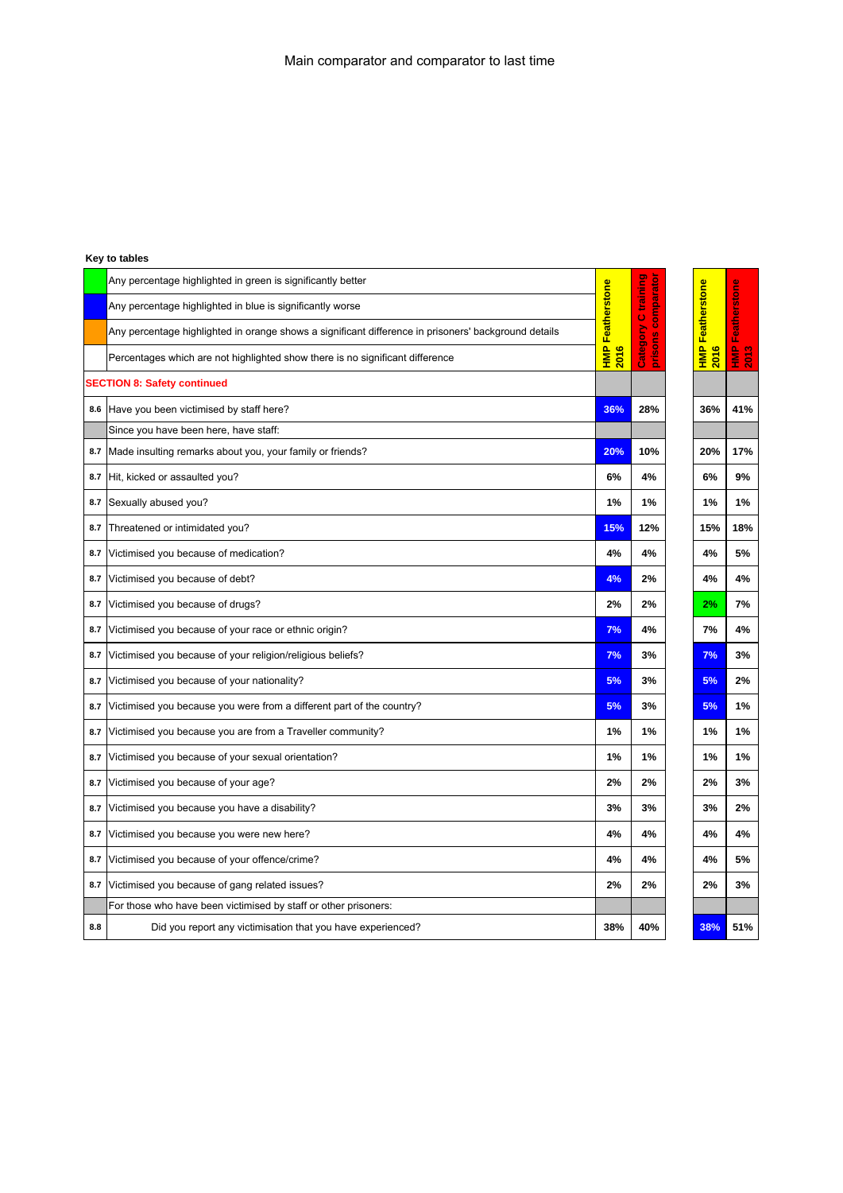Main comparator and comparator to last time

**Key to tables**

| Key | |
|---|---|
| (green) | Any percentage highlighted in green is significantly better |
| (blue) | Any percentage highlighted in blue is significantly worse |
| (orange) | Any percentage highlighted in orange shows a significant difference in prisoners' background details |
| | Percentages which are not highlighted show there is no significant difference |

| | | HMP Featherstone 2016 | Category C training prisons comparator | HMP Featherstone 2016 | HMP Featherstone 2013 |
|---|---|---|---|---|---|
| | **SECTION 8: Safety continued** | | | | |
| 8.6 | Have you been victimised by staff here? | 36% | 28% | 36% | 41% |
| | Since you have been here, have staff: | | | | |
| 8.7 | Made insulting remarks about you, your family or friends? | 20% | 10% | 20% | 17% |
| 8.7 | Hit, kicked or assaulted you? | 6% | 4% | 6% | 9% |
| 8.7 | Sexually abused you? | 1% | 1% | 1% | 1% |
| 8.7 | Threatened or intimidated you? | 15% | 12% | 15% | 18% |
| 8.7 | Victimised you because of medication? | 4% | 4% | 4% | 5% |
| 8.7 | Victimised you because of debt? | 4% | 2% | 4% | 4% |
| 8.7 | Victimised you because of drugs? | 2% | 2% | 2% | 7% |
| 8.7 | Victimised you because of your race or ethnic origin? | 7% | 4% | 7% | 4% |
| 8.7 | Victimised you because of your religion/religious beliefs? | 7% | 3% | 7% | 3% |
| 8.7 | Victimised you because of your nationality? | 5% | 3% | 5% | 2% |
| 8.7 | Victimised you because you were from a different part of the country? | 5% | 3% | 5% | 1% |
| 8.7 | Victimised you because you are from a Traveller community? | 1% | 1% | 1% | 1% |
| 8.7 | Victimised you because of your sexual orientation? | 1% | 1% | 1% | 1% |
| 8.7 | Victimised you because of your age? | 2% | 2% | 2% | 3% |
| 8.7 | Victimised you because you have a disability? | 3% | 3% | 3% | 2% |
| 8.7 | Victimised you because you were new here? | 4% | 4% | 4% | 4% |
| 8.7 | Victimised you because of your offence/crime? | 4% | 4% | 4% | 5% |
| 8.7 | Victimised you because of gang related issues? | 2% | 2% | 2% | 3% |
| | For those who have been victimised by staff or other prisoners: | | | | |
| 8.8 | Did you report any victimisation that you have experienced? | 38% | 40% | 38% | 51% |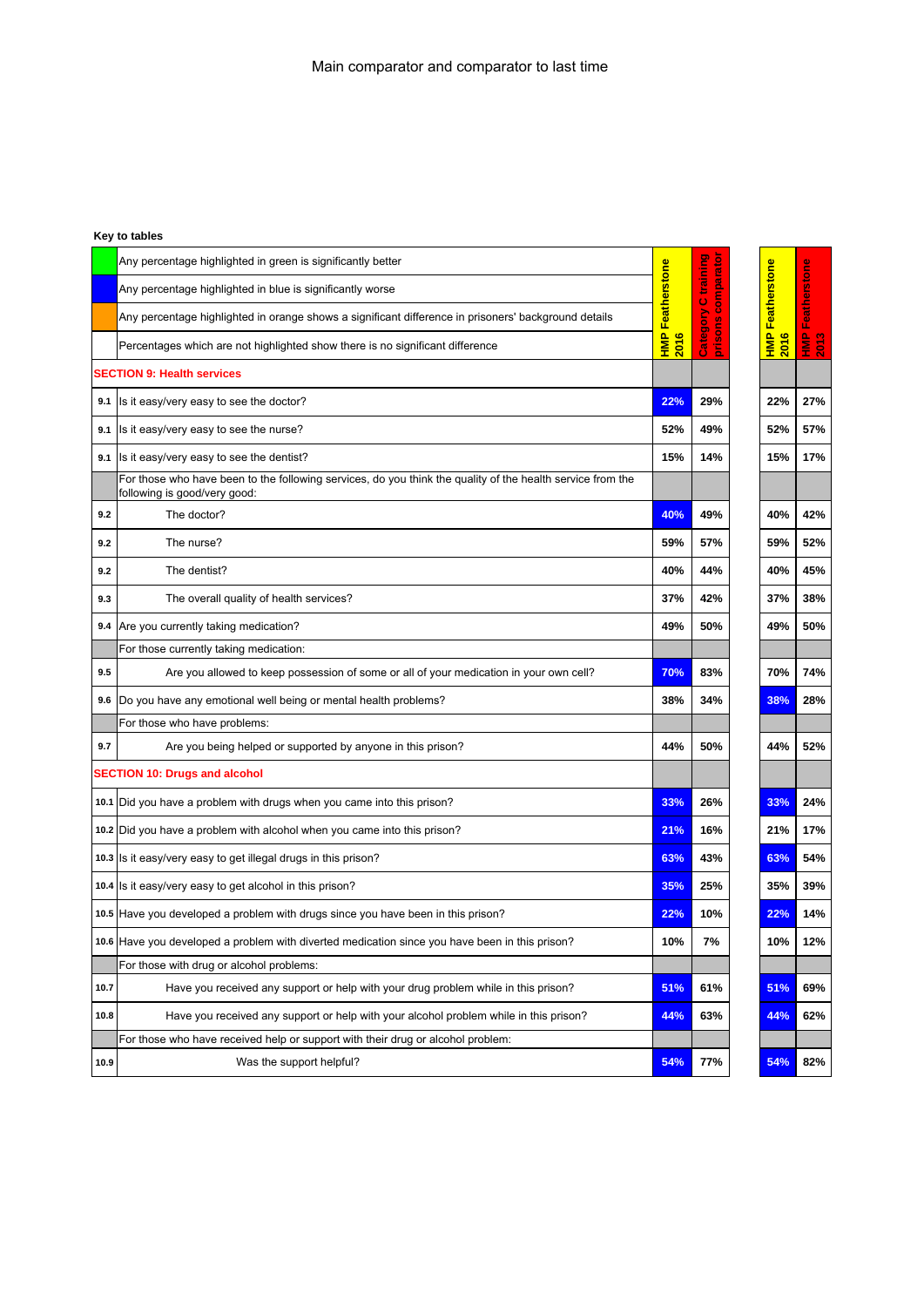## Main comparator and comparator to last time

**Key to tables**

| | Key | HMP Featherstone 2016 | Category C training prisons comparator | HMP Featherstone 2016 | HMP Featherstone 2013 |
|---|---|---|---|---|---|
| | Any percentage highlighted in green is significantly better | | | | |
| | Any percentage highlighted in blue is significantly worse | | | | |
| | Any percentage highlighted in orange shows a significant difference in prisoners' background details | | | | |
| | Percentages which are not highlighted show there is no significant difference | | | | |
| | **SECTION 9: Health services** | | | | |
| 9.1 | Is it easy/very easy to see the doctor? | 22% | 29% | 22% | 27% |
| 9.1 | Is it easy/very easy to see the nurse? | 52% | 49% | 52% | 57% |
| 9.1 | Is it easy/very easy to see the dentist? | 15% | 14% | 15% | 17% |
| | For those who have been to the following services, do you think the quality of the health service from the following is good/very good: | | | | |
| 9.2 | The doctor? | 40% | 49% | 40% | 42% |
| 9.2 | The nurse? | 59% | 57% | 59% | 52% |
| 9.2 | The dentist? | 40% | 44% | 40% | 45% |
| 9.3 | The overall quality of health services? | 37% | 42% | 37% | 38% |
| 9.4 | Are you currently taking medication? | 49% | 50% | 49% | 50% |
| | For those currently taking medication: | | | | |
| 9.5 | Are you allowed to keep possession of some or all of your medication in your own cell? | 70% | 83% | 70% | 74% |
| 9.6 | Do you have any emotional well being or mental health problems? | 38% | 34% | 38% | 28% |
| | For those who have problems: | | | | |
| 9.7 | Are you being helped or supported by anyone in this prison? | 44% | 50% | 44% | 52% |
| | **SECTION 10: Drugs and alcohol** | | | | |
| 10.1 | Did you have a problem with drugs when you came into this prison? | 33% | 26% | 33% | 24% |
| 10.2 | Did you have a problem with alcohol when you came into this prison? | 21% | 16% | 21% | 17% |
| 10.3 | Is it easy/very easy to get illegal drugs in this prison? | 63% | 43% | 63% | 54% |
| 10.4 | Is it easy/very easy to get alcohol in this prison? | 35% | 25% | 35% | 39% |
| 10.5 | Have you developed a problem with drugs since you have been in this prison? | 22% | 10% | 22% | 14% |
| 10.6 | Have you developed a problem with diverted medication since you have been in this prison? | 10% | 7% | 10% | 12% |
| | For those with drug or alcohol problems: | | | | |
| 10.7 | Have you received any support or help with your drug problem while in this prison? | 51% | 61% | 51% | 69% |
| 10.8 | Have you received any support or help with your alcohol problem while in this prison? | 44% | 63% | 44% | 62% |
| | For those who have received help or support with their drug or alcohol problem: | | | | |
| 10.9 | Was the support helpful? | 54% | 77% | 54% | 82% |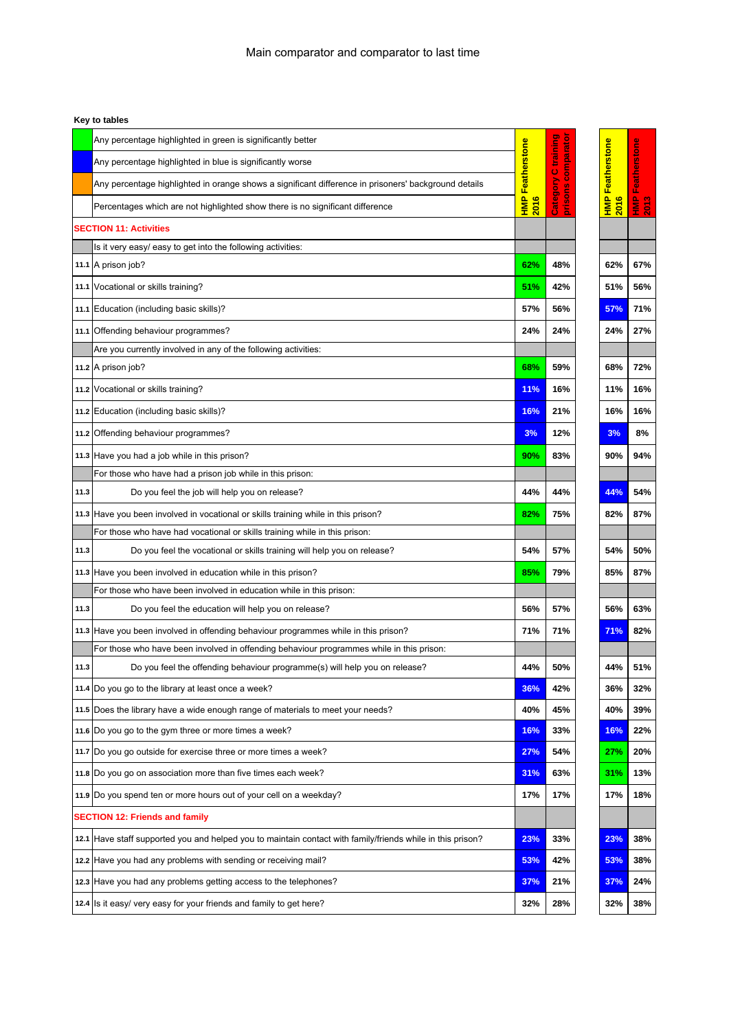# Main comparator and comparator to last time

**Key to tables**

| | Key | HMP Featherstone 2016 | Category C training prisons comparator | HMP Featherstone 2016 | HMP Featherstone 2013 |
|---|---|---|---|---|---|
| | Any percentage highlighted in green is significantly better | | | | |
| | Any percentage highlighted in blue is significantly worse | | | | |
| | Any percentage highlighted in orange shows a significant difference in prisoners' background details | | | | |
| | Percentages which are not highlighted show there is no significant difference | | | | |
| | **SECTION 11: Activities** | | | | |
| | Is it very easy/ easy to get into the following activities: | | | | |
| 11.1 | A prison job? | 62% | 48% | 62% | 67% |
| 11.1 | Vocational or skills training? | 51% | 42% | 51% | 56% |
| 11.1 | Education (including basic skills)? | 57% | 56% | 57% | 71% |
| 11.1 | Offending behaviour programmes? | 24% | 24% | 24% | 27% |
| | Are you currently involved in any of the following activities: | | | | |
| 11.2 | A prison job? | 68% | 59% | 68% | 72% |
| 11.2 | Vocational or skills training? | 11% | 16% | 11% | 16% |
| 11.2 | Education (including basic skills)? | 16% | 21% | 16% | 16% |
| 11.2 | Offending behaviour programmes? | 3% | 12% | 3% | 8% |
| 11.3 | Have you had a job while in this prison? | 90% | 83% | 90% | 94% |
| | For those who have had a prison job while in this prison: | | | | |
| 11.3 | Do you feel the job will help you on release? | 44% | 44% | 44% | 54% |
| 11.3 | Have you been involved in vocational or skills training while in this prison? | 82% | 75% | 82% | 87% |
| | For those who have had vocational or skills training while in this prison: | | | | |
| 11.3 | Do you feel the vocational or skills training will help you on release? | 54% | 57% | 54% | 50% |
| 11.3 | Have you been involved in education while in this prison? | 85% | 79% | 85% | 87% |
| | For those who have been involved in education while in this prison: | | | | |
| 11.3 | Do you feel the education will help you on release? | 56% | 57% | 56% | 63% |
| 11.3 | Have you been involved in offending behaviour programmes while in this prison? | 71% | 71% | 71% | 82% |
| | For those who have been involved in offending behaviour programmes while in this prison: | | | | |
| 11.3 | Do you feel the offending behaviour programme(s) will help you on release? | 44% | 50% | 44% | 51% |
| 11.4 | Do you go to the library at least once a week? | 36% | 42% | 36% | 32% |
| 11.5 | Does the library have a wide enough range of materials to meet your needs? | 40% | 45% | 40% | 39% |
| 11.6 | Do you go to the gym three or more times a week? | 16% | 33% | 16% | 22% |
| 11.7 | Do you go outside for exercise three or more times a week? | 27% | 54% | 27% | 20% |
| 11.8 | Do you go on association more than five times each week? | 31% | 63% | 31% | 13% |
| 11.9 | Do you spend ten or more hours out of your cell on a weekday? | 17% | 17% | 17% | 18% |
| | **SECTION 12: Friends and family** | | | | |
| 12.1 | Have staff supported you and helped you to maintain contact with family/friends while in this prison? | 23% | 33% | 23% | 38% |
| 12.2 | Have you had any problems with sending or receiving mail? | 53% | 42% | 53% | 38% |
| 12.3 | Have you had any problems getting access to the telephones? | 37% | 21% | 37% | 24% |
| 12.4 | Is it easy/ very easy for your friends and family to get here? | 32% | 28% | 32% | 38% |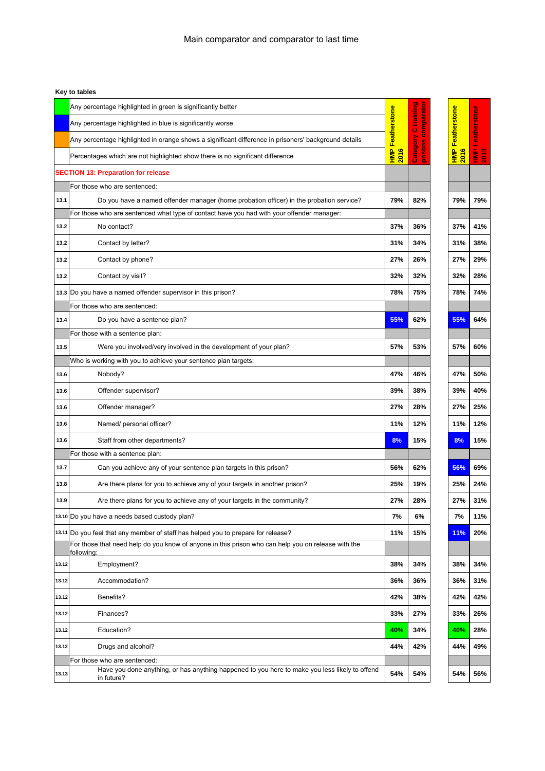# Main comparator and comparator to last time

**Key to tables**

| Key | |
|---|---|
| Green | Any percentage highlighted in green is significantly better |
| Blue | Any percentage highlighted in blue is significantly worse |
| Orange | Any percentage highlighted in orange shows a significant difference in prisoners' background details |
| | Percentages which are not highlighted show there is no significant difference |

| | | HMP Featherstone 2016 | Category C training prisons comparator | HMP Featherstone 2016 | HMP Featherstone 2013 |
|---|---|---|---|---|---|
| **SECTION 13: Preparation for release** | | | | | |
| | For those who are sentenced: | | | | |
| 13.1 | Do you have a named offender manager (home probation officer) in the probation service? | 79% | 82% | 79% | 79% |
| | For those who are sentenced what type of contact have you had with your offender manager: | | | | |
| 13.2 | No contact? | 37% | 36% | 37% | 41% |
| 13.2 | Contact by letter? | 31% | 34% | 31% | 38% |
| 13.2 | Contact by phone? | 27% | 26% | 27% | 29% |
| 13.2 | Contact by visit? | 32% | 32% | 32% | 28% |
| 13.3 | Do you have a named offender supervisor in this prison? | 78% | 75% | 78% | 74% |
| | For those who are sentenced: | | | | |
| 13.4 | Do you have a sentence plan? | 55% | 62% | 55% | 64% |
| | For those with a sentence plan: | | | | |
| 13.5 | Were you involved/very involved in the development of your plan? | 57% | 53% | 57% | 60% |
| | Who is working with you to achieve your sentence plan targets: | | | | |
| 13.6 | Nobody? | 47% | 46% | 47% | 50% |
| 13.6 | Offender supervisor? | 39% | 38% | 39% | 40% |
| 13.6 | Offender manager? | 27% | 28% | 27% | 25% |
| 13.6 | Named/ personal officer? | 11% | 12% | 11% | 12% |
| 13.6 | Staff from other departments? | 8% | 15% | 8% | 15% |
| | For those with a sentence plan: | | | | |
| 13.7 | Can you achieve any of your sentence plan targets in this prison? | 56% | 62% | 56% | 69% |
| 13.8 | Are there plans for you to achieve any of your targets in another prison? | 25% | 19% | 25% | 24% |
| 13.9 | Are there plans for you to achieve any of your targets in the community? | 27% | 28% | 27% | 31% |
| 13.10 | Do you have a needs based custody plan? | 7% | 6% | 7% | 11% |
| 13.11 | Do you feel that any member of staff has helped you to prepare for release? | 11% | 15% | 11% | 20% |
| | For those that need help do you know of anyone in this prison who can help you on release with the following: | | | | |
| 13.12 | Employment? | 38% | 34% | 38% | 34% |
| 13.12 | Accommodation? | 36% | 36% | 36% | 31% |
| 13.12 | Benefits? | 42% | 38% | 42% | 42% |
| 13.12 | Finances? | 33% | 27% | 33% | 26% |
| 13.12 | Education? | 40% | 34% | 40% | 28% |
| 13.12 | Drugs and alcohol? | 44% | 42% | 44% | 49% |
| | For those who are sentenced: | | | | |
| 13.13 | Have you done anything, or has anything happened to you here to make you less likely to offend in future? | 54% | 54% | 54% | 56% |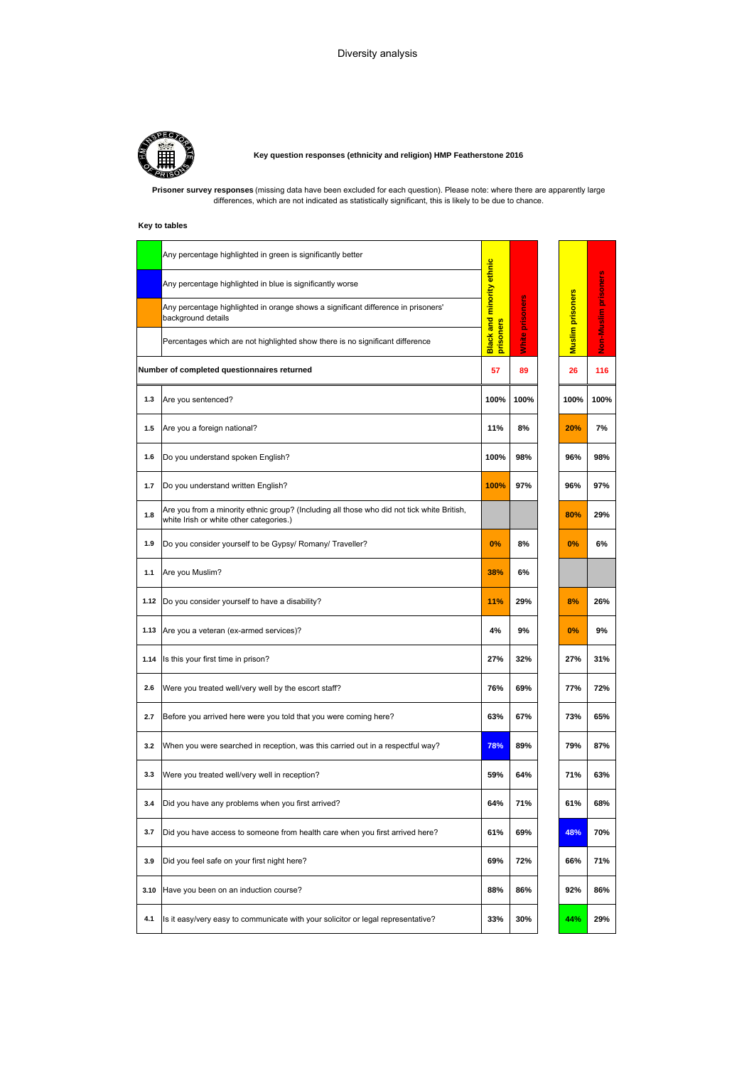Diversity analysis

**Key question responses (ethnicity and religion) HMP Featherstone 2016**

**Prisoner survey responses** (missing data have been excluded for each question). Please note: where there are apparently large differences, which are not indicated as statistically significant, this is likely to be due to chance.

**Key to tables**

| | | Black and minority ethnic prisoners | White prisoners | Muslim prisoners | Non-Muslim prisoners |
|---|---|---|---|---|---|
| | Any percentage highlighted in green is significantly better | | | | |
| | Any percentage highlighted in blue is significantly worse | | | | |
| | Any percentage highlighted in orange shows a significant difference in prisoners' background details | | | | |
| | Percentages which are not highlighted show there is no significant difference | | | | |
| **Number of completed questionnaires returned** | | **57** | **89** | **26** | **116** |
| 1.3 | Are you sentenced? | 100% | 100% | 100% | 100% |
| 1.5 | Are you a foreign national? | 11% | 8% | 20% | 7% |
| 1.6 | Do you understand spoken English? | 100% | 98% | 96% | 98% |
| 1.7 | Do you understand written English? | 100% | 97% | 96% | 97% |
| 1.8 | Are you from a minority ethnic group? (Including all those who did not tick white British, white Irish or white other categories.) | | | 80% | 29% |
| 1.9 | Do you consider yourself to be Gypsy/ Romany/ Traveller? | 0% | 8% | 0% | 6% |
| 1.1 | Are you Muslim? | 38% | 6% | | |
| 1.12 | Do you consider yourself to have a disability? | 11% | 29% | 8% | 26% |
| 1.13 | Are you a veteran (ex-armed services)? | 4% | 9% | 0% | 9% |
| 1.14 | Is this your first time in prison? | 27% | 32% | 27% | 31% |
| 2.6 | Were you treated well/very well by the escort staff? | 76% | 69% | 77% | 72% |
| 2.7 | Before you arrived here were you told that you were coming here? | 63% | 67% | 73% | 65% |
| 3.2 | When you were searched in reception, was this carried out in a respectful way? | 78% | 89% | 79% | 87% |
| 3.3 | Were you treated well/very well in reception? | 59% | 64% | 71% | 63% |
| 3.4 | Did you have any problems when you first arrived? | 64% | 71% | 61% | 68% |
| 3.7 | Did you have access to someone from health care when you first arrived here? | 61% | 69% | 48% | 70% |
| 3.9 | Did you feel safe on your first night here? | 69% | 72% | 66% | 71% |
| 3.10 | Have you been on an induction course? | 88% | 86% | 92% | 86% |
| 4.1 | Is it easy/very easy to communicate with your solicitor or legal representative? | 33% | 30% | 44% | 29% |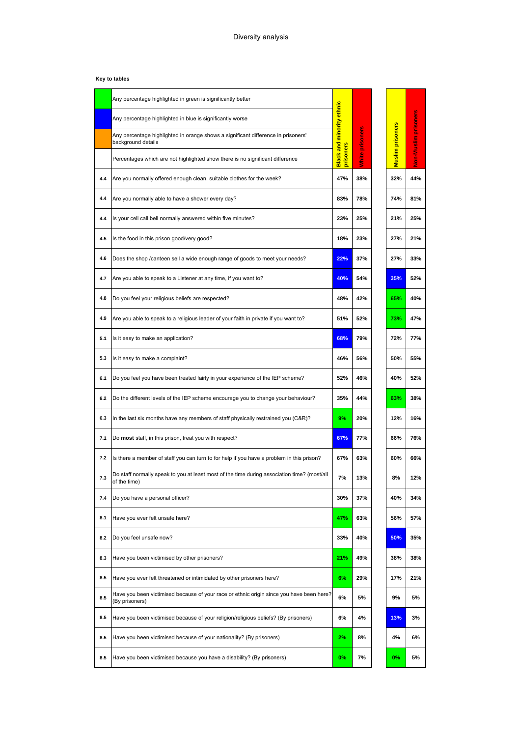# Diversity analysis

**Key to tables**

| | | Black and minority ethnic prisoners | White prisoners | Muslim prisoners | Non-Muslim prisoners |
|---|---|---|---|---|---|
| | Any percentage highlighted in green is significantly better | | | | |
| | Any percentage highlighted in blue is significantly worse | | | | |
| | Any percentage highlighted in orange shows a significant difference in prisoners' background details | | | | |
| | Percentages which are not highlighted show there is no significant difference | | | | |
| 4.4 | Are you normally offered enough clean, suitable clothes for the week? | 47% | 38% | 32% | 44% |
| 4.4 | Are you normally able to have a shower every day? | 83% | 78% | 74% | 81% |
| 4.4 | Is your cell call bell normally answered within five minutes? | 23% | 25% | 21% | 25% |
| 4.5 | Is the food in this prison good/very good? | 18% | 23% | 27% | 21% |
| 4.6 | Does the shop /canteen sell a wide enough range of goods to meet your needs? | 22% | 37% | 27% | 33% |
| 4.7 | Are you able to speak to a Listener at any time, if you want to? | 40% | 54% | 35% | 52% |
| 4.8 | Do you feel your religious beliefs are respected? | 48% | 42% | 65% | 40% |
| 4.9 | Are you able to speak to a religious leader of your faith in private if you want to? | 51% | 52% | 73% | 47% |
| 5.1 | Is it easy to make an application? | 68% | 79% | 72% | 77% |
| 5.3 | Is it easy to make a complaint? | 46% | 56% | 50% | 55% |
| 6.1 | Do you feel you have been treated fairly in your experience of the IEP scheme? | 52% | 46% | 40% | 52% |
| 6.2 | Do the different levels of the IEP scheme encourage you to change your behaviour? | 35% | 44% | 63% | 38% |
| 6.3 | In the last six months have any members of staff physically restrained you (C&R)? | 9% | 20% | 12% | 16% |
| 7.1 | Do **most** staff, in this prison, treat you with respect? | 67% | 77% | 66% | 76% |
| 7.2 | Is there a member of staff you can turn to for help if you have a problem in this prison? | 67% | 63% | 60% | 66% |
| 7.3 | Do staff normally speak to you at least most of the time during association time? (most/all of the time) | 7% | 13% | 8% | 12% |
| 7.4 | Do you have a personal officer? | 30% | 37% | 40% | 34% |
| 8.1 | Have you ever felt unsafe here? | 47% | 63% | 56% | 57% |
| 8.2 | Do you feel unsafe now? | 33% | 40% | 50% | 35% |
| 8.3 | Have you been victimised by other prisoners? | 21% | 49% | 38% | 38% |
| 8.5 | Have you ever felt threatened or intimidated by other prisoners here? | 6% | 29% | 17% | 21% |
| 8.5 | Have you been victimised because of your race or ethnic origin since you have been here? (By prisoners) | 6% | 5% | 9% | 5% |
| 8.5 | Have you been victimised because of your religion/religious beliefs? (By prisoners) | 6% | 4% | 13% | 3% |
| 8.5 | Have you been victimised because of your nationality? (By prisoners) | 2% | 8% | 4% | 6% |
| 8.5 | Have you been victimised because you have a disability? (By prisoners) | 0% | 7% | 0% | 5% |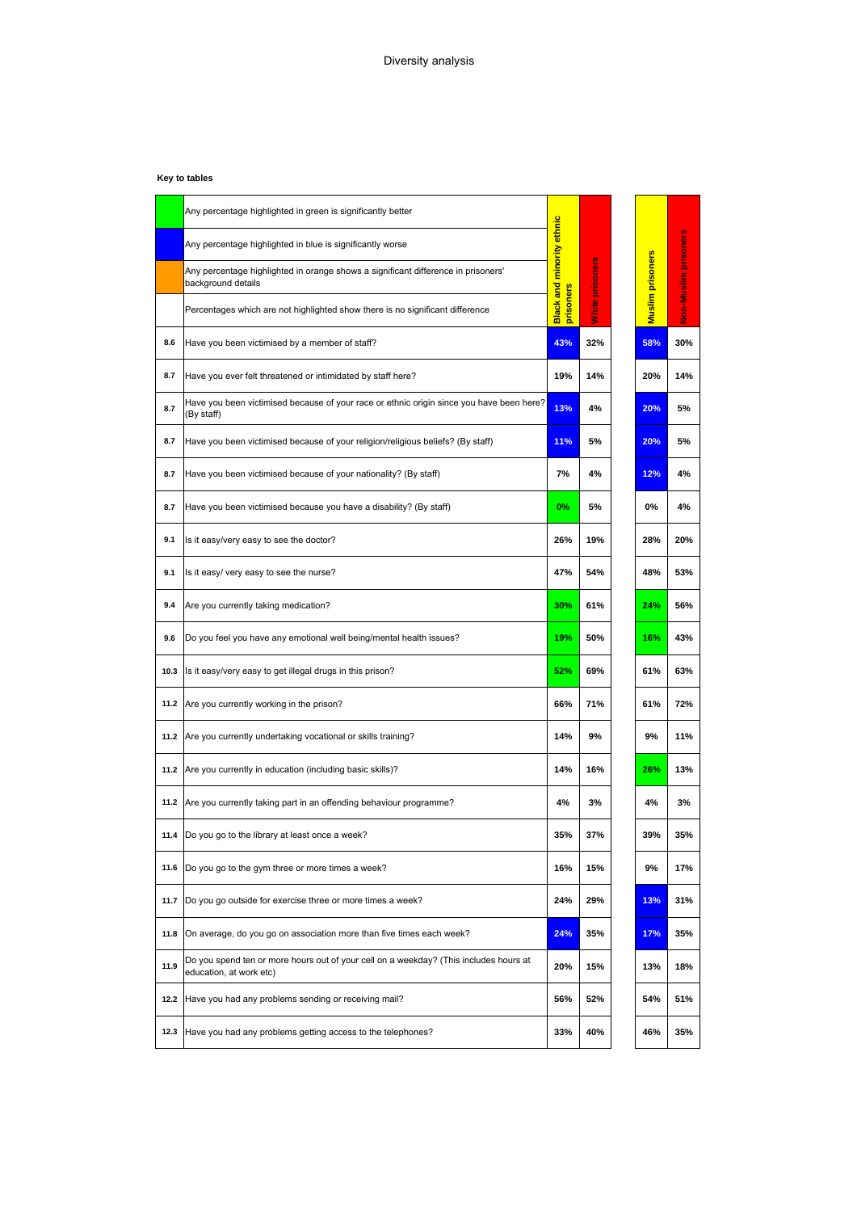# Diversity analysis

**Key to tables**

| | |
|---|---|
| (green) | Any percentage highlighted in green is significantly better |
| (blue) | Any percentage highlighted in blue is significantly worse |
| (orange) | Any percentage highlighted in orange shows a significant difference in prisoners' background details |
| | Percentages which are not highlighted show there is no significant difference |

| | | Black and minority ethnic prisoners | White prisoners | Muslim prisoners | Non-Muslim prisoners |
|---|---|---|---|---|---|
| 8.6 | Have you been victimised by a member of staff? | 43% | 32% | 58% | 30% |
| 8.7 | Have you ever felt threatened or intimidated by staff here? | 19% | 14% | 20% | 14% |
| 8.7 | Have you been victimised because of your race or ethnic origin since you have been here? (By staff) | 13% | 4% | 20% | 5% |
| 8.7 | Have you been victimised because of your religion/religious beliefs? (By staff) | 11% | 5% | 20% | 5% |
| 8.7 | Have you been victimised because of your nationality? (By staff) | 7% | 4% | 12% | 4% |
| 8.7 | Have you been victimised because you have a disability? (By staff) | 0% | 5% | 0% | 4% |
| 9.1 | Is it easy/very easy to see the doctor? | 26% | 19% | 28% | 20% |
| 9.1 | Is it easy/ very easy to see the nurse? | 47% | 54% | 48% | 53% |
| 9.4 | Are you currently taking medication? | 30% | 61% | 24% | 56% |
| 9.6 | Do you feel you have any emotional well being/mental health issues? | 19% | 50% | 16% | 43% |
| 10.3 | Is it easy/very easy to get illegal drugs in this prison? | 52% | 69% | 61% | 63% |
| 11.2 | Are you currently working in the prison? | 66% | 71% | 61% | 72% |
| 11.2 | Are you currently undertaking vocational or skills training? | 14% | 9% | 9% | 11% |
| 11.2 | Are you currently in education (including basic skills)? | 14% | 16% | 26% | 13% |
| 11.2 | Are you currently taking part in an offending behaviour programme? | 4% | 3% | 4% | 3% |
| 11.4 | Do you go to the library at least once a week? | 35% | 37% | 39% | 35% |
| 11.6 | Do you go to the gym three or more times a week? | 16% | 15% | 9% | 17% |
| 11.7 | Do you go outside for exercise three or more times a week? | 24% | 29% | 13% | 31% |
| 11.8 | On average, do you go on association more than five times each week? | 24% | 35% | 17% | 35% |
| 11.9 | Do you spend ten or more hours out of your cell on a weekday? (This includes hours at education, at work etc) | 20% | 15% | 13% | 18% |
| 12.2 | Have you had any problems sending or receiving mail? | 56% | 52% | 54% | 51% |
| 12.3 | Have you had any problems getting access to the telephones? | 33% | 40% | 46% | 35% |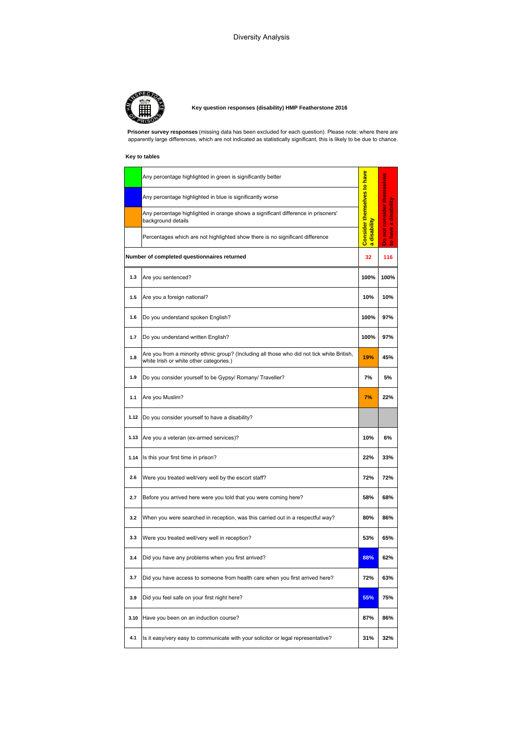# Diversity Analysis

**Key question responses (disability) HMP Featherstone 2016**

**Prisoner survey responses** (missing data has been excluded for each question). Please note: where there are apparently large differences, which are not indicated as statistically significant, this is likely to be due to chance.

**Key to tables**

| Key | Description |
|---|---|
| Green | Any percentage highlighted in green is significantly better |
| Blue | Any percentage highlighted in blue is significantly worse |
| Orange | Any percentage highlighted in orange shows a significant difference in prisoners' background details |
| (no highlight) | Percentages which are not highlighted show there is no significant difference |

| | | Consider themselves to have a disability | Do not consider themselves to have a disability |
|---|---|---|---|
| | **Number of completed questionnaires returned** | 32 | 116 |
| 1.3 | Are you sentenced? | 100% | 100% |
| 1.5 | Are you a foreign national? | 10% | 10% |
| 1.6 | Do you understand spoken English? | 100% | 97% |
| 1.7 | Do you understand written English? | 100% | 97% |
| 1.8 | Are you from a minority ethnic group? (Including all those who did not tick white British, white Irish or white other categories.) | 19% | 45% |
| 1.9 | Do you consider yourself to be Gypsy/ Romany/ Traveller? | 7% | 5% |
| 1.1 | Are you Muslim? | 7% | 22% |
| 1.12 | Do you consider yourself to have a disability? | | |
| 1.13 | Are you a veteran (ex-armed services)? | 10% | 6% |
| 1.14 | Is this your first time in prison? | 22% | 33% |
| 2.6 | Were you treated well/very well by the escort staff? | 72% | 72% |
| 2.7 | Before you arrived here were you told that you were coming here? | 58% | 68% |
| 3.2 | When you were searched in reception, was this carried out in a respectful way? | 80% | 86% |
| 3.3 | Were you treated well/very well in reception? | 53% | 65% |
| 3.4 | Did you have any problems when you first arrived? | 88% | 62% |
| 3.7 | Did you have access to someone from health care when you first arrived here? | 72% | 63% |
| 3.9 | Did you feel safe on your first night here? | 55% | 75% |
| 3.10 | Have you been on an induction course? | 87% | 86% |
| 4.1 | Is it easy/very easy to communicate with your solicitor or legal representative? | 31% | 32% |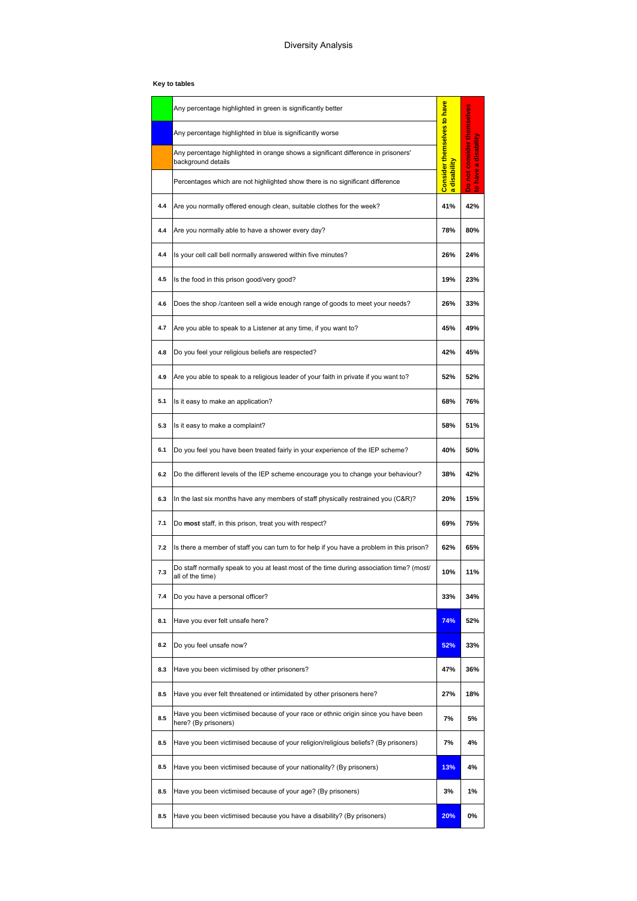# Diversity Analysis

**Key to tables**

| | |
|---|---|
| (green) | Any percentage highlighted in green is significantly better |
| (blue) | Any percentage highlighted in blue is significantly worse |
| (orange) | Any percentage highlighted in orange shows a significant difference in prisoners' background details |
| | Percentages which are not highlighted show there is no significant difference |

| | | Consider themselves to have a disability | Do not consider themselves to have a disability |
|---|---|---|---|
| 4.4 | Are you normally offered enough clean, suitable clothes for the week? | 41% | 42% |
| 4.4 | Are you normally able to have a shower every day? | 78% | 80% |
| 4.4 | Is your cell call bell normally answered within five minutes? | 26% | 24% |
| 4.5 | Is the food in this prison good/very good? | 19% | 23% |
| 4.6 | Does the shop /canteen sell a wide enough range of goods to meet your needs? | 26% | 33% |
| 4.7 | Are you able to speak to a Listener at any time, if you want to? | 45% | 49% |
| 4.8 | Do you feel your religious beliefs are respected? | 42% | 45% |
| 4.9 | Are you able to speak to a religious leader of your faith in private if you want to? | 52% | 52% |
| 5.1 | Is it easy to make an application? | 68% | 76% |
| 5.3 | Is it easy to make a complaint? | 58% | 51% |
| 6.1 | Do you feel you have been treated fairly in your experience of the IEP scheme? | 40% | 50% |
| 6.2 | Do the different levels of the IEP scheme encourage you to change your behaviour? | 38% | 42% |
| 6.3 | In the last six months have any members of staff physically restrained you (C&R)? | 20% | 15% |
| 7.1 | Do **most** staff, in this prison, treat you with respect? | 69% | 75% |
| 7.2 | Is there a member of staff you can turn to for help if you have a problem in this prison? | 62% | 65% |
| 7.3 | Do staff normally speak to you at least most of the time during association time? (most/ all of the time) | 10% | 11% |
| 7.4 | Do you have a personal officer? | 33% | 34% |
| 8.1 | Have you ever felt unsafe here? | 74% (blue) | 52% |
| 8.2 | Do you feel unsafe now? | 52% (blue) | 33% |
| 8.3 | Have you been victimised by other prisoners? | 47% | 36% |
| 8.5 | Have you ever felt threatened or intimidated by other prisoners here? | 27% | 18% |
| 8.5 | Have you been victimised because of your race or ethnic origin since you have been here? (By prisoners) | 7% | 5% |
| 8.5 | Have you been victimised because of your religion/religious beliefs? (By prisoners) | 7% | 4% |
| 8.5 | Have you been victimised because of your nationality? (By prisoners) | 13% (blue) | 4% |
| 8.5 | Have you been victimised because of your age? (By prisoners) | 3% | 1% |
| 8.5 | Have you been victimised because you have a disability? (By prisoners) | 20% (blue) | 0% |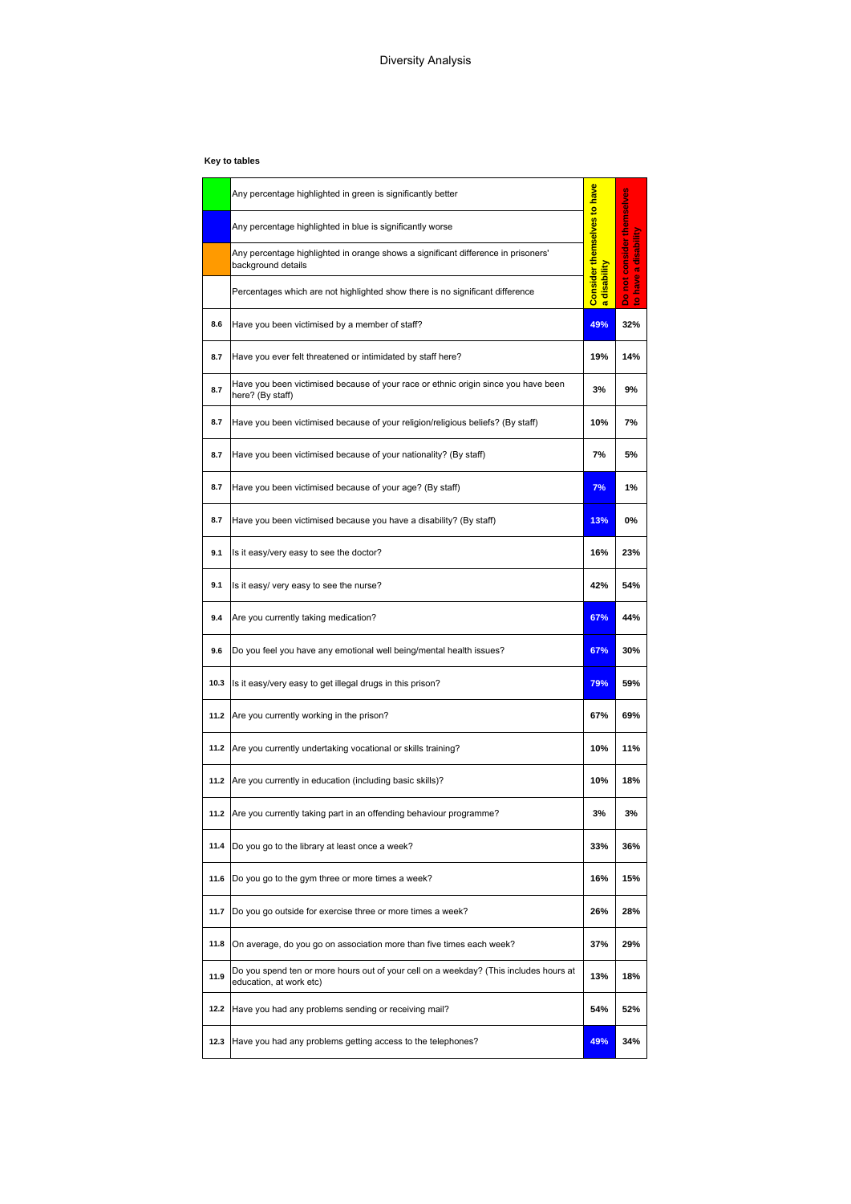# Diversity Analysis

**Key to tables**

| | | Consider themselves to have a disability | Do not consider themselves to have a disability |
|---|---|---|---|
| | Any percentage highlighted in green is significantly better | | |
| | Any percentage highlighted in blue is significantly worse | | |
| | Any percentage highlighted in orange shows a significant difference in prisoners' background details | | |
| | Percentages which are not highlighted show there is no significant difference | | |
| 8.6 | Have you been victimised by a member of staff? | 49% | 32% |
| 8.7 | Have you ever felt threatened or intimidated by staff here? | 19% | 14% |
| 8.7 | Have you been victimised because of your race or ethnic origin since you have been here? (By staff) | 3% | 9% |
| 8.7 | Have you been victimised because of your religion/religious beliefs? (By staff) | 10% | 7% |
| 8.7 | Have you been victimised because of your nationality? (By staff) | 7% | 5% |
| 8.7 | Have you been victimised because of your age? (By staff) | 7% | 1% |
| 8.7 | Have you been victimised because you have a disability? (By staff) | 13% | 0% |
| 9.1 | Is it easy/very easy to see the doctor? | 16% | 23% |
| 9.1 | Is it easy/ very easy to see the nurse? | 42% | 54% |
| 9.4 | Are you currently taking medication? | 67% | 44% |
| 9.6 | Do you feel you have any emotional well being/mental health issues? | 67% | 30% |
| 10.3 | Is it easy/very easy to get illegal drugs in this prison? | 79% | 59% |
| 11.2 | Are you currently working in the prison? | 67% | 69% |
| 11.2 | Are you currently undertaking vocational or skills training? | 10% | 11% |
| 11.2 | Are you currently in education (including basic skills)? | 10% | 18% |
| 11.2 | Are you currently taking part in an offending behaviour programme? | 3% | 3% |
| 11.4 | Do you go to the library at least once a week? | 33% | 36% |
| 11.6 | Do you go to the gym three or more times a week? | 16% | 15% |
| 11.7 | Do you go outside for exercise three or more times a week? | 26% | 28% |
| 11.8 | On average, do you go on association more than five times each week? | 37% | 29% |
| 11.9 | Do you spend ten or more hours out of your cell on a weekday? (This includes hours at education, at work etc) | 13% | 18% |
| 12.2 | Have you had any problems sending or receiving mail? | 54% | 52% |
| 12.3 | Have you had any problems getting access to the telephones? | 49% | 34% |